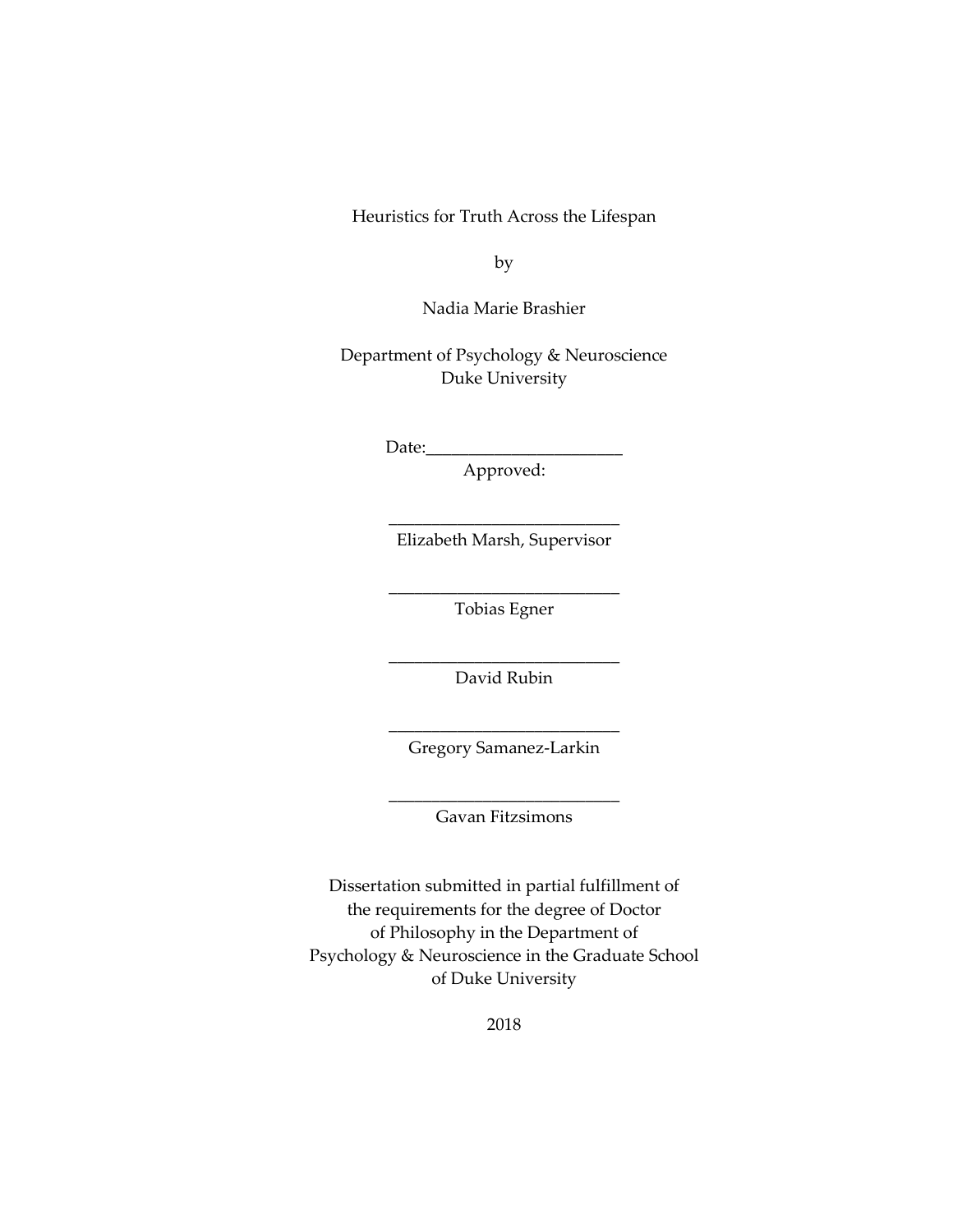Heuristics for Truth Across the Lifespan

by

Nadia Marie Brashier

Department of Psychology & Neuroscience
Duke University

Date:_______________________

Approved:

___________________________
Elizabeth Marsh, Supervisor

___________________________
Tobias Egner

___________________________
David Rubin

___________________________
Gregory Samanez-Larkin

___________________________
Gavan Fitzsimons

Dissertation submitted in partial fulfillment of
the requirements for the degree of Doctor
of Philosophy in the Department of
Psychology & Neuroscience in the Graduate School
of Duke University

2018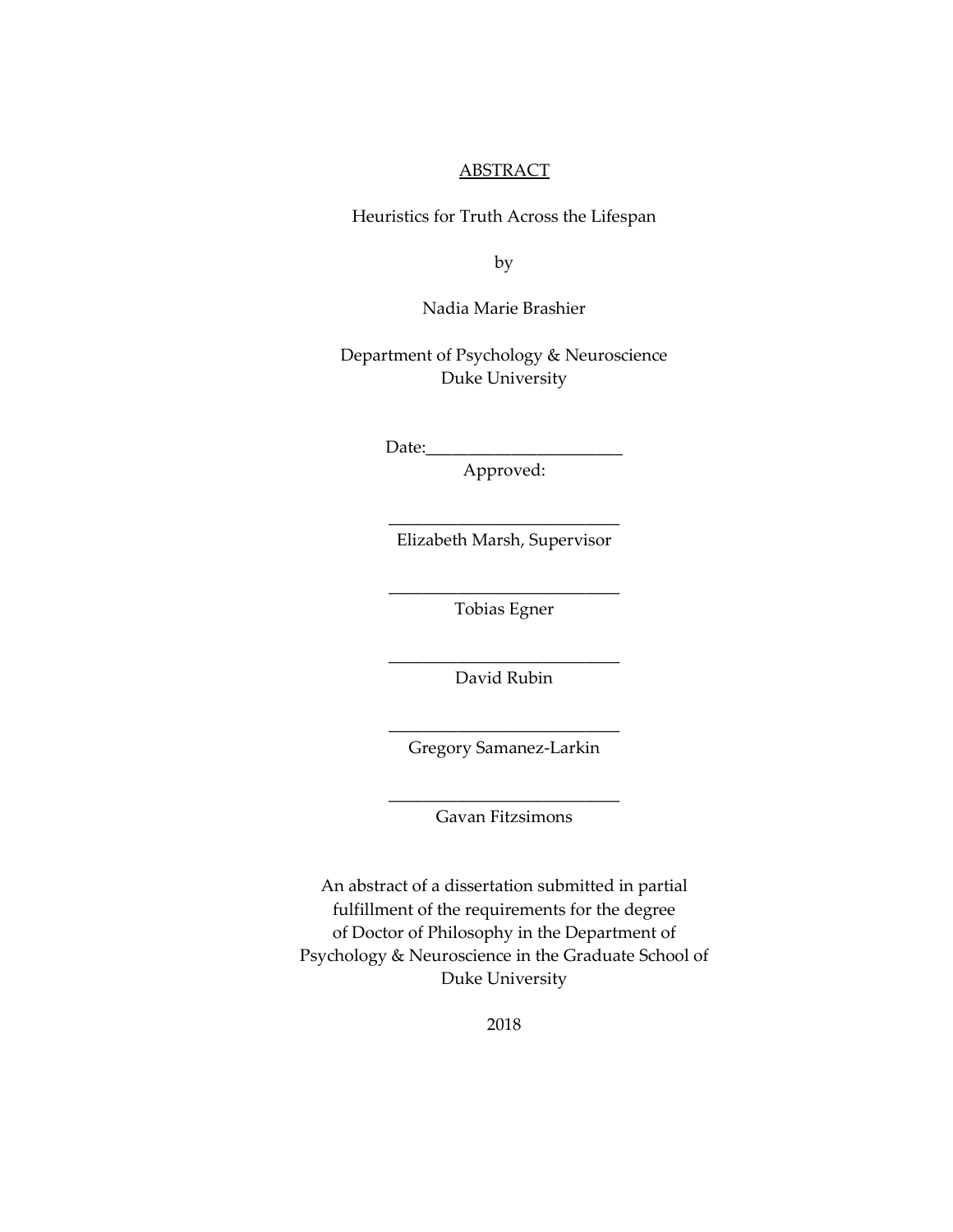ABSTRACT

Heuristics for Truth Across the Lifespan

by

Nadia Marie Brashier

Department of Psychology & Neuroscience
Duke University

Date:_______________________
Approved:

___________________________
Elizabeth Marsh, Supervisor

___________________________
Tobias Egner

___________________________
David Rubin

___________________________
Gregory Samanez-Larkin

___________________________
Gavan Fitzsimons

An abstract of a dissertation submitted in partial
fulfillment of the requirements for the degree
of Doctor of Philosophy in the Department of
Psychology & Neuroscience in the Graduate School of
Duke University

2018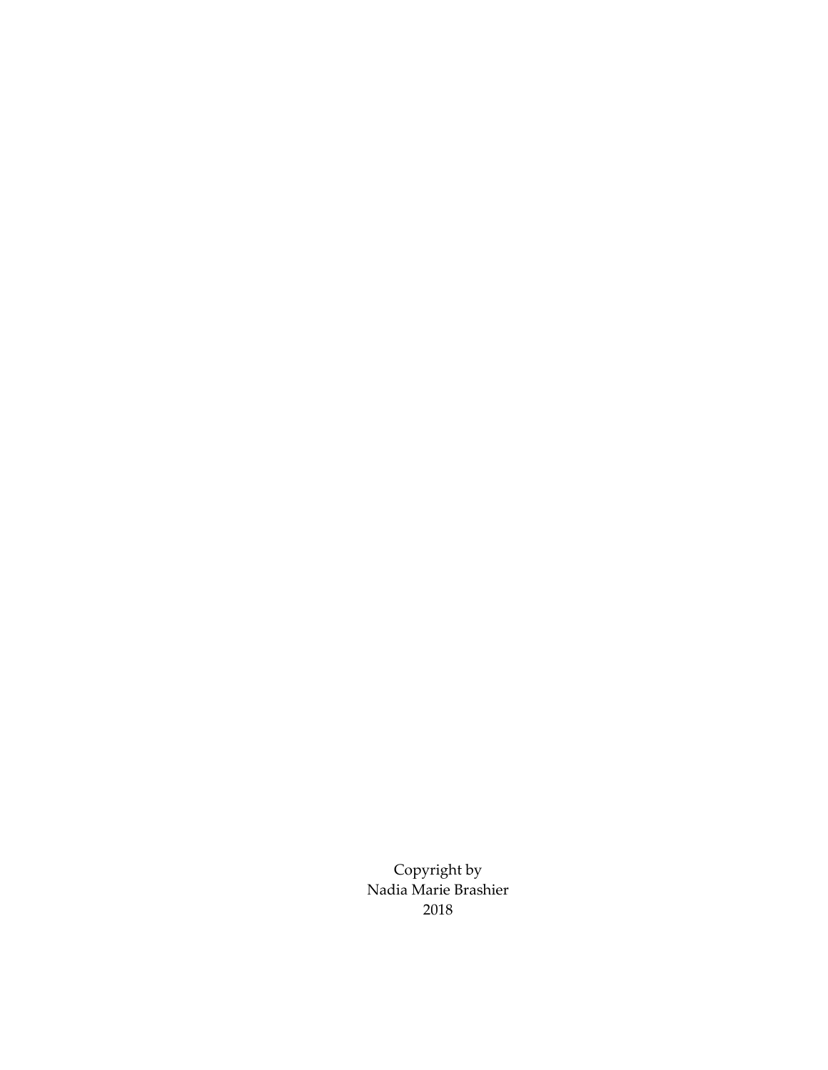Copyright by
Nadia Marie Brashier
2018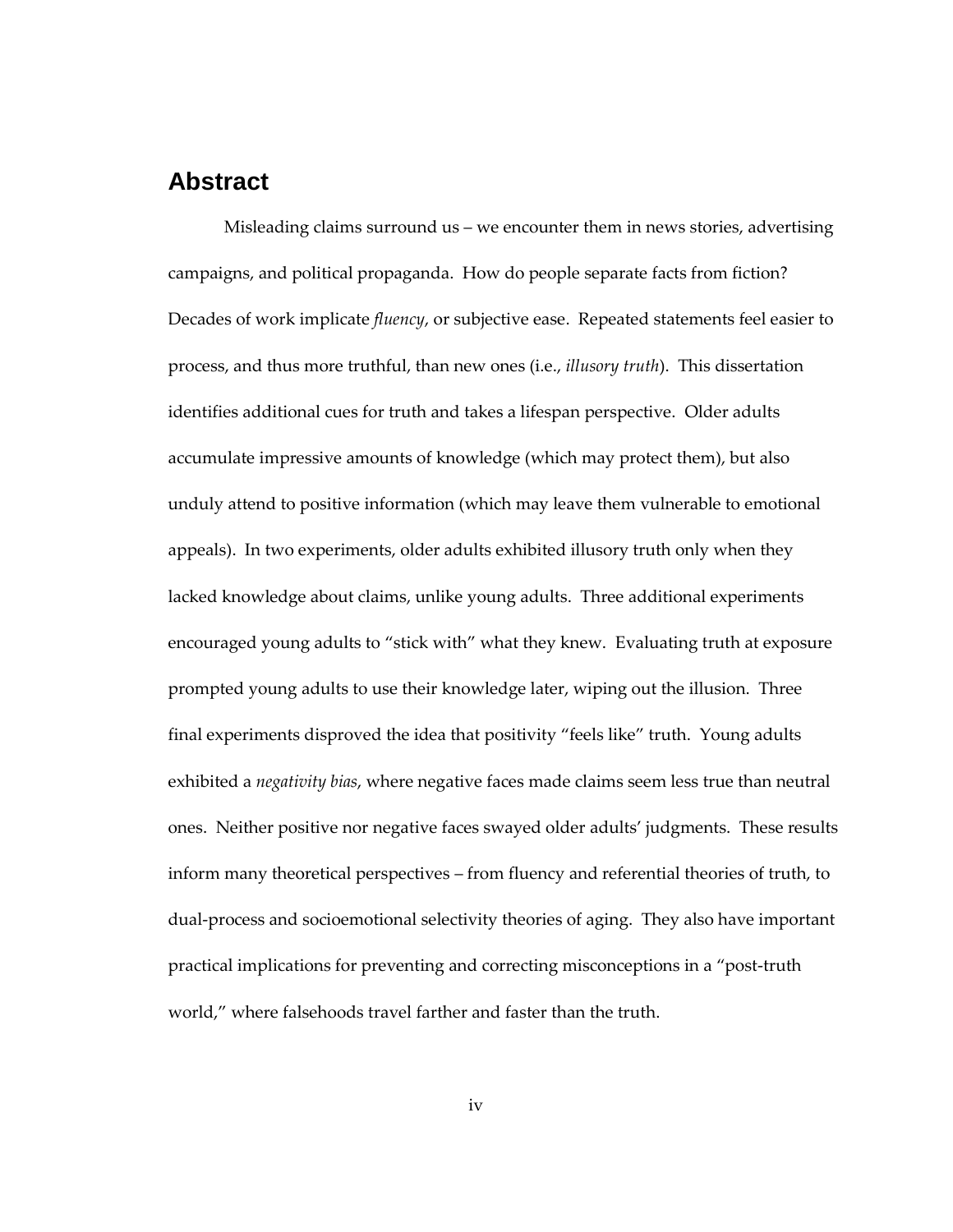## Abstract

Misleading claims surround us – we encounter them in news stories, advertising campaigns, and political propaganda. How do people separate facts from fiction? Decades of work implicate *fluency*, or subjective ease. Repeated statements feel easier to process, and thus more truthful, than new ones (i.e., *illusory truth*). This dissertation identifies additional cues for truth and takes a lifespan perspective. Older adults accumulate impressive amounts of knowledge (which may protect them), but also unduly attend to positive information (which may leave them vulnerable to emotional appeals). In two experiments, older adults exhibited illusory truth only when they lacked knowledge about claims, unlike young adults. Three additional experiments encouraged young adults to "stick with" what they knew. Evaluating truth at exposure prompted young adults to use their knowledge later, wiping out the illusion. Three final experiments disproved the idea that positivity "feels like" truth. Young adults exhibited a *negativity bias*, where negative faces made claims seem less true than neutral ones. Neither positive nor negative faces swayed older adults' judgments. These results inform many theoretical perspectives – from fluency and referential theories of truth, to dual-process and socioemotional selectivity theories of aging. They also have important practical implications for preventing and correcting misconceptions in a "post-truth world," where falsehoods travel farther and faster than the truth.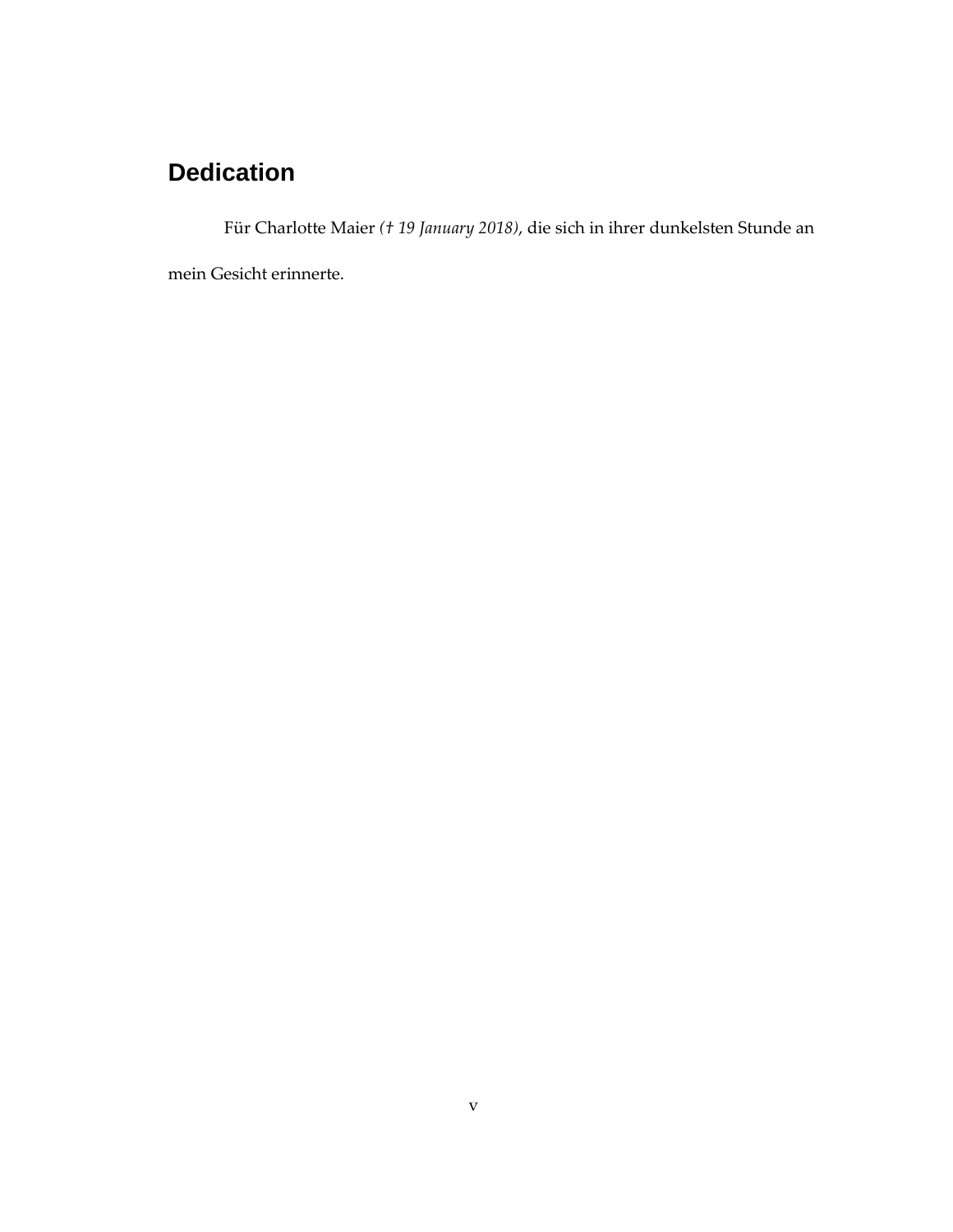# Dedication

Für Charlotte Maier *(† 19 January 2018)*, die sich in ihrer dunkelsten Stunde an mein Gesicht erinnerte.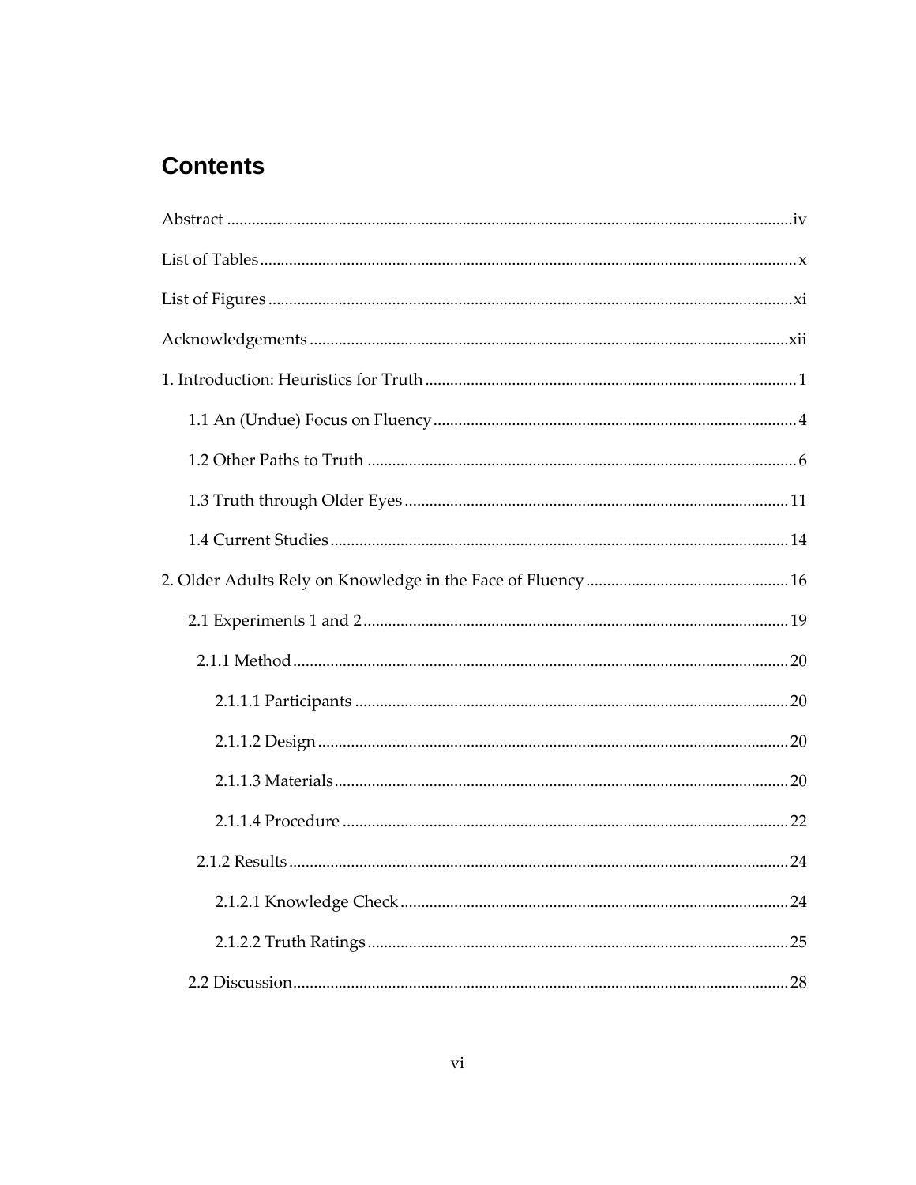# Contents

Abstract .......... iv

List of Tables .......... x

List of Figures .......... xi

Acknowledgements .......... xii

1. Introduction: Heuristics for Truth .......... 1

    1.1 An (Undue) Focus on Fluency .......... 4

    1.2 Other Paths to Truth .......... 6

    1.3 Truth through Older Eyes .......... 11

    1.4 Current Studies .......... 14

2. Older Adults Rely on Knowledge in the Face of Fluency .......... 16

    2.1 Experiments 1 and 2 .......... 19

        2.1.1 Method .......... 20

            2.1.1.1 Participants .......... 20

            2.1.1.2 Design .......... 20

            2.1.1.3 Materials .......... 20

            2.1.1.4 Procedure .......... 22

        2.1.2 Results .......... 24

            2.1.2.1 Knowledge Check .......... 24

            2.1.2.2 Truth Ratings .......... 25

    2.2 Discussion .......... 28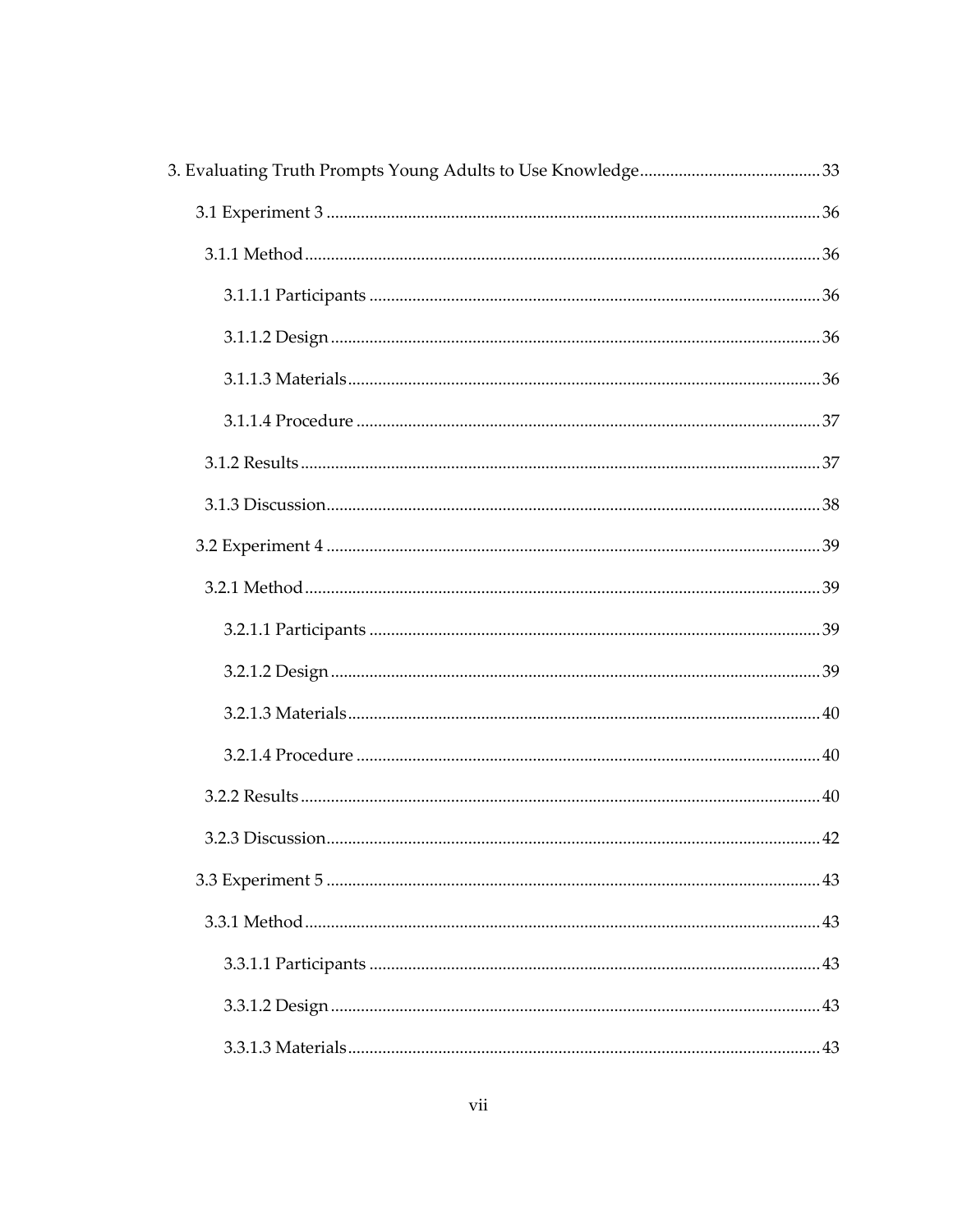3. Evaluating Truth Prompts Young Adults to Use Knowledge .......... 33

3.1 Experiment 3 .......... 36

3.1.1 Method .......... 36

3.1.1.1 Participants .......... 36

3.1.1.2 Design .......... 36

3.1.1.3 Materials .......... 36

3.1.1.4 Procedure .......... 37

3.1.2 Results .......... 37

3.1.3 Discussion .......... 38

3.2 Experiment 4 .......... 39

3.2.1 Method .......... 39

3.2.1.1 Participants .......... 39

3.2.1.2 Design .......... 39

3.2.1.3 Materials .......... 40

3.2.1.4 Procedure .......... 40

3.2.2 Results .......... 40

3.2.3 Discussion .......... 42

3.3 Experiment 5 .......... 43

3.3.1 Method .......... 43

3.3.1.1 Participants .......... 43

3.3.1.2 Design .......... 43

3.3.1.3 Materials .......... 43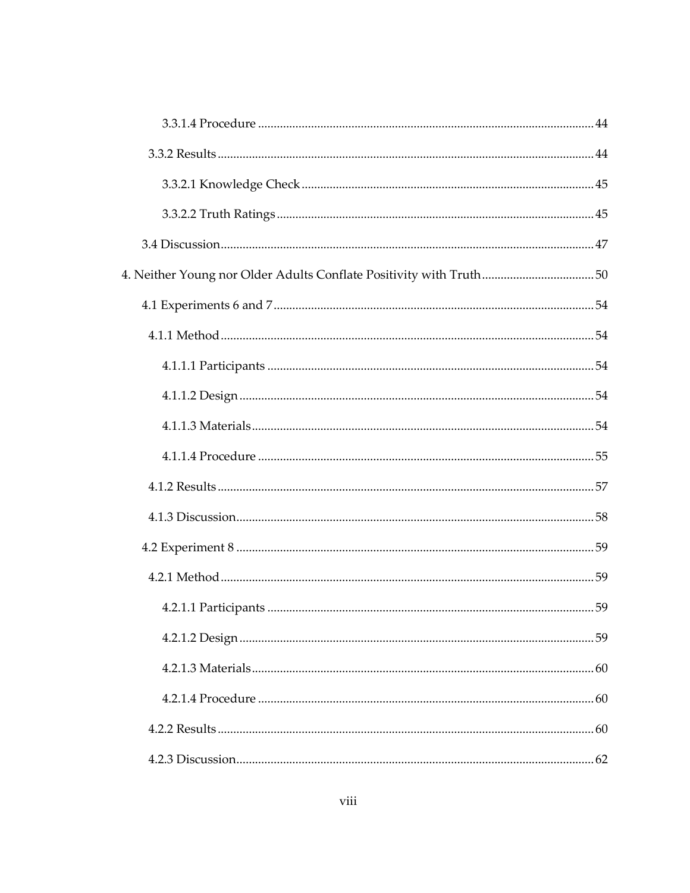3.3.1.4 Procedure ........................................................................................................ 44

3.3.2 Results ........................................................................................................ 44

3.3.2.1 Knowledge Check ........................................................................................ 45

3.3.2.2 Truth Ratings ........................................................................................ 45

3.4 Discussion ........................................................................................................ 47

4. Neither Young nor Older Adults Conflate Positivity with Truth ........................................ 50

4.1 Experiments 6 and 7 ........................................................................................ 54

4.1.1 Method ........................................................................................................ 54

4.1.1.1 Participants ........................................................................................ 54

4.1.1.2 Design ........................................................................................................ 54

4.1.1.3 Materials ........................................................................................................ 54

4.1.1.4 Procedure ........................................................................................................ 55

4.1.2 Results ........................................................................................................ 57

4.1.3 Discussion ........................................................................................................ 58

4.2 Experiment 8 ........................................................................................................ 59

4.2.1 Method ........................................................................................................ 59

4.2.1.1 Participants ........................................................................................ 59

4.2.1.2 Design ........................................................................................................ 59

4.2.1.3 Materials ........................................................................................................ 60

4.2.1.4 Procedure ........................................................................................................ 60

4.2.2 Results ........................................................................................................ 60

4.2.3 Discussion ........................................................................................................ 62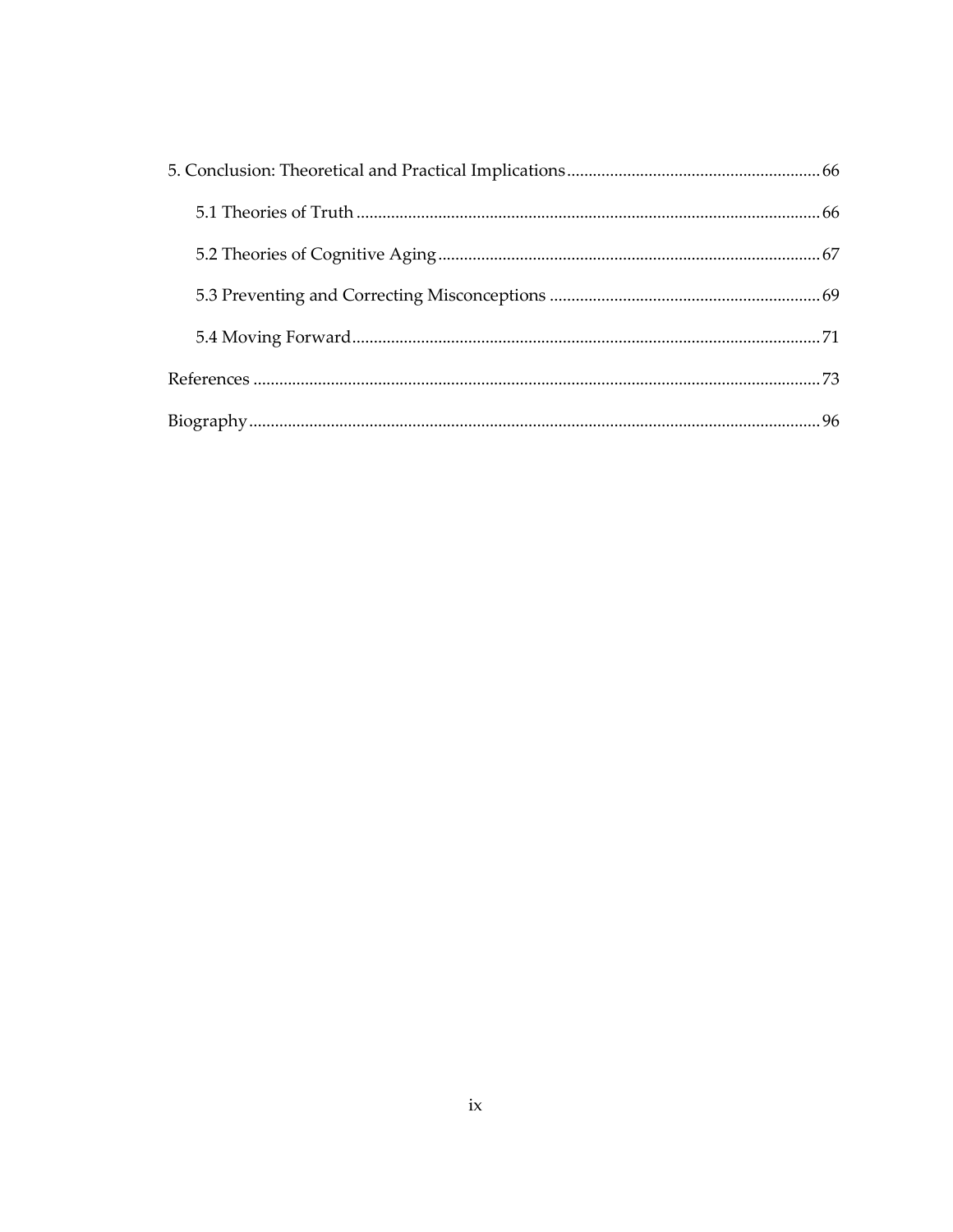5. Conclusion: Theoretical and Practical Implications ........................................................ 66

    5.1 Theories of Truth ........................................................................................................ 66

    5.2 Theories of Cognitive Aging ..................................................................................... 67

    5.3 Preventing and Correcting Misconceptions ............................................................ 69

    5.4 Moving Forward .......................................................................................................... 71

References ................................................................................................................................ 73

Biography .................................................................................................................................. 96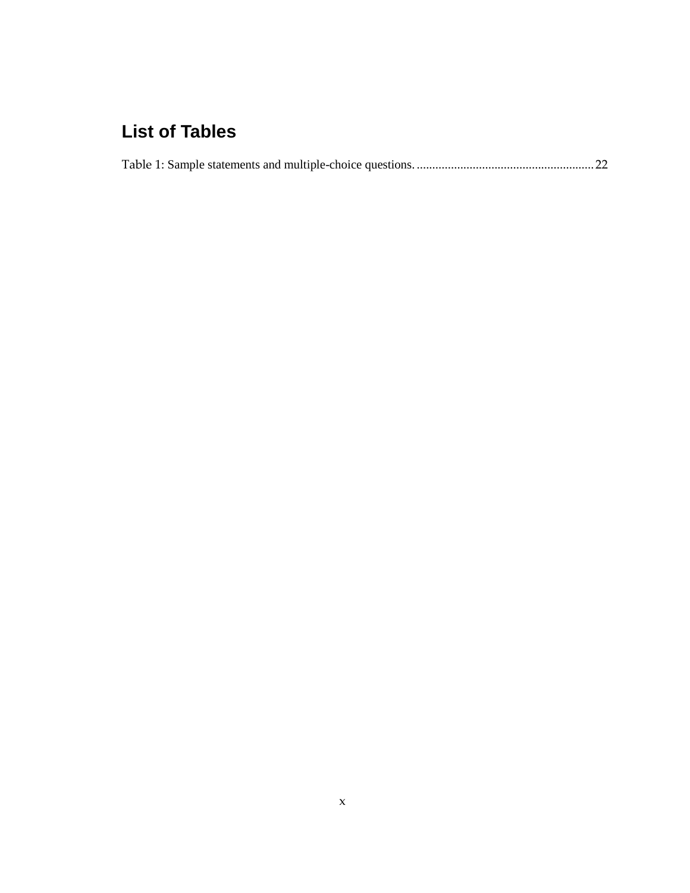# List of Tables

Table 1: Sample statements and multiple-choice questions. ........................................................ 22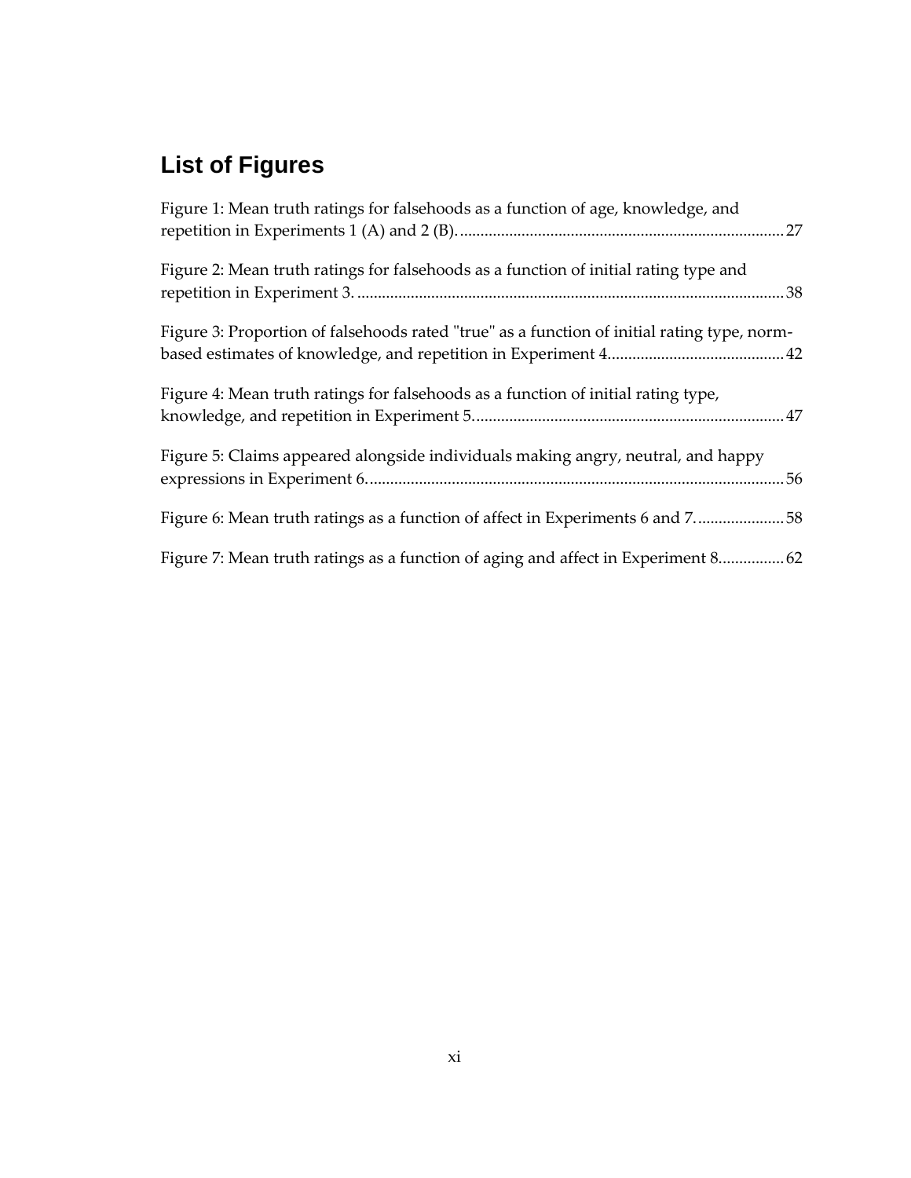## List of Figures

Figure 1: Mean truth ratings for falsehoods as a function of age, knowledge, and repetition in Experiments 1 (A) and 2 (B). ........................................................................ 27

Figure 2: Mean truth ratings for falsehoods as a function of initial rating type and repetition in Experiment 3. ........................................................................................... 38

Figure 3: Proportion of falsehoods rated "true" as a function of initial rating type, norm-based estimates of knowledge, and repetition in Experiment 4............................................ 42

Figure 4: Mean truth ratings for falsehoods as a function of initial rating type, knowledge, and repetition in Experiment 5. .......................................................................... 47

Figure 5: Claims appeared alongside individuals making angry, neutral, and happy expressions in Experiment 6. ........................................................................................... 56

Figure 6: Mean truth ratings as a function of affect in Experiments 6 and 7. ..................... 58

Figure 7: Mean truth ratings as a function of aging and affect in Experiment 8................ 62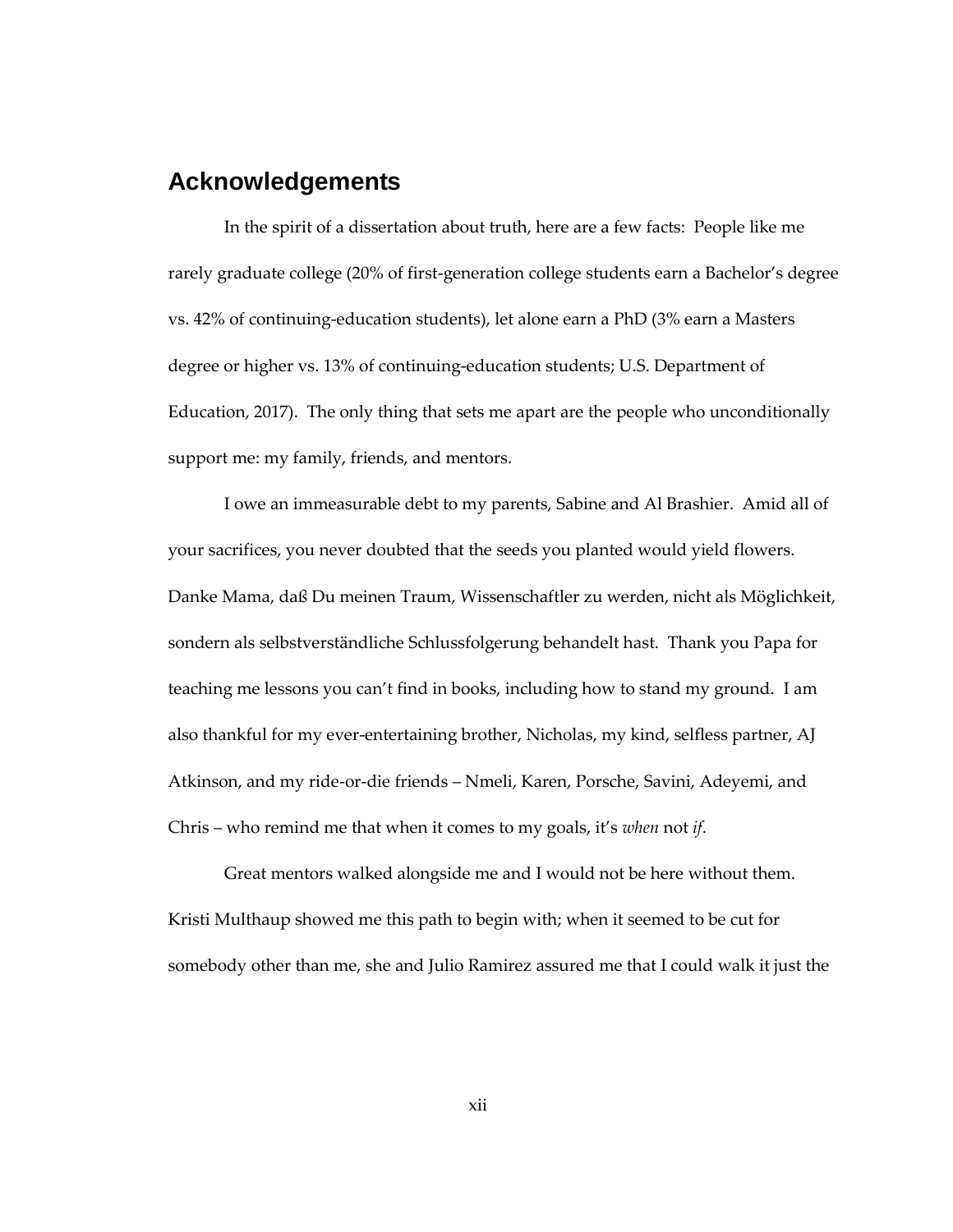## Acknowledgements

In the spirit of a dissertation about truth, here are a few facts: People like me rarely graduate college (20% of first-generation college students earn a Bachelor's degree vs. 42% of continuing-education students), let alone earn a PhD (3% earn a Masters degree or higher vs. 13% of continuing-education students; U.S. Department of Education, 2017). The only thing that sets me apart are the people who unconditionally support me: my family, friends, and mentors.

I owe an immeasurable debt to my parents, Sabine and Al Brashier. Amid all of your sacrifices, you never doubted that the seeds you planted would yield flowers. Danke Mama, daß Du meinen Traum, Wissenschaftler zu werden, nicht als Möglichkeit, sondern als selbstverständliche Schlussfolgerung behandelt hast. Thank you Papa for teaching me lessons you can't find in books, including how to stand my ground. I am also thankful for my ever-entertaining brother, Nicholas, my kind, selfless partner, AJ Atkinson, and my ride-or-die friends – Nmeli, Karen, Porsche, Savini, Adeyemi, and Chris – who remind me that when it comes to my goals, it's *when* not *if*.

Great mentors walked alongside me and I would not be here without them. Kristi Multhaup showed me this path to begin with; when it seemed to be cut for somebody other than me, she and Julio Ramirez assured me that I could walk it just the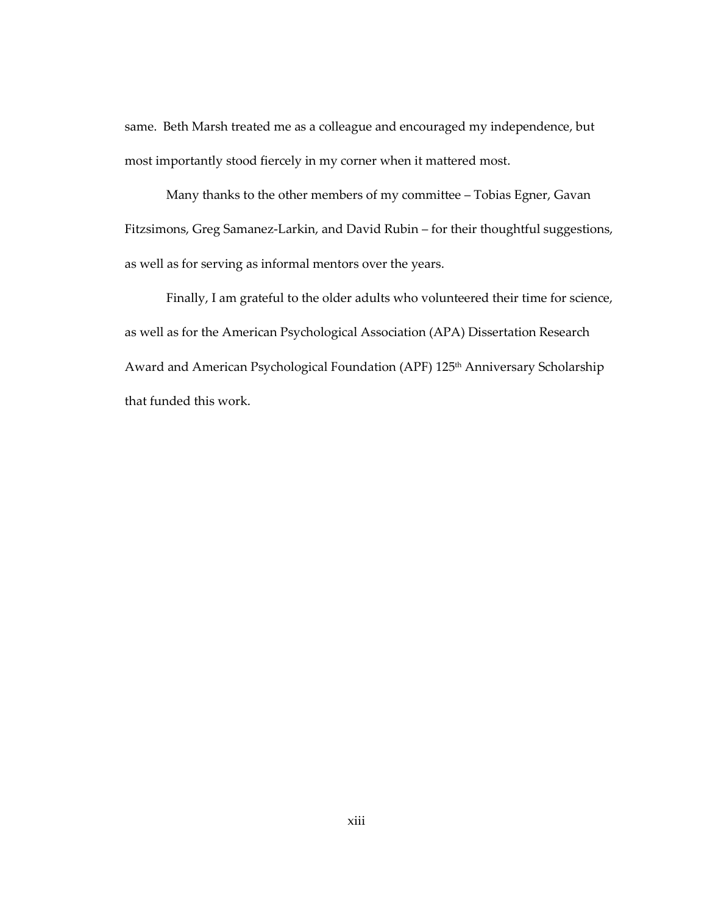same. Beth Marsh treated me as a colleague and encouraged my independence, but most importantly stood fiercely in my corner when it mattered most.

Many thanks to the other members of my committee – Tobias Egner, Gavan Fitzsimons, Greg Samanez-Larkin, and David Rubin – for their thoughtful suggestions, as well as for serving as informal mentors over the years.

Finally, I am grateful to the older adults who volunteered their time for science, as well as for the American Psychological Association (APA) Dissertation Research Award and American Psychological Foundation (APF) 125th Anniversary Scholarship that funded this work.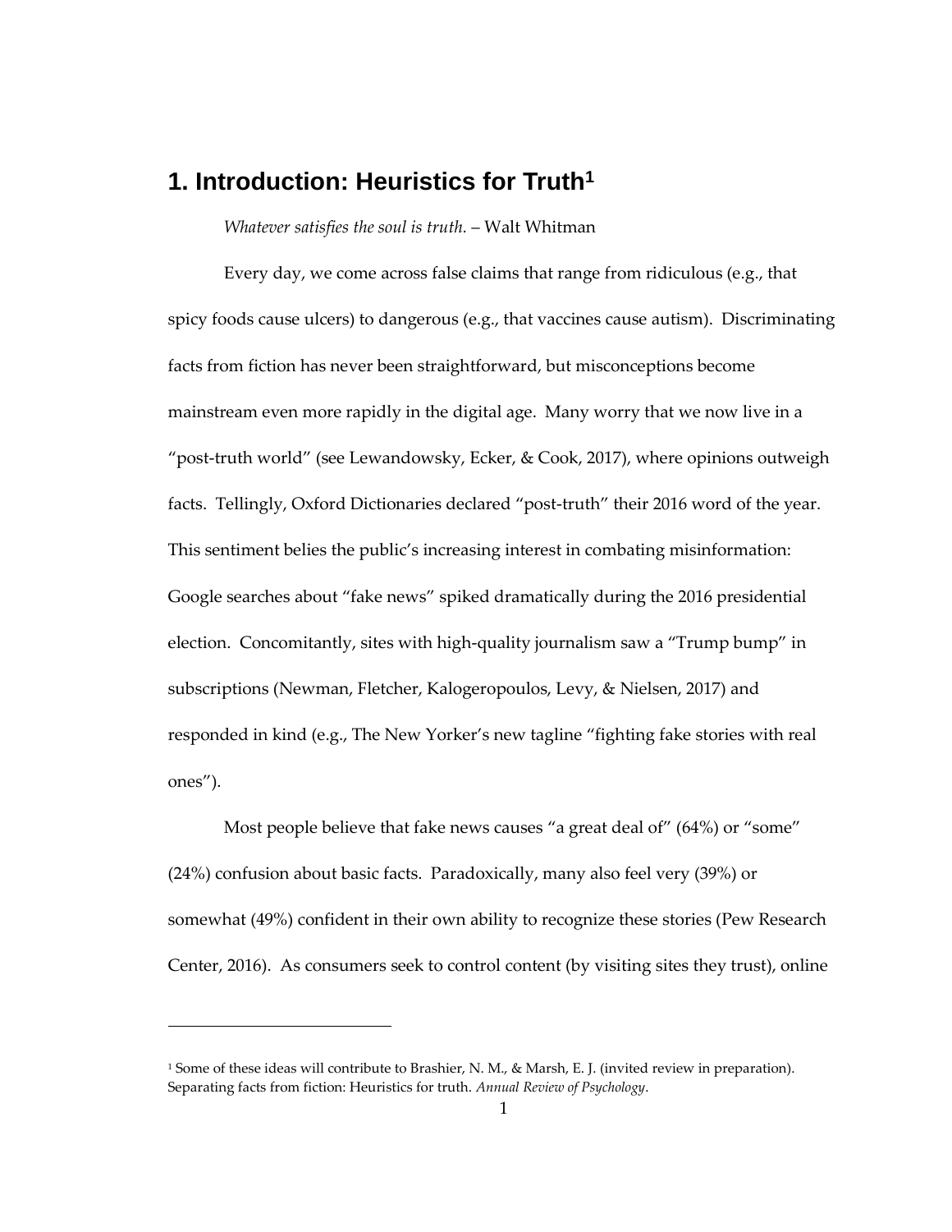# 1. Introduction: Heuristics for Truth[1]

*Whatever satisfies the soul is truth.* – Walt Whitman

Every day, we come across false claims that range from ridiculous (e.g., that spicy foods cause ulcers) to dangerous (e.g., that vaccines cause autism). Discriminating facts from fiction has never been straightforward, but misconceptions become mainstream even more rapidly in the digital age. Many worry that we now live in a "post-truth world" (see Lewandowsky, Ecker, & Cook, 2017), where opinions outweigh facts. Tellingly, Oxford Dictionaries declared "post-truth" their 2016 word of the year. This sentiment belies the public's increasing interest in combating misinformation: Google searches about "fake news" spiked dramatically during the 2016 presidential election. Concomitantly, sites with high-quality journalism saw a "Trump bump" in subscriptions (Newman, Fletcher, Kalogeropoulos, Levy, & Nielsen, 2017) and responded in kind (e.g., The New Yorker's new tagline "fighting fake stories with real ones").

Most people believe that fake news causes "a great deal of" (64%) or "some" (24%) confusion about basic facts. Paradoxically, many also feel very (39%) or somewhat (49%) confident in their own ability to recognize these stories (Pew Research Center, 2016). As consumers seek to control content (by visiting sites they trust), online

---

[1] Some of these ideas will contribute to Brashier, N. M., & Marsh, E. J. (invited review in preparation). Separating facts from fiction: Heuristics for truth. *Annual Review of Psychology*.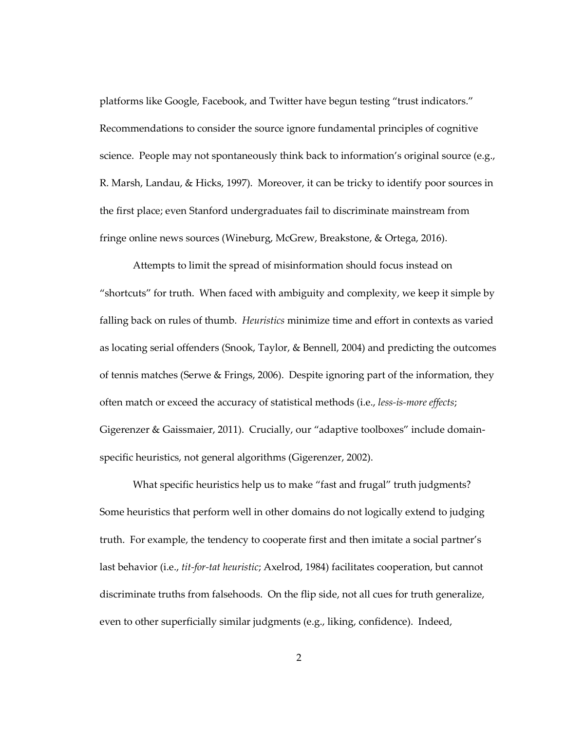platforms like Google, Facebook, and Twitter have begun testing "trust indicators." Recommendations to consider the source ignore fundamental principles of cognitive science. People may not spontaneously think back to information's original source (e.g., R. Marsh, Landau, & Hicks, 1997). Moreover, it can be tricky to identify poor sources in the first place; even Stanford undergraduates fail to discriminate mainstream from fringe online news sources (Wineburg, McGrew, Breakstone, & Ortega, 2016).

Attempts to limit the spread of misinformation should focus instead on "shortcuts" for truth. When faced with ambiguity and complexity, we keep it simple by falling back on rules of thumb. *Heuristics* minimize time and effort in contexts as varied as locating serial offenders (Snook, Taylor, & Bennell, 2004) and predicting the outcomes of tennis matches (Serwe & Frings, 2006). Despite ignoring part of the information, they often match or exceed the accuracy of statistical methods (i.e., *less-is-more effects*; Gigerenzer & Gaissmaier, 2011). Crucially, our "adaptive toolboxes" include domain-specific heuristics, not general algorithms (Gigerenzer, 2002).

What specific heuristics help us to make "fast and frugal" truth judgments? Some heuristics that perform well in other domains do not logically extend to judging truth. For example, the tendency to cooperate first and then imitate a social partner's last behavior (i.e., *tit-for-tat heuristic*; Axelrod, 1984) facilitates cooperation, but cannot discriminate truths from falsehoods. On the flip side, not all cues for truth generalize, even to other superficially similar judgments (e.g., liking, confidence). Indeed,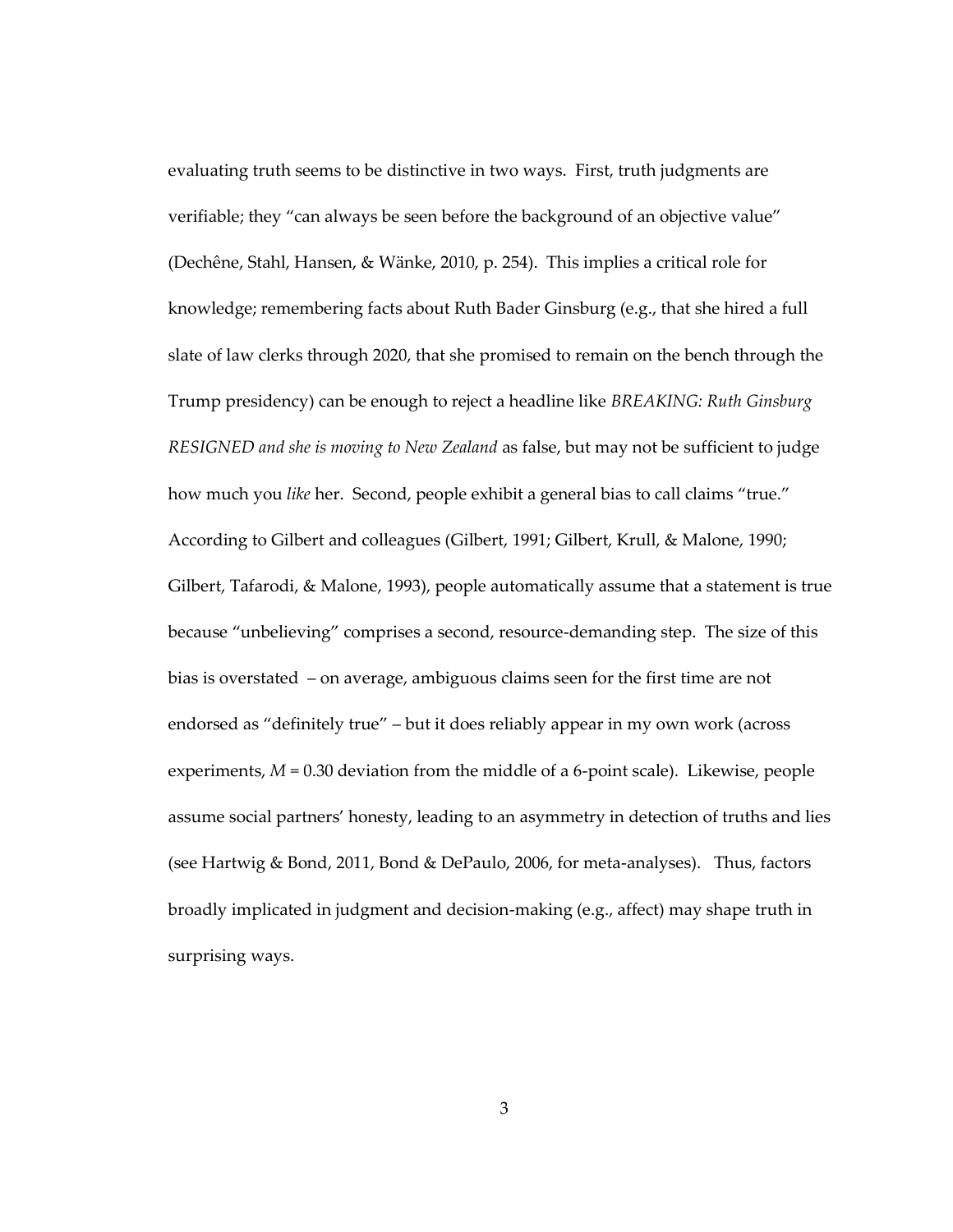evaluating truth seems to be distinctive in two ways. First, truth judgments are verifiable; they "can always be seen before the background of an objective value" (Dechêne, Stahl, Hansen, & Wänke, 2010, p. 254). This implies a critical role for knowledge; remembering facts about Ruth Bader Ginsburg (e.g., that she hired a full slate of law clerks through 2020, that she promised to remain on the bench through the Trump presidency) can be enough to reject a headline like *BREAKING: Ruth Ginsburg RESIGNED and she is moving to New Zealand* as false, but may not be sufficient to judge how much you *like* her. Second, people exhibit a general bias to call claims "true." According to Gilbert and colleagues (Gilbert, 1991; Gilbert, Krull, & Malone, 1990; Gilbert, Tafarodi, & Malone, 1993), people automatically assume that a statement is true because "unbelieving" comprises a second, resource-demanding step. The size of this bias is overstated – on average, ambiguous claims seen for the first time are not endorsed as "definitely true" – but it does reliably appear in my own work (across experiments, $M$ = 0.30 deviation from the middle of a 6-point scale). Likewise, people assume social partners' honesty, leading to an asymmetry in detection of truths and lies (see Hartwig & Bond, 2011, Bond & DePaulo, 2006, for meta-analyses). Thus, factors broadly implicated in judgment and decision-making (e.g., affect) may shape truth in surprising ways.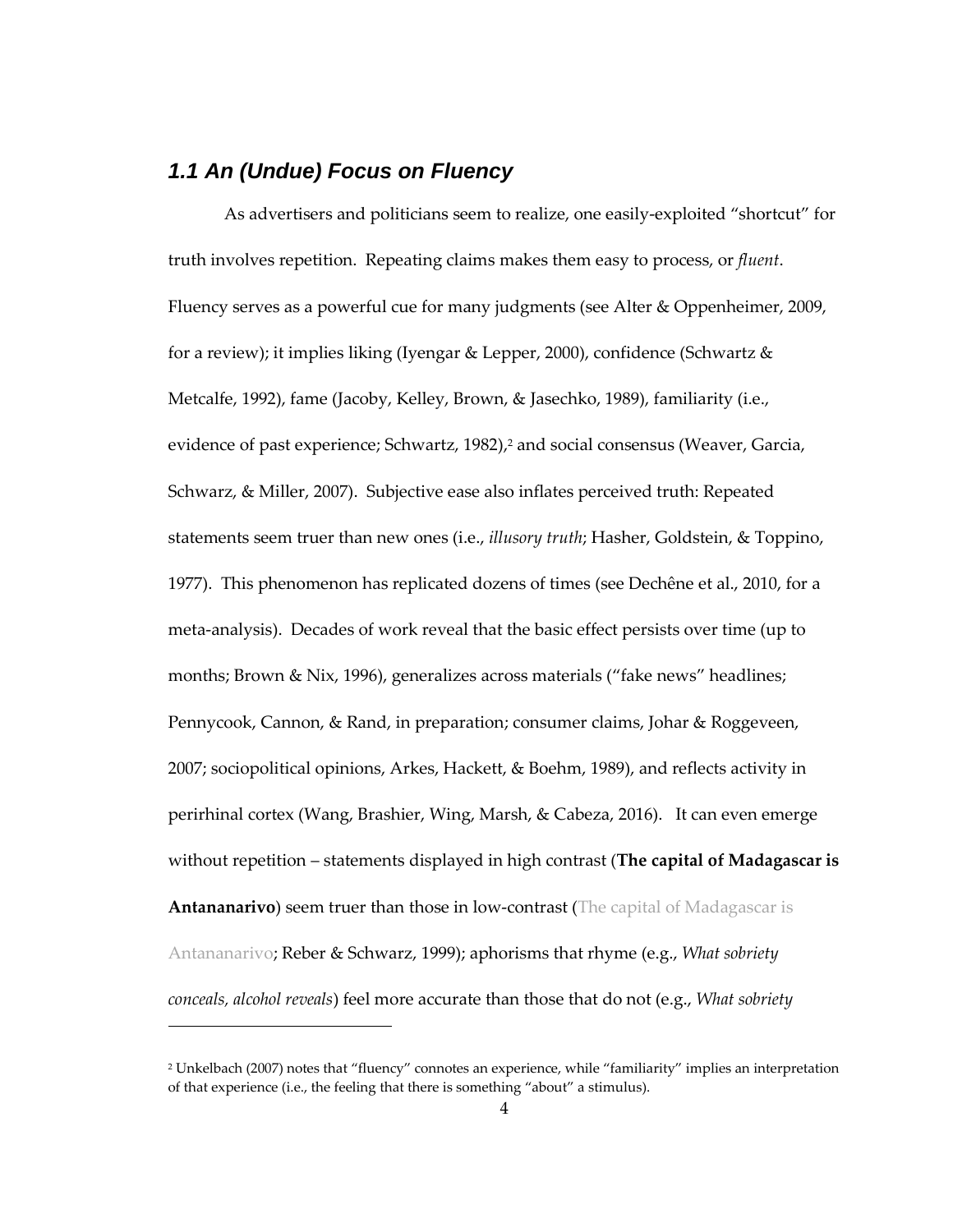## *1.1 An (Undue) Focus on Fluency*

As advertisers and politicians seem to realize, one easily-exploited "shortcut" for truth involves repetition. Repeating claims makes them easy to process, or *fluent*. Fluency serves as a powerful cue for many judgments (see Alter & Oppenheimer, 2009, for a review); it implies liking (Iyengar & Lepper, 2000), confidence (Schwartz & Metcalfe, 1992), fame (Jacoby, Kelley, Brown, & Jasechko, 1989), familiarity (i.e., evidence of past experience; Schwartz, 1982),[2] and social consensus (Weaver, Garcia, Schwarz, & Miller, 2007). Subjective ease also inflates perceived truth: Repeated statements seem truer than new ones (i.e., *illusory truth*; Hasher, Goldstein, & Toppino, 1977). This phenomenon has replicated dozens of times (see Dechêne et al., 2010, for a meta-analysis). Decades of work reveal that the basic effect persists over time (up to months; Brown & Nix, 1996), generalizes across materials ("fake news" headlines; Pennycook, Cannon, & Rand, in preparation; consumer claims, Johar & Roggeveen, 2007; sociopolitical opinions, Arkes, Hackett, & Boehm, 1989), and reflects activity in perirhinal cortex (Wang, Brashier, Wing, Marsh, & Cabeza, 2016). It can even emerge without repetition – statements displayed in high contrast (**The capital of Madagascar is Antananarivo**) seem truer than those in low-contrast (The capital of Madagascar is Antananarivo; Reber & Schwarz, 1999); aphorisms that rhyme (e.g., *What sobriety conceals, alcohol reveals*) feel more accurate than those that do not (e.g., *What sobriety*

[2] Unkelbach (2007) notes that "fluency" connotes an experience, while "familiarity" implies an interpretation of that experience (i.e., the feeling that there is something "about" a stimulus).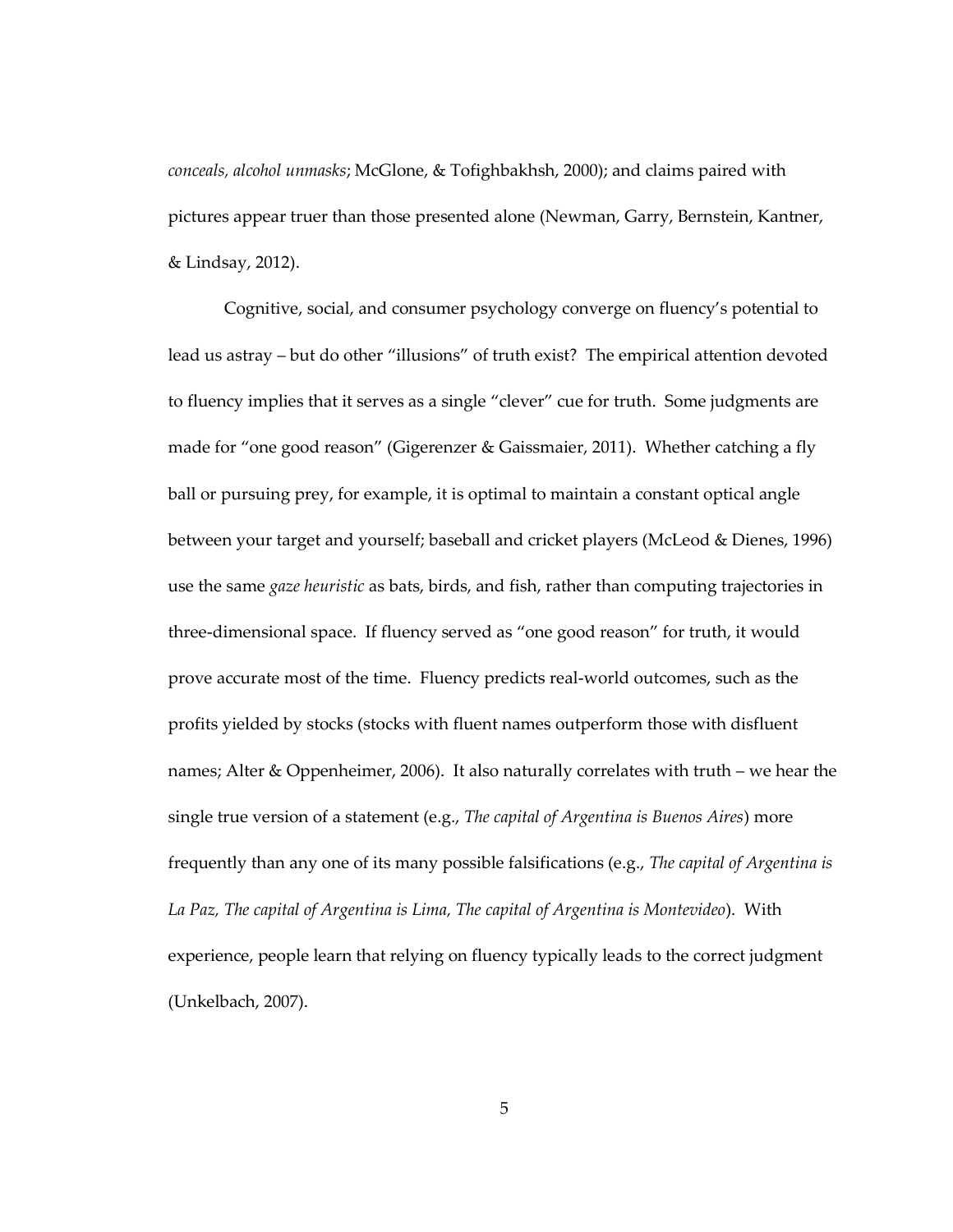*conceals, alcohol unmasks*; McGlone, & Tofighbakhsh, 2000); and claims paired with pictures appear truer than those presented alone (Newman, Garry, Bernstein, Kantner, & Lindsay, 2012).

Cognitive, social, and consumer psychology converge on fluency's potential to lead us astray – but do other "illusions" of truth exist? The empirical attention devoted to fluency implies that it serves as a single "clever" cue for truth. Some judgments are made for "one good reason" (Gigerenzer & Gaissmaier, 2011). Whether catching a fly ball or pursuing prey, for example, it is optimal to maintain a constant optical angle between your target and yourself; baseball and cricket players (McLeod & Dienes, 1996) use the same *gaze heuristic* as bats, birds, and fish, rather than computing trajectories in three-dimensional space. If fluency served as "one good reason" for truth, it would prove accurate most of the time. Fluency predicts real-world outcomes, such as the profits yielded by stocks (stocks with fluent names outperform those with disfluent names; Alter & Oppenheimer, 2006). It also naturally correlates with truth – we hear the single true version of a statement (e.g., *The capital of Argentina is Buenos Aires*) more frequently than any one of its many possible falsifications (e.g., *The capital of Argentina is La Paz, The capital of Argentina is Lima, The capital of Argentina is Montevideo*). With experience, people learn that relying on fluency typically leads to the correct judgment (Unkelbach, 2007).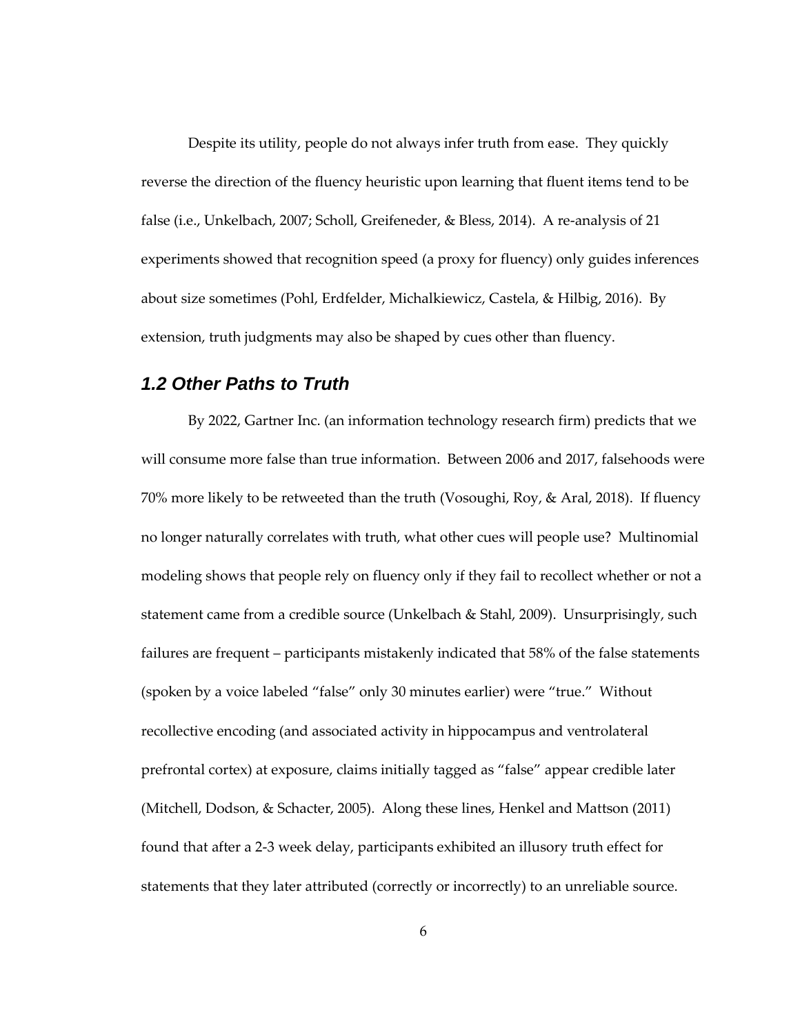Despite its utility, people do not always infer truth from ease. They quickly reverse the direction of the fluency heuristic upon learning that fluent items tend to be false (i.e., Unkelbach, 2007; Scholl, Greifeneder, & Bless, 2014). A re-analysis of 21 experiments showed that recognition speed (a proxy for fluency) only guides inferences about size sometimes (Pohl, Erdfelder, Michalkiewicz, Castela, & Hilbig, 2016). By extension, truth judgments may also be shaped by cues other than fluency.

## *1.2 Other Paths to Truth*

By 2022, Gartner Inc. (an information technology research firm) predicts that we will consume more false than true information. Between 2006 and 2017, falsehoods were 70% more likely to be retweeted than the truth (Vosoughi, Roy, & Aral, 2018). If fluency no longer naturally correlates with truth, what other cues will people use? Multinomial modeling shows that people rely on fluency only if they fail to recollect whether or not a statement came from a credible source (Unkelbach & Stahl, 2009). Unsurprisingly, such failures are frequent – participants mistakenly indicated that 58% of the false statements (spoken by a voice labeled "false" only 30 minutes earlier) were "true." Without recollective encoding (and associated activity in hippocampus and ventrolateral prefrontal cortex) at exposure, claims initially tagged as "false" appear credible later (Mitchell, Dodson, & Schacter, 2005). Along these lines, Henkel and Mattson (2011) found that after a 2-3 week delay, participants exhibited an illusory truth effect for statements that they later attributed (correctly or incorrectly) to an unreliable source.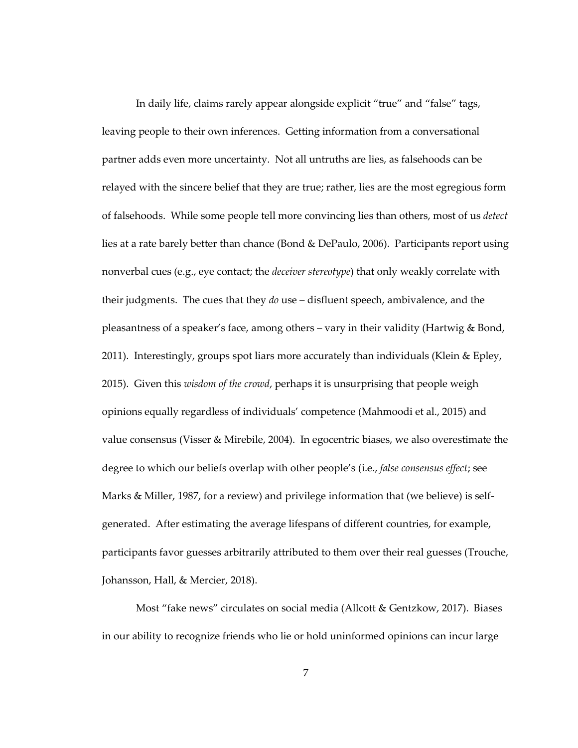In daily life, claims rarely appear alongside explicit "true" and "false" tags, leaving people to their own inferences. Getting information from a conversational partner adds even more uncertainty. Not all untruths are lies, as falsehoods can be relayed with the sincere belief that they are true; rather, lies are the most egregious form of falsehoods. While some people tell more convincing lies than others, most of us *detect* lies at a rate barely better than chance (Bond & DePaulo, 2006). Participants report using nonverbal cues (e.g., eye contact; the *deceiver stereotype*) that only weakly correlate with their judgments. The cues that they *do* use – disfluent speech, ambivalence, and the pleasantness of a speaker's face, among others – vary in their validity (Hartwig & Bond, 2011). Interestingly, groups spot liars more accurately than individuals (Klein & Epley, 2015). Given this *wisdom of the crowd*, perhaps it is unsurprising that people weigh opinions equally regardless of individuals' competence (Mahmoodi et al., 2015) and value consensus (Visser & Mirebile, 2004). In egocentric biases, we also overestimate the degree to which our beliefs overlap with other people's (i.e., *false consensus effect*; see Marks & Miller, 1987, for a review) and privilege information that (we believe) is self-generated. After estimating the average lifespans of different countries, for example, participants favor guesses arbitrarily attributed to them over their real guesses (Trouche, Johansson, Hall, & Mercier, 2018).

Most "fake news" circulates on social media (Allcott & Gentzkow, 2017). Biases in our ability to recognize friends who lie or hold uninformed opinions can incur large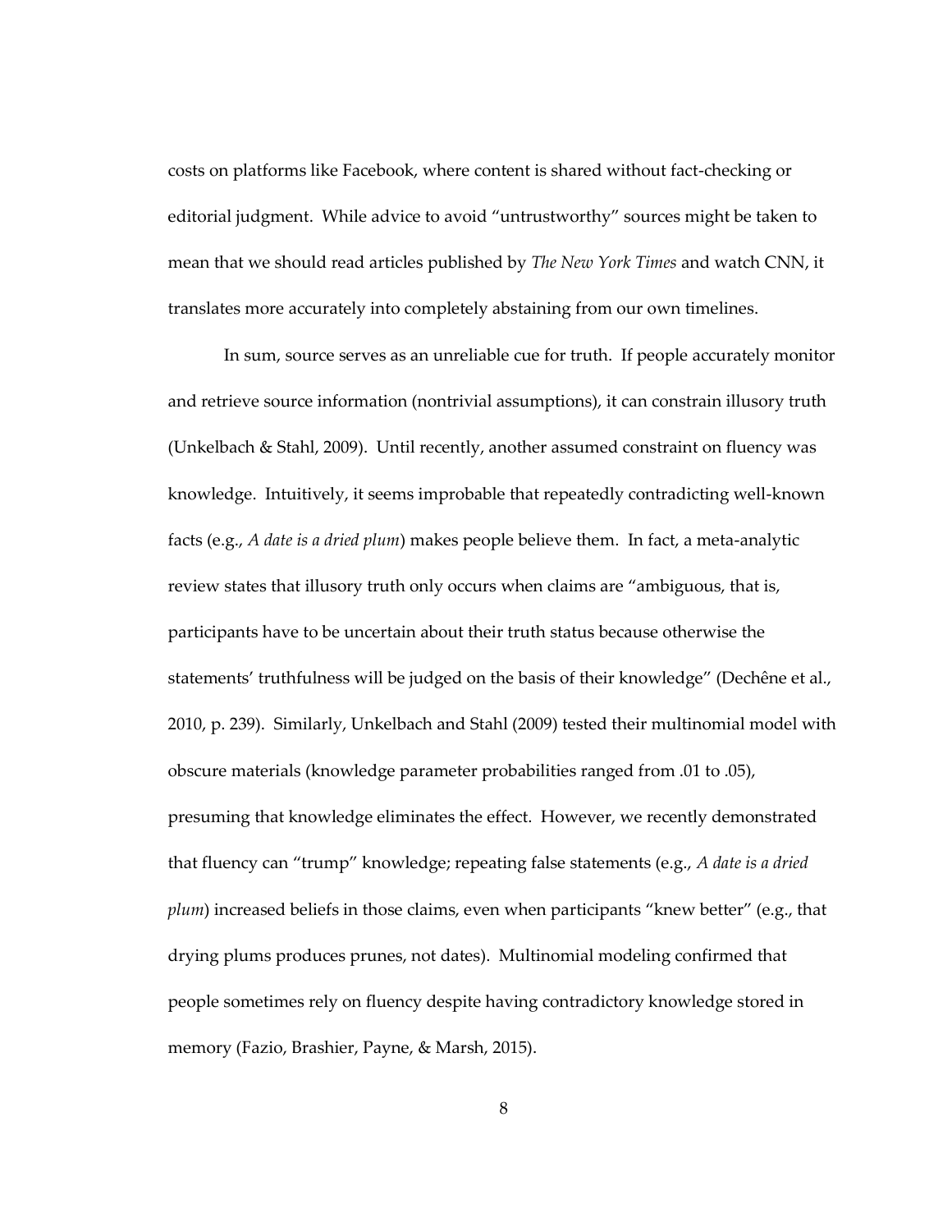costs on platforms like Facebook, where content is shared without fact-checking or editorial judgment. While advice to avoid "untrustworthy" sources might be taken to mean that we should read articles published by *The New York Times* and watch CNN, it translates more accurately into completely abstaining from our own timelines.

In sum, source serves as an unreliable cue for truth. If people accurately monitor and retrieve source information (nontrivial assumptions), it can constrain illusory truth (Unkelbach & Stahl, 2009). Until recently, another assumed constraint on fluency was knowledge. Intuitively, it seems improbable that repeatedly contradicting well-known facts (e.g., *A date is a dried plum*) makes people believe them. In fact, a meta-analytic review states that illusory truth only occurs when claims are "ambiguous, that is, participants have to be uncertain about their truth status because otherwise the statements' truthfulness will be judged on the basis of their knowledge" (Dechêne et al., 2010, p. 239). Similarly, Unkelbach and Stahl (2009) tested their multinomial model with obscure materials (knowledge parameter probabilities ranged from .01 to .05), presuming that knowledge eliminates the effect. However, we recently demonstrated that fluency can "trump" knowledge; repeating false statements (e.g., *A date is a dried plum*) increased beliefs in those claims, even when participants "knew better" (e.g., that drying plums produces prunes, not dates). Multinomial modeling confirmed that people sometimes rely on fluency despite having contradictory knowledge stored in memory (Fazio, Brashier, Payne, & Marsh, 2015).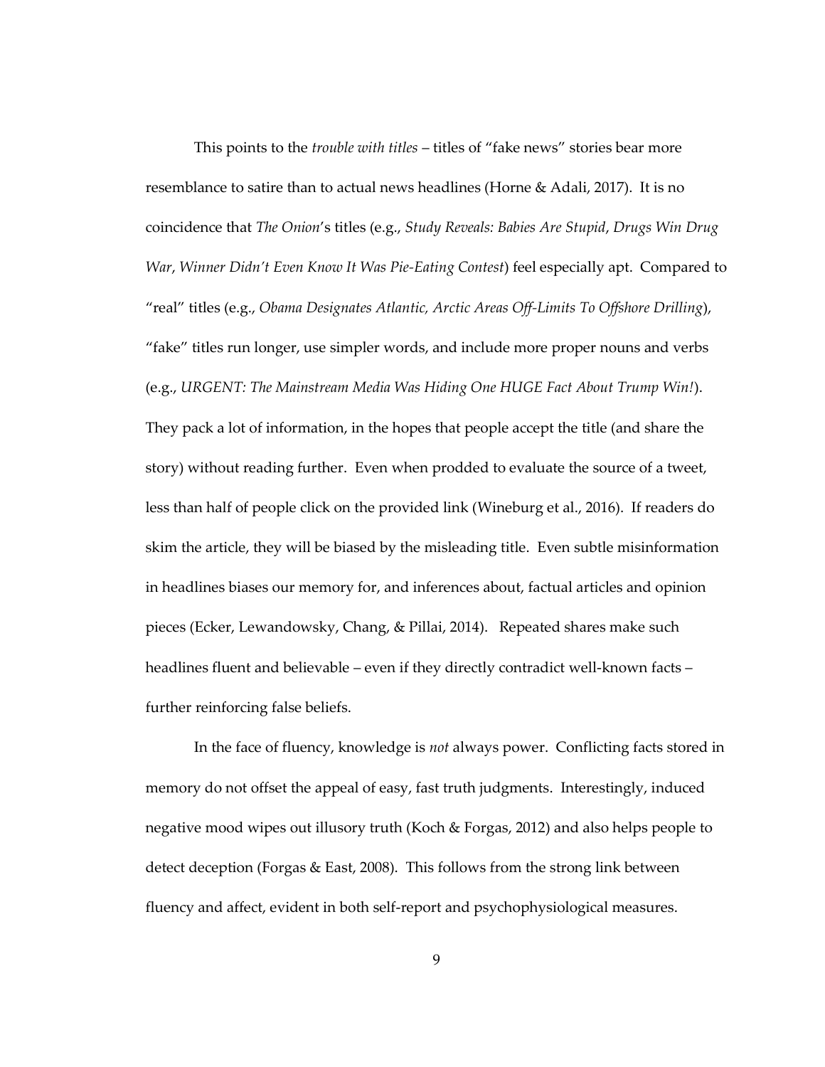This points to the *trouble with titles* – titles of "fake news" stories bear more resemblance to satire than to actual news headlines (Horne & Adali, 2017). It is no coincidence that *The Onion*'s titles (e.g., *Study Reveals: Babies Are Stupid*, *Drugs Win Drug War*, *Winner Didn't Even Know It Was Pie-Eating Contest*) feel especially apt. Compared to "real" titles (e.g., *Obama Designates Atlantic, Arctic Areas Off-Limits To Offshore Drilling*), "fake" titles run longer, use simpler words, and include more proper nouns and verbs (e.g., *URGENT: The Mainstream Media Was Hiding One HUGE Fact About Trump Win!*). They pack a lot of information, in the hopes that people accept the title (and share the story) without reading further. Even when prodded to evaluate the source of a tweet, less than half of people click on the provided link (Wineburg et al., 2016). If readers do skim the article, they will be biased by the misleading title. Even subtle misinformation in headlines biases our memory for, and inferences about, factual articles and opinion pieces (Ecker, Lewandowsky, Chang, & Pillai, 2014). Repeated shares make such headlines fluent and believable – even if they directly contradict well-known facts – further reinforcing false beliefs.

In the face of fluency, knowledge is *not* always power. Conflicting facts stored in memory do not offset the appeal of easy, fast truth judgments. Interestingly, induced negative mood wipes out illusory truth (Koch & Forgas, 2012) and also helps people to detect deception (Forgas & East, 2008). This follows from the strong link between fluency and affect, evident in both self-report and psychophysiological measures.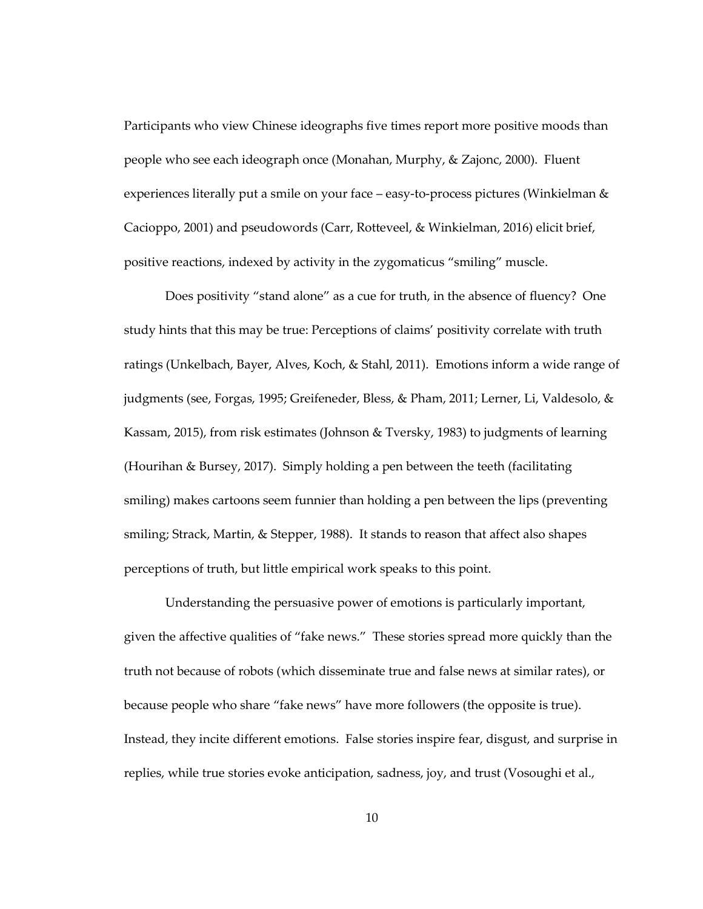Participants who view Chinese ideographs five times report more positive moods than people who see each ideograph once (Monahan, Murphy, & Zajonc, 2000). Fluent experiences literally put a smile on your face – easy-to-process pictures (Winkielman & Cacioppo, 2001) and pseudowords (Carr, Rotteveel, & Winkielman, 2016) elicit brief, positive reactions, indexed by activity in the zygomaticus "smiling" muscle.

Does positivity "stand alone" as a cue for truth, in the absence of fluency? One study hints that this may be true: Perceptions of claims' positivity correlate with truth ratings (Unkelbach, Bayer, Alves, Koch, & Stahl, 2011). Emotions inform a wide range of judgments (see, Forgas, 1995; Greifeneder, Bless, & Pham, 2011; Lerner, Li, Valdesolo, & Kassam, 2015), from risk estimates (Johnson & Tversky, 1983) to judgments of learning (Hourihan & Bursey, 2017). Simply holding a pen between the teeth (facilitating smiling) makes cartoons seem funnier than holding a pen between the lips (preventing smiling; Strack, Martin, & Stepper, 1988). It stands to reason that affect also shapes perceptions of truth, but little empirical work speaks to this point.

Understanding the persuasive power of emotions is particularly important, given the affective qualities of "fake news." These stories spread more quickly than the truth not because of robots (which disseminate true and false news at similar rates), or because people who share "fake news" have more followers (the opposite is true). Instead, they incite different emotions. False stories inspire fear, disgust, and surprise in replies, while true stories evoke anticipation, sadness, joy, and trust (Vosoughi et al.,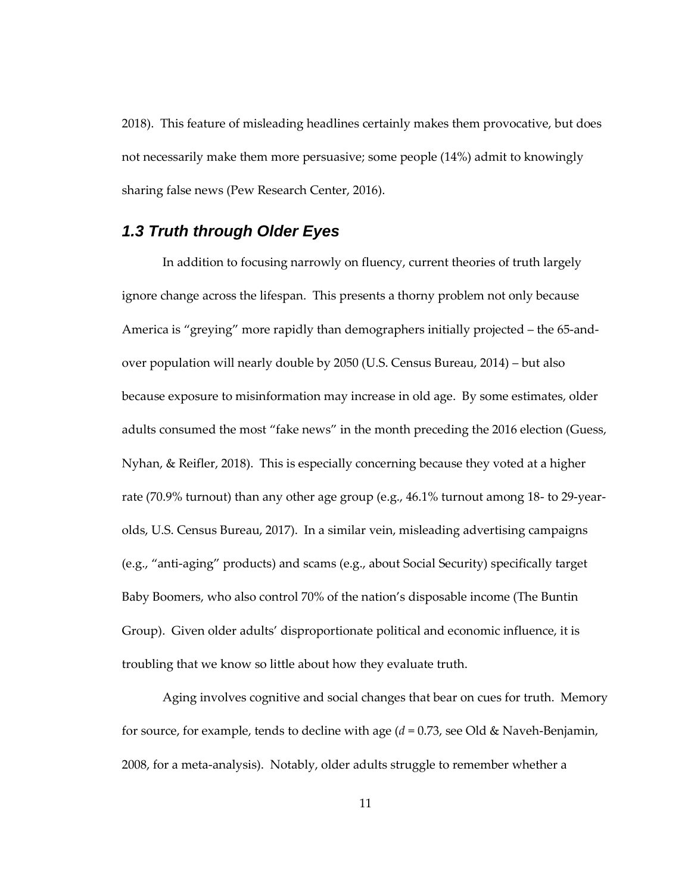2018). This feature of misleading headlines certainly makes them provocative, but does not necessarily make them more persuasive; some people (14%) admit to knowingly sharing false news (Pew Research Center, 2016).

## *1.3 Truth through Older Eyes*

In addition to focusing narrowly on fluency, current theories of truth largely ignore change across the lifespan. This presents a thorny problem not only because America is "greying" more rapidly than demographers initially projected – the 65-and-over population will nearly double by 2050 (U.S. Census Bureau, 2014) – but also because exposure to misinformation may increase in old age. By some estimates, older adults consumed the most "fake news" in the month preceding the 2016 election (Guess, Nyhan, & Reifler, 2018). This is especially concerning because they voted at a higher rate (70.9% turnout) than any other age group (e.g., 46.1% turnout among 18- to 29-year-olds, U.S. Census Bureau, 2017). In a similar vein, misleading advertising campaigns (e.g., "anti-aging" products) and scams (e.g., about Social Security) specifically target Baby Boomers, who also control 70% of the nation's disposable income (The Buntin Group). Given older adults' disproportionate political and economic influence, it is troubling that we know so little about how they evaluate truth.

Aging involves cognitive and social changes that bear on cues for truth. Memory for source, for example, tends to decline with age ($d$ = 0.73, see Old & Naveh-Benjamin, 2008, for a meta-analysis). Notably, older adults struggle to remember whether a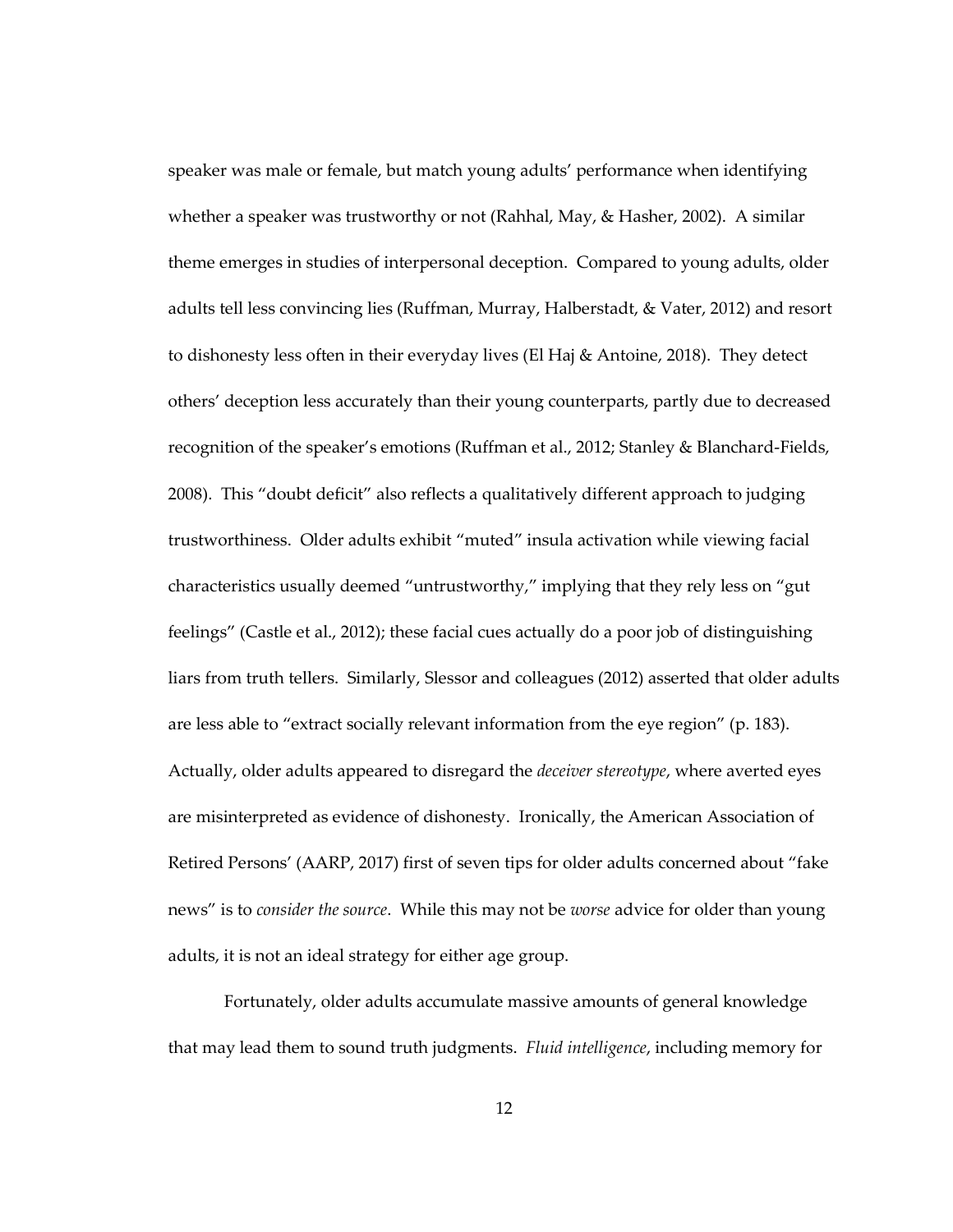speaker was male or female, but match young adults' performance when identifying whether a speaker was trustworthy or not (Rahhal, May, & Hasher, 2002). A similar theme emerges in studies of interpersonal deception. Compared to young adults, older adults tell less convincing lies (Ruffman, Murray, Halberstadt, & Vater, 2012) and resort to dishonesty less often in their everyday lives (El Haj & Antoine, 2018). They detect others' deception less accurately than their young counterparts, partly due to decreased recognition of the speaker's emotions (Ruffman et al., 2012; Stanley & Blanchard-Fields, 2008). This "doubt deficit" also reflects a qualitatively different approach to judging trustworthiness. Older adults exhibit "muted" insula activation while viewing facial characteristics usually deemed "untrustworthy," implying that they rely less on "gut feelings" (Castle et al., 2012); these facial cues actually do a poor job of distinguishing liars from truth tellers. Similarly, Slessor and colleagues (2012) asserted that older adults are less able to "extract socially relevant information from the eye region" (p. 183). Actually, older adults appeared to disregard the *deceiver stereotype*, where averted eyes are misinterpreted as evidence of dishonesty. Ironically, the American Association of Retired Persons' (AARP, 2017) first of seven tips for older adults concerned about "fake news" is to *consider the source*. While this may not be *worse* advice for older than young adults, it is not an ideal strategy for either age group.

Fortunately, older adults accumulate massive amounts of general knowledge that may lead them to sound truth judgments. *Fluid intelligence*, including memory for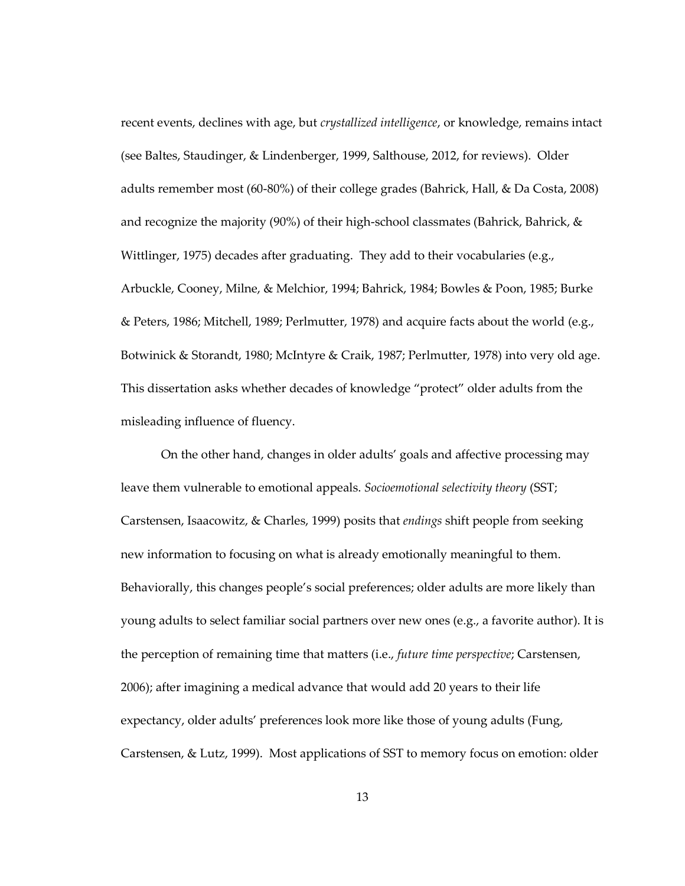recent events, declines with age, but *crystallized intelligence*, or knowledge, remains intact (see Baltes, Staudinger, & Lindenberger, 1999, Salthouse, 2012, for reviews). Older adults remember most (60-80%) of their college grades (Bahrick, Hall, & Da Costa, 2008) and recognize the majority (90%) of their high-school classmates (Bahrick, Bahrick, & Wittlinger, 1975) decades after graduating. They add to their vocabularies (e.g., Arbuckle, Cooney, Milne, & Melchior, 1994; Bahrick, 1984; Bowles & Poon, 1985; Burke & Peters, 1986; Mitchell, 1989; Perlmutter, 1978) and acquire facts about the world (e.g., Botwinick & Storandt, 1980; McIntyre & Craik, 1987; Perlmutter, 1978) into very old age. This dissertation asks whether decades of knowledge "protect" older adults from the misleading influence of fluency.

On the other hand, changes in older adults' goals and affective processing may leave them vulnerable to emotional appeals. *Socioemotional selectivity theory* (SST; Carstensen, Isaacowitz, & Charles, 1999) posits that *endings* shift people from seeking new information to focusing on what is already emotionally meaningful to them. Behaviorally, this changes people's social preferences; older adults are more likely than young adults to select familiar social partners over new ones (e.g., a favorite author). It is the perception of remaining time that matters (i.e., *future time perspective*; Carstensen, 2006); after imagining a medical advance that would add 20 years to their life expectancy, older adults' preferences look more like those of young adults (Fung, Carstensen, & Lutz, 1999). Most applications of SST to memory focus on emotion: older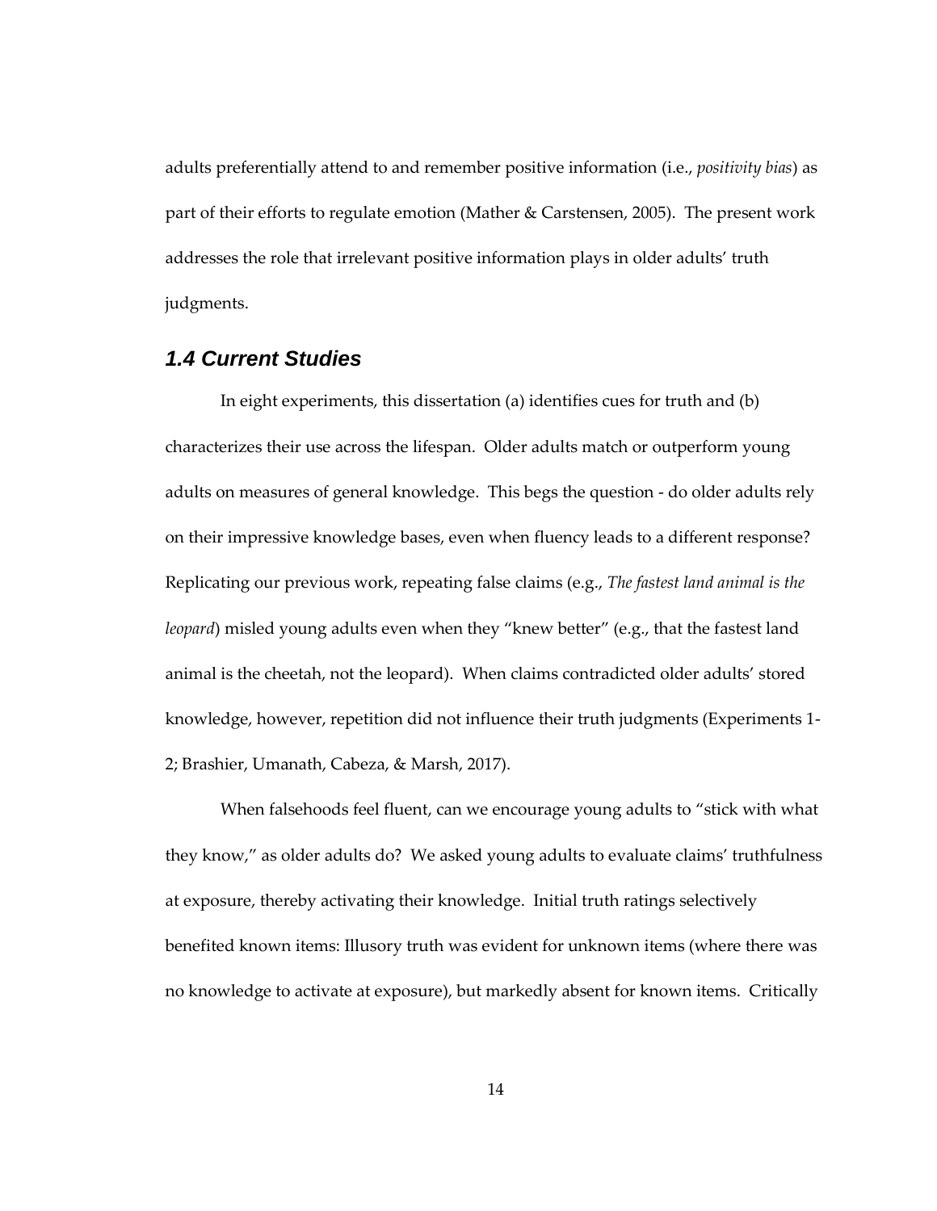adults preferentially attend to and remember positive information (i.e., *positivity bias*) as part of their efforts to regulate emotion (Mather & Carstensen, 2005). The present work addresses the role that irrelevant positive information plays in older adults' truth judgments.

### 1.4 Current Studies

In eight experiments, this dissertation (a) identifies cues for truth and (b) characterizes their use across the lifespan. Older adults match or outperform young adults on measures of general knowledge. This begs the question - do older adults rely on their impressive knowledge bases, even when fluency leads to a different response? Replicating our previous work, repeating false claims (e.g., *The fastest land animal is the leopard*) misled young adults even when they "knew better" (e.g., that the fastest land animal is the cheetah, not the leopard). When claims contradicted older adults' stored knowledge, however, repetition did not influence their truth judgments (Experiments 1-2; Brashier, Umanath, Cabeza, & Marsh, 2017).

When falsehoods feel fluent, can we encourage young adults to "stick with what they know," as older adults do? We asked young adults to evaluate claims' truthfulness at exposure, thereby activating their knowledge. Initial truth ratings selectively benefited known items: Illusory truth was evident for unknown items (where there was no knowledge to activate at exposure), but markedly absent for known items. Critically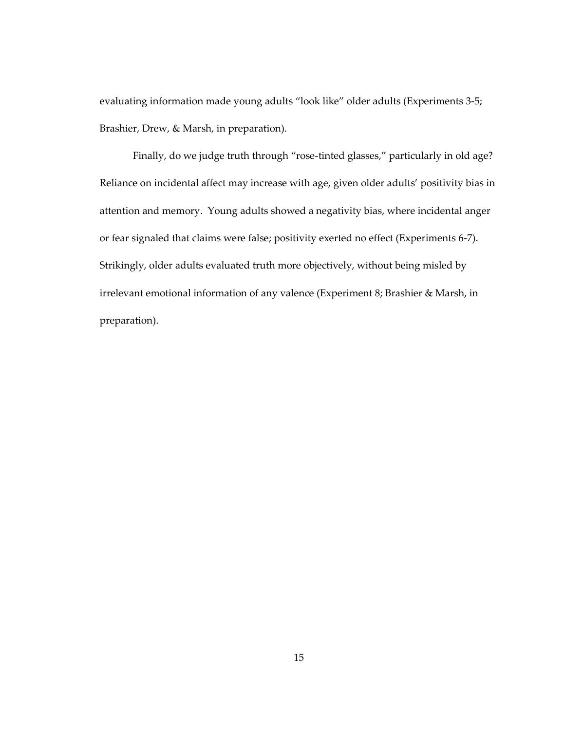evaluating information made young adults "look like" older adults (Experiments 3-5; Brashier, Drew, & Marsh, in preparation).

Finally, do we judge truth through "rose-tinted glasses," particularly in old age? Reliance on incidental affect may increase with age, given older adults' positivity bias in attention and memory. Young adults showed a negativity bias, where incidental anger or fear signaled that claims were false; positivity exerted no effect (Experiments 6-7). Strikingly, older adults evaluated truth more objectively, without being misled by irrelevant emotional information of any valence (Experiment 8; Brashier & Marsh, in preparation).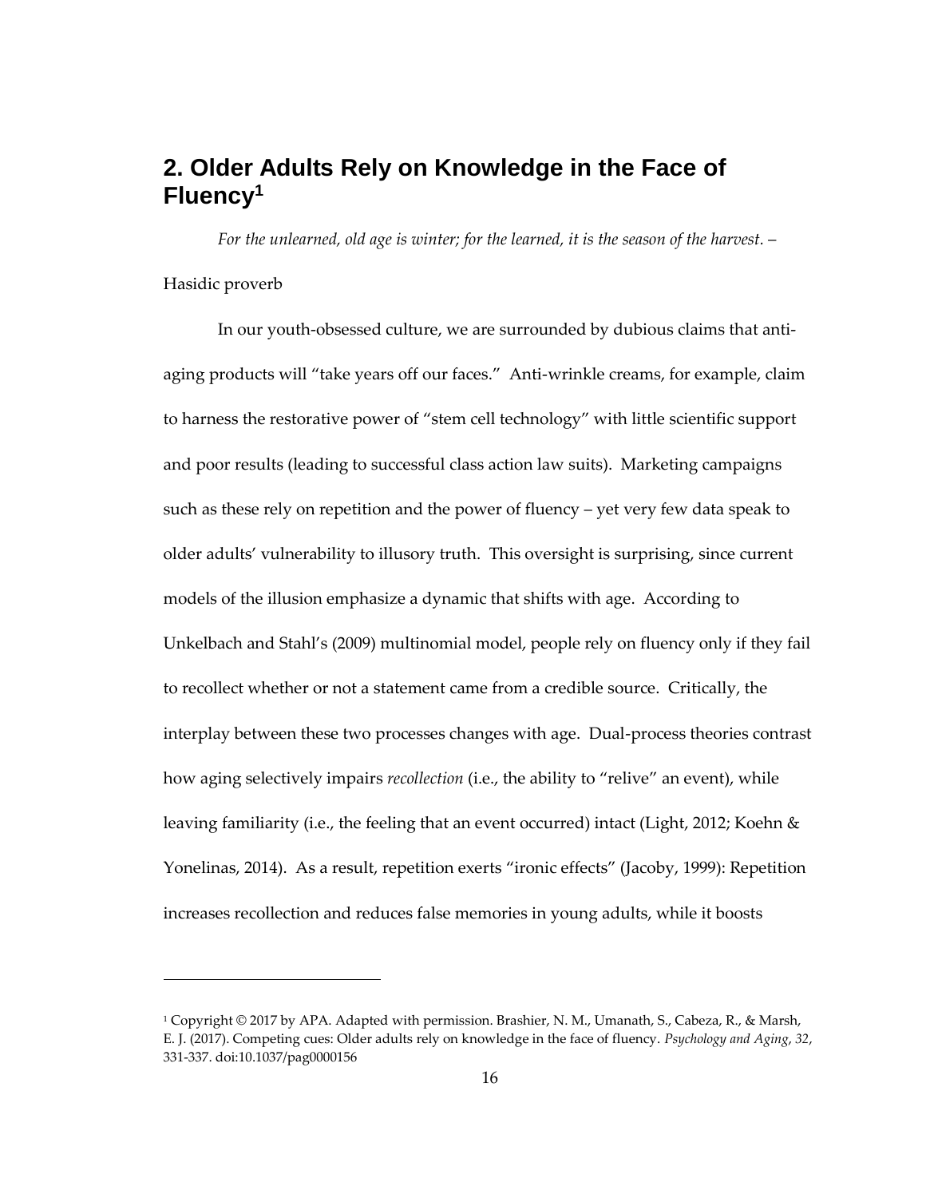## 2. Older Adults Rely on Knowledge in the Face of Fluency[1]

*For the unlearned, old age is winter; for the learned, it is the season of the harvest*. – Hasidic proverb

In our youth-obsessed culture, we are surrounded by dubious claims that anti-aging products will "take years off our faces." Anti-wrinkle creams, for example, claim to harness the restorative power of "stem cell technology" with little scientific support and poor results (leading to successful class action law suits). Marketing campaigns such as these rely on repetition and the power of fluency – yet very few data speak to older adults' vulnerability to illusory truth. This oversight is surprising, since current models of the illusion emphasize a dynamic that shifts with age. According to Unkelbach and Stahl's (2009) multinomial model, people rely on fluency only if they fail to recollect whether or not a statement came from a credible source. Critically, the interplay between these two processes changes with age. Dual-process theories contrast how aging selectively impairs *recollection* (i.e., the ability to "relive" an event), while leaving familiarity (i.e., the feeling that an event occurred) intact (Light, 2012; Koehn & Yonelinas, 2014). As a result, repetition exerts "ironic effects" (Jacoby, 1999): Repetition increases recollection and reduces false memories in young adults, while it boosts

---

[1] Copyright © 2017 by APA. Adapted with permission. Brashier, N. M., Umanath, S., Cabeza, R., & Marsh, E. J. (2017). Competing cues: Older adults rely on knowledge in the face of fluency. *Psychology and Aging*, *32*, 331-337. doi:10.1037/pag0000156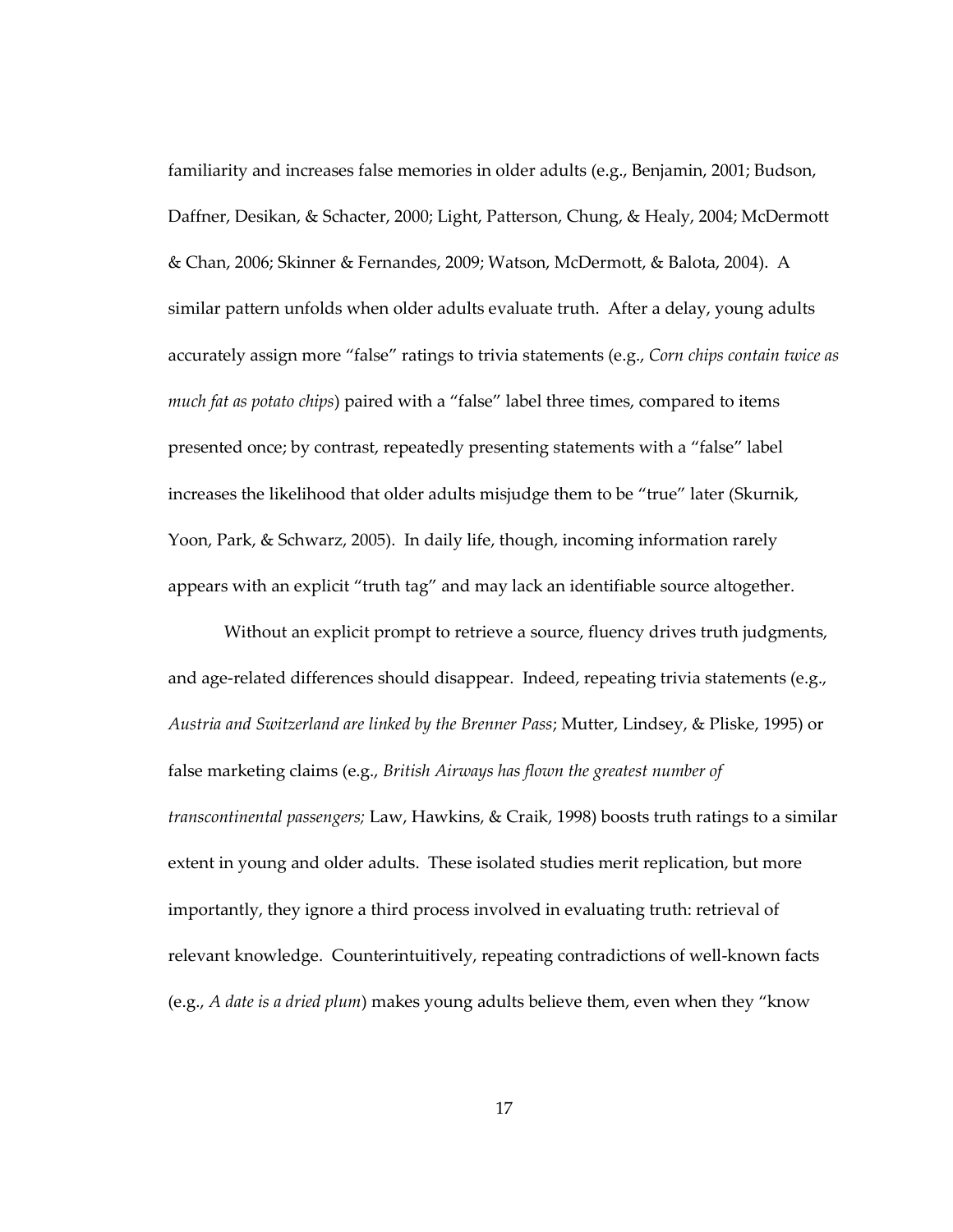familiarity and increases false memories in older adults (e.g., Benjamin, 2001; Budson, Daffner, Desikan, & Schacter, 2000; Light, Patterson, Chung, & Healy, 2004; McDermott & Chan, 2006; Skinner & Fernandes, 2009; Watson, McDermott, & Balota, 2004). A similar pattern unfolds when older adults evaluate truth. After a delay, young adults accurately assign more "false" ratings to trivia statements (e.g., *Corn chips contain twice as much fat as potato chips*) paired with a "false" label three times, compared to items presented once; by contrast, repeatedly presenting statements with a "false" label increases the likelihood that older adults misjudge them to be "true" later (Skurnik, Yoon, Park, & Schwarz, 2005). In daily life, though, incoming information rarely appears with an explicit "truth tag" and may lack an identifiable source altogether.

Without an explicit prompt to retrieve a source, fluency drives truth judgments, and age-related differences should disappear. Indeed, repeating trivia statements (e.g., *Austria and Switzerland are linked by the Brenner Pass*; Mutter, Lindsey, & Pliske, 1995) or false marketing claims (e.g., *British Airways has flown the greatest number of transcontinental passengers;* Law, Hawkins, & Craik, 1998) boosts truth ratings to a similar extent in young and older adults. These isolated studies merit replication, but more importantly, they ignore a third process involved in evaluating truth: retrieval of relevant knowledge. Counterintuitively, repeating contradictions of well-known facts (e.g., *A date is a dried plum*) makes young adults believe them, even when they "know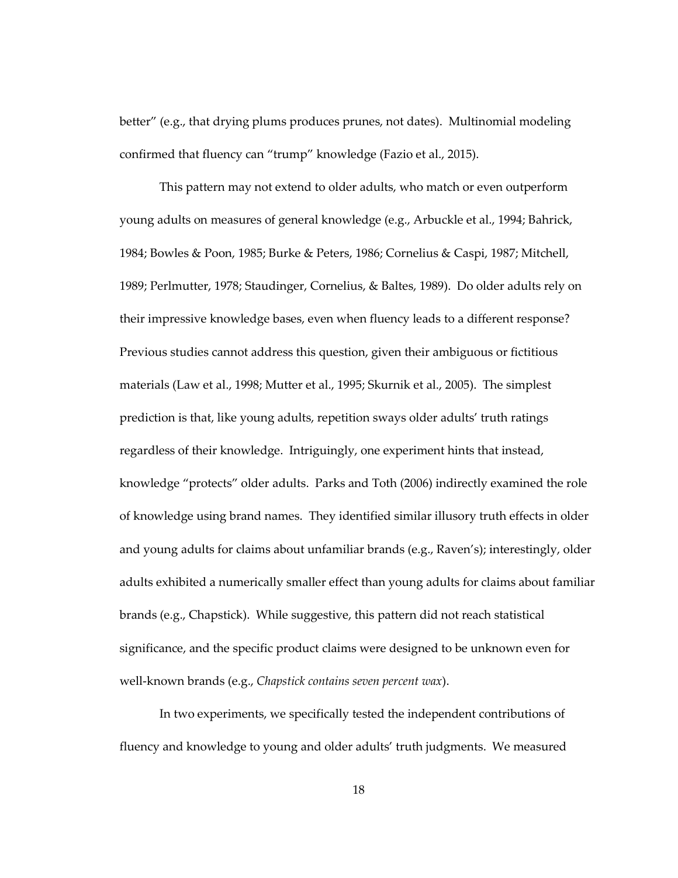better" (e.g., that drying plums produces prunes, not dates). Multinomial modeling confirmed that fluency can "trump" knowledge (Fazio et al., 2015).

This pattern may not extend to older adults, who match or even outperform young adults on measures of general knowledge (e.g., Arbuckle et al., 1994; Bahrick, 1984; Bowles & Poon, 1985; Burke & Peters, 1986; Cornelius & Caspi, 1987; Mitchell, 1989; Perlmutter, 1978; Staudinger, Cornelius, & Baltes, 1989). Do older adults rely on their impressive knowledge bases, even when fluency leads to a different response? Previous studies cannot address this question, given their ambiguous or fictitious materials (Law et al., 1998; Mutter et al., 1995; Skurnik et al., 2005). The simplest prediction is that, like young adults, repetition sways older adults' truth ratings regardless of their knowledge. Intriguingly, one experiment hints that instead, knowledge "protects" older adults. Parks and Toth (2006) indirectly examined the role of knowledge using brand names. They identified similar illusory truth effects in older and young adults for claims about unfamiliar brands (e.g., Raven's); interestingly, older adults exhibited a numerically smaller effect than young adults for claims about familiar brands (e.g., Chapstick). While suggestive, this pattern did not reach statistical significance, and the specific product claims were designed to be unknown even for well-known brands (e.g., *Chapstick contains seven percent wax*).

In two experiments, we specifically tested the independent contributions of fluency and knowledge to young and older adults' truth judgments. We measured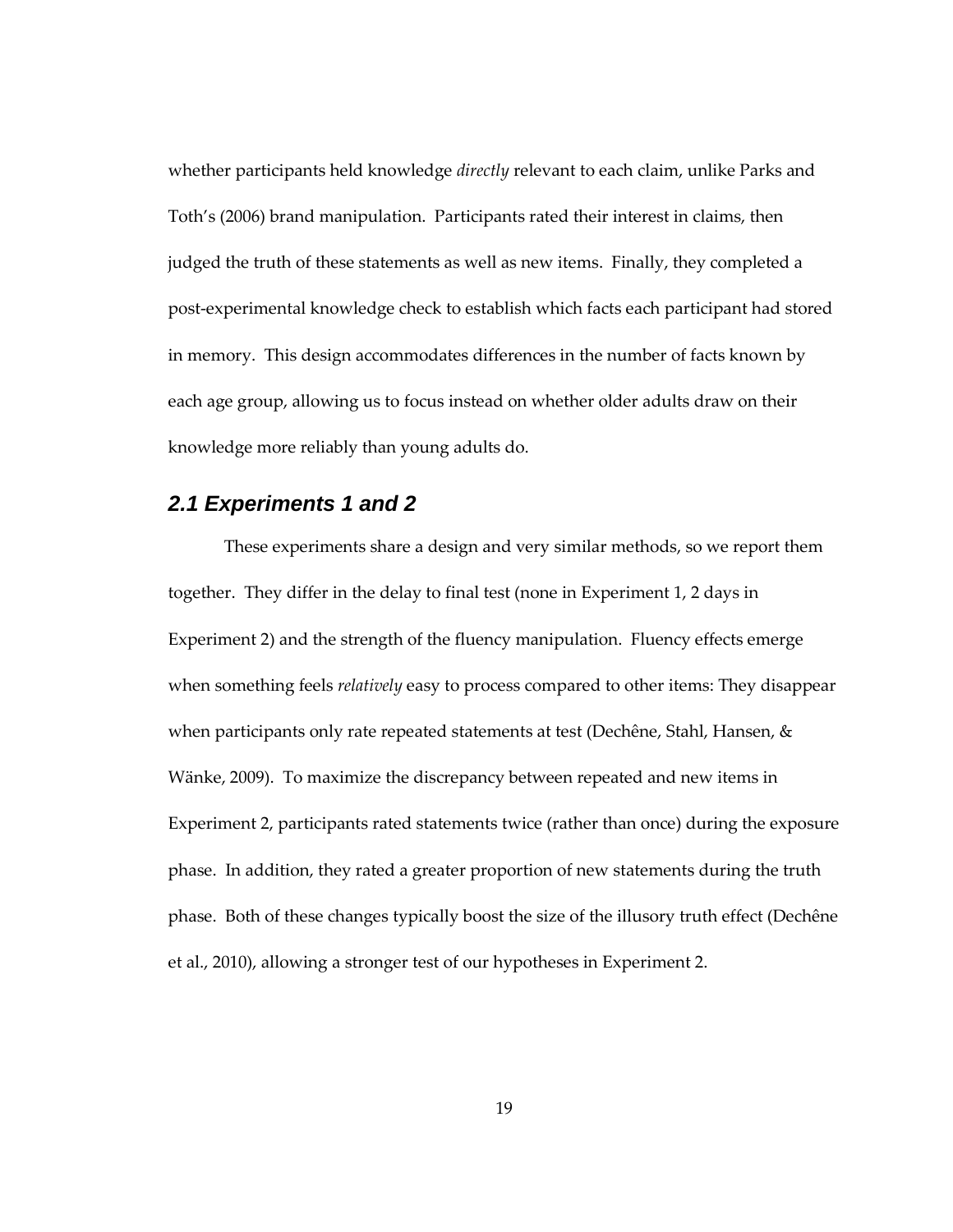whether participants held knowledge *directly* relevant to each claim, unlike Parks and Toth's (2006) brand manipulation. Participants rated their interest in claims, then judged the truth of these statements as well as new items. Finally, they completed a post-experimental knowledge check to establish which facts each participant had stored in memory. This design accommodates differences in the number of facts known by each age group, allowing us to focus instead on whether older adults draw on their knowledge more reliably than young adults do.

## 2.1 Experiments 1 and 2

These experiments share a design and very similar methods, so we report them together. They differ in the delay to final test (none in Experiment 1, 2 days in Experiment 2) and the strength of the fluency manipulation. Fluency effects emerge when something feels *relatively* easy to process compared to other items: They disappear when participants only rate repeated statements at test (Dechêne, Stahl, Hansen, & Wänke, 2009). To maximize the discrepancy between repeated and new items in Experiment 2, participants rated statements twice (rather than once) during the exposure phase. In addition, they rated a greater proportion of new statements during the truth phase. Both of these changes typically boost the size of the illusory truth effect (Dechêne et al., 2010), allowing a stronger test of our hypotheses in Experiment 2.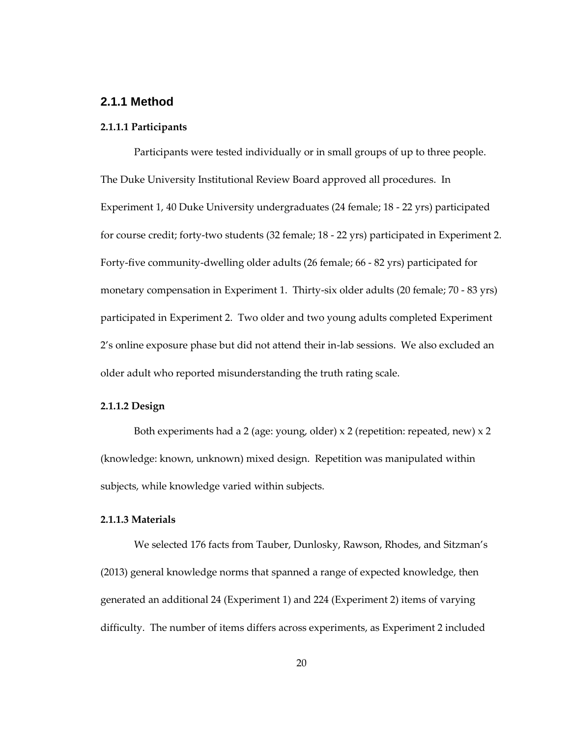### 2.1.1 Method

#### 2.1.1.1 Participants

Participants were tested individually or in small groups of up to three people. The Duke University Institutional Review Board approved all procedures. In Experiment 1, 40 Duke University undergraduates (24 female; 18 - 22 yrs) participated for course credit; forty-two students (32 female; 18 - 22 yrs) participated in Experiment 2. Forty-five community-dwelling older adults (26 female; 66 - 82 yrs) participated for monetary compensation in Experiment 1. Thirty-six older adults (20 female; 70 - 83 yrs) participated in Experiment 2. Two older and two young adults completed Experiment 2's online exposure phase but did not attend their in-lab sessions. We also excluded an older adult who reported misunderstanding the truth rating scale.

#### 2.1.1.2 Design

Both experiments had a 2 (age: young, older) x 2 (repetition: repeated, new) x 2 (knowledge: known, unknown) mixed design. Repetition was manipulated within subjects, while knowledge varied within subjects.

#### 2.1.1.3 Materials

We selected 176 facts from Tauber, Dunlosky, Rawson, Rhodes, and Sitzman's (2013) general knowledge norms that spanned a range of expected knowledge, then generated an additional 24 (Experiment 1) and 224 (Experiment 2) items of varying difficulty. The number of items differs across experiments, as Experiment 2 included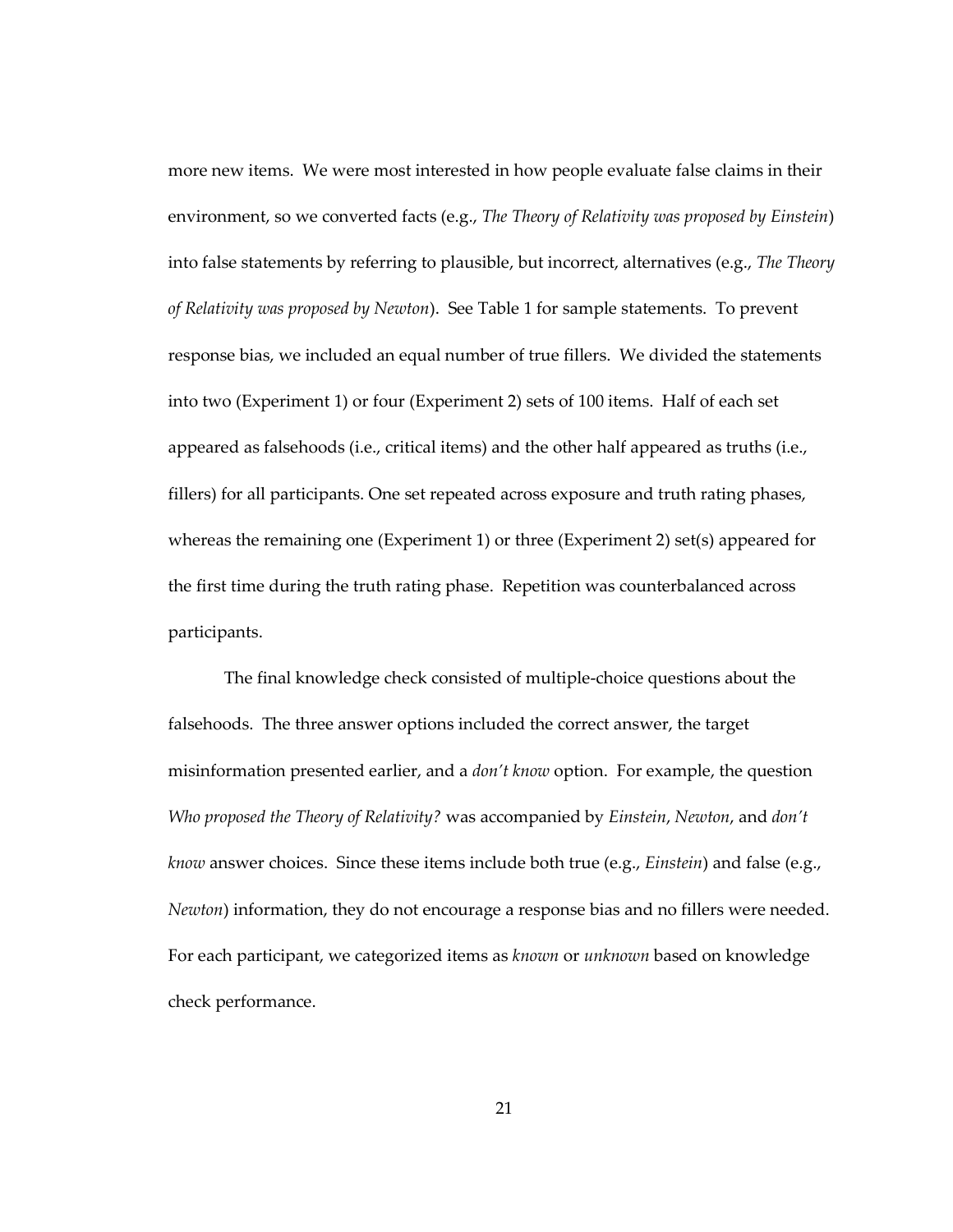more new items. We were most interested in how people evaluate false claims in their environment, so we converted facts (e.g., *The Theory of Relativity was proposed by Einstein*) into false statements by referring to plausible, but incorrect, alternatives (e.g., *The Theory of Relativity was proposed by Newton*). See Table 1 for sample statements. To prevent response bias, we included an equal number of true fillers. We divided the statements into two (Experiment 1) or four (Experiment 2) sets of 100 items. Half of each set appeared as falsehoods (i.e., critical items) and the other half appeared as truths (i.e., fillers) for all participants. One set repeated across exposure and truth rating phases, whereas the remaining one (Experiment 1) or three (Experiment 2) set(s) appeared for the first time during the truth rating phase. Repetition was counterbalanced across participants.

The final knowledge check consisted of multiple-choice questions about the falsehoods. The three answer options included the correct answer, the target misinformation presented earlier, and a *don't know* option. For example, the question *Who proposed the Theory of Relativity?* was accompanied by *Einstein*, *Newton*, and *don't know* answer choices. Since these items include both true (e.g., *Einstein*) and false (e.g., *Newton*) information, they do not encourage a response bias and no fillers were needed. For each participant, we categorized items as *known* or *unknown* based on knowledge check performance.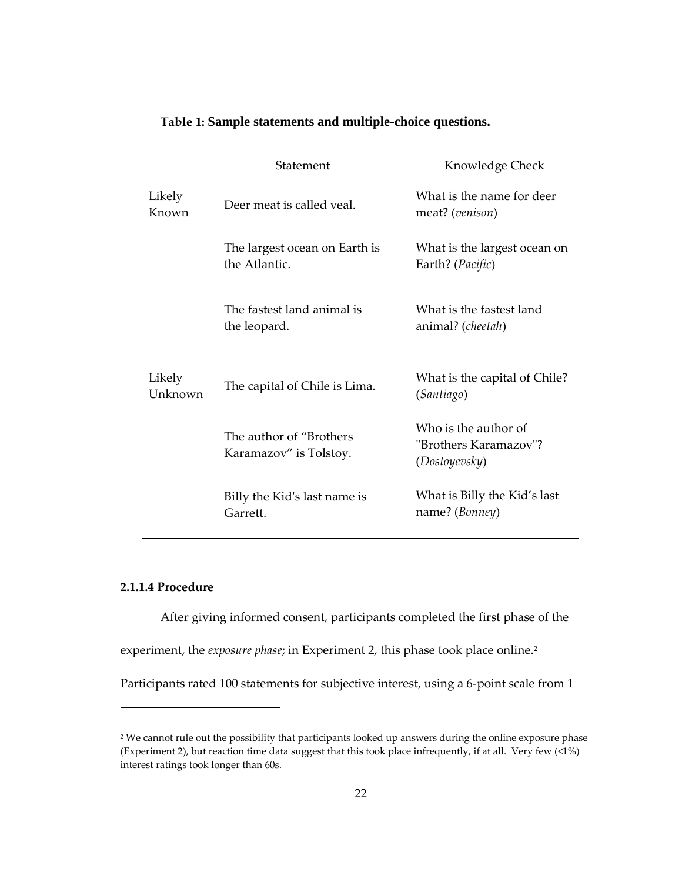**Table 1: Sample statements and multiple-choice questions.**

| | Statement | Knowledge Check |
|---|---|---|
| Likely Known | Deer meat is called veal. | What is the name for deer meat? (*venison*) |
| | The largest ocean on Earth is the Atlantic. | What is the largest ocean on Earth? (*Pacific*) |
| | The fastest land animal is the leopard. | What is the fastest land animal? (*cheetah*) |
| Likely Unknown | The capital of Chile is Lima. | What is the capital of Chile? (*Santiago*) |
| | The author of "Brothers Karamazov" is Tolstoy. | Who is the author of "Brothers Karamazov"? (*Dostoyevsky*) |
| | Billy the Kid's last name is Garrett. | What is Billy the Kid's last name? (*Bonney*) |

#### 2.1.1.4 Procedure

After giving informed consent, participants completed the first phase of the experiment, the *exposure phase*; in Experiment 2, this phase took place online.[2] Participants rated 100 statements for subjective interest, using a 6-point scale from 1

[2] We cannot rule out the possibility that participants looked up answers during the online exposure phase (Experiment 2), but reaction time data suggest that this took place infrequently, if at all. Very few (<1%) interest ratings took longer than 60s.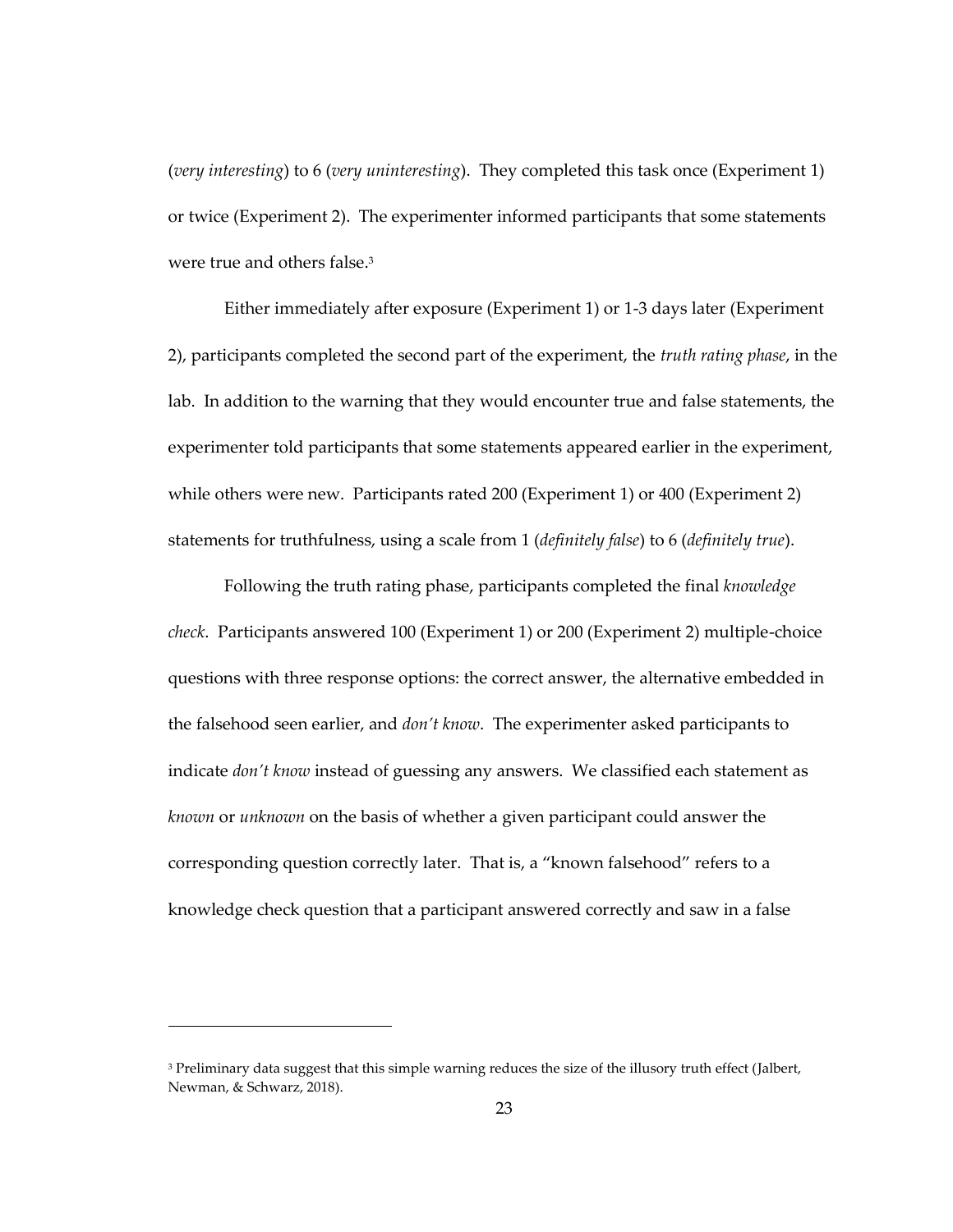(*very interesting*) to 6 (*very uninteresting*). They completed this task once (Experiment 1) or twice (Experiment 2). The experimenter informed participants that some statements were true and others false.[3]

Either immediately after exposure (Experiment 1) or 1-3 days later (Experiment 2), participants completed the second part of the experiment, the *truth rating phase*, in the lab. In addition to the warning that they would encounter true and false statements, the experimenter told participants that some statements appeared earlier in the experiment, while others were new. Participants rated 200 (Experiment 1) or 400 (Experiment 2) statements for truthfulness, using a scale from 1 (*definitely false*) to 6 (*definitely true*).

Following the truth rating phase, participants completed the final *knowledge check*. Participants answered 100 (Experiment 1) or 200 (Experiment 2) multiple-choice questions with three response options: the correct answer, the alternative embedded in the falsehood seen earlier, and *don't know*. The experimenter asked participants to indicate *don't know* instead of guessing any answers. We classified each statement as *known* or *unknown* on the basis of whether a given participant could answer the corresponding question correctly later. That is, a "known falsehood" refers to a knowledge check question that a participant answered correctly and saw in a false

---

[3] Preliminary data suggest that this simple warning reduces the size of the illusory truth effect (Jalbert, Newman, & Schwarz, 2018).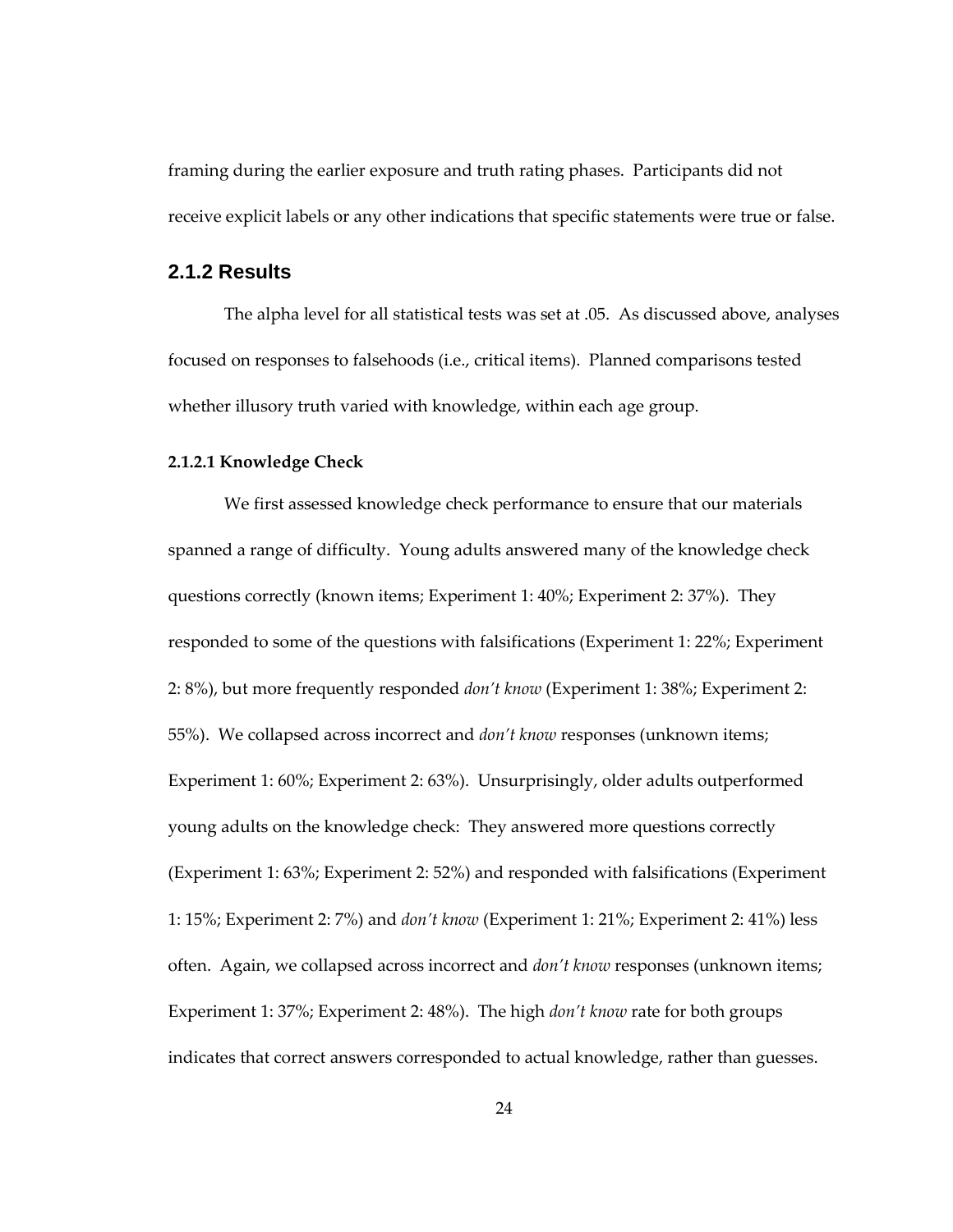framing during the earlier exposure and truth rating phases. Participants did not receive explicit labels or any other indications that specific statements were true or false.

### 2.1.2 Results

The alpha level for all statistical tests was set at .05. As discussed above, analyses focused on responses to falsehoods (i.e., critical items). Planned comparisons tested whether illusory truth varied with knowledge, within each age group.

#### 2.1.2.1 Knowledge Check

We first assessed knowledge check performance to ensure that our materials spanned a range of difficulty. Young adults answered many of the knowledge check questions correctly (known items; Experiment 1: 40%; Experiment 2: 37%). They responded to some of the questions with falsifications (Experiment 1: 22%; Experiment 2: 8%), but more frequently responded *don't know* (Experiment 1: 38%; Experiment 2: 55%). We collapsed across incorrect and *don't know* responses (unknown items; Experiment 1: 60%; Experiment 2: 63%). Unsurprisingly, older adults outperformed young adults on the knowledge check: They answered more questions correctly (Experiment 1: 63%; Experiment 2: 52%) and responded with falsifications (Experiment 1: 15%; Experiment 2: 7%) and *don't know* (Experiment 1: 21%; Experiment 2: 41%) less often. Again, we collapsed across incorrect and *don't know* responses (unknown items; Experiment 1: 37%; Experiment 2: 48%). The high *don't know* rate for both groups indicates that correct answers corresponded to actual knowledge, rather than guesses.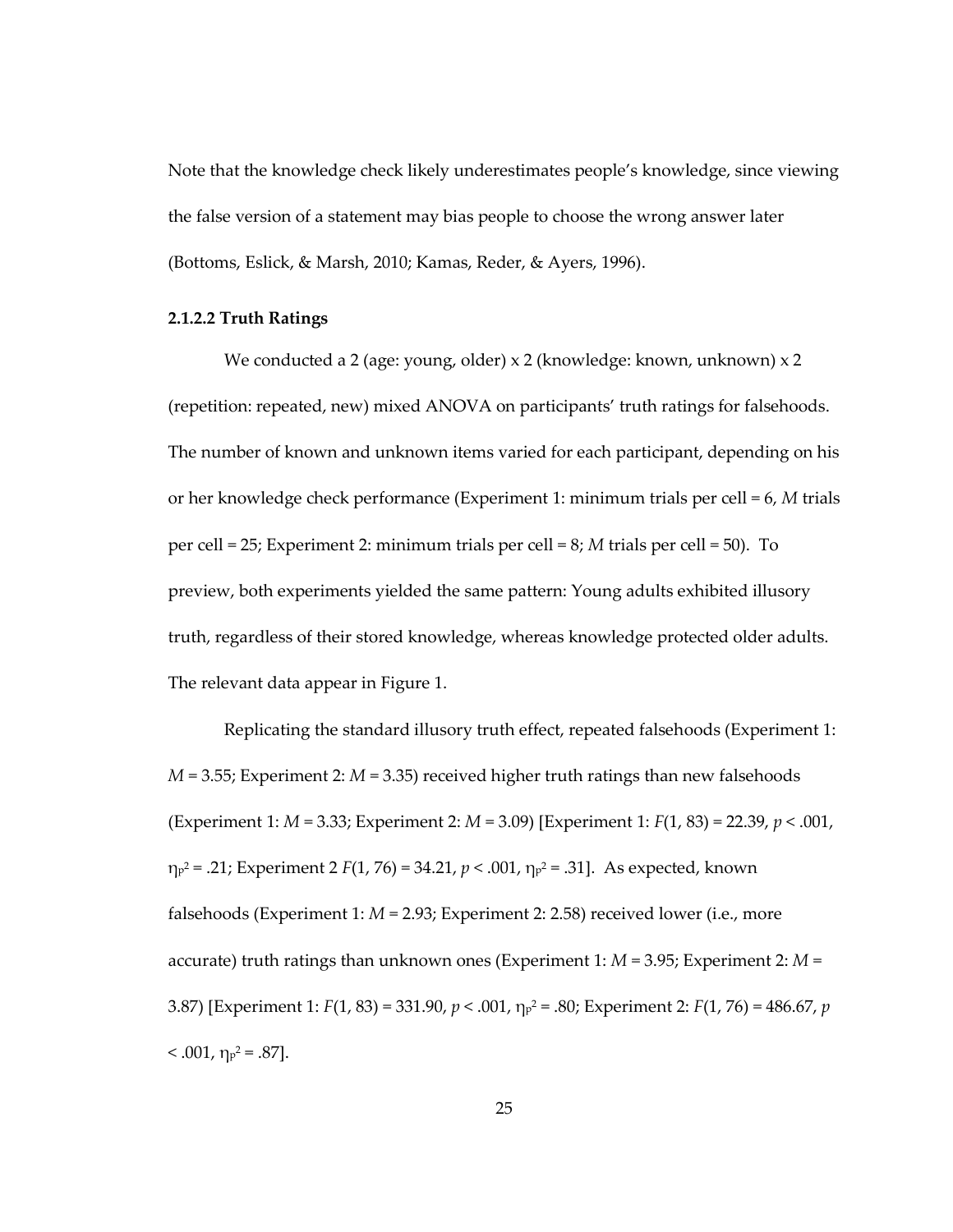Note that the knowledge check likely underestimates people's knowledge, since viewing the false version of a statement may bias people to choose the wrong answer later (Bottoms, Eslick, & Marsh, 2010; Kamas, Reder, & Ayers, 1996).

#### 2.1.2.2 Truth Ratings

We conducted a 2 (age: young, older) x 2 (knowledge: known, unknown) x 2 (repetition: repeated, new) mixed ANOVA on participants' truth ratings for falsehoods. The number of known and unknown items varied for each participant, depending on his or her knowledge check performance (Experiment 1: minimum trials per cell = 6, *M* trials per cell = 25; Experiment 2: minimum trials per cell = 8; *M* trials per cell = 50). To preview, both experiments yielded the same pattern: Young adults exhibited illusory truth, regardless of their stored knowledge, whereas knowledge protected older adults. The relevant data appear in Figure 1.

Replicating the standard illusory truth effect, repeated falsehoods (Experiment 1: $M = 3.55$; Experiment 2: $M = 3.35$) received higher truth ratings than new falsehoods (Experiment 1: $M = 3.33$; Experiment 2: $M = 3.09$) [Experiment 1: $F(1, 83) = 22.39$, $p < .001$, $\eta_p^2 = .21$; Experiment 2 $F(1, 76) = 34.21$, $p < .001$, $\eta_p^2 = .31$]. As expected, known falsehoods (Experiment 1: $M = 2.93$; Experiment 2: 2.58) received lower (i.e., more accurate) truth ratings than unknown ones (Experiment 1: $M = 3.95$; Experiment 2: $M = 3.87$) [Experiment 1: $F(1, 83) = 331.90$, $p < .001$, $\eta_p^2 = .80$; Experiment 2: $F(1, 76) = 486.67$, $p < .001$, $\eta_p^2 = .87$].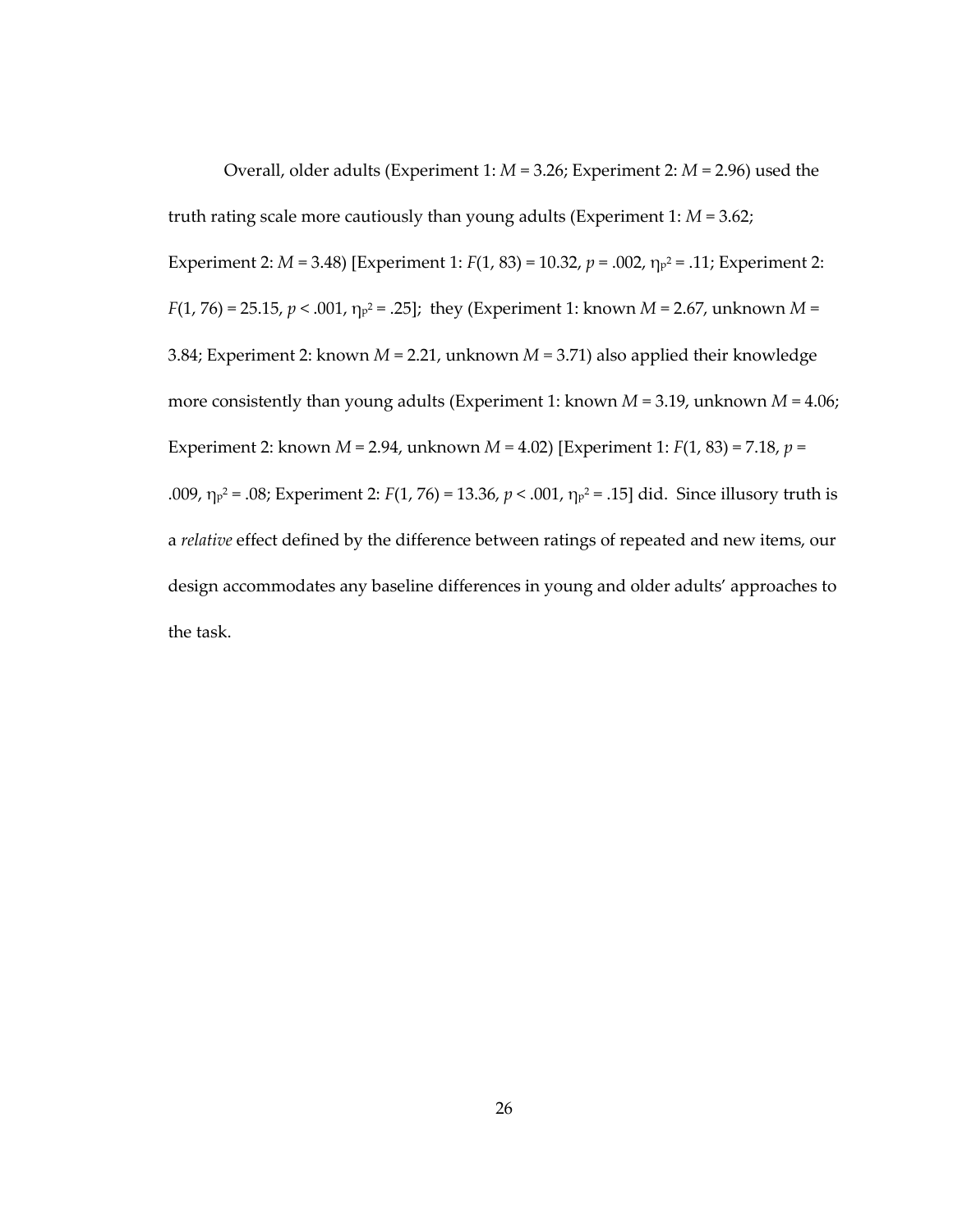Overall, older adults (Experiment 1: $M = 3.26$; Experiment 2: $M = 2.96$) used the truth rating scale more cautiously than young adults (Experiment 1: $M = 3.62$; Experiment 2: $M = 3.48$) [Experiment 1: $F(1, 83) = 10.32$, $p = .002$, $\eta_p^2 = .11$; Experiment 2: $F(1, 76) = 25.15$, $p < .001$, $\eta_p^2 = .25$]; they (Experiment 1: known $M = 2.67$, unknown $M = 3.84$; Experiment 2: known $M = 2.21$, unknown $M = 3.71$) also applied their knowledge more consistently than young adults (Experiment 1: known $M = 3.19$, unknown $M = 4.06$; Experiment 2: known $M = 2.94$, unknown $M = 4.02$) [Experiment 1: $F(1, 83) = 7.18$, $p = .009$, $\eta_p^2 = .08$; Experiment 2: $F(1, 76) = 13.36$, $p < .001$, $\eta_p^2 = .15$] did. Since illusory truth is a *relative* effect defined by the difference between ratings of repeated and new items, our design accommodates any baseline differences in young and older adults' approaches to the task.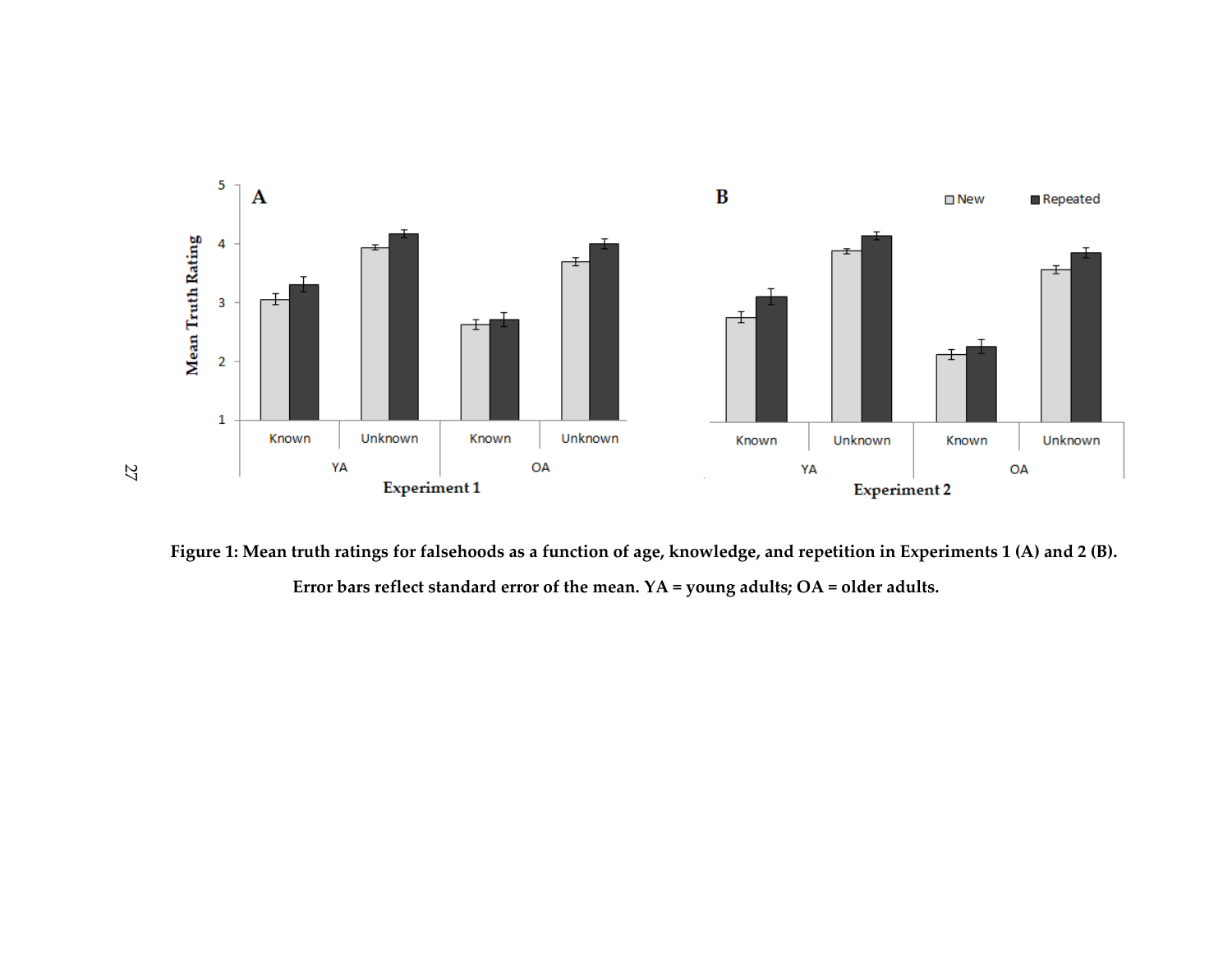**Figure 1: Mean truth ratings for falsehoods as a function of age, knowledge, and repetition in Experiments 1 (A) and 2 (B). Error bars reflect standard error of the mean. YA = young adults; OA = older adults.**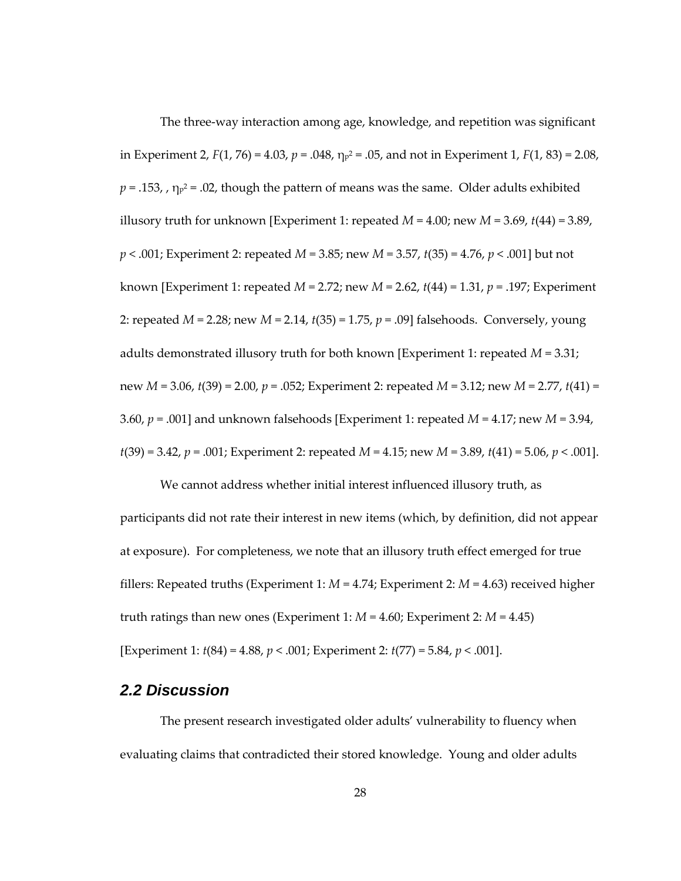The three-way interaction among age, knowledge, and repetition was significant in Experiment 2, $F(1, 76) = 4.03$, $p = .048$, $\eta_p^2 = .05$, and not in Experiment 1, $F(1, 83) = 2.08$, $p = .153$, , $\eta_p^2 = .02$, though the pattern of means was the same. Older adults exhibited illusory truth for unknown [Experiment 1: repeated $M = 4.00$; new $M = 3.69$, $t(44) = 3.89$, $p < .001$; Experiment 2: repeated $M = 3.85$; new $M = 3.57$, $t(35) = 4.76$, $p < .001$] but not known [Experiment 1: repeated $M = 2.72$; new $M = 2.62$, $t(44) = 1.31$, $p = .197$; Experiment 2: repeated $M = 2.28$; new $M = 2.14$, $t(35) = 1.75$, $p = .09$] falsehoods. Conversely, young adults demonstrated illusory truth for both known [Experiment 1: repeated $M = 3.31$; new $M = 3.06$, $t(39) = 2.00$, $p = .052$; Experiment 2: repeated $M = 3.12$; new $M = 2.77$, $t(41) = 3.60$, $p = .001$] and unknown falsehoods [Experiment 1: repeated $M = 4.17$; new $M = 3.94$, $t(39) = 3.42$, $p = .001$; Experiment 2: repeated $M = 4.15$; new $M = 3.89$, $t(41) = 5.06$, $p < .001$].

We cannot address whether initial interest influenced illusory truth, as participants did not rate their interest in new items (which, by definition, did not appear at exposure). For completeness, we note that an illusory truth effect emerged for true fillers: Repeated truths (Experiment 1: $M = 4.74$; Experiment 2: $M = 4.63$) received higher truth ratings than new ones (Experiment 1: $M = 4.60$; Experiment 2: $M = 4.45$) [Experiment 1: $t(84) = 4.88$, $p < .001$; Experiment 2: $t(77) = 5.84$, $p < .001$].

## 2.2 Discussion

The present research investigated older adults' vulnerability to fluency when evaluating claims that contradicted their stored knowledge. Young and older adults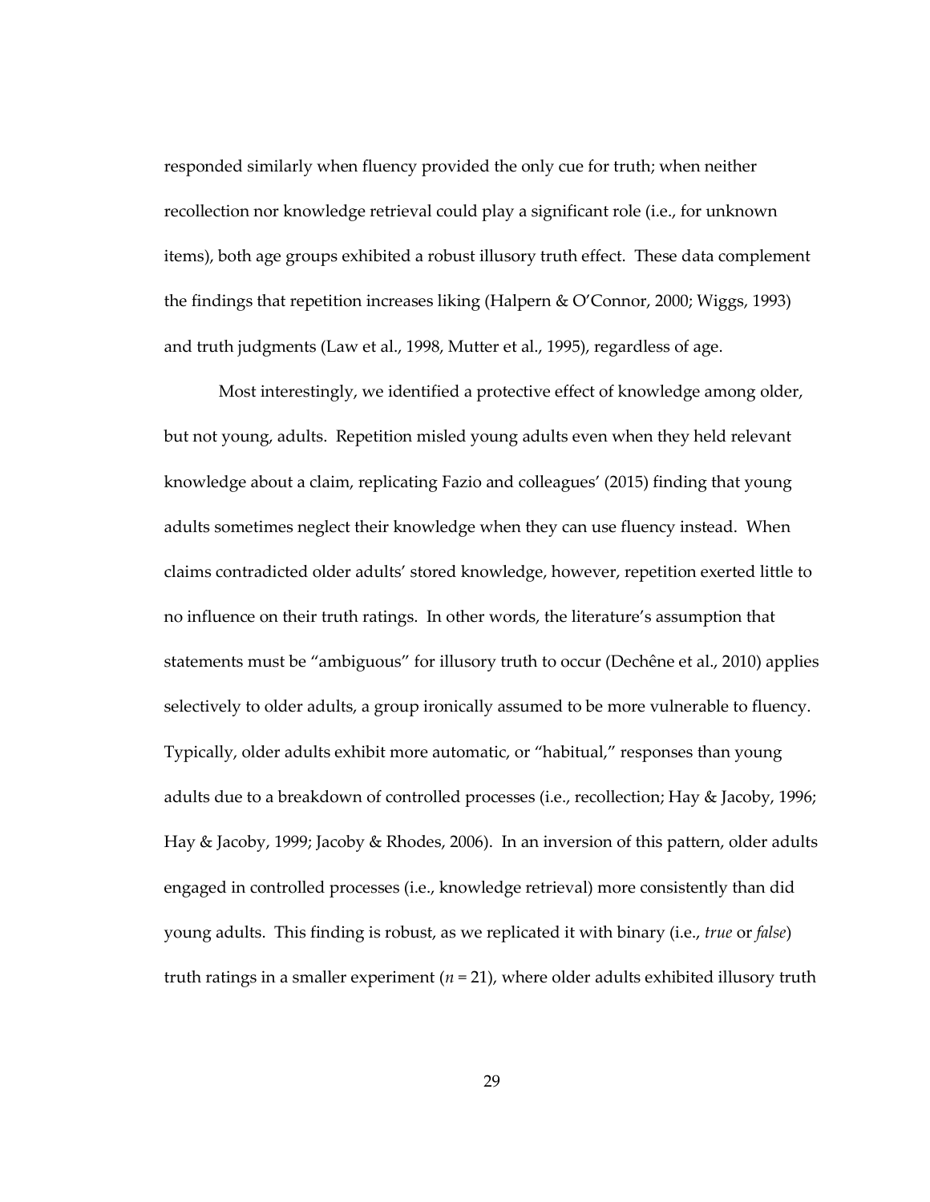responded similarly when fluency provided the only cue for truth; when neither recollection nor knowledge retrieval could play a significant role (i.e., for unknown items), both age groups exhibited a robust illusory truth effect. These data complement the findings that repetition increases liking (Halpern & O'Connor, 2000; Wiggs, 1993) and truth judgments (Law et al., 1998, Mutter et al., 1995), regardless of age.

Most interestingly, we identified a protective effect of knowledge among older, but not young, adults. Repetition misled young adults even when they held relevant knowledge about a claim, replicating Fazio and colleagues' (2015) finding that young adults sometimes neglect their knowledge when they can use fluency instead. When claims contradicted older adults' stored knowledge, however, repetition exerted little to no influence on their truth ratings. In other words, the literature's assumption that statements must be "ambiguous" for illusory truth to occur (Dechêne et al., 2010) applies selectively to older adults, a group ironically assumed to be more vulnerable to fluency. Typically, older adults exhibit more automatic, or "habitual," responses than young adults due to a breakdown of controlled processes (i.e., recollection; Hay & Jacoby, 1996; Hay & Jacoby, 1999; Jacoby & Rhodes, 2006). In an inversion of this pattern, older adults engaged in controlled processes (i.e., knowledge retrieval) more consistently than did young adults. This finding is robust, as we replicated it with binary (i.e., *true* or *false*) truth ratings in a smaller experiment ($n = 21$), where older adults exhibited illusory truth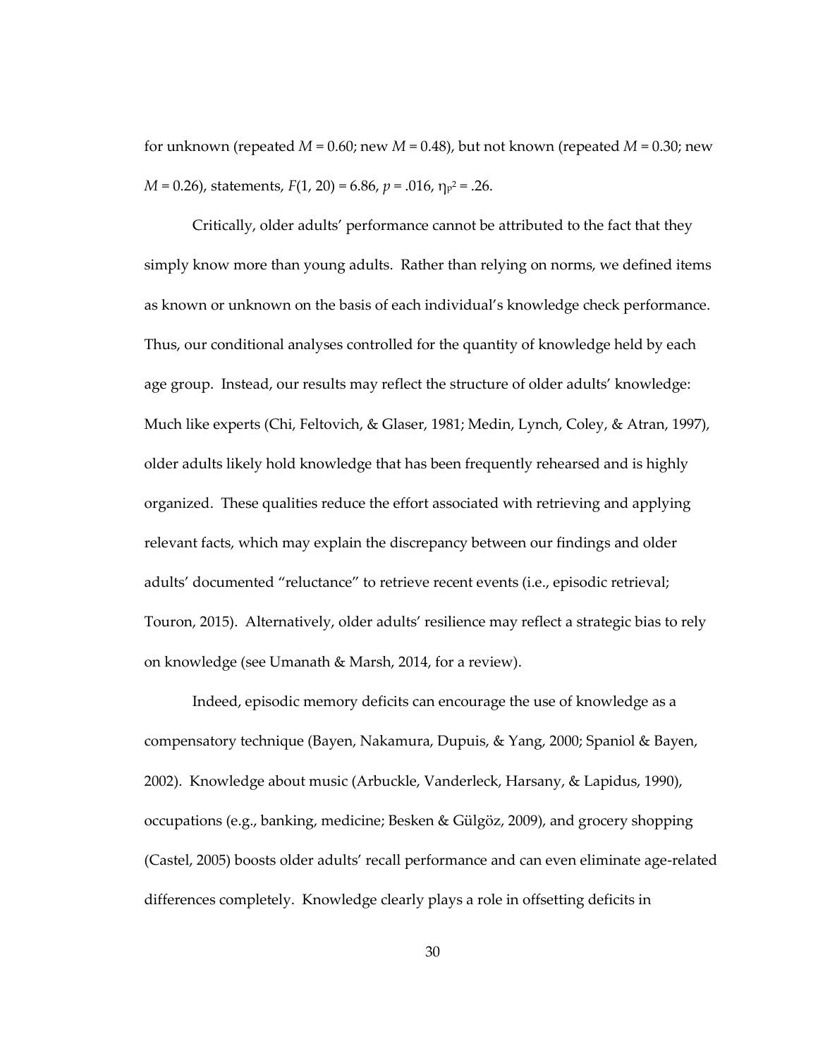for unknown (repeated $M = 0.60$; new $M = 0.48$), but not known (repeated $M = 0.30$; new $M = 0.26$), statements, $F(1, 20) = 6.86$, $p = .016$, $\eta_p^2 = .26$.

Critically, older adults' performance cannot be attributed to the fact that they simply know more than young adults. Rather than relying on norms, we defined items as known or unknown on the basis of each individual's knowledge check performance. Thus, our conditional analyses controlled for the quantity of knowledge held by each age group. Instead, our results may reflect the structure of older adults' knowledge: Much like experts (Chi, Feltovich, & Glaser, 1981; Medin, Lynch, Coley, & Atran, 1997), older adults likely hold knowledge that has been frequently rehearsed and is highly organized. These qualities reduce the effort associated with retrieving and applying relevant facts, which may explain the discrepancy between our findings and older adults' documented "reluctance" to retrieve recent events (i.e., episodic retrieval; Touron, 2015). Alternatively, older adults' resilience may reflect a strategic bias to rely on knowledge (see Umanath & Marsh, 2014, for a review).

Indeed, episodic memory deficits can encourage the use of knowledge as a compensatory technique (Bayen, Nakamura, Dupuis, & Yang, 2000; Spaniol & Bayen, 2002). Knowledge about music (Arbuckle, Vanderleck, Harsany, & Lapidus, 1990), occupations (e.g., banking, medicine; Besken & Gülgöz, 2009), and grocery shopping (Castel, 2005) boosts older adults' recall performance and can even eliminate age-related differences completely. Knowledge clearly plays a role in offsetting deficits in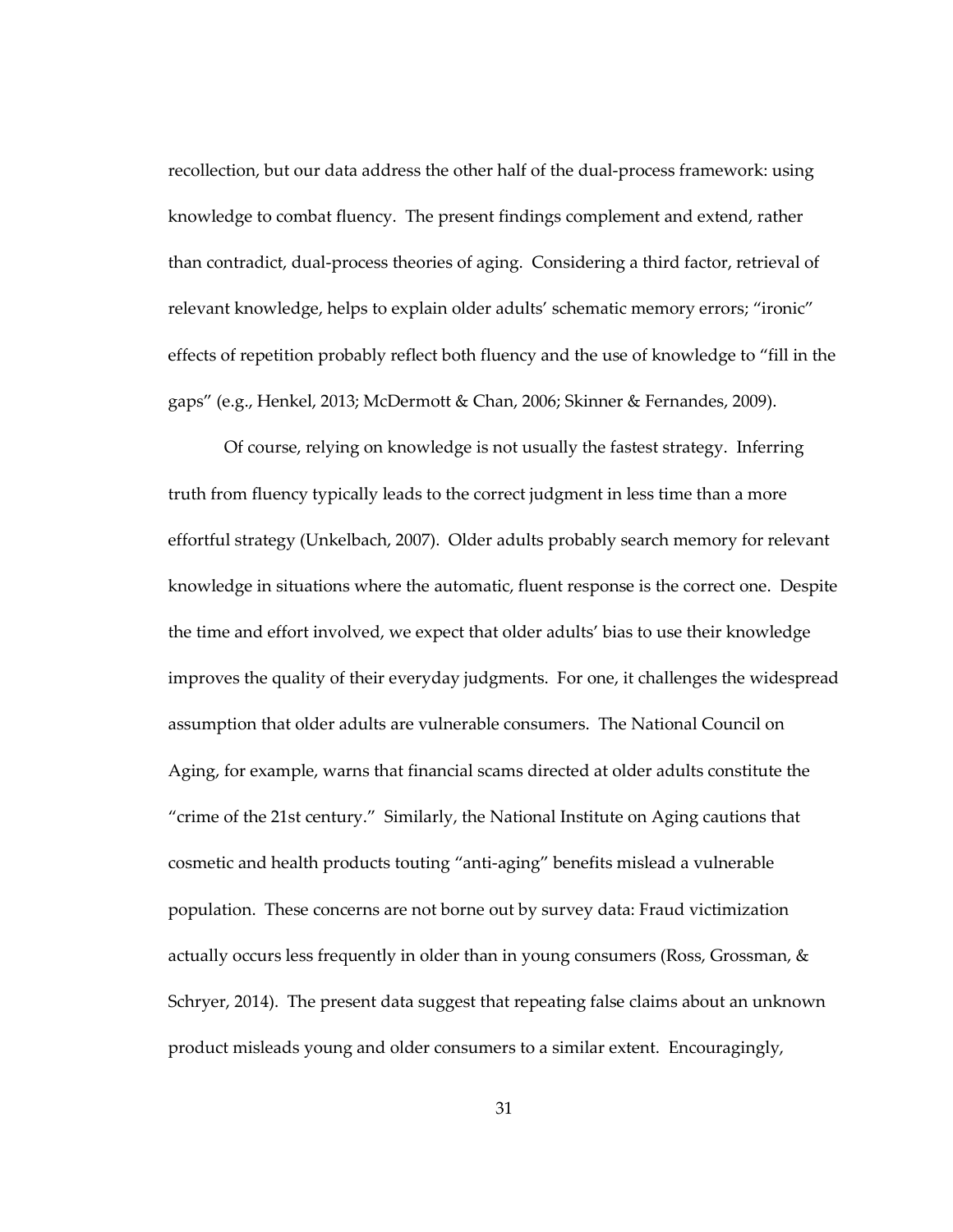recollection, but our data address the other half of the dual-process framework: using knowledge to combat fluency. The present findings complement and extend, rather than contradict, dual-process theories of aging. Considering a third factor, retrieval of relevant knowledge, helps to explain older adults' schematic memory errors; "ironic" effects of repetition probably reflect both fluency and the use of knowledge to "fill in the gaps" (e.g., Henkel, 2013; McDermott & Chan, 2006; Skinner & Fernandes, 2009).

Of course, relying on knowledge is not usually the fastest strategy. Inferring truth from fluency typically leads to the correct judgment in less time than a more effortful strategy (Unkelbach, 2007). Older adults probably search memory for relevant knowledge in situations where the automatic, fluent response is the correct one. Despite the time and effort involved, we expect that older adults' bias to use their knowledge improves the quality of their everyday judgments. For one, it challenges the widespread assumption that older adults are vulnerable consumers. The National Council on Aging, for example, warns that financial scams directed at older adults constitute the "crime of the 21st century." Similarly, the National Institute on Aging cautions that cosmetic and health products touting "anti-aging" benefits mislead a vulnerable population. These concerns are not borne out by survey data: Fraud victimization actually occurs less frequently in older than in young consumers (Ross, Grossman, & Schryer, 2014). The present data suggest that repeating false claims about an unknown product misleads young and older consumers to a similar extent. Encouragingly,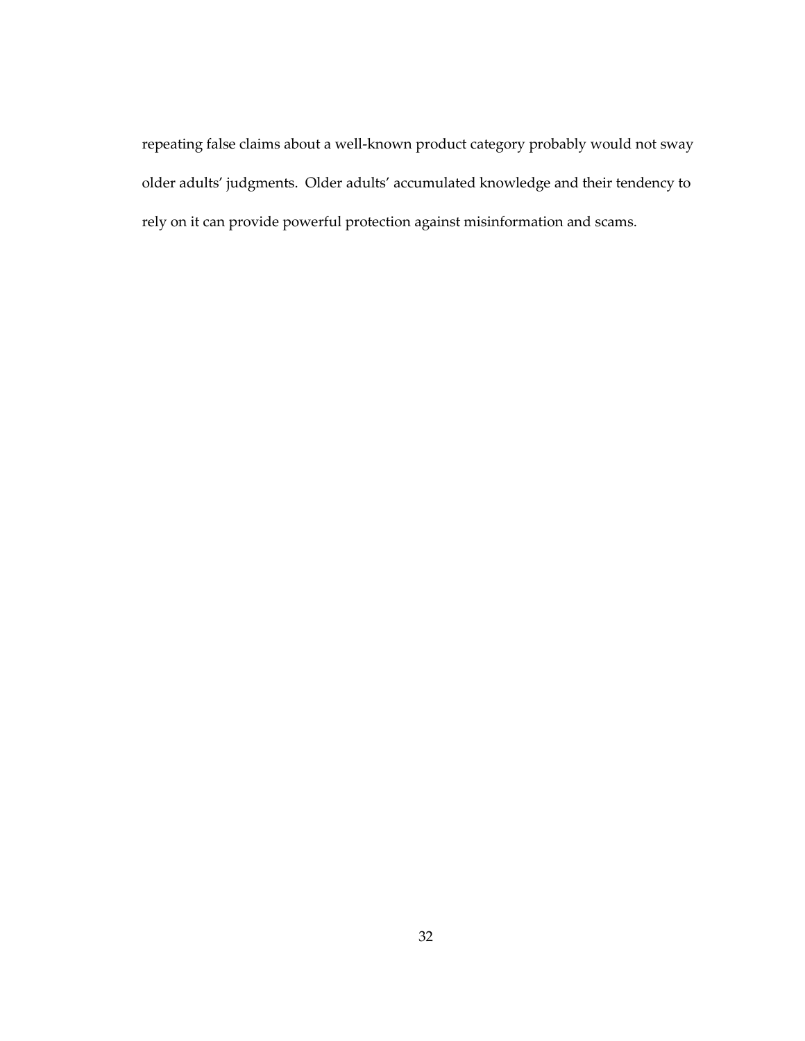repeating false claims about a well-known product category probably would not sway older adults' judgments. Older adults' accumulated knowledge and their tendency to rely on it can provide powerful protection against misinformation and scams.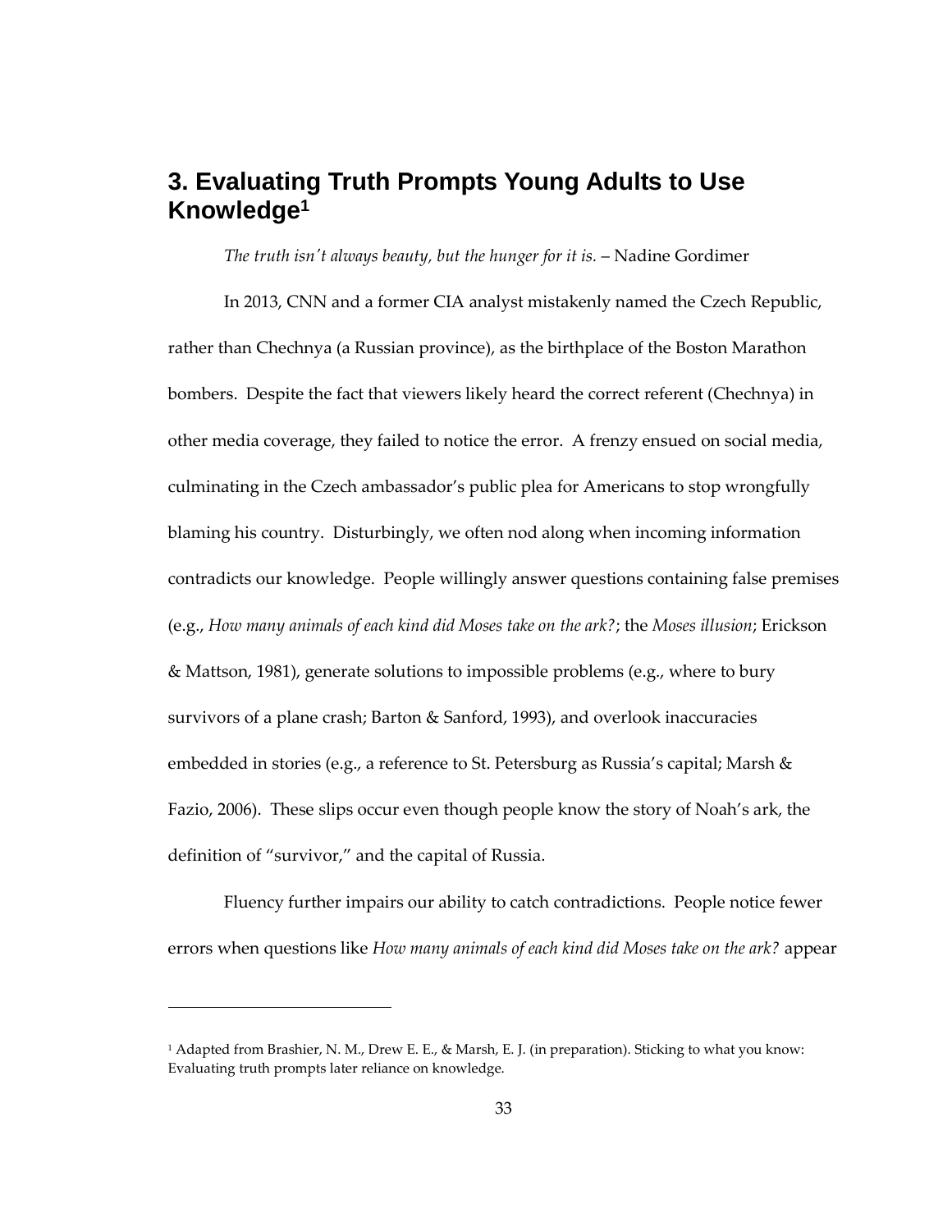# 3. Evaluating Truth Prompts Young Adults to Use Knowledge[1]

*The truth isn't always beauty, but the hunger for it is.* – Nadine Gordimer

In 2013, CNN and a former CIA analyst mistakenly named the Czech Republic, rather than Chechnya (a Russian province), as the birthplace of the Boston Marathon bombers. Despite the fact that viewers likely heard the correct referent (Chechnya) in other media coverage, they failed to notice the error. A frenzy ensued on social media, culminating in the Czech ambassador's public plea for Americans to stop wrongfully blaming his country. Disturbingly, we often nod along when incoming information contradicts our knowledge. People willingly answer questions containing false premises (e.g., *How many animals of each kind did Moses take on the ark?*; the *Moses illusion*; Erickson & Mattson, 1981), generate solutions to impossible problems (e.g., where to bury survivors of a plane crash; Barton & Sanford, 1993), and overlook inaccuracies embedded in stories (e.g., a reference to St. Petersburg as Russia's capital; Marsh & Fazio, 2006). These slips occur even though people know the story of Noah's ark, the definition of "survivor," and the capital of Russia.

Fluency further impairs our ability to catch contradictions. People notice fewer errors when questions like *How many animals of each kind did Moses take on the ark?* appear

---

[1] Adapted from Brashier, N. M., Drew E. E., & Marsh, E. J. (in preparation). Sticking to what you know: Evaluating truth prompts later reliance on knowledge.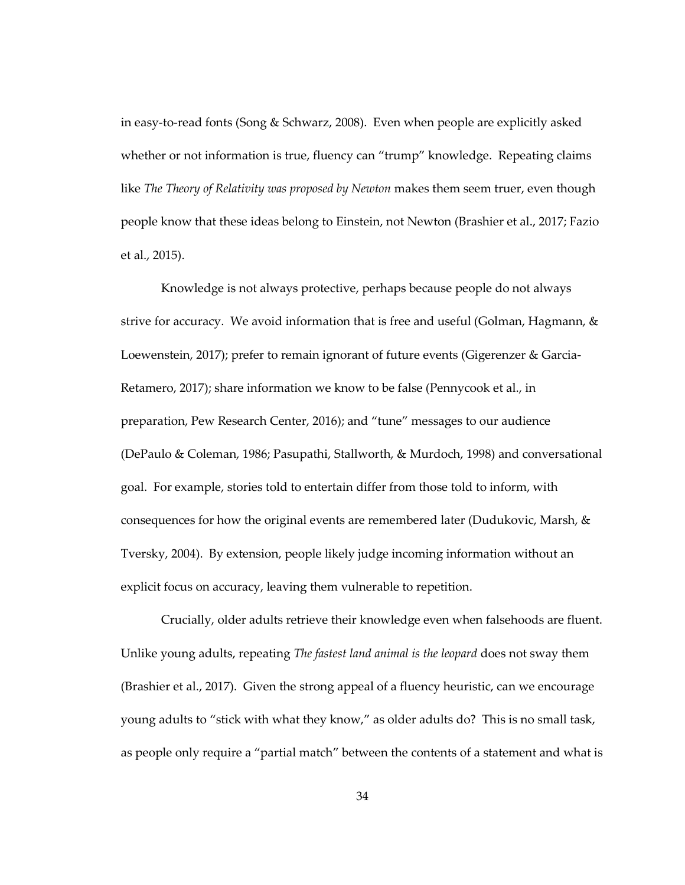in easy-to-read fonts (Song & Schwarz, 2008). Even when people are explicitly asked whether or not information is true, fluency can "trump" knowledge. Repeating claims like *The Theory of Relativity was proposed by Newton* makes them seem truer, even though people know that these ideas belong to Einstein, not Newton (Brashier et al., 2017; Fazio et al., 2015).

Knowledge is not always protective, perhaps because people do not always strive for accuracy. We avoid information that is free and useful (Golman, Hagmann, & Loewenstein, 2017); prefer to remain ignorant of future events (Gigerenzer & Garcia-Retamero, 2017); share information we know to be false (Pennycook et al., in preparation, Pew Research Center, 2016); and "tune" messages to our audience (DePaulo & Coleman, 1986; Pasupathi, Stallworth, & Murdoch, 1998) and conversational goal. For example, stories told to entertain differ from those told to inform, with consequences for how the original events are remembered later (Dudukovic, Marsh, & Tversky, 2004). By extension, people likely judge incoming information without an explicit focus on accuracy, leaving them vulnerable to repetition.

Crucially, older adults retrieve their knowledge even when falsehoods are fluent. Unlike young adults, repeating *The fastest land animal is the leopard* does not sway them (Brashier et al., 2017). Given the strong appeal of a fluency heuristic, can we encourage young adults to "stick with what they know," as older adults do? This is no small task, as people only require a "partial match" between the contents of a statement and what is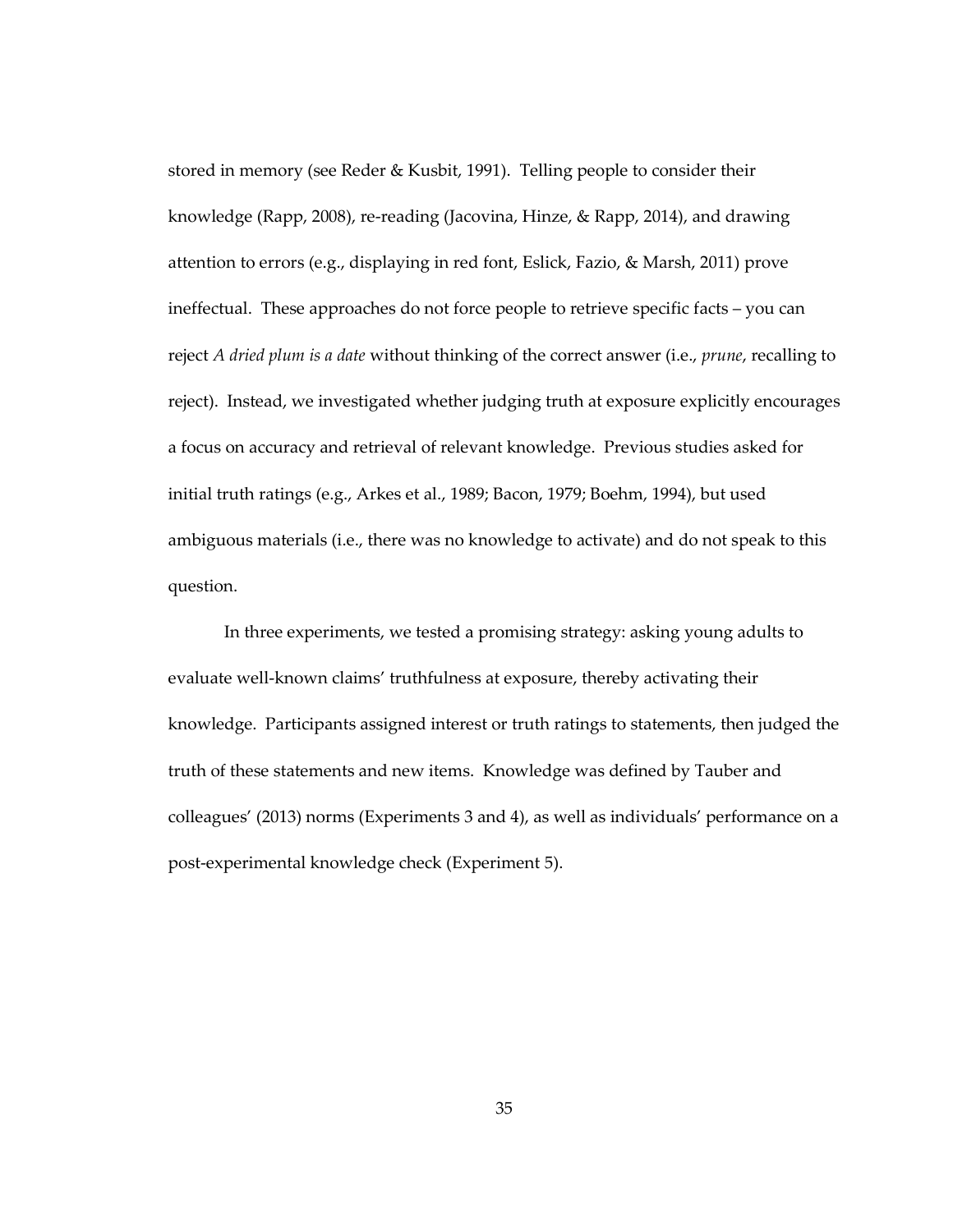stored in memory (see Reder & Kusbit, 1991). Telling people to consider their knowledge (Rapp, 2008), re-reading (Jacovina, Hinze, & Rapp, 2014), and drawing attention to errors (e.g., displaying in red font, Eslick, Fazio, & Marsh, 2011) prove ineffectual. These approaches do not force people to retrieve specific facts – you can reject *A dried plum is a date* without thinking of the correct answer (i.e., *prune*, recalling to reject). Instead, we investigated whether judging truth at exposure explicitly encourages a focus on accuracy and retrieval of relevant knowledge. Previous studies asked for initial truth ratings (e.g., Arkes et al., 1989; Bacon, 1979; Boehm, 1994), but used ambiguous materials (i.e., there was no knowledge to activate) and do not speak to this question.

In three experiments, we tested a promising strategy: asking young adults to evaluate well-known claims' truthfulness at exposure, thereby activating their knowledge. Participants assigned interest or truth ratings to statements, then judged the truth of these statements and new items. Knowledge was defined by Tauber and colleagues' (2013) norms (Experiments 3 and 4), as well as individuals' performance on a post-experimental knowledge check (Experiment 5).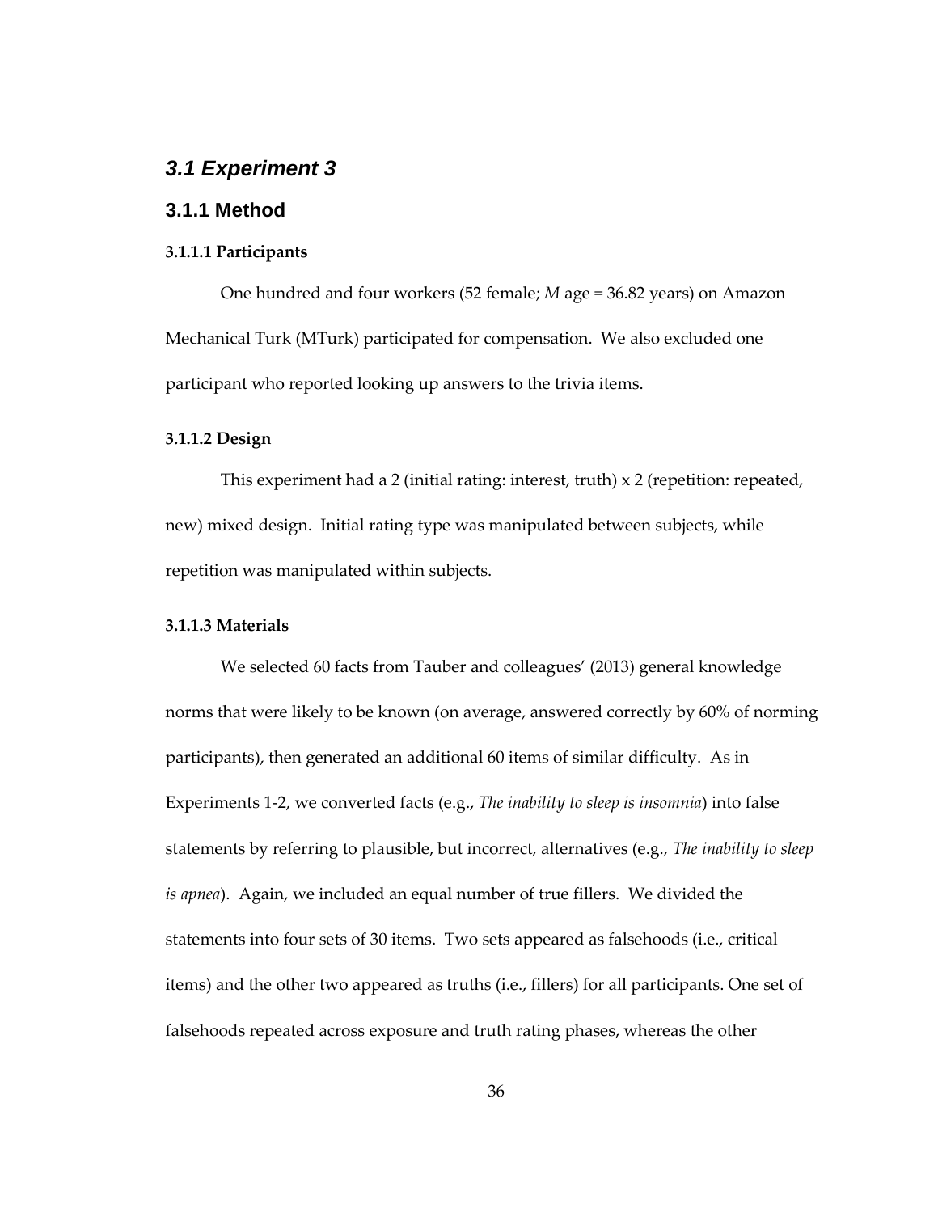## *3.1 Experiment 3*

### 3.1.1 Method

#### 3.1.1.1 Participants

One hundred and four workers (52 female; *M* age = 36.82 years) on Amazon Mechanical Turk (MTurk) participated for compensation. We also excluded one participant who reported looking up answers to the trivia items.

#### 3.1.1.2 Design

This experiment had a 2 (initial rating: interest, truth) x 2 (repetition: repeated, new) mixed design. Initial rating type was manipulated between subjects, while repetition was manipulated within subjects.

#### 3.1.1.3 Materials

We selected 60 facts from Tauber and colleagues' (2013) general knowledge norms that were likely to be known (on average, answered correctly by 60% of norming participants), then generated an additional 60 items of similar difficulty. As in Experiments 1-2, we converted facts (e.g., *The inability to sleep is insomnia*) into false statements by referring to plausible, but incorrect, alternatives (e.g., *The inability to sleep is apnea*). Again, we included an equal number of true fillers. We divided the statements into four sets of 30 items. Two sets appeared as falsehoods (i.e., critical items) and the other two appeared as truths (i.e., fillers) for all participants. One set of falsehoods repeated across exposure and truth rating phases, whereas the other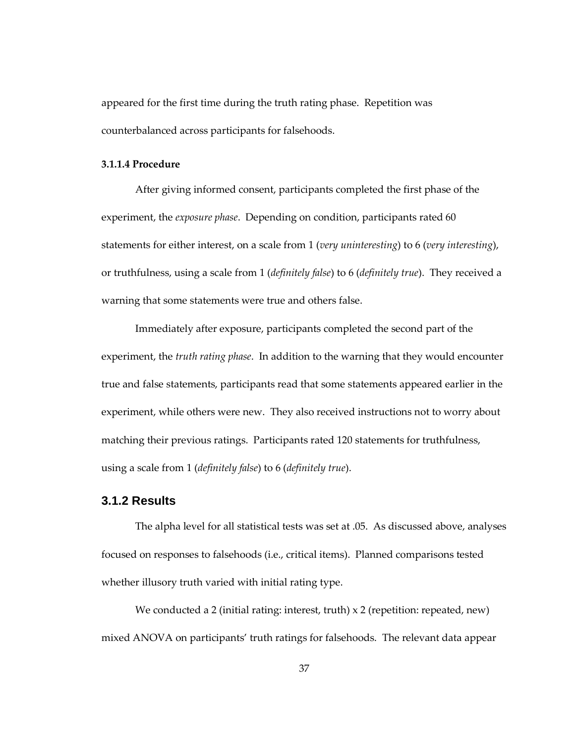appeared for the first time during the truth rating phase. Repetition was counterbalanced across participants for falsehoods.

#### 3.1.1.4 Procedure

After giving informed consent, participants completed the first phase of the experiment, the *exposure phase*. Depending on condition, participants rated 60 statements for either interest, on a scale from 1 (*very uninteresting*) to 6 (*very interesting*), or truthfulness, using a scale from 1 (*definitely false*) to 6 (*definitely true*). They received a warning that some statements were true and others false.

Immediately after exposure, participants completed the second part of the experiment, the *truth rating phase*. In addition to the warning that they would encounter true and false statements, participants read that some statements appeared earlier in the experiment, while others were new. They also received instructions not to worry about matching their previous ratings. Participants rated 120 statements for truthfulness, using a scale from 1 (*definitely false*) to 6 (*definitely true*).

### 3.1.2 Results

The alpha level for all statistical tests was set at .05. As discussed above, analyses focused on responses to falsehoods (i.e., critical items). Planned comparisons tested whether illusory truth varied with initial rating type.

We conducted a 2 (initial rating: interest, truth) x 2 (repetition: repeated, new) mixed ANOVA on participants' truth ratings for falsehoods. The relevant data appear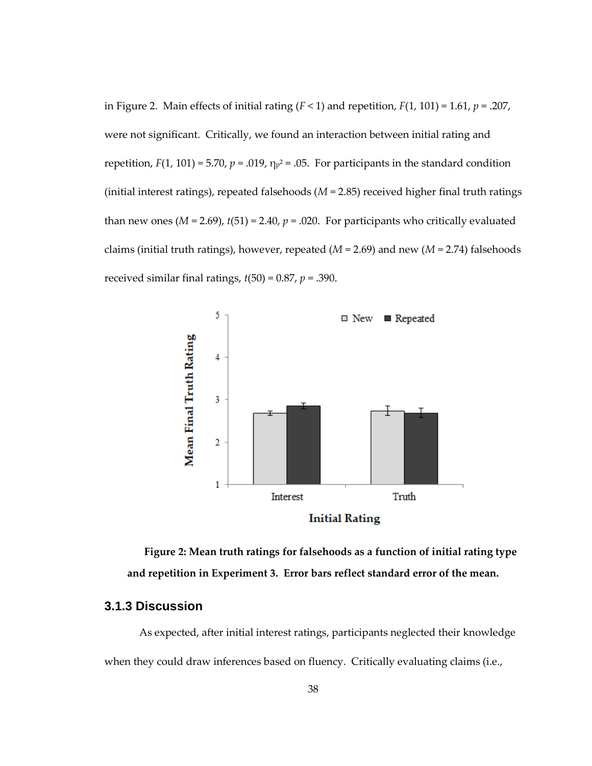in Figure 2. Main effects of initial rating ($F < 1$) and repetition, $F(1, 101) = 1.61$, $p = .207$, were not significant. Critically, we found an interaction between initial rating and repetition, $F(1, 101) = 5.70$, $p = .019$, $\eta_p^2 = .05$. For participants in the standard condition (initial interest ratings), repeated falsehoods ($M = 2.85$) received higher final truth ratings than new ones ($M = 2.69$), $t(51) = 2.40$, $p = .020$. For participants who critically evaluated claims (initial truth ratings), however, repeated ($M = 2.69$) and new ($M = 2.74$) falsehoods received similar final ratings, $t(50) = 0.87$, $p = .390$.

**Figure 2: Mean truth ratings for falsehoods as a function of initial rating type and repetition in Experiment 3. Error bars reflect standard error of the mean.**

### 3.1.3 Discussion

As expected, after initial interest ratings, participants neglected their knowledge when they could draw inferences based on fluency. Critically evaluating claims (i.e.,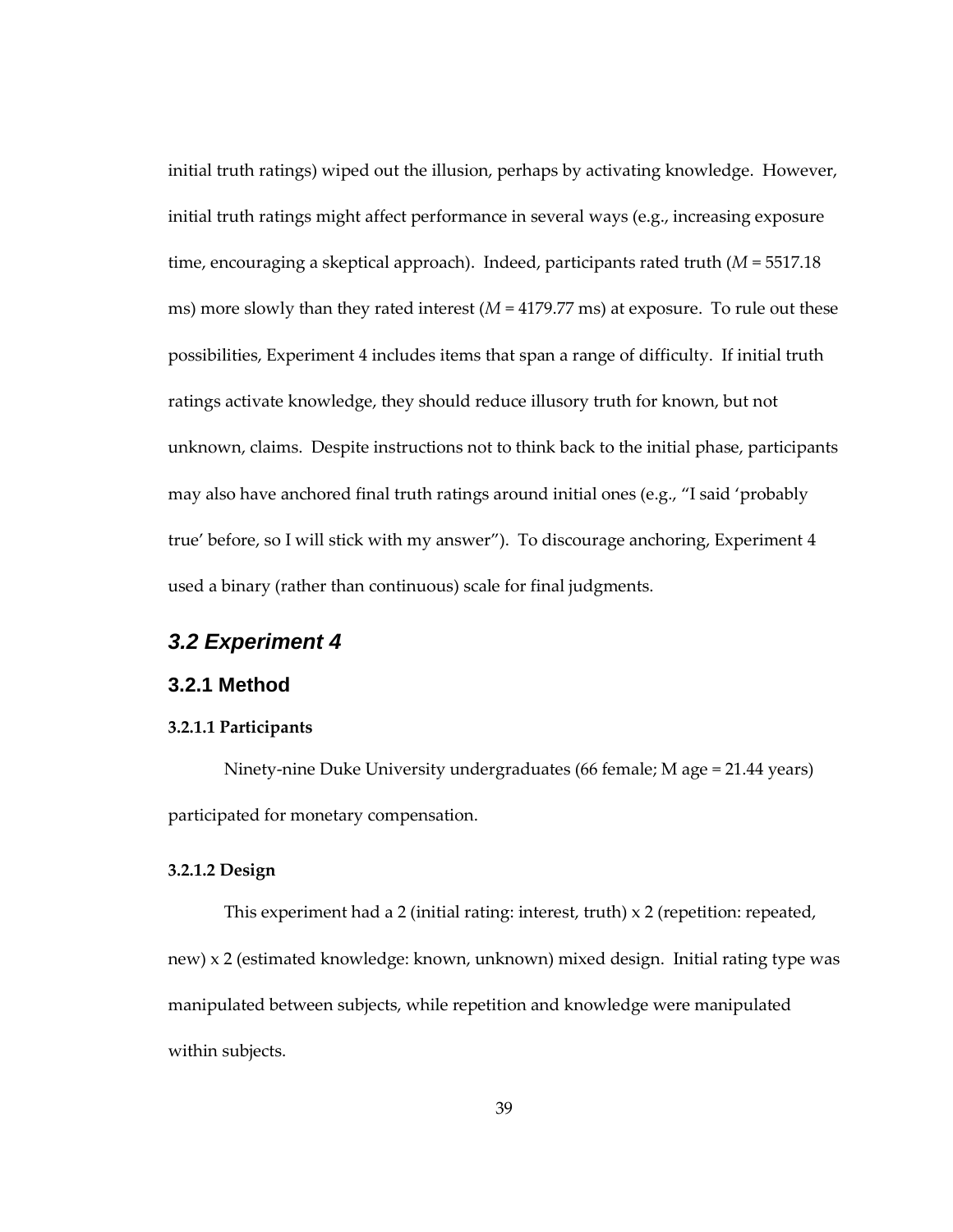initial truth ratings) wiped out the illusion, perhaps by activating knowledge. However, initial truth ratings might affect performance in several ways (e.g., increasing exposure time, encouraging a skeptical approach). Indeed, participants rated truth ($M$ = 5517.18 ms) more slowly than they rated interest ($M$ = 4179.77 ms) at exposure. To rule out these possibilities, Experiment 4 includes items that span a range of difficulty. If initial truth ratings activate knowledge, they should reduce illusory truth for known, but not unknown, claims. Despite instructions not to think back to the initial phase, participants may also have anchored final truth ratings around initial ones (e.g., "I said 'probably true' before, so I will stick with my answer"). To discourage anchoring, Experiment 4 used a binary (rather than continuous) scale for final judgments.

## *3.2 Experiment 4*

### 3.2.1 Method

#### 3.2.1.1 Participants

Ninety-nine Duke University undergraduates (66 female; M age = 21.44 years) participated for monetary compensation.

#### 3.2.1.2 Design

This experiment had a 2 (initial rating: interest, truth) x 2 (repetition: repeated, new) x 2 (estimated knowledge: known, unknown) mixed design. Initial rating type was manipulated between subjects, while repetition and knowledge were manipulated within subjects.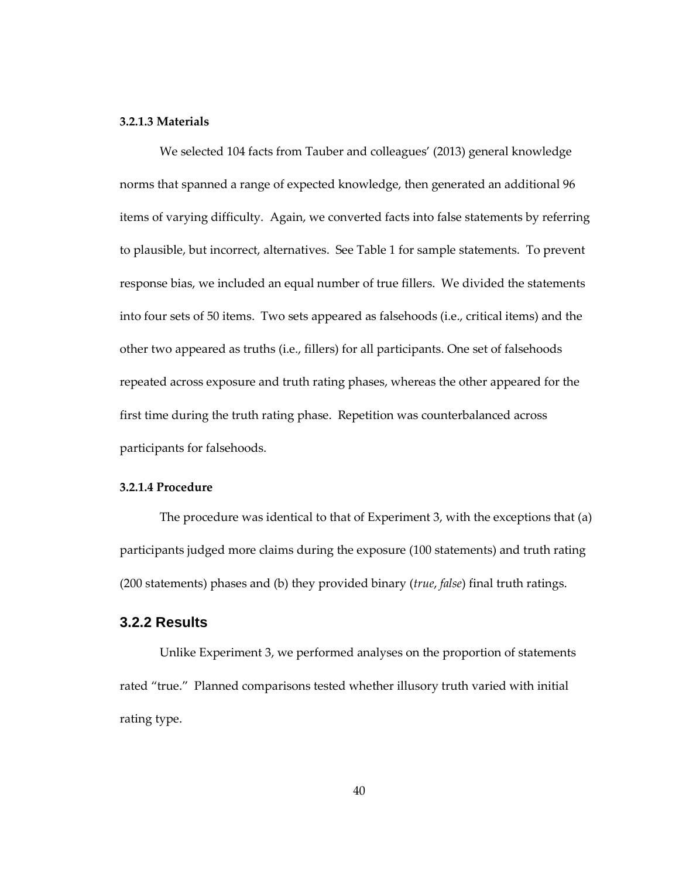#### 3.2.1.3 Materials

We selected 104 facts from Tauber and colleagues' (2013) general knowledge norms that spanned a range of expected knowledge, then generated an additional 96 items of varying difficulty. Again, we converted facts into false statements by referring to plausible, but incorrect, alternatives. See Table 1 for sample statements. To prevent response bias, we included an equal number of true fillers. We divided the statements into four sets of 50 items. Two sets appeared as falsehoods (i.e., critical items) and the other two appeared as truths (i.e., fillers) for all participants. One set of falsehoods repeated across exposure and truth rating phases, whereas the other appeared for the first time during the truth rating phase. Repetition was counterbalanced across participants for falsehoods.

#### 3.2.1.4 Procedure

The procedure was identical to that of Experiment 3, with the exceptions that (a) participants judged more claims during the exposure (100 statements) and truth rating (200 statements) phases and (b) they provided binary (*true*, *false*) final truth ratings.

### 3.2.2 Results

Unlike Experiment 3, we performed analyses on the proportion of statements rated "true." Planned comparisons tested whether illusory truth varied with initial rating type.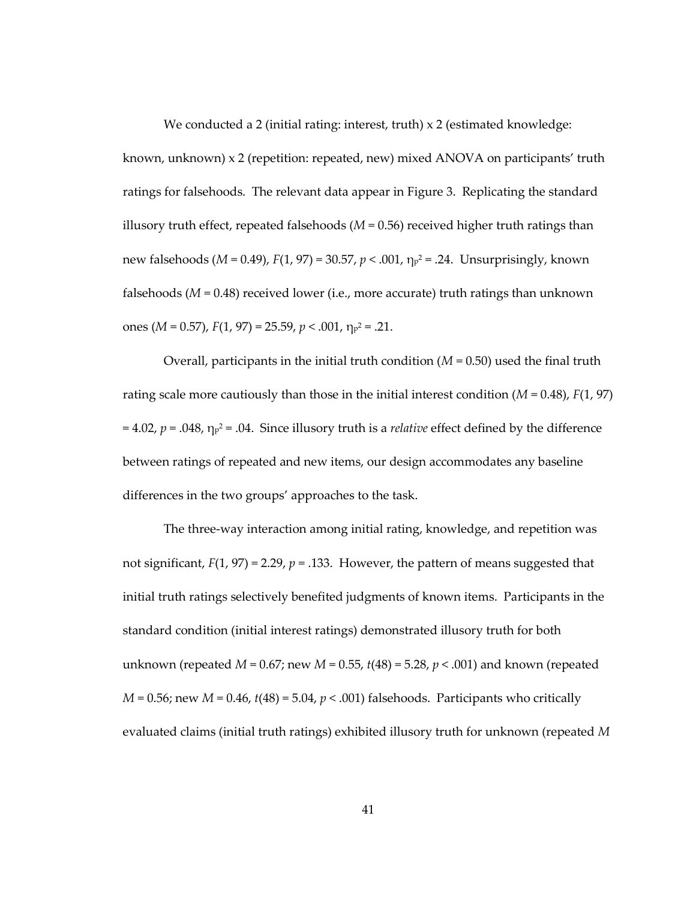We conducted a 2 (initial rating: interest, truth) x 2 (estimated knowledge: known, unknown) x 2 (repetition: repeated, new) mixed ANOVA on participants' truth ratings for falsehoods. The relevant data appear in Figure 3. Replicating the standard illusory truth effect, repeated falsehoods ($M$ = 0.56) received higher truth ratings than new falsehoods ($M$ = 0.49), $F(1, 97) = 30.57$, $p < .001$, $\eta_p^2 = .24$. Unsurprisingly, known falsehoods ($M$ = 0.48) received lower (i.e., more accurate) truth ratings than unknown ones ($M$ = 0.57), $F(1, 97) = 25.59$, $p < .001$, $\eta_p^2 = .21$.

Overall, participants in the initial truth condition ($M$ = 0.50) used the final truth rating scale more cautiously than those in the initial interest condition ($M$ = 0.48), $F(1, 97) = 4.02$, $p = .048$, $\eta_p^2 = .04$. Since illusory truth is a *relative* effect defined by the difference between ratings of repeated and new items, our design accommodates any baseline differences in the two groups' approaches to the task.

The three-way interaction among initial rating, knowledge, and repetition was not significant, $F(1, 97) = 2.29$, $p = .133$. However, the pattern of means suggested that initial truth ratings selectively benefited judgments of known items. Participants in the standard condition (initial interest ratings) demonstrated illusory truth for both unknown (repeated $M$ = 0.67; new $M$ = 0.55, $t(48) = 5.28$, $p < .001$) and known (repeated $M$ = 0.56; new $M$ = 0.46, $t(48) = 5.04$, $p < .001$) falsehoods. Participants who critically evaluated claims (initial truth ratings) exhibited illusory truth for unknown (repeated $M$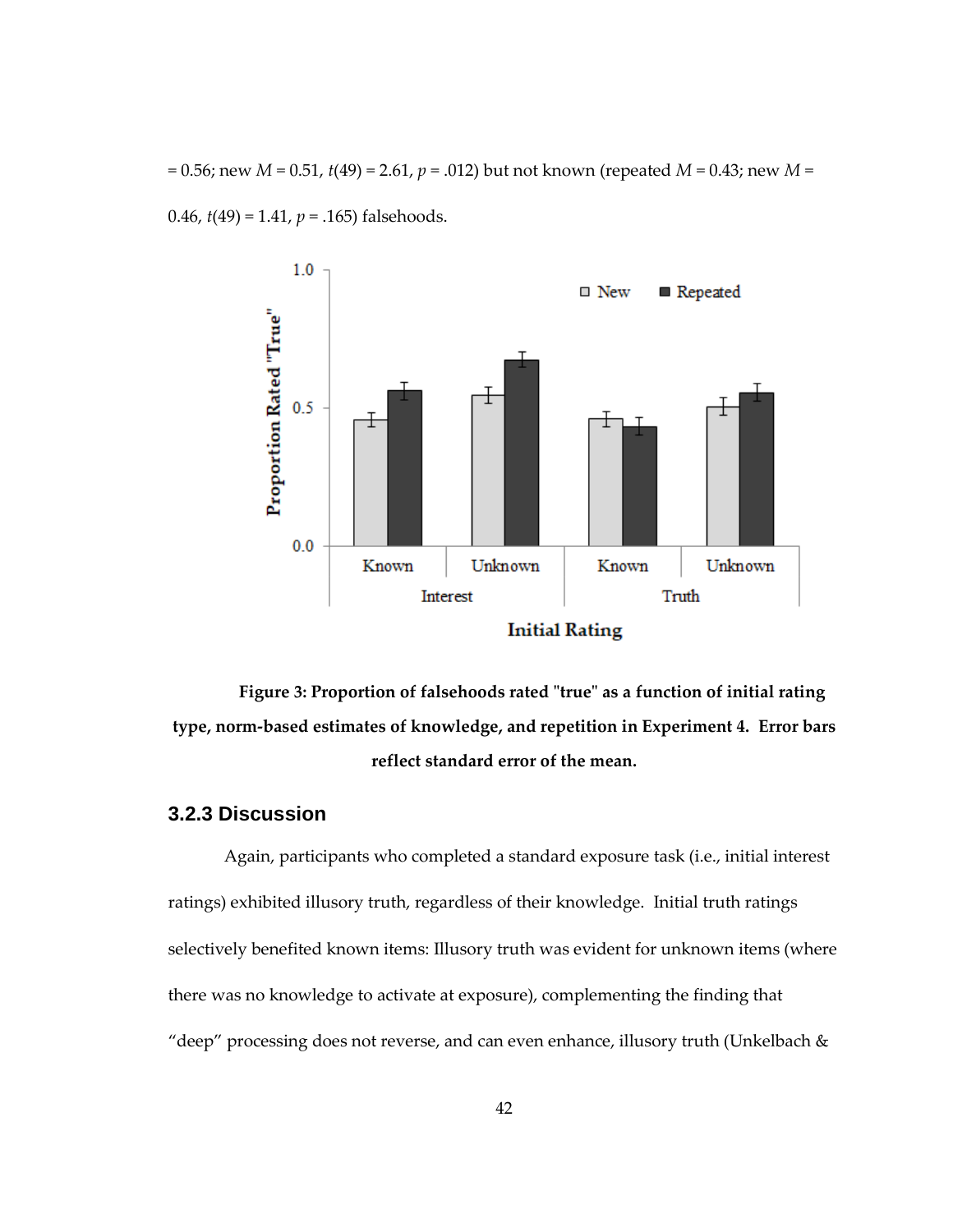= 0.56; new $M$ = 0.51, $t(49) = 2.61$, $p = .012$) but not known (repeated $M$ = 0.43; new $M$ = 0.46, $t(49) = 1.41$, $p = .165$) falsehoods.

**Figure 3: Proportion of falsehoods rated "true" as a function of initial rating type, norm-based estimates of knowledge, and repetition in Experiment 4. Error bars reflect standard error of the mean.**

### 3.2.3 Discussion

Again, participants who completed a standard exposure task (i.e., initial interest ratings) exhibited illusory truth, regardless of their knowledge. Initial truth ratings selectively benefited known items: Illusory truth was evident for unknown items (where there was no knowledge to activate at exposure), complementing the finding that "deep" processing does not reverse, and can even enhance, illusory truth (Unkelbach &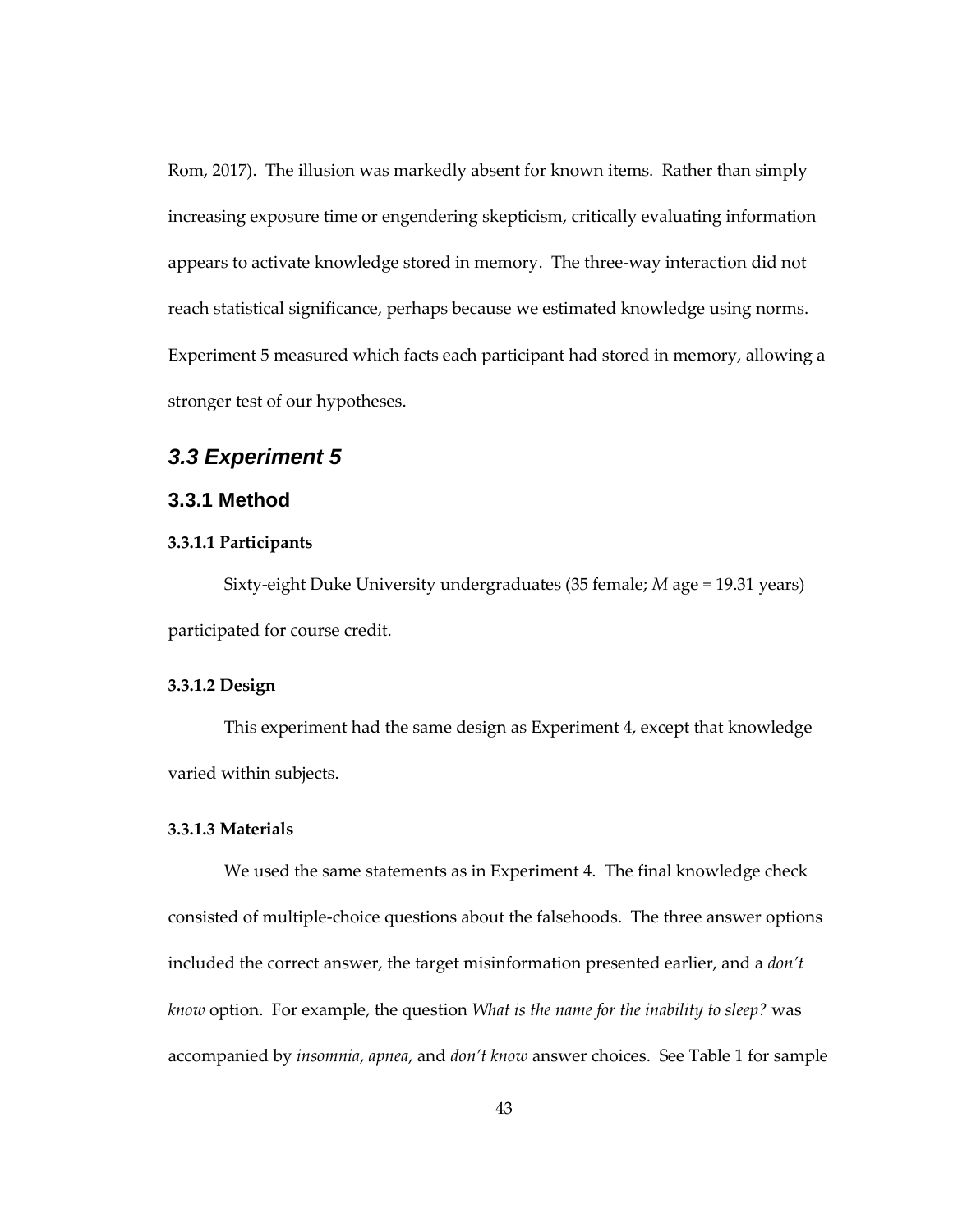Rom, 2017). The illusion was markedly absent for known items. Rather than simply increasing exposure time or engendering skepticism, critically evaluating information appears to activate knowledge stored in memory. The three-way interaction did not reach statistical significance, perhaps because we estimated knowledge using norms. Experiment 5 measured which facts each participant had stored in memory, allowing a stronger test of our hypotheses.

## 3.3 Experiment 5

### 3.3.1 Method

#### 3.3.1.1 Participants

Sixty-eight Duke University undergraduates (35 female; *M* age = 19.31 years) participated for course credit.

#### 3.3.1.2 Design

This experiment had the same design as Experiment 4, except that knowledge varied within subjects.

#### 3.3.1.3 Materials

We used the same statements as in Experiment 4. The final knowledge check consisted of multiple-choice questions about the falsehoods. The three answer options included the correct answer, the target misinformation presented earlier, and a *don't know* option. For example, the question *What is the name for the inability to sleep?* was accompanied by *insomnia*, *apnea*, and *don't know* answer choices. See Table 1 for sample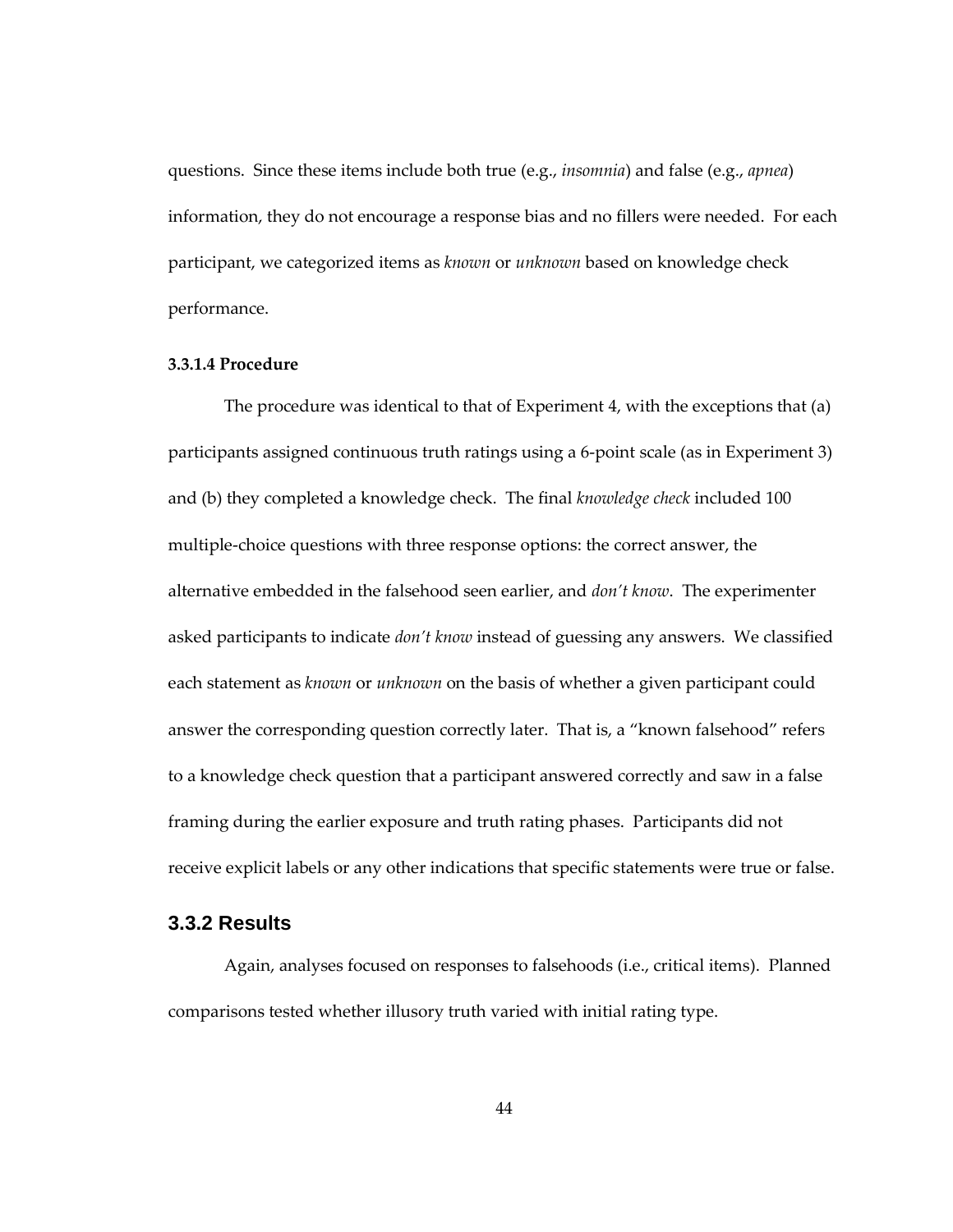questions. Since these items include both true (e.g., *insomnia*) and false (e.g., *apnea*) information, they do not encourage a response bias and no fillers were needed. For each participant, we categorized items as *known* or *unknown* based on knowledge check performance.

#### 3.3.1.4 Procedure

The procedure was identical to that of Experiment 4, with the exceptions that (a) participants assigned continuous truth ratings using a 6-point scale (as in Experiment 3) and (b) they completed a knowledge check. The final *knowledge check* included 100 multiple-choice questions with three response options: the correct answer, the alternative embedded in the falsehood seen earlier, and *don't know*. The experimenter asked participants to indicate *don't know* instead of guessing any answers. We classified each statement as *known* or *unknown* on the basis of whether a given participant could answer the corresponding question correctly later. That is, a "known falsehood" refers to a knowledge check question that a participant answered correctly and saw in a false framing during the earlier exposure and truth rating phases. Participants did not receive explicit labels or any other indications that specific statements were true or false.

### 3.3.2 Results

Again, analyses focused on responses to falsehoods (i.e., critical items). Planned comparisons tested whether illusory truth varied with initial rating type.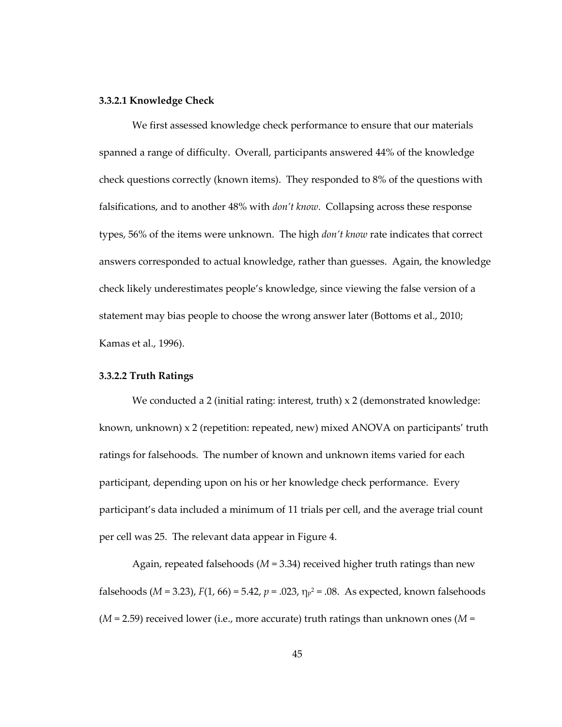#### 3.3.2.1 Knowledge Check

We first assessed knowledge check performance to ensure that our materials spanned a range of difficulty. Overall, participants answered 44% of the knowledge check questions correctly (known items). They responded to 8% of the questions with falsifications, and to another 48% with *don't know*. Collapsing across these response types, 56% of the items were unknown. The high *don't know* rate indicates that correct answers corresponded to actual knowledge, rather than guesses. Again, the knowledge check likely underestimates people's knowledge, since viewing the false version of a statement may bias people to choose the wrong answer later (Bottoms et al., 2010; Kamas et al., 1996).

#### 3.3.2.2 Truth Ratings

We conducted a 2 (initial rating: interest, truth) x 2 (demonstrated knowledge: known, unknown) x 2 (repetition: repeated, new) mixed ANOVA on participants' truth ratings for falsehoods. The number of known and unknown items varied for each participant, depending upon on his or her knowledge check performance. Every participant's data included a minimum of 11 trials per cell, and the average trial count per cell was 25. The relevant data appear in Figure 4.

Again, repeated falsehoods ($M$ = 3.34) received higher truth ratings than new falsehoods ($M$ = 3.23), $F(1, 66) = 5.42$, $p = .023$, $\eta_p^2 = .08$. As expected, known falsehoods ($M$ = 2.59) received lower (i.e., more accurate) truth ratings than unknown ones ($M$ =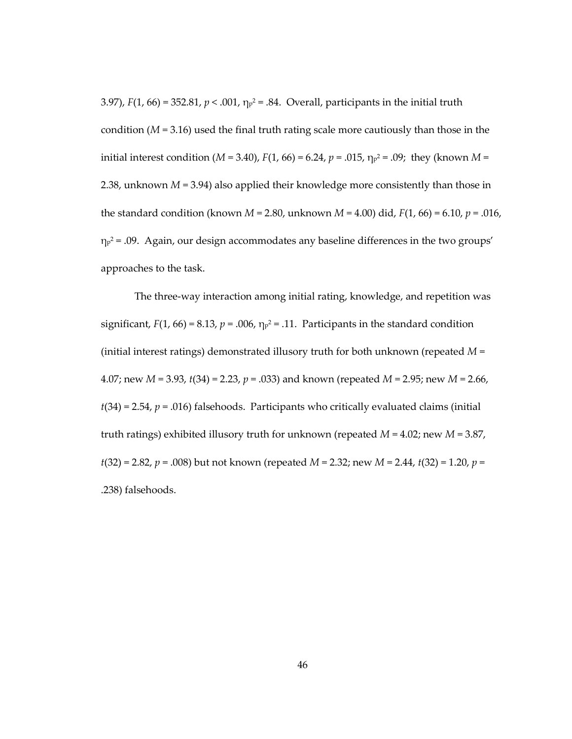3.97), $F(1, 66) = 352.81$, $p < .001$, $\eta_p^2 = .84$. Overall, participants in the initial truth condition ($M = 3.16$) used the final truth rating scale more cautiously than those in the initial interest condition ($M = 3.40$), $F(1, 66) = 6.24$, $p = .015$, $\eta_p^2 = .09$; they (known $M$ = 2.38, unknown $M = 3.94$) also applied their knowledge more consistently than those in the standard condition (known $M = 2.80$, unknown $M = 4.00$) did, $F(1, 66) = 6.10$, $p = .016$, $\eta_p^2 = .09$. Again, our design accommodates any baseline differences in the two groups' approaches to the task.

The three-way interaction among initial rating, knowledge, and repetition was significant, $F(1, 66) = 8.13$, $p = .006$, $\eta_p^2 = .11$. Participants in the standard condition (initial interest ratings) demonstrated illusory truth for both unknown (repeated $M$ = 4.07; new $M = 3.93$, $t(34) = 2.23$, $p = .033$) and known (repeated $M = 2.95$; new $M = 2.66$, $t(34) = 2.54$, $p = .016$) falsehoods. Participants who critically evaluated claims (initial truth ratings) exhibited illusory truth for unknown (repeated $M = 4.02$; new $M = 3.87$, $t(32) = 2.82$, $p = .008$) but not known (repeated $M = 2.32$; new $M = 2.44$, $t(32) = 1.20$, $p$ = .238) falsehoods.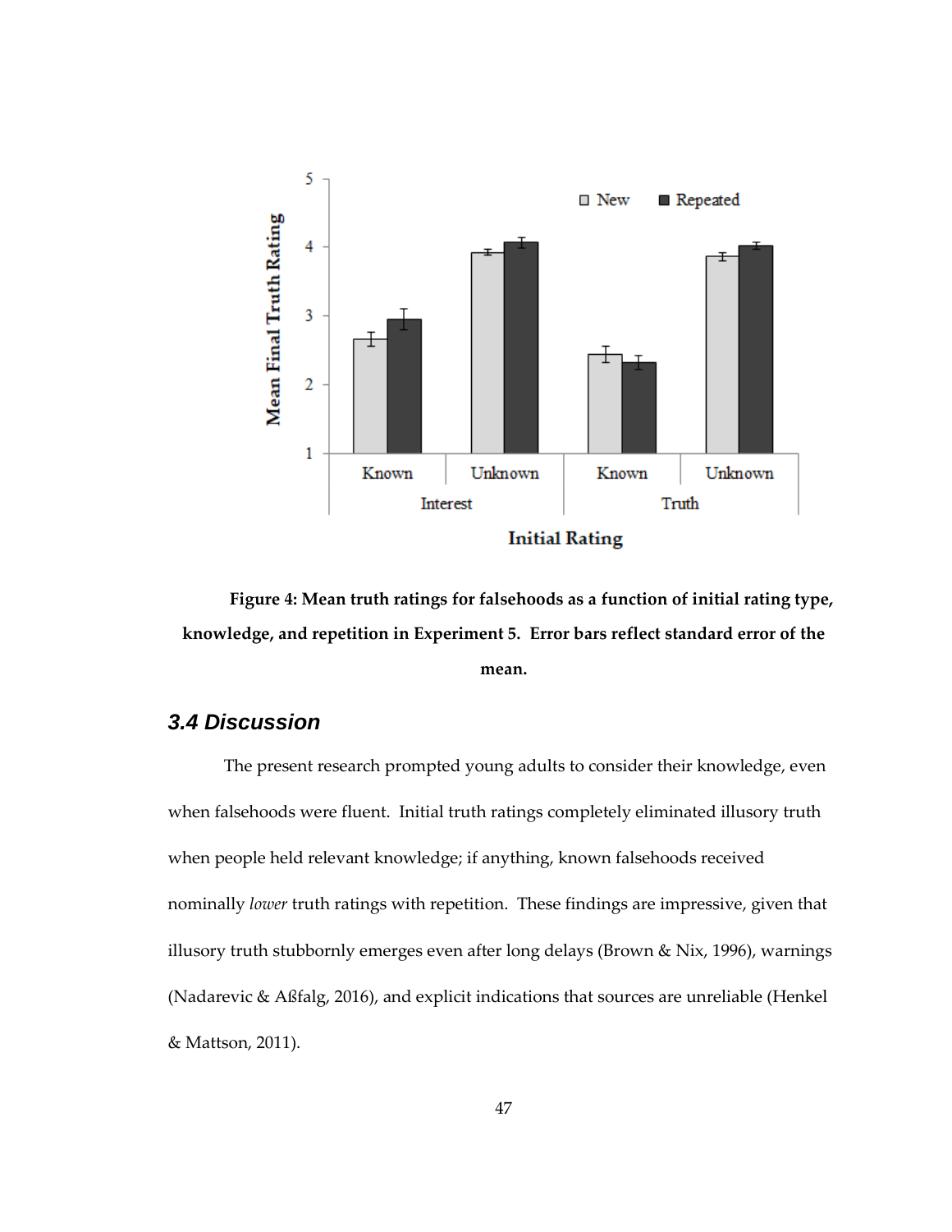**Figure 4: Mean truth ratings for falsehoods as a function of initial rating type, knowledge, and repetition in Experiment 5. Error bars reflect standard error of the mean.**

### 3.4 Discussion

The present research prompted young adults to consider their knowledge, even when falsehoods were fluent. Initial truth ratings completely eliminated illusory truth when people held relevant knowledge; if anything, known falsehoods received nominally *lower* truth ratings with repetition. These findings are impressive, given that illusory truth stubbornly emerges even after long delays (Brown & Nix, 1996), warnings (Nadarevic & Aßfalg, 2016), and explicit indications that sources are unreliable (Henkel & Mattson, 2011).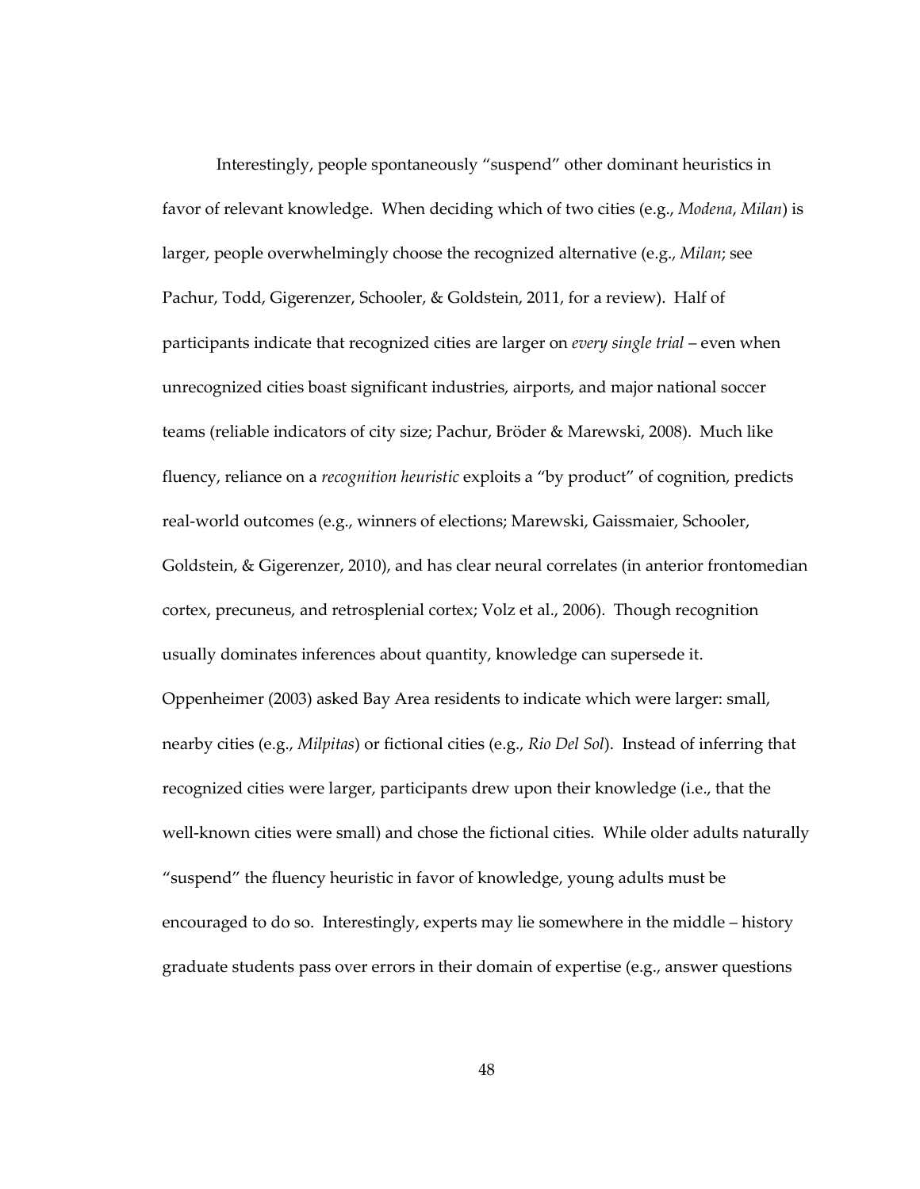Interestingly, people spontaneously "suspend" other dominant heuristics in favor of relevant knowledge. When deciding which of two cities (e.g., *Modena*, *Milan*) is larger, people overwhelmingly choose the recognized alternative (e.g., *Milan*; see Pachur, Todd, Gigerenzer, Schooler, & Goldstein, 2011, for a review). Half of participants indicate that recognized cities are larger on *every single trial* – even when unrecognized cities boast significant industries, airports, and major national soccer teams (reliable indicators of city size; Pachur, Bröder & Marewski, 2008). Much like fluency, reliance on a *recognition heuristic* exploits a "by product" of cognition, predicts real-world outcomes (e.g., winners of elections; Marewski, Gaissmaier, Schooler, Goldstein, & Gigerenzer, 2010), and has clear neural correlates (in anterior frontomedian cortex, precuneus, and retrosplenial cortex; Volz et al., 2006). Though recognition usually dominates inferences about quantity, knowledge can supersede it. Oppenheimer (2003) asked Bay Area residents to indicate which were larger: small, nearby cities (e.g., *Milpitas*) or fictional cities (e.g., *Rio Del Sol*). Instead of inferring that recognized cities were larger, participants drew upon their knowledge (i.e., that the well-known cities were small) and chose the fictional cities. While older adults naturally "suspend" the fluency heuristic in favor of knowledge, young adults must be encouraged to do so. Interestingly, experts may lie somewhere in the middle – history graduate students pass over errors in their domain of expertise (e.g., answer questions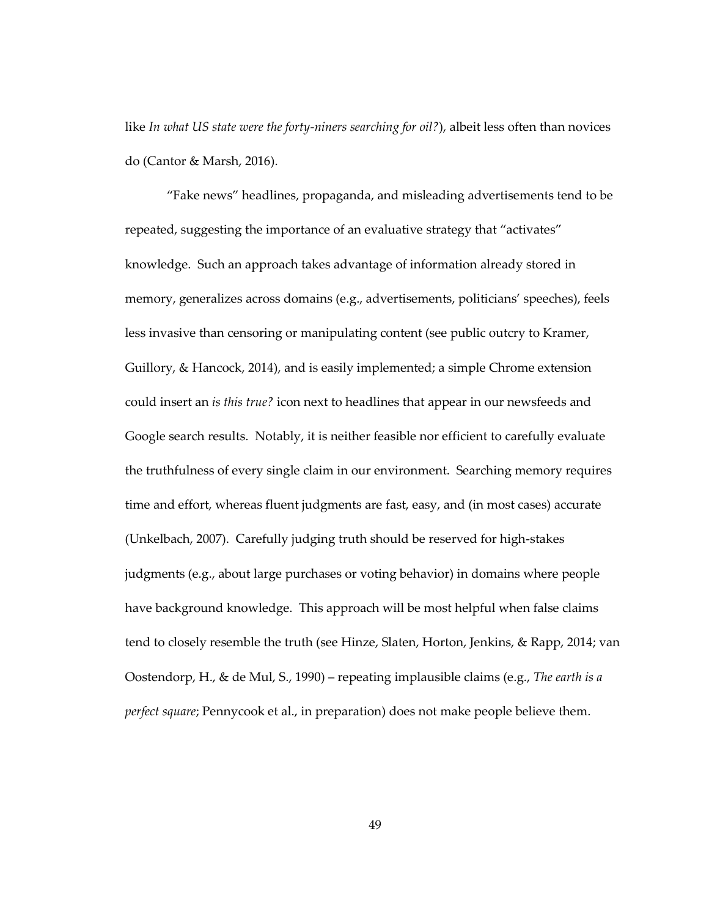like *In what US state were the forty-niners searching for oil?*), albeit less often than novices do (Cantor & Marsh, 2016).

"Fake news" headlines, propaganda, and misleading advertisements tend to be repeated, suggesting the importance of an evaluative strategy that "activates" knowledge. Such an approach takes advantage of information already stored in memory, generalizes across domains (e.g., advertisements, politicians' speeches), feels less invasive than censoring or manipulating content (see public outcry to Kramer, Guillory, & Hancock, 2014), and is easily implemented; a simple Chrome extension could insert an *is this true?* icon next to headlines that appear in our newsfeeds and Google search results. Notably, it is neither feasible nor efficient to carefully evaluate the truthfulness of every single claim in our environment. Searching memory requires time and effort, whereas fluent judgments are fast, easy, and (in most cases) accurate (Unkelbach, 2007). Carefully judging truth should be reserved for high-stakes judgments (e.g., about large purchases or voting behavior) in domains where people have background knowledge. This approach will be most helpful when false claims tend to closely resemble the truth (see Hinze, Slaten, Horton, Jenkins, & Rapp, 2014; van Oostendorp, H., & de Mul, S., 1990) – repeating implausible claims (e.g., *The earth is a perfect square*; Pennycook et al., in preparation) does not make people believe them.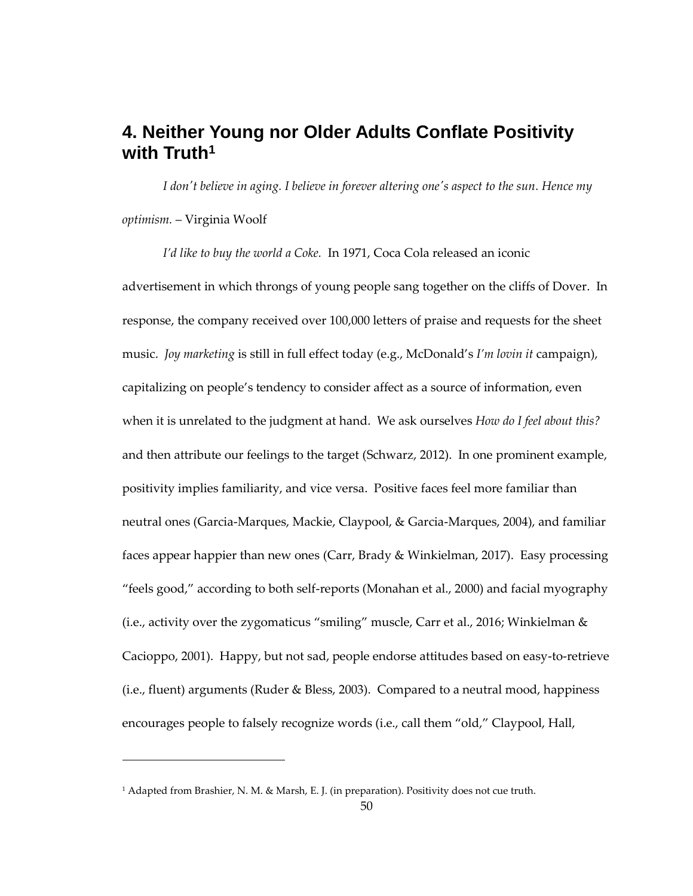# 4. Neither Young nor Older Adults Conflate Positivity with Truth[1]

*I don't believe in aging. I believe in forever altering one's aspect to the sun. Hence my optimism.* – Virginia Woolf

*I'd like to buy the world a Coke.* In 1971, Coca Cola released an iconic advertisement in which throngs of young people sang together on the cliffs of Dover. In response, the company received over 100,000 letters of praise and requests for the sheet music. *Joy marketing* is still in full effect today (e.g., McDonald's *I'm lovin it* campaign), capitalizing on people's tendency to consider affect as a source of information, even when it is unrelated to the judgment at hand. We ask ourselves *How do I feel about this?* and then attribute our feelings to the target (Schwarz, 2012). In one prominent example, positivity implies familiarity, and vice versa. Positive faces feel more familiar than neutral ones (Garcia-Marques, Mackie, Claypool, & Garcia-Marques, 2004), and familiar faces appear happier than new ones (Carr, Brady & Winkielman, 2017). Easy processing "feels good," according to both self-reports (Monahan et al., 2000) and facial myography (i.e., activity over the zygomaticus "smiling" muscle, Carr et al., 2016; Winkielman & Cacioppo, 2001). Happy, but not sad, people endorse attitudes based on easy-to-retrieve (i.e., fluent) arguments (Ruder & Bless, 2003). Compared to a neutral mood, happiness encourages people to falsely recognize words (i.e., call them "old," Claypool, Hall,

[1] Adapted from Brashier, N. M. & Marsh, E. J. (in preparation). Positivity does not cue truth.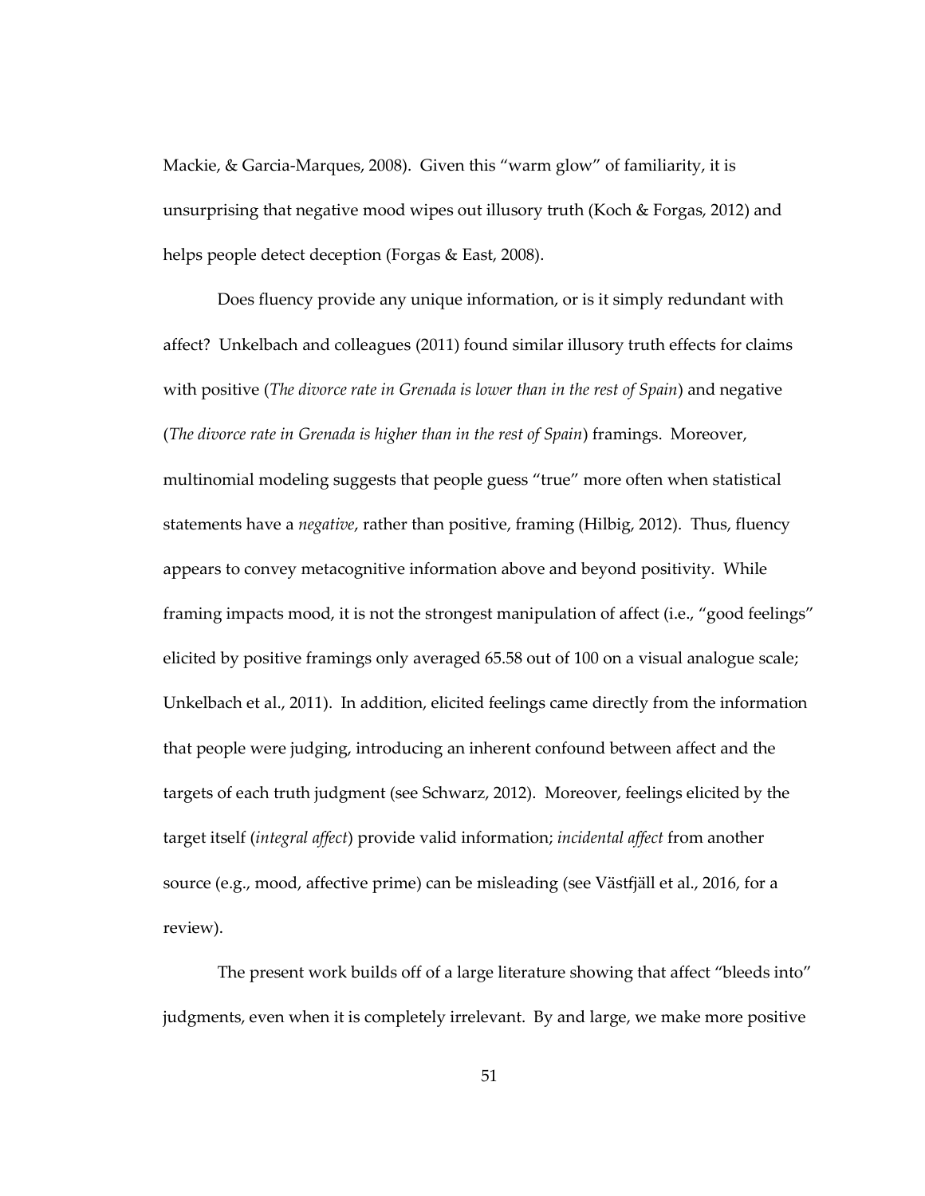Mackie, & Garcia-Marques, 2008). Given this "warm glow" of familiarity, it is unsurprising that negative mood wipes out illusory truth (Koch & Forgas, 2012) and helps people detect deception (Forgas & East, 2008).

Does fluency provide any unique information, or is it simply redundant with affect? Unkelbach and colleagues (2011) found similar illusory truth effects for claims with positive (*The divorce rate in Grenada is lower than in the rest of Spain*) and negative (*The divorce rate in Grenada is higher than in the rest of Spain*) framings. Moreover, multinomial modeling suggests that people guess "true" more often when statistical statements have a *negative*, rather than positive, framing (Hilbig, 2012). Thus, fluency appears to convey metacognitive information above and beyond positivity. While framing impacts mood, it is not the strongest manipulation of affect (i.e., "good feelings" elicited by positive framings only averaged 65.58 out of 100 on a visual analogue scale; Unkelbach et al., 2011). In addition, elicited feelings came directly from the information that people were judging, introducing an inherent confound between affect and the targets of each truth judgment (see Schwarz, 2012). Moreover, feelings elicited by the target itself (*integral affect*) provide valid information; *incidental affect* from another source (e.g., mood, affective prime) can be misleading (see Västfjäll et al., 2016, for a review).

The present work builds off of a large literature showing that affect "bleeds into" judgments, even when it is completely irrelevant. By and large, we make more positive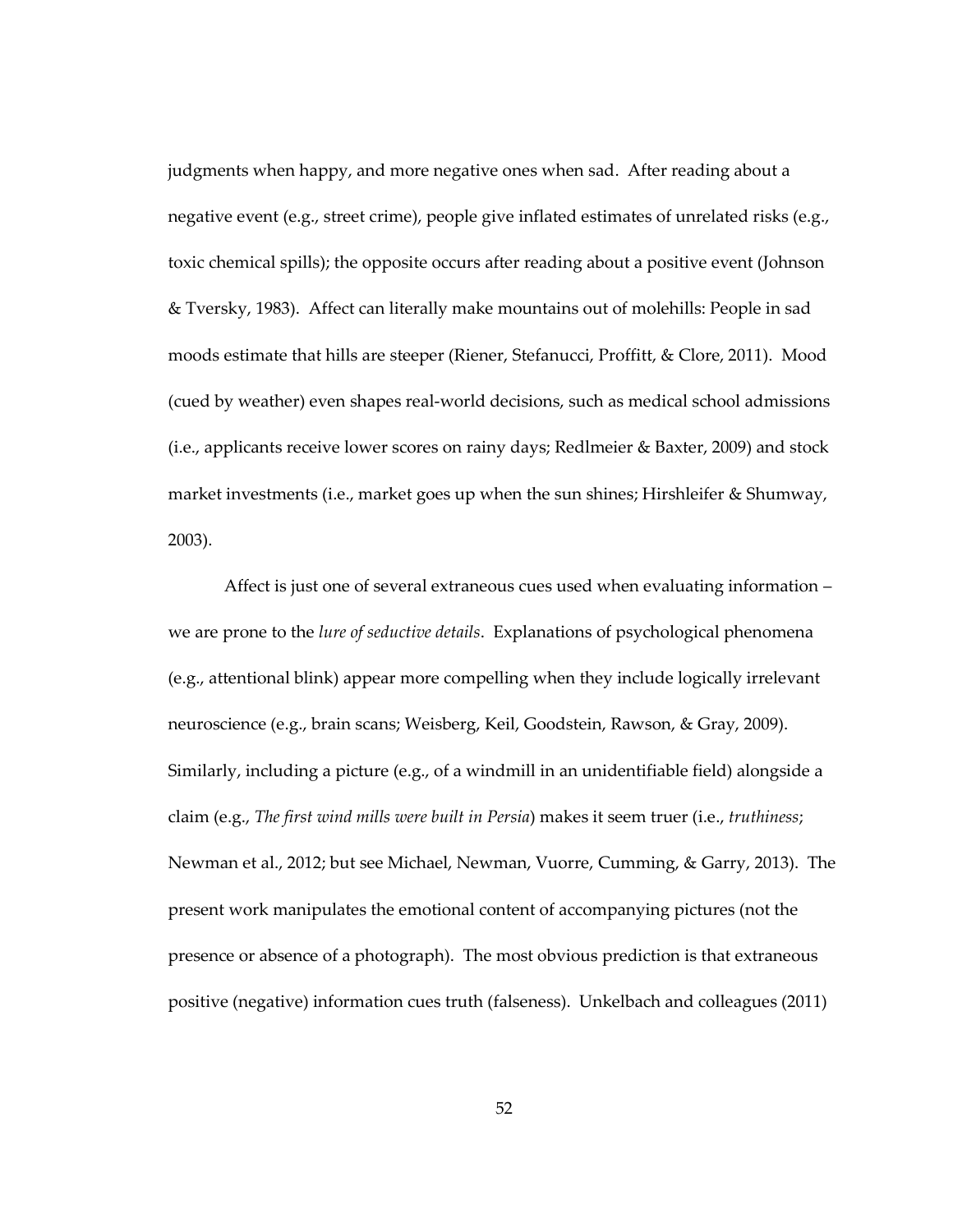judgments when happy, and more negative ones when sad. After reading about a negative event (e.g., street crime), people give inflated estimates of unrelated risks (e.g., toxic chemical spills); the opposite occurs after reading about a positive event (Johnson & Tversky, 1983). Affect can literally make mountains out of molehills: People in sad moods estimate that hills are steeper (Riener, Stefanucci, Proffitt, & Clore, 2011). Mood (cued by weather) even shapes real-world decisions, such as medical school admissions (i.e., applicants receive lower scores on rainy days; Redlmeier & Baxter, 2009) and stock market investments (i.e., market goes up when the sun shines; Hirshleifer & Shumway, 2003).

Affect is just one of several extraneous cues used when evaluating information – we are prone to the *lure of seductive details*. Explanations of psychological phenomena (e.g., attentional blink) appear more compelling when they include logically irrelevant neuroscience (e.g., brain scans; Weisberg, Keil, Goodstein, Rawson, & Gray, 2009). Similarly, including a picture (e.g., of a windmill in an unidentifiable field) alongside a claim (e.g., *The first wind mills were built in Persia*) makes it seem truer (i.e., *truthiness*; Newman et al., 2012; but see Michael, Newman, Vuorre, Cumming, & Garry, 2013). The present work manipulates the emotional content of accompanying pictures (not the presence or absence of a photograph). The most obvious prediction is that extraneous positive (negative) information cues truth (falseness). Unkelbach and colleagues (2011)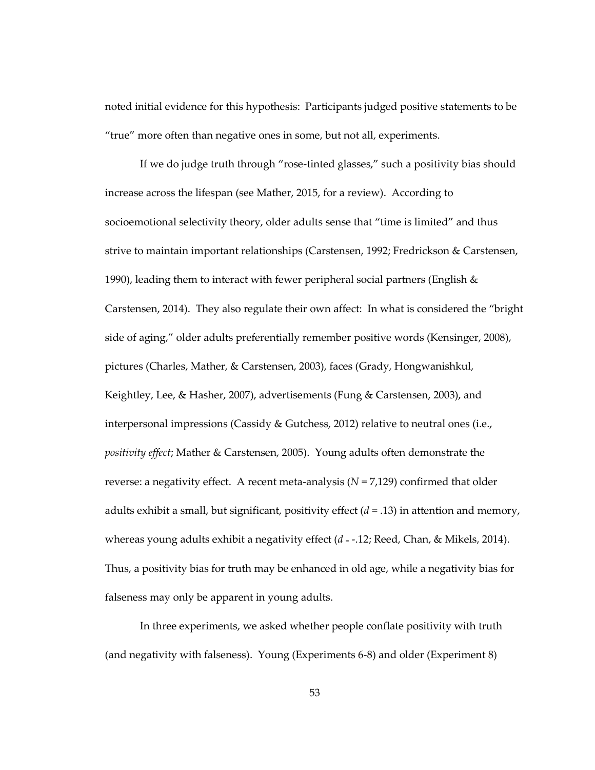noted initial evidence for this hypothesis: Participants judged positive statements to be "true" more often than negative ones in some, but not all, experiments.

If we do judge truth through "rose-tinted glasses," such a positivity bias should increase across the lifespan (see Mather, 2015, for a review). According to socioemotional selectivity theory, older adults sense that "time is limited" and thus strive to maintain important relationships (Carstensen, 1992; Fredrickson & Carstensen, 1990), leading them to interact with fewer peripheral social partners (English & Carstensen, 2014). They also regulate their own affect: In what is considered the "bright side of aging," older adults preferentially remember positive words (Kensinger, 2008), pictures (Charles, Mather, & Carstensen, 2003), faces (Grady, Hongwanishkul, Keightley, Lee, & Hasher, 2007), advertisements (Fung & Carstensen, 2003), and interpersonal impressions (Cassidy & Gutchess, 2012) relative to neutral ones (i.e., *positivity effect*; Mather & Carstensen, 2005). Young adults often demonstrate the reverse: a negativity effect. A recent meta-analysis ($N$ = 7,129) confirmed that older adults exhibit a small, but significant, positivity effect ($d$ = .13) in attention and memory, whereas young adults exhibit a negativity effect ($d$ = -.12; Reed, Chan, & Mikels, 2014). Thus, a positivity bias for truth may be enhanced in old age, while a negativity bias for falseness may only be apparent in young adults.

In three experiments, we asked whether people conflate positivity with truth (and negativity with falseness). Young (Experiments 6-8) and older (Experiment 8)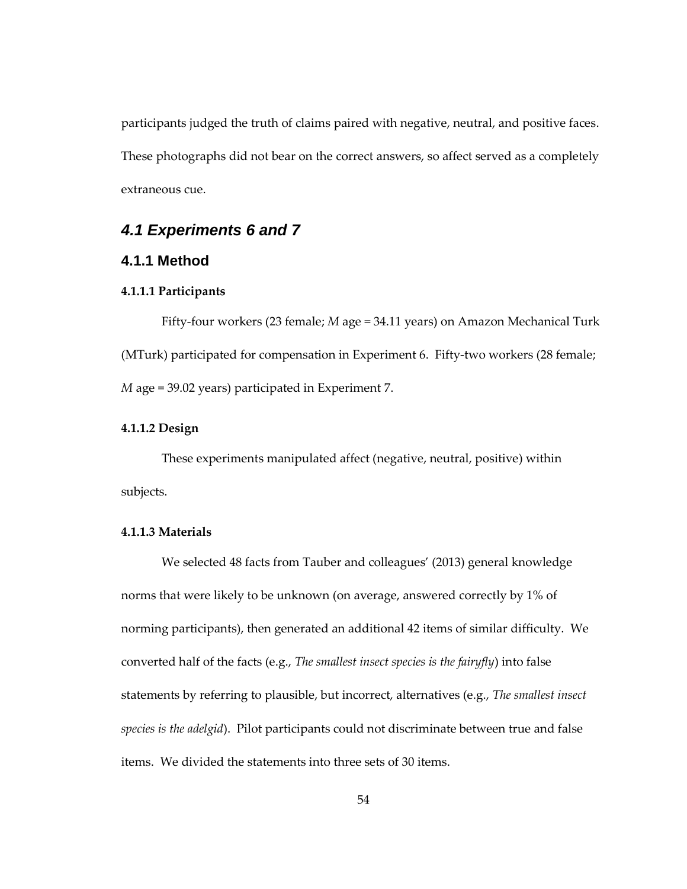participants judged the truth of claims paired with negative, neutral, and positive faces. These photographs did not bear on the correct answers, so affect served as a completely extraneous cue.

## *4.1 Experiments 6 and 7*

### 4.1.1 Method

#### 4.1.1.1 Participants

Fifty-four workers (23 female; *M* age = 34.11 years) on Amazon Mechanical Turk (MTurk) participated for compensation in Experiment 6. Fifty-two workers (28 female; *M* age = 39.02 years) participated in Experiment 7.

#### 4.1.1.2 Design

These experiments manipulated affect (negative, neutral, positive) within subjects.

#### 4.1.1.3 Materials

We selected 48 facts from Tauber and colleagues' (2013) general knowledge norms that were likely to be unknown (on average, answered correctly by 1% of norming participants), then generated an additional 42 items of similar difficulty. We converted half of the facts (e.g., *The smallest insect species is the fairyfly*) into false statements by referring to plausible, but incorrect, alternatives (e.g., *The smallest insect species is the adelgid*). Pilot participants could not discriminate between true and false items. We divided the statements into three sets of 30 items.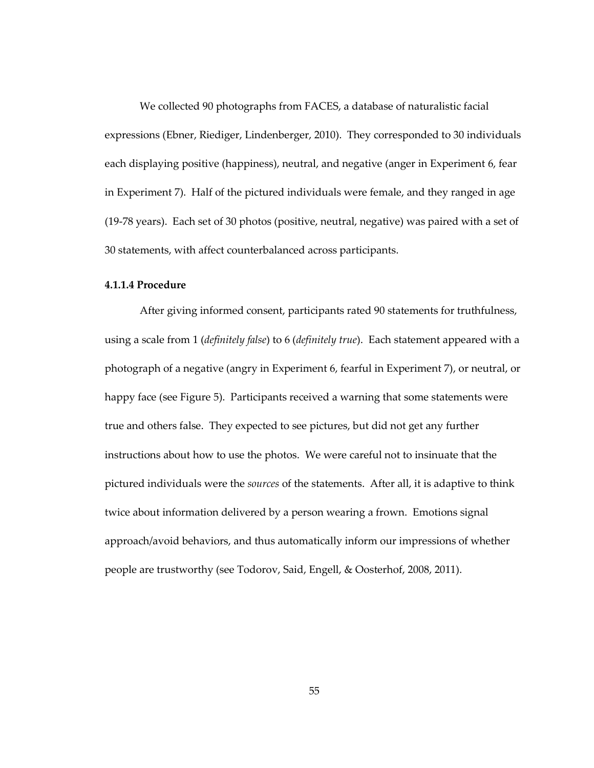We collected 90 photographs from FACES, a database of naturalistic facial expressions (Ebner, Riediger, Lindenberger, 2010). They corresponded to 30 individuals each displaying positive (happiness), neutral, and negative (anger in Experiment 6, fear in Experiment 7). Half of the pictured individuals were female, and they ranged in age (19-78 years). Each set of 30 photos (positive, neutral, negative) was paired with a set of 30 statements, with affect counterbalanced across participants.

#### 4.1.1.4 Procedure

After giving informed consent, participants rated 90 statements for truthfulness, using a scale from 1 (*definitely false*) to 6 (*definitely true*). Each statement appeared with a photograph of a negative (angry in Experiment 6, fearful in Experiment 7), or neutral, or happy face (see Figure 5). Participants received a warning that some statements were true and others false. They expected to see pictures, but did not get any further instructions about how to use the photos. We were careful not to insinuate that the pictured individuals were the *sources* of the statements. After all, it is adaptive to think twice about information delivered by a person wearing a frown. Emotions signal approach/avoid behaviors, and thus automatically inform our impressions of whether people are trustworthy (see Todorov, Said, Engell, & Oosterhof, 2008, 2011).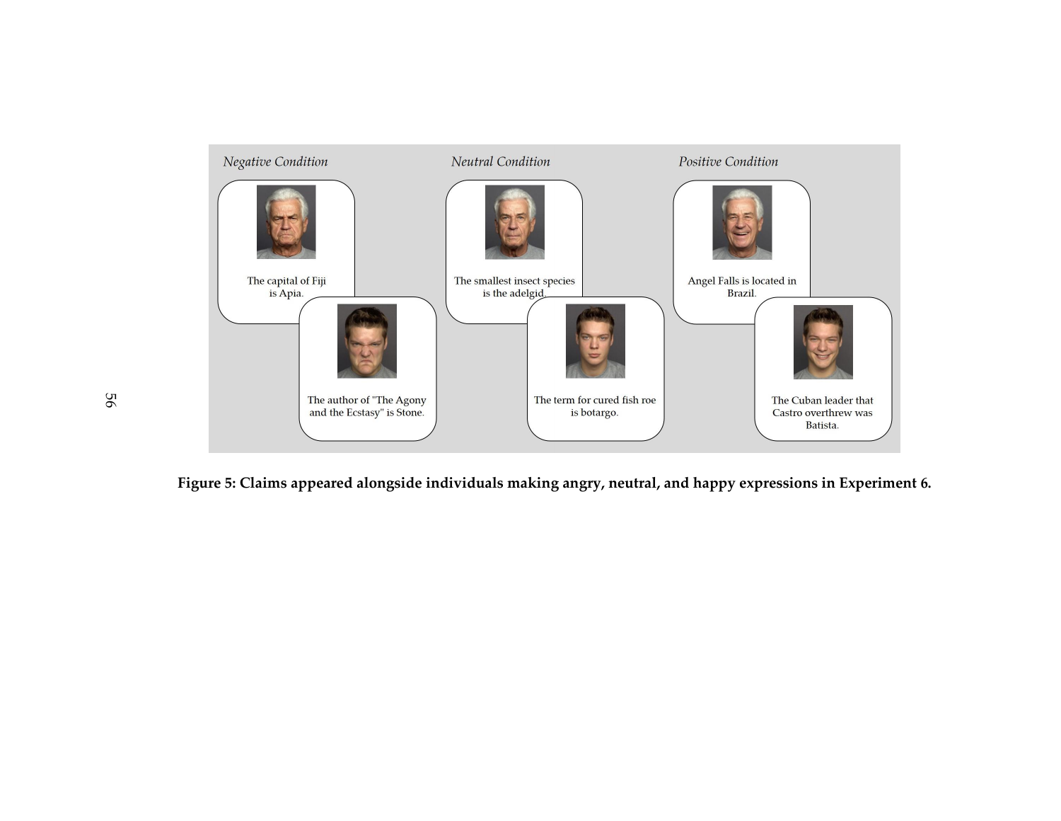*Negative Condition*

The capital of Fiji is Apia.

The author of "The Agony and the Ecstasy" is Stone.

*Neutral Condition*

The smallest insect species is the adelgid.

The term for cured fish roe is botargo.

*Positive Condition*

Angel Falls is located in Brazil.

The Cuban leader that Castro overthrew was Batista.

**Figure 5: Claims appeared alongside individuals making angry, neutral, and happy expressions in Experiment 6.**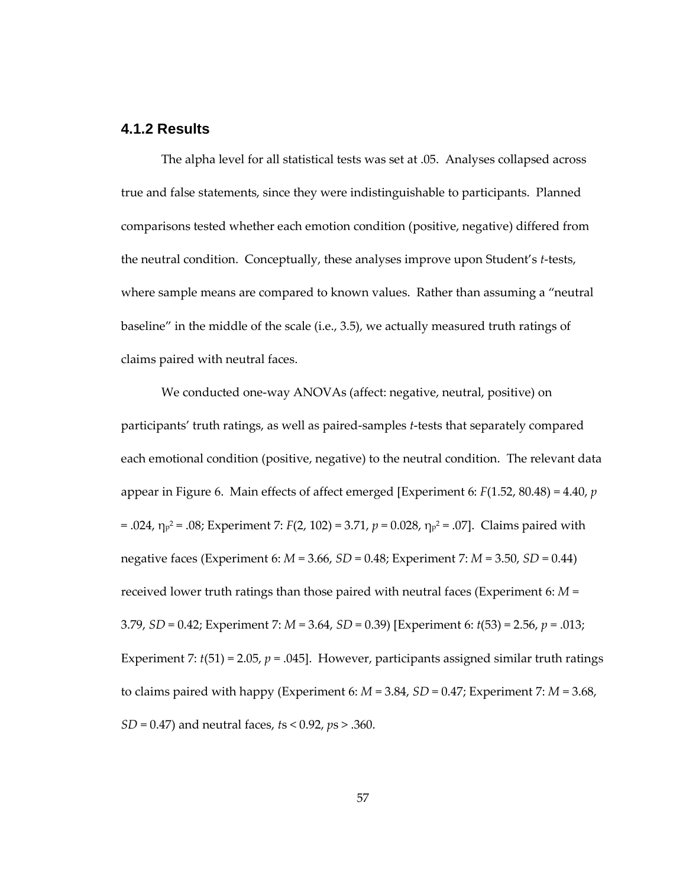### 4.1.2 Results

The alpha level for all statistical tests was set at .05. Analyses collapsed across true and false statements, since they were indistinguishable to participants. Planned comparisons tested whether each emotion condition (positive, negative) differed from the neutral condition. Conceptually, these analyses improve upon Student's *t*-tests, where sample means are compared to known values. Rather than assuming a "neutral baseline" in the middle of the scale (i.e., 3.5), we actually measured truth ratings of claims paired with neutral faces.

We conducted one-way ANOVAs (affect: negative, neutral, positive) on participants' truth ratings, as well as paired-samples *t*-tests that separately compared each emotional condition (positive, negative) to the neutral condition. The relevant data appear in Figure 6. Main effects of affect emerged [Experiment 6: $F(1.52, 80.48) = 4.40$, $p = .024$, $\eta_p^2 = .08$; Experiment 7: $F(2, 102) = 3.71$, $p = 0.028$, $\eta_p^2 = .07$]. Claims paired with negative faces (Experiment 6: $M = 3.66$, $SD = 0.48$; Experiment 7: $M = 3.50$, $SD = 0.44$) received lower truth ratings than those paired with neutral faces (Experiment 6: $M = 3.79$, $SD = 0.42$; Experiment 7: $M = 3.64$, $SD = 0.39$) [Experiment 6: $t(53) = 2.56$, $p = .013$; Experiment 7: $t(51) = 2.05$, $p = .045$]. However, participants assigned similar truth ratings to claims paired with happy (Experiment 6: $M = 3.84$, $SD = 0.47$; Experiment 7: $M = 3.68$, $SD = 0.47$) and neutral faces, $t$s $< 0.92$, $p$s $> .360$.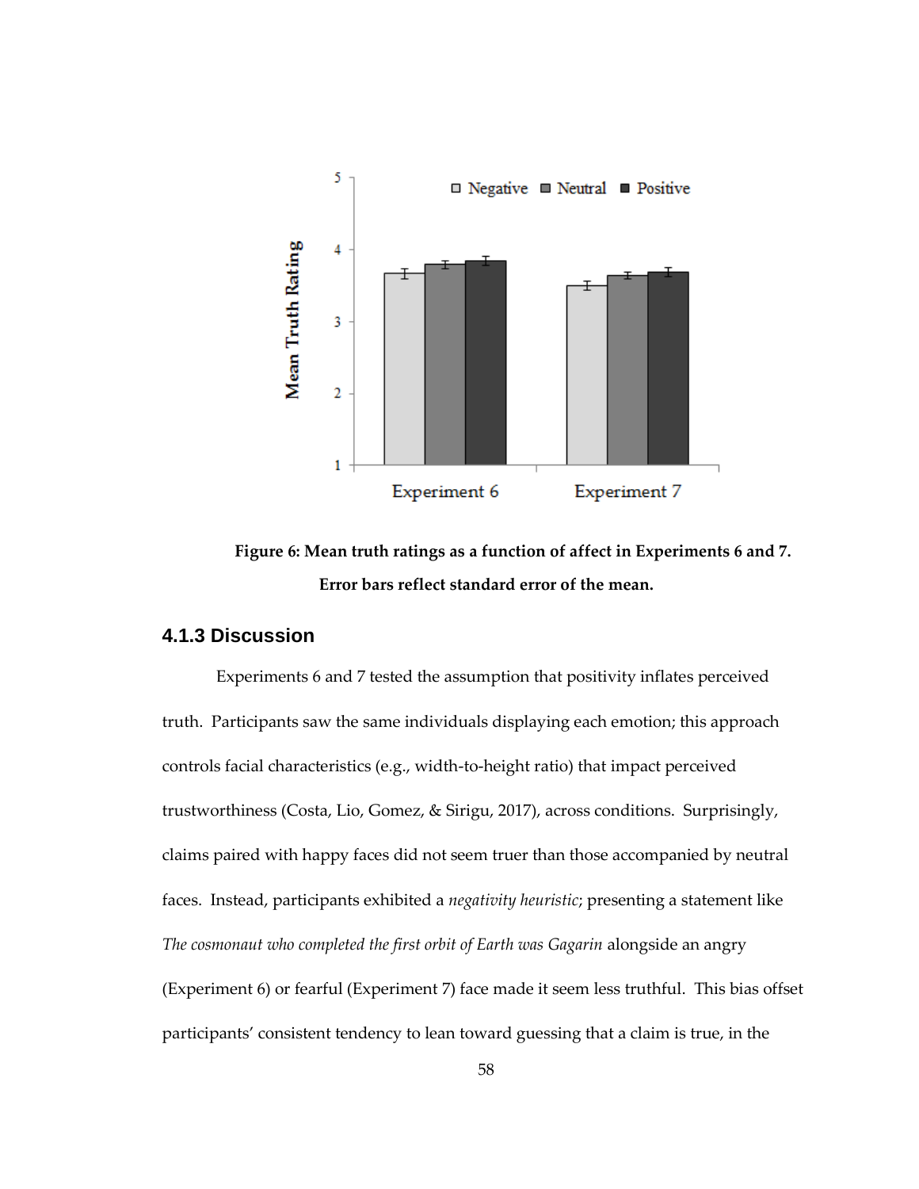**Figure 6: Mean truth ratings as a function of affect in Experiments 6 and 7. Error bars reflect standard error of the mean.**

### 4.1.3 Discussion

Experiments 6 and 7 tested the assumption that positivity inflates perceived truth. Participants saw the same individuals displaying each emotion; this approach controls facial characteristics (e.g., width-to-height ratio) that impact perceived trustworthiness (Costa, Lio, Gomez, & Sirigu, 2017), across conditions. Surprisingly, claims paired with happy faces did not seem truer than those accompanied by neutral faces. Instead, participants exhibited a *negativity heuristic*; presenting a statement like *The cosmonaut who completed the first orbit of Earth was Gagarin* alongside an angry (Experiment 6) or fearful (Experiment 7) face made it seem less truthful. This bias offset participants' consistent tendency to lean toward guessing that a claim is true, in the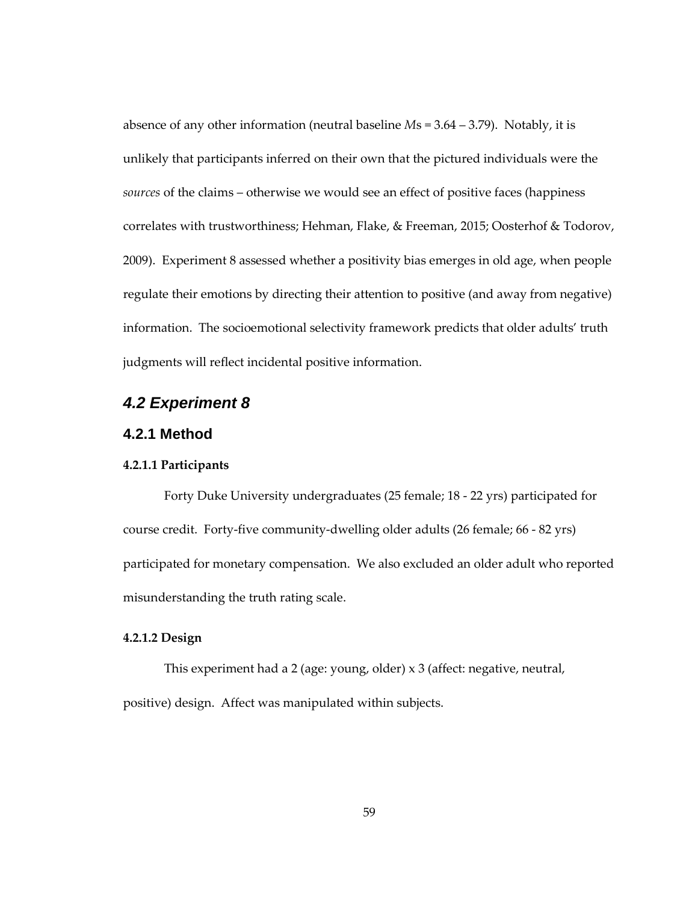absence of any other information (neutral baseline *M*s = 3.64 – 3.79). Notably, it is unlikely that participants inferred on their own that the pictured individuals were the *sources* of the claims – otherwise we would see an effect of positive faces (happiness correlates with trustworthiness; Hehman, Flake, & Freeman, 2015; Oosterhof & Todorov, 2009). Experiment 8 assessed whether a positivity bias emerges in old age, when people regulate their emotions by directing their attention to positive (and away from negative) information. The socioemotional selectivity framework predicts that older adults' truth judgments will reflect incidental positive information.

## *4.2 Experiment 8*

### 4.2.1 Method

#### 4.2.1.1 Participants

Forty Duke University undergraduates (25 female; 18 - 22 yrs) participated for course credit. Forty-five community-dwelling older adults (26 female; 66 - 82 yrs) participated for monetary compensation. We also excluded an older adult who reported misunderstanding the truth rating scale.

#### 4.2.1.2 Design

This experiment had a 2 (age: young, older) x 3 (affect: negative, neutral, positive) design. Affect was manipulated within subjects.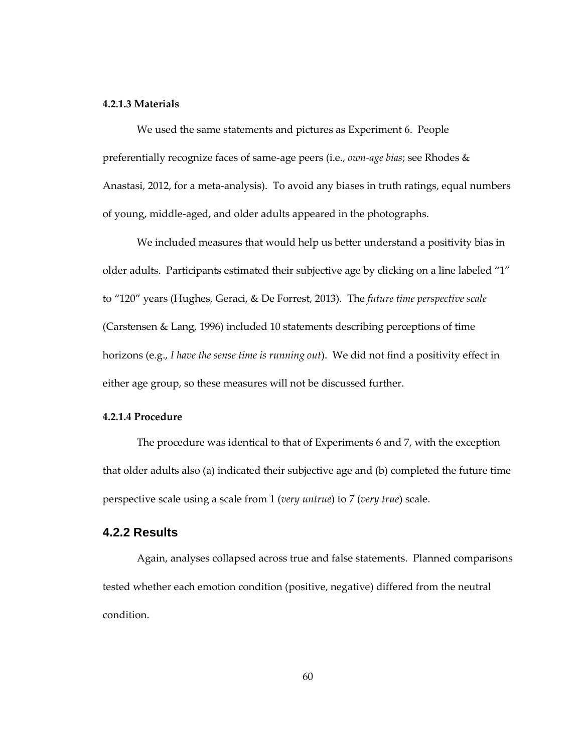#### 4.2.1.3 Materials

We used the same statements and pictures as Experiment 6. People preferentially recognize faces of same-age peers (i.e., *own-age bias*; see Rhodes & Anastasi, 2012, for a meta-analysis). To avoid any biases in truth ratings, equal numbers of young, middle-aged, and older adults appeared in the photographs.

We included measures that would help us better understand a positivity bias in older adults. Participants estimated their subjective age by clicking on a line labeled "1" to "120" years (Hughes, Geraci, & De Forrest, 2013). The *future time perspective scale* (Carstensen & Lang, 1996) included 10 statements describing perceptions of time horizons (e.g., *I have the sense time is running out*). We did not find a positivity effect in either age group, so these measures will not be discussed further.

#### 4.2.1.4 Procedure

The procedure was identical to that of Experiments 6 and 7, with the exception that older adults also (a) indicated their subjective age and (b) completed the future time perspective scale using a scale from 1 (*very untrue*) to 7 (*very true*) scale.

### 4.2.2 Results

Again, analyses collapsed across true and false statements. Planned comparisons tested whether each emotion condition (positive, negative) differed from the neutral condition.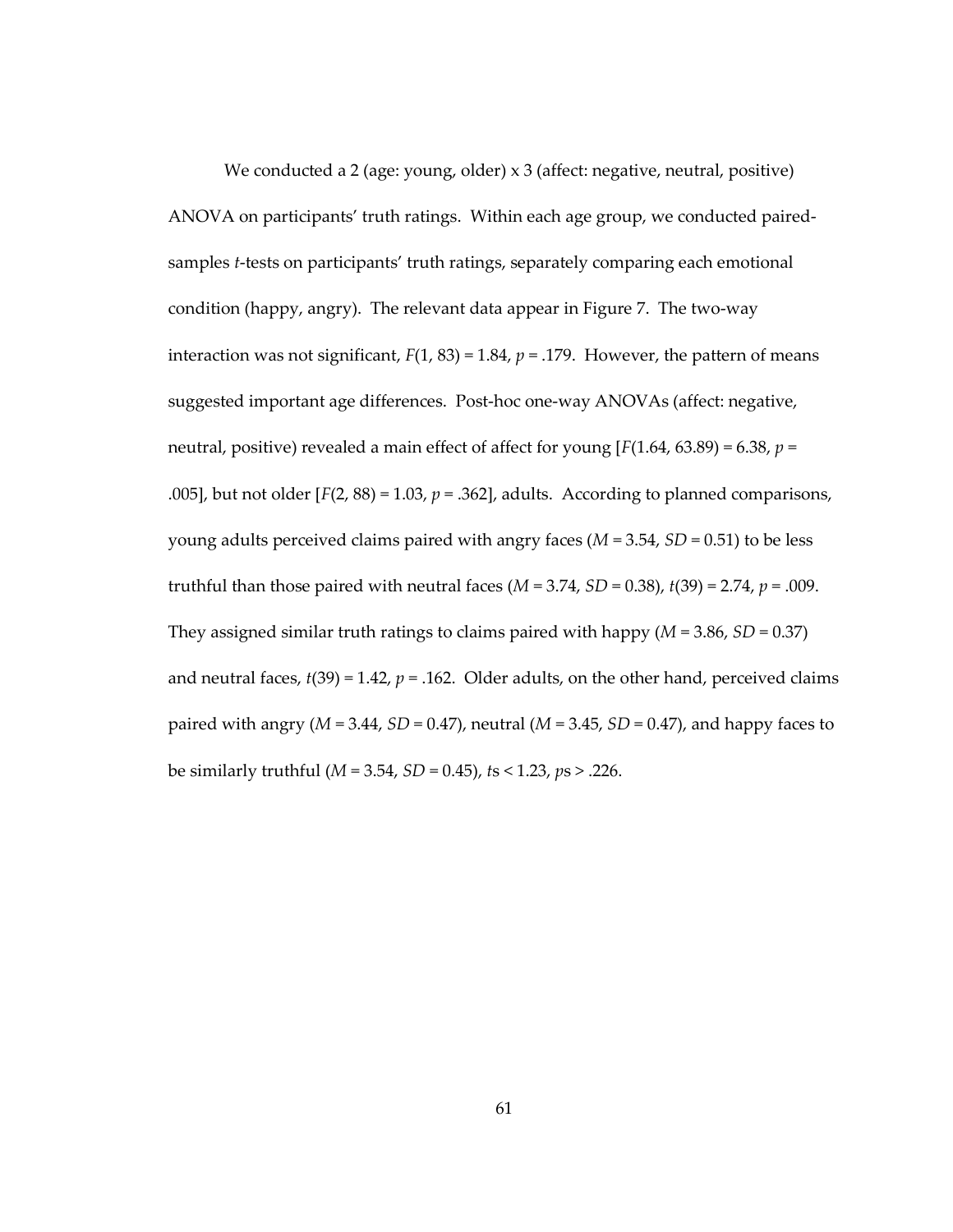We conducted a 2 (age: young, older) x 3 (affect: negative, neutral, positive) ANOVA on participants' truth ratings. Within each age group, we conducted paired-samples *t*-tests on participants' truth ratings, separately comparing each emotional condition (happy, angry). The relevant data appear in Figure 7. The two-way interaction was not significant, $F(1, 83) = 1.84$, $p = .179$. However, the pattern of means suggested important age differences. Post-hoc one-way ANOVAs (affect: negative, neutral, positive) revealed a main effect of affect for young [$F(1.64, 63.89) = 6.38$, $p = .005$], but not older [$F(2, 88) = 1.03$, $p = .362$], adults. According to planned comparisons, young adults perceived claims paired with angry faces ($M = 3.54$, $SD = 0.51$) to be less truthful than those paired with neutral faces ($M = 3.74$, $SD = 0.38$), $t(39) = 2.74$, $p = .009$. They assigned similar truth ratings to claims paired with happy ($M = 3.86$, $SD = 0.37$) and neutral faces, $t(39) = 1.42$, $p = .162$. Older adults, on the other hand, perceived claims paired with angry ($M = 3.44$, $SD = 0.47$), neutral ($M = 3.45$, $SD = 0.47$), and happy faces to be similarly truthful ($M = 3.54$, $SD = 0.45$), $t$s $< 1.23$, $p$s $> .226$.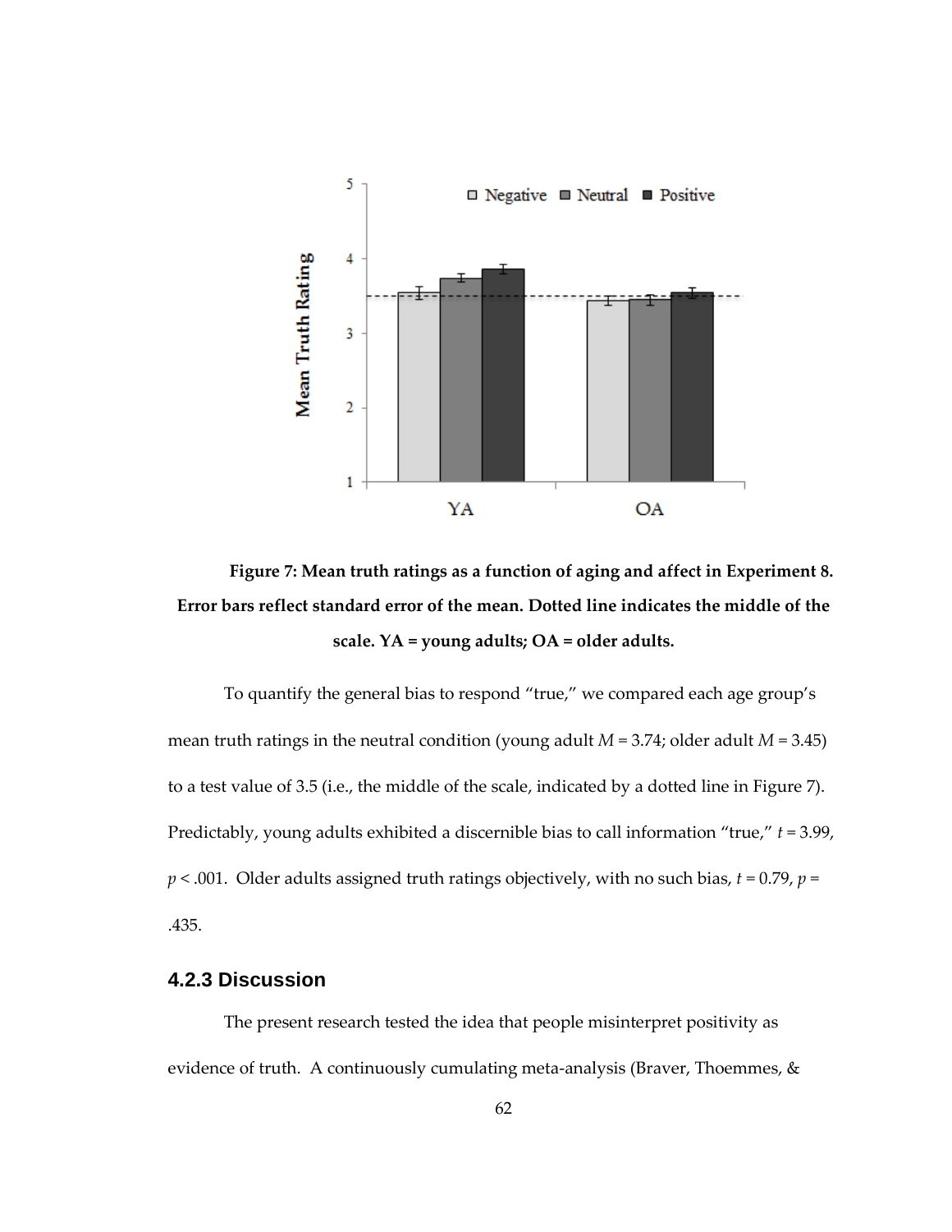**Figure 7: Mean truth ratings as a function of aging and affect in Experiment 8. Error bars reflect standard error of the mean. Dotted line indicates the middle of the scale. YA = young adults; OA = older adults.**

To quantify the general bias to respond "true," we compared each age group's mean truth ratings in the neutral condition (young adult $M = 3.74$; older adult $M = 3.45$) to a test value of 3.5 (i.e., the middle of the scale, indicated by a dotted line in Figure 7). Predictably, young adults exhibited a discernible bias to call information "true," $t = 3.99$, $p < .001$. Older adults assigned truth ratings objectively, with no such bias, $t = 0.79$, $p = .435$.

### 4.2.3 Discussion

The present research tested the idea that people misinterpret positivity as evidence of truth. A continuously cumulating meta-analysis (Braver, Thoemmes, &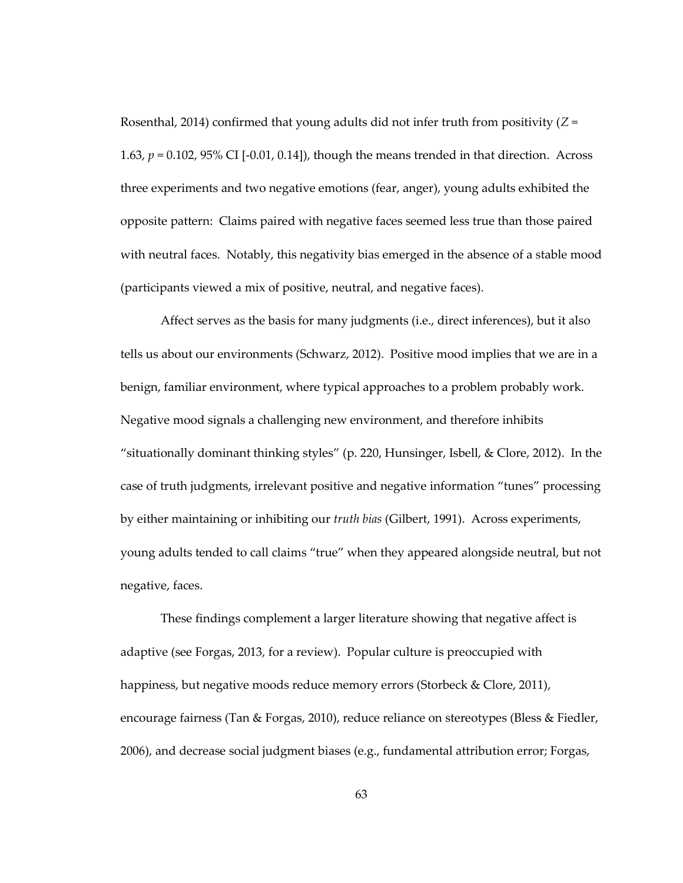Rosenthal, 2014) confirmed that young adults did not infer truth from positivity ($Z$ = 1.63, $p$ = 0.102, 95% CI [-0.01, 0.14]), though the means trended in that direction. Across three experiments and two negative emotions (fear, anger), young adults exhibited the opposite pattern: Claims paired with negative faces seemed less true than those paired with neutral faces. Notably, this negativity bias emerged in the absence of a stable mood (participants viewed a mix of positive, neutral, and negative faces).

Affect serves as the basis for many judgments (i.e., direct inferences), but it also tells us about our environments (Schwarz, 2012). Positive mood implies that we are in a benign, familiar environment, where typical approaches to a problem probably work. Negative mood signals a challenging new environment, and therefore inhibits "situationally dominant thinking styles" (p. 220, Hunsinger, Isbell, & Clore, 2012). In the case of truth judgments, irrelevant positive and negative information "tunes" processing by either maintaining or inhibiting our *truth bias* (Gilbert, 1991). Across experiments, young adults tended to call claims "true" when they appeared alongside neutral, but not negative, faces.

These findings complement a larger literature showing that negative affect is adaptive (see Forgas, 2013, for a review). Popular culture is preoccupied with happiness, but negative moods reduce memory errors (Storbeck & Clore, 2011), encourage fairness (Tan & Forgas, 2010), reduce reliance on stereotypes (Bless & Fiedler, 2006), and decrease social judgment biases (e.g., fundamental attribution error; Forgas,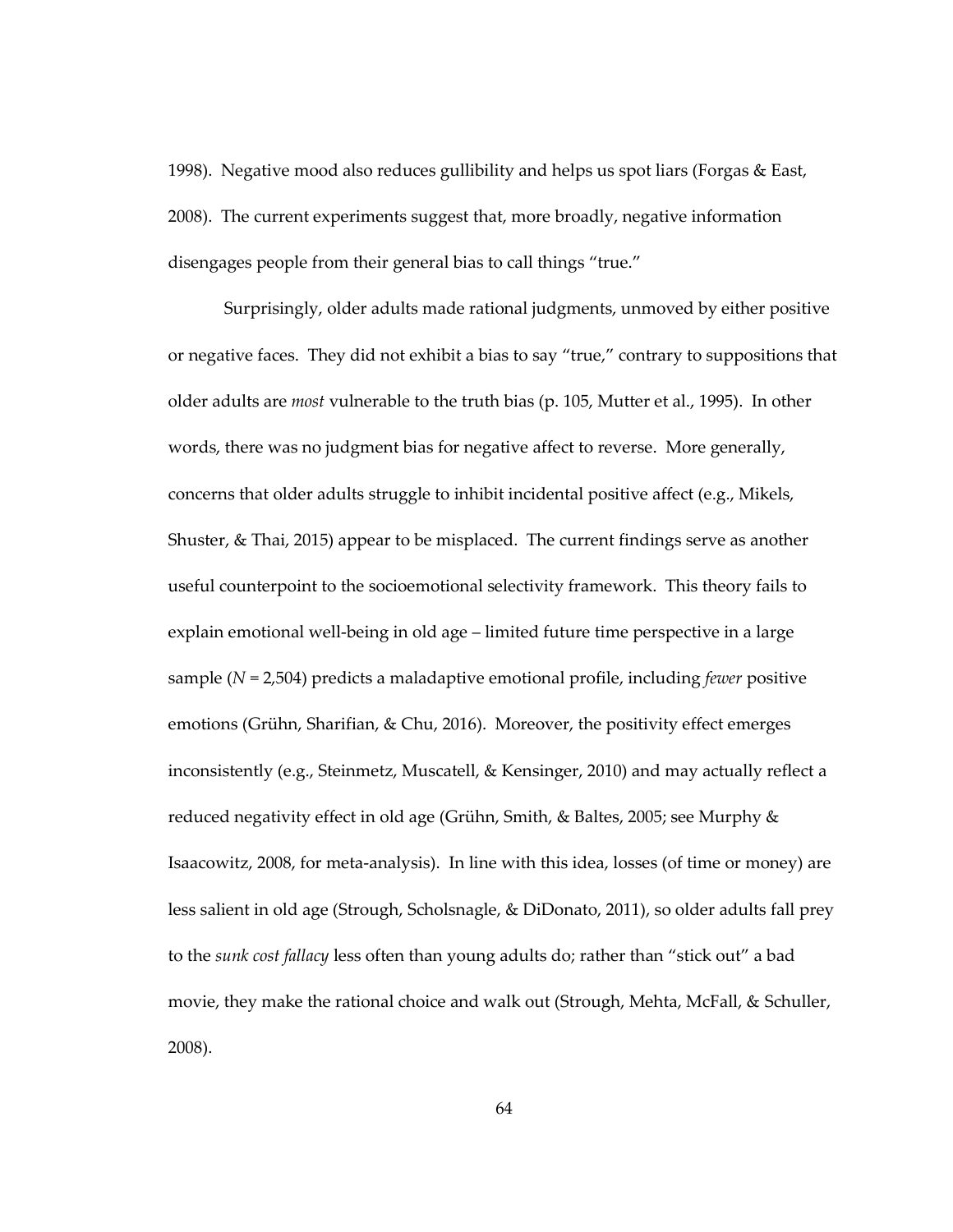1998). Negative mood also reduces gullibility and helps us spot liars (Forgas & East, 2008). The current experiments suggest that, more broadly, negative information disengages people from their general bias to call things "true."

Surprisingly, older adults made rational judgments, unmoved by either positive or negative faces. They did not exhibit a bias to say "true," contrary to suppositions that older adults are *most* vulnerable to the truth bias (p. 105, Mutter et al., 1995). In other words, there was no judgment bias for negative affect to reverse. More generally, concerns that older adults struggle to inhibit incidental positive affect (e.g., Mikels, Shuster, & Thai, 2015) appear to be misplaced. The current findings serve as another useful counterpoint to the socioemotional selectivity framework. This theory fails to explain emotional well-being in old age – limited future time perspective in a large sample ($N$ = 2,504) predicts a maladaptive emotional profile, including *fewer* positive emotions (Grühn, Sharifian, & Chu, 2016). Moreover, the positivity effect emerges inconsistently (e.g., Steinmetz, Muscatell, & Kensinger, 2010) and may actually reflect a reduced negativity effect in old age (Grühn, Smith, & Baltes, 2005; see Murphy & Isaacowitz, 2008, for meta-analysis). In line with this idea, losses (of time or money) are less salient in old age (Strough, Scholsnagle, & DiDonato, 2011), so older adults fall prey to the *sunk cost fallacy* less often than young adults do; rather than "stick out" a bad movie, they make the rational choice and walk out (Strough, Mehta, McFall, & Schuller, 2008).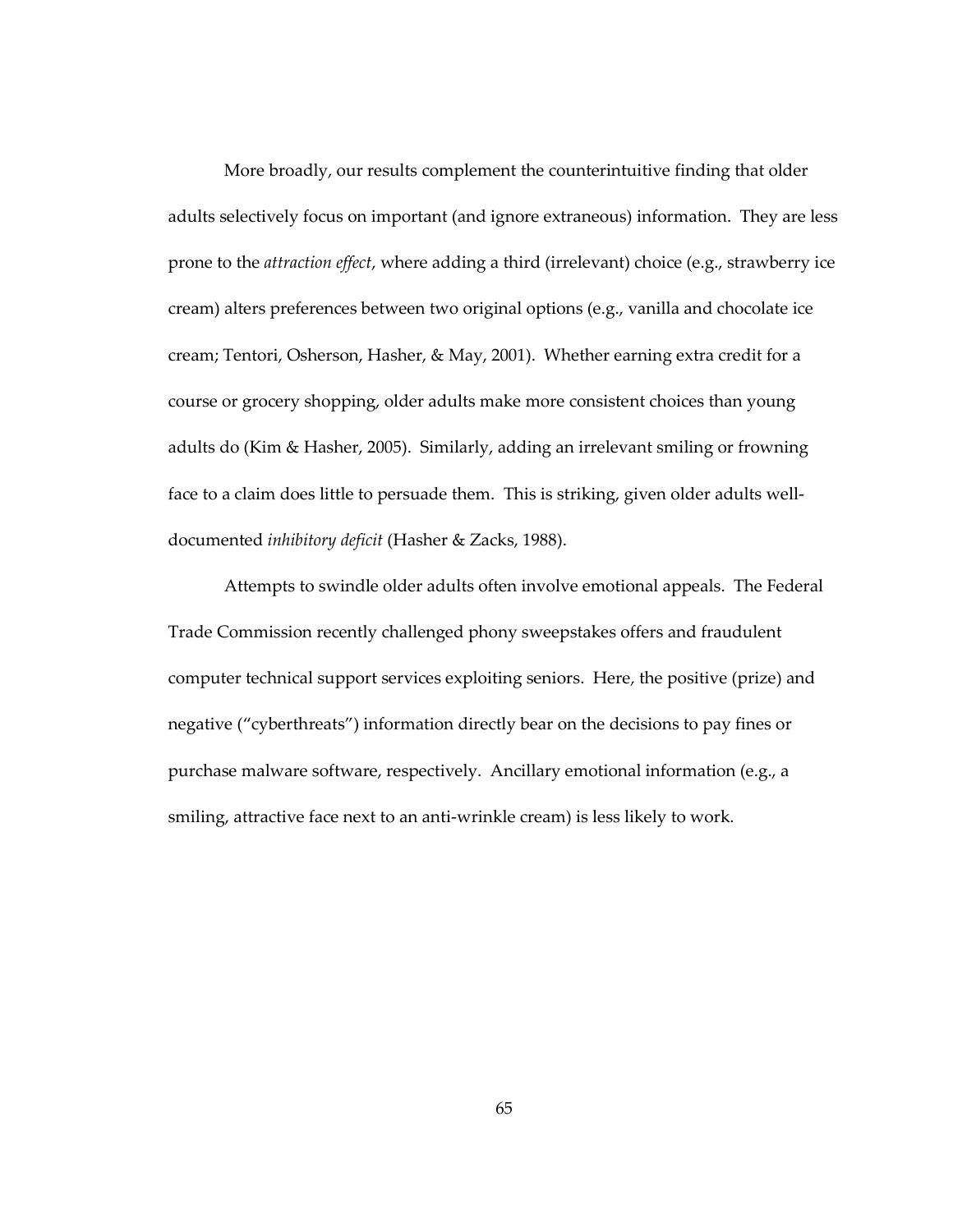More broadly, our results complement the counterintuitive finding that older adults selectively focus on important (and ignore extraneous) information. They are less prone to the *attraction effect*, where adding a third (irrelevant) choice (e.g., strawberry ice cream) alters preferences between two original options (e.g., vanilla and chocolate ice cream; Tentori, Osherson, Hasher, & May, 2001). Whether earning extra credit for a course or grocery shopping, older adults make more consistent choices than young adults do (Kim & Hasher, 2005). Similarly, adding an irrelevant smiling or frowning face to a claim does little to persuade them. This is striking, given older adults well-documented *inhibitory deficit* (Hasher & Zacks, 1988).

Attempts to swindle older adults often involve emotional appeals. The Federal Trade Commission recently challenged phony sweepstakes offers and fraudulent computer technical support services exploiting seniors. Here, the positive (prize) and negative ("cyberthreats") information directly bear on the decisions to pay fines or purchase malware software, respectively. Ancillary emotional information (e.g., a smiling, attractive face next to an anti-wrinkle cream) is less likely to work.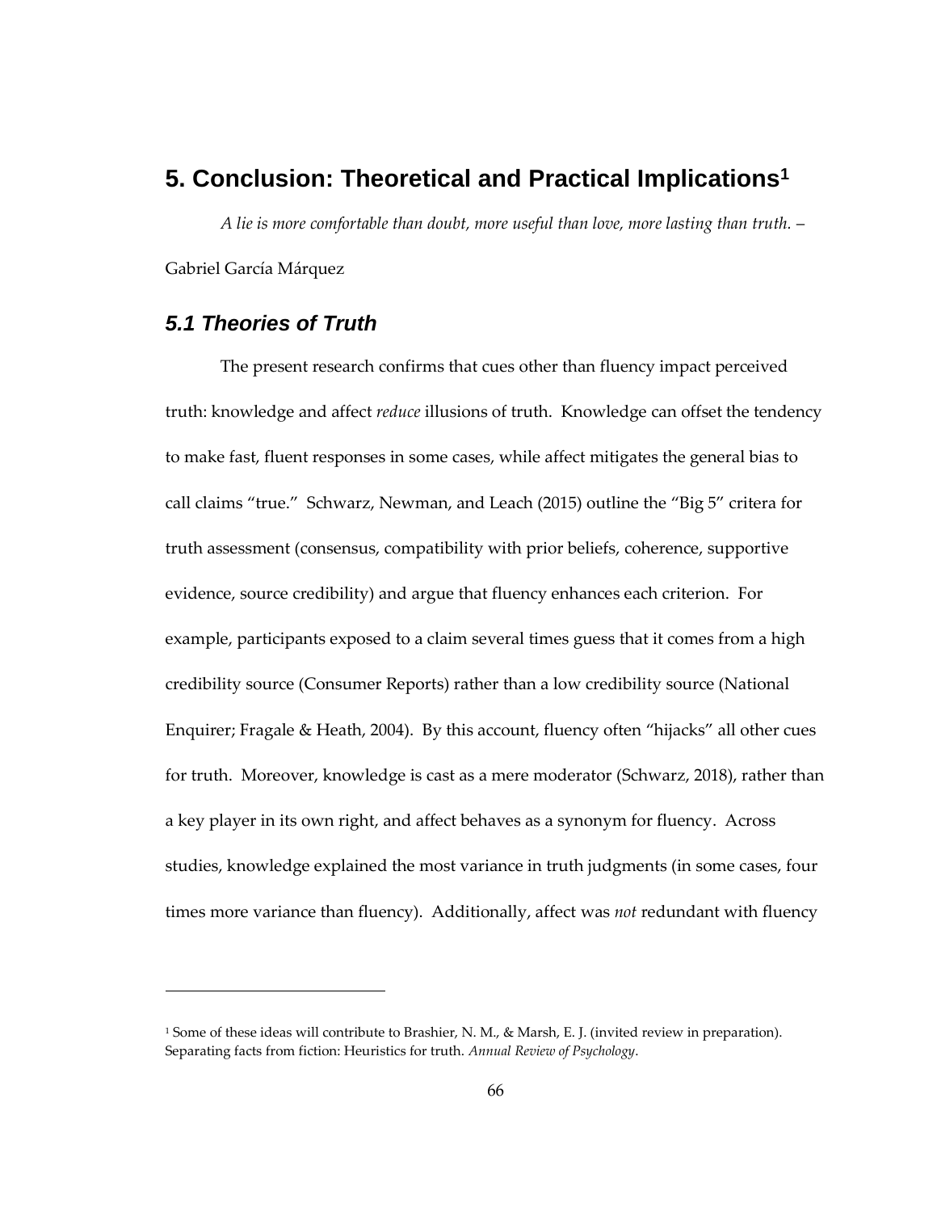# 5. Conclusion: Theoretical and Practical Implications[1]

*A lie is more comfortable than doubt, more useful than love, more lasting than truth.* – Gabriel García Márquez

## *5.1 Theories of Truth*

The present research confirms that cues other than fluency impact perceived truth: knowledge and affect *reduce* illusions of truth. Knowledge can offset the tendency to make fast, fluent responses in some cases, while affect mitigates the general bias to call claims "true." Schwarz, Newman, and Leach (2015) outline the "Big 5" critera for truth assessment (consensus, compatibility with prior beliefs, coherence, supportive evidence, source credibility) and argue that fluency enhances each criterion. For example, participants exposed to a claim several times guess that it comes from a high credibility source (Consumer Reports) rather than a low credibility source (National Enquirer; Fragale & Heath, 2004). By this account, fluency often "hijacks" all other cues for truth. Moreover, knowledge is cast as a mere moderator (Schwarz, 2018), rather than a key player in its own right, and affect behaves as a synonym for fluency. Across studies, knowledge explained the most variance in truth judgments (in some cases, four times more variance than fluency). Additionally, affect was *not* redundant with fluency

[1] Some of these ideas will contribute to Brashier, N. M., & Marsh, E. J. (invited review in preparation). Separating facts from fiction: Heuristics for truth. *Annual Review of Psychology*.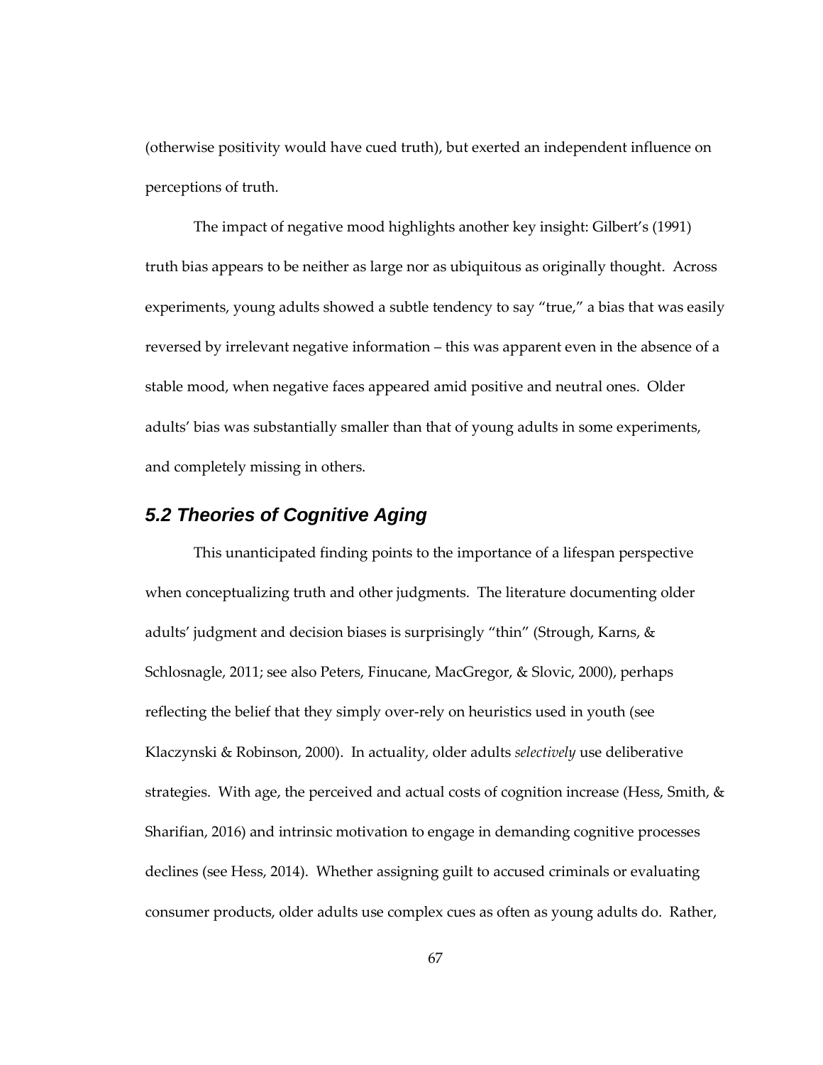(otherwise positivity would have cued truth), but exerted an independent influence on perceptions of truth.

The impact of negative mood highlights another key insight: Gilbert's (1991) truth bias appears to be neither as large nor as ubiquitous as originally thought. Across experiments, young adults showed a subtle tendency to say "true," a bias that was easily reversed by irrelevant negative information – this was apparent even in the absence of a stable mood, when negative faces appeared amid positive and neutral ones. Older adults' bias was substantially smaller than that of young adults in some experiments, and completely missing in others.

## 5.2 Theories of Cognitive Aging

This unanticipated finding points to the importance of a lifespan perspective when conceptualizing truth and other judgments. The literature documenting older adults' judgment and decision biases is surprisingly "thin" (Strough, Karns, & Schlosnagle, 2011; see also Peters, Finucane, MacGregor, & Slovic, 2000), perhaps reflecting the belief that they simply over-rely on heuristics used in youth (see Klaczynski & Robinson, 2000). In actuality, older adults *selectively* use deliberative strategies. With age, the perceived and actual costs of cognition increase (Hess, Smith, & Sharifian, 2016) and intrinsic motivation to engage in demanding cognitive processes declines (see Hess, 2014). Whether assigning guilt to accused criminals or evaluating consumer products, older adults use complex cues as often as young adults do. Rather,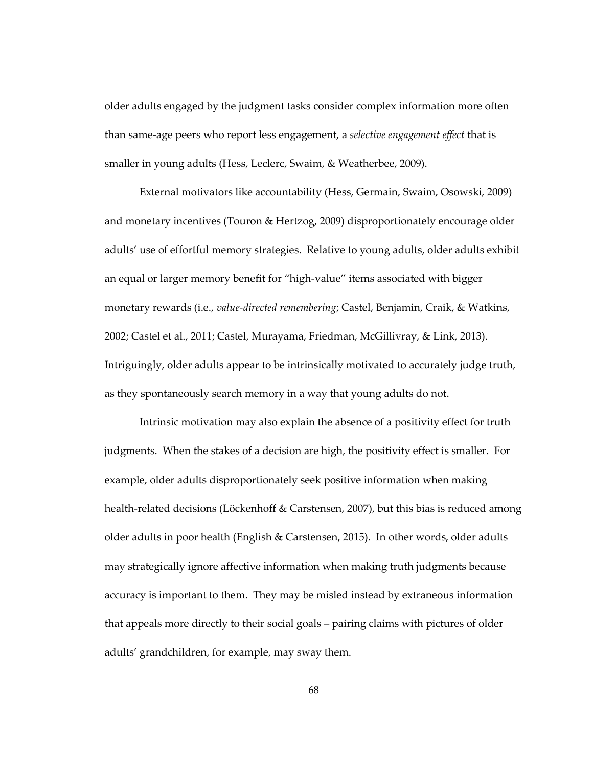older adults engaged by the judgment tasks consider complex information more often than same-age peers who report less engagement, a *selective engagement effect* that is smaller in young adults (Hess, Leclerc, Swaim, & Weatherbee, 2009).

External motivators like accountability (Hess, Germain, Swaim, Osowski, 2009) and monetary incentives (Touron & Hertzog, 2009) disproportionately encourage older adults' use of effortful memory strategies. Relative to young adults, older adults exhibit an equal or larger memory benefit for "high-value" items associated with bigger monetary rewards (i.e., *value-directed remembering*; Castel, Benjamin, Craik, & Watkins, 2002; Castel et al., 2011; Castel, Murayama, Friedman, McGillivray, & Link, 2013). Intriguingly, older adults appear to be intrinsically motivated to accurately judge truth, as they spontaneously search memory in a way that young adults do not.

Intrinsic motivation may also explain the absence of a positivity effect for truth judgments. When the stakes of a decision are high, the positivity effect is smaller. For example, older adults disproportionately seek positive information when making health-related decisions (Löckenhoff & Carstensen, 2007), but this bias is reduced among older adults in poor health (English & Carstensen, 2015). In other words, older adults may strategically ignore affective information when making truth judgments because accuracy is important to them. They may be misled instead by extraneous information that appeals more directly to their social goals – pairing claims with pictures of older adults' grandchildren, for example, may sway them.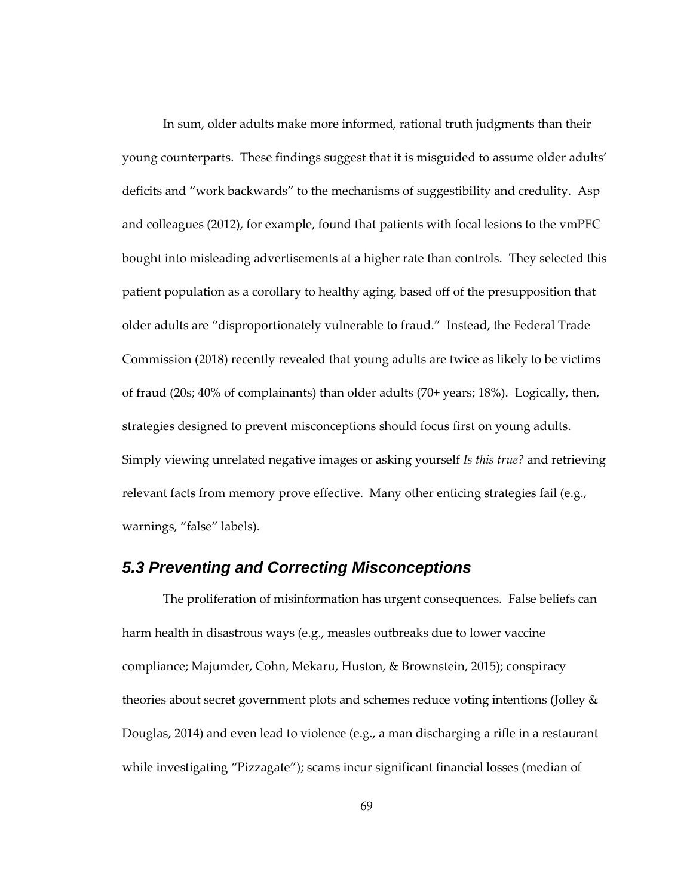In sum, older adults make more informed, rational truth judgments than their young counterparts. These findings suggest that it is misguided to assume older adults' deficits and "work backwards" to the mechanisms of suggestibility and credulity. Asp and colleagues (2012), for example, found that patients with focal lesions to the vmPFC bought into misleading advertisements at a higher rate than controls. They selected this patient population as a corollary to healthy aging, based off of the presupposition that older adults are "disproportionately vulnerable to fraud." Instead, the Federal Trade Commission (2018) recently revealed that young adults are twice as likely to be victims of fraud (20s; 40% of complainants) than older adults (70+ years; 18%). Logically, then, strategies designed to prevent misconceptions should focus first on young adults. Simply viewing unrelated negative images or asking yourself *Is this true?* and retrieving relevant facts from memory prove effective. Many other enticing strategies fail (e.g., warnings, "false" labels).

## 5.3 Preventing and Correcting Misconceptions

The proliferation of misinformation has urgent consequences. False beliefs can harm health in disastrous ways (e.g., measles outbreaks due to lower vaccine compliance; Majumder, Cohn, Mekaru, Huston, & Brownstein, 2015); conspiracy theories about secret government plots and schemes reduce voting intentions (Jolley & Douglas, 2014) and even lead to violence (e.g., a man discharging a rifle in a restaurant while investigating "Pizzagate"); scams incur significant financial losses (median of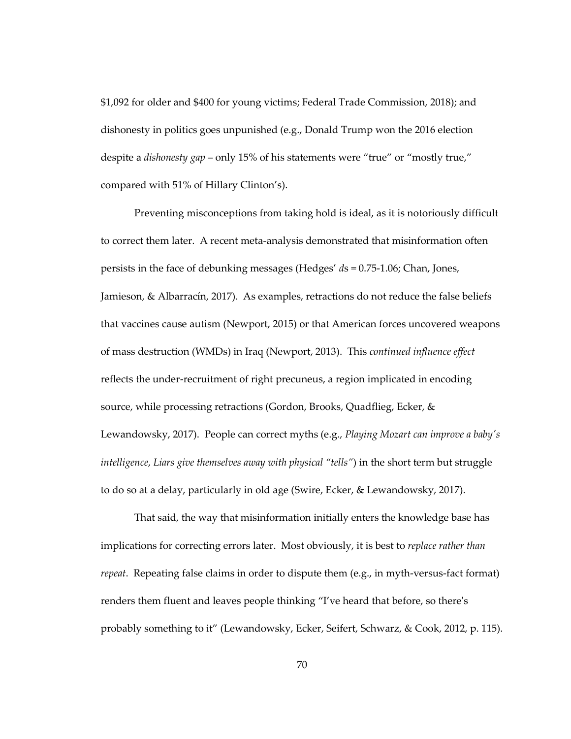$1,092 for older and $400 for young victims; Federal Trade Commission, 2018); and dishonesty in politics goes unpunished (e.g., Donald Trump won the 2016 election despite a *dishonesty gap* – only 15% of his statements were "true" or "mostly true," compared with 51% of Hillary Clinton's).

Preventing misconceptions from taking hold is ideal, as it is notoriously difficult to correct them later. A recent meta-analysis demonstrated that misinformation often persists in the face of debunking messages (Hedges' *d*s = 0.75-1.06; Chan, Jones, Jamieson, & Albarracín, 2017). As examples, retractions do not reduce the false beliefs that vaccines cause autism (Newport, 2015) or that American forces uncovered weapons of mass destruction (WMDs) in Iraq (Newport, 2013). This *continued influence effect* reflects the under-recruitment of right precuneus, a region implicated in encoding source, while processing retractions (Gordon, Brooks, Quadflieg, Ecker, & Lewandowsky, 2017). People can correct myths (e.g., *Playing Mozart can improve a baby's intelligence*, *Liars give themselves away with physical "tells"*) in the short term but struggle to do so at a delay, particularly in old age (Swire, Ecker, & Lewandowsky, 2017).

That said, the way that misinformation initially enters the knowledge base has implications for correcting errors later. Most obviously, it is best to *replace rather than repeat*. Repeating false claims in order to dispute them (e.g., in myth-versus-fact format) renders them fluent and leaves people thinking "I've heard that before, so there's probably something to it" (Lewandowsky, Ecker, Seifert, Schwarz, & Cook, 2012, p. 115).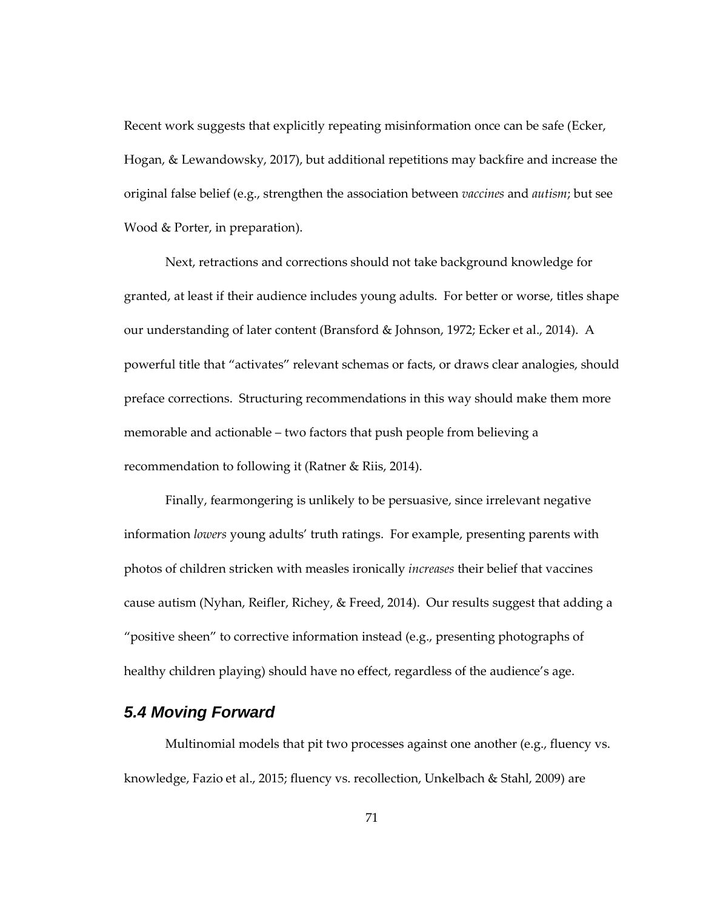Recent work suggests that explicitly repeating misinformation once can be safe (Ecker, Hogan, & Lewandowsky, 2017), but additional repetitions may backfire and increase the original false belief (e.g., strengthen the association between *vaccines* and *autism*; but see Wood & Porter, in preparation).

Next, retractions and corrections should not take background knowledge for granted, at least if their audience includes young adults. For better or worse, titles shape our understanding of later content (Bransford & Johnson, 1972; Ecker et al., 2014). A powerful title that "activates" relevant schemas or facts, or draws clear analogies, should preface corrections. Structuring recommendations in this way should make them more memorable and actionable – two factors that push people from believing a recommendation to following it (Ratner & Riis, 2014).

Finally, fearmongering is unlikely to be persuasive, since irrelevant negative information *lowers* young adults' truth ratings. For example, presenting parents with photos of children stricken with measles ironically *increases* their belief that vaccines cause autism (Nyhan, Reifler, Richey, & Freed, 2014). Our results suggest that adding a "positive sheen" to corrective information instead (e.g., presenting photographs of healthy children playing) should have no effect, regardless of the audience's age.

## *5.4 Moving Forward*

Multinomial models that pit two processes against one another (e.g., fluency vs. knowledge, Fazio et al., 2015; fluency vs. recollection, Unkelbach & Stahl, 2009) are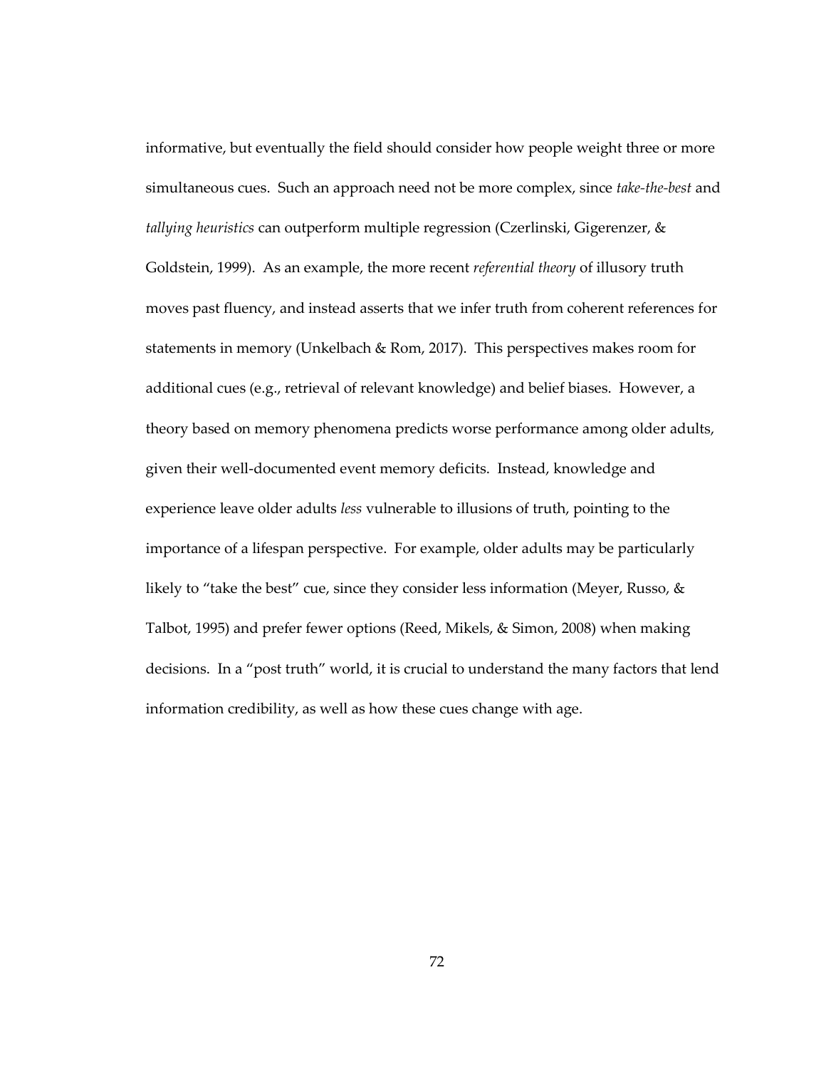informative, but eventually the field should consider how people weight three or more simultaneous cues. Such an approach need not be more complex, since *take-the-best* and *tallying heuristics* can outperform multiple regression (Czerlinski, Gigerenzer, & Goldstein, 1999). As an example, the more recent *referential theory* of illusory truth moves past fluency, and instead asserts that we infer truth from coherent references for statements in memory (Unkelbach & Rom, 2017). This perspectives makes room for additional cues (e.g., retrieval of relevant knowledge) and belief biases. However, a theory based on memory phenomena predicts worse performance among older adults, given their well-documented event memory deficits. Instead, knowledge and experience leave older adults *less* vulnerable to illusions of truth, pointing to the importance of a lifespan perspective. For example, older adults may be particularly likely to "take the best" cue, since they consider less information (Meyer, Russo, & Talbot, 1995) and prefer fewer options (Reed, Mikels, & Simon, 2008) when making decisions. In a "post truth" world, it is crucial to understand the many factors that lend information credibility, as well as how these cues change with age.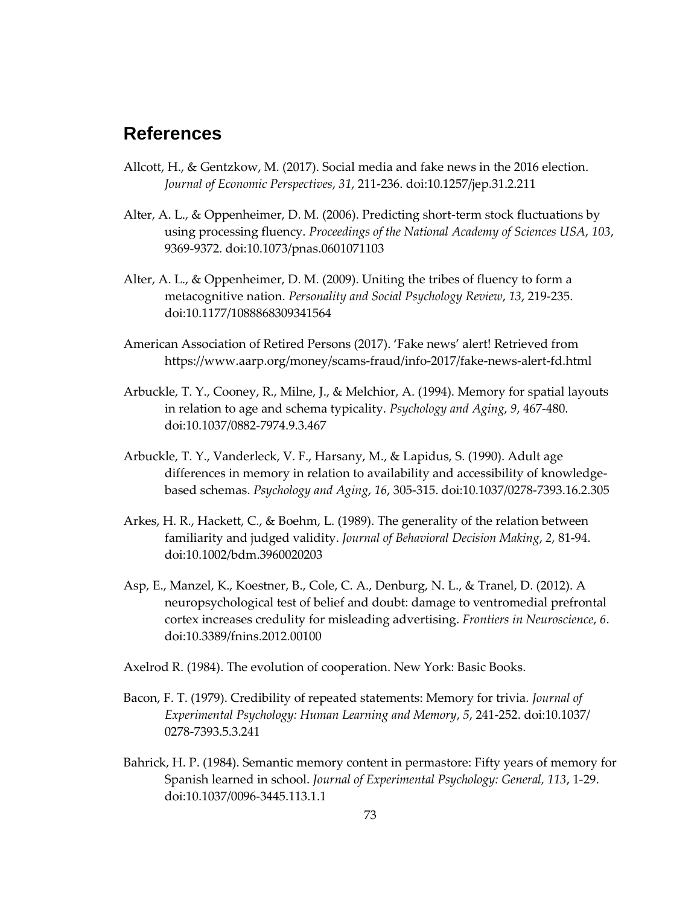## References

Allcott, H., & Gentzkow, M. (2017). Social media and fake news in the 2016 election. *Journal of Economic Perspectives*, *31*, 211-236. doi:10.1257/jep.31.2.211

Alter, A. L., & Oppenheimer, D. M. (2006). Predicting short-term stock fluctuations by using processing fluency. *Proceedings of the National Academy of Sciences USA*, *103*, 9369-9372. doi:10.1073/pnas.0601071103

Alter, A. L., & Oppenheimer, D. M. (2009). Uniting the tribes of fluency to form a metacognitive nation. *Personality and Social Psychology Review*, *13*, 219-235. doi:10.1177/1088868309341564

American Association of Retired Persons (2017). 'Fake news' alert! Retrieved from https://www.aarp.org/money/scams-fraud/info-2017/fake-news-alert-fd.html

Arbuckle, T. Y., Cooney, R., Milne, J., & Melchior, A. (1994). Memory for spatial layouts in relation to age and schema typicality. *Psychology and Aging*, *9*, 467-480. doi:10.1037/0882-7974.9.3.467

Arbuckle, T. Y., Vanderleck, V. F., Harsany, M., & Lapidus, S. (1990). Adult age differences in memory in relation to availability and accessibility of knowledge-based schemas. *Psychology and Aging*, *16*, 305-315. doi:10.1037/0278-7393.16.2.305

Arkes, H. R., Hackett, C., & Boehm, L. (1989). The generality of the relation between familiarity and judged validity. *Journal of Behavioral Decision Making*, *2*, 81-94. doi:10.1002/bdm.3960020203

Asp, E., Manzel, K., Koestner, B., Cole, C. A., Denburg, N. L., & Tranel, D. (2012). A neuropsychological test of belief and doubt: damage to ventromedial prefrontal cortex increases credulity for misleading advertising. *Frontiers in Neuroscience*, *6*. doi:10.3389/fnins.2012.00100

Axelrod R. (1984). The evolution of cooperation. New York: Basic Books.

Bacon, F. T. (1979). Credibility of repeated statements: Memory for trivia. *Journal of Experimental Psychology: Human Learning and Memory*, *5*, 241-252. doi:10.1037/0278-7393.5.3.241

Bahrick, H. P. (1984). Semantic memory content in permastore: Fifty years of memory for Spanish learned in school. *Journal of Experimental Psychology: General, 113*, 1-29. doi:10.1037/0096-3445.113.1.1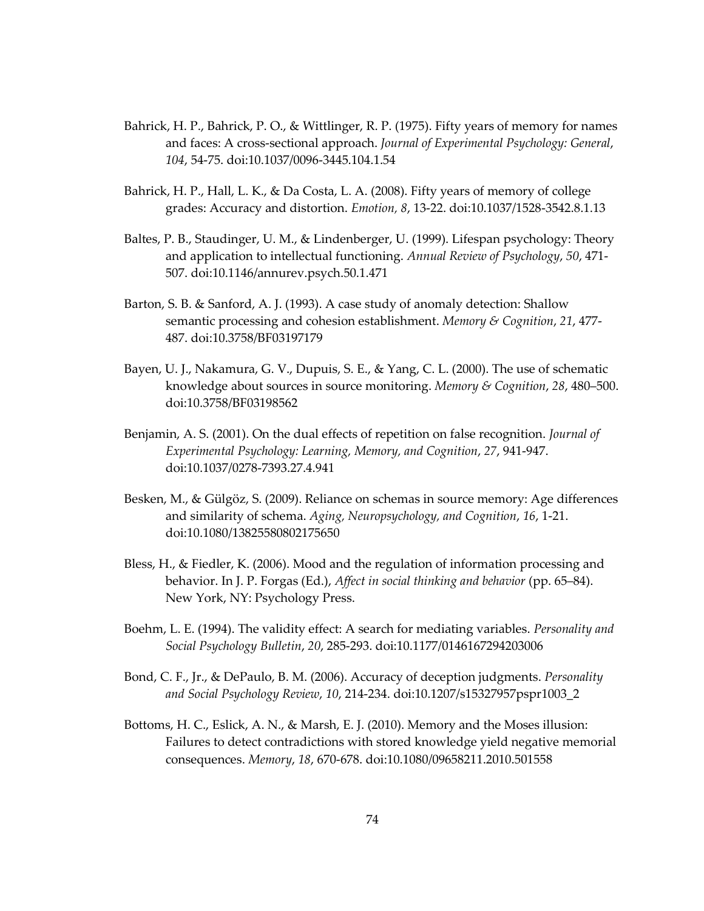Bahrick, H. P., Bahrick, P. O., & Wittlinger, R. P. (1975). Fifty years of memory for names and faces: A cross-sectional approach. *Journal of Experimental Psychology: General*, *104*, 54-75. doi:10.1037/0096-3445.104.1.54

Bahrick, H. P., Hall, L. K., & Da Costa, L. A. (2008). Fifty years of memory of college grades: Accuracy and distortion. *Emotion, 8*, 13-22. doi:10.1037/1528-3542.8.1.13

Baltes, P. B., Staudinger, U. M., & Lindenberger, U. (1999). Lifespan psychology: Theory and application to intellectual functioning. *Annual Review of Psychology*, *50*, 471-507. doi:10.1146/annurev.psych.50.1.471

Barton, S. B. & Sanford, A. J. (1993). A case study of anomaly detection: Shallow semantic processing and cohesion establishment. *Memory & Cognition*, *21*, 477-487. doi:10.3758/BF03197179

Bayen, U. J., Nakamura, G. V., Dupuis, S. E., & Yang, C. L. (2000). The use of schematic knowledge about sources in source monitoring. *Memory & Cognition*, *28*, 480–500. doi:10.3758/BF03198562

Benjamin, A. S. (2001). On the dual effects of repetition on false recognition. *Journal of Experimental Psychology: Learning, Memory, and Cognition*, *27*, 941-947. doi:10.1037/0278-7393.27.4.941

Besken, M., & Gülgöz, S. (2009). Reliance on schemas in source memory: Age differences and similarity of schema. *Aging, Neuropsychology, and Cognition*, *16*, 1-21. doi:10.1080/13825580802175650

Bless, H., & Fiedler, K. (2006). Mood and the regulation of information processing and behavior. In J. P. Forgas (Ed.), *Affect in social thinking and behavior* (pp. 65–84). New York, NY: Psychology Press.

Boehm, L. E. (1994). The validity effect: A search for mediating variables. *Personality and Social Psychology Bulletin*, *20*, 285-293. doi:10.1177/0146167294203006

Bond, C. F., Jr., & DePaulo, B. M. (2006). Accuracy of deception judgments. *Personality and Social Psychology Review*, *10*, 214-234. doi:10.1207/s15327957pspr1003_2

Bottoms, H. C., Eslick, A. N., & Marsh, E. J. (2010). Memory and the Moses illusion: Failures to detect contradictions with stored knowledge yield negative memorial consequences. *Memory*, *18*, 670-678. doi:10.1080/09658211.2010.501558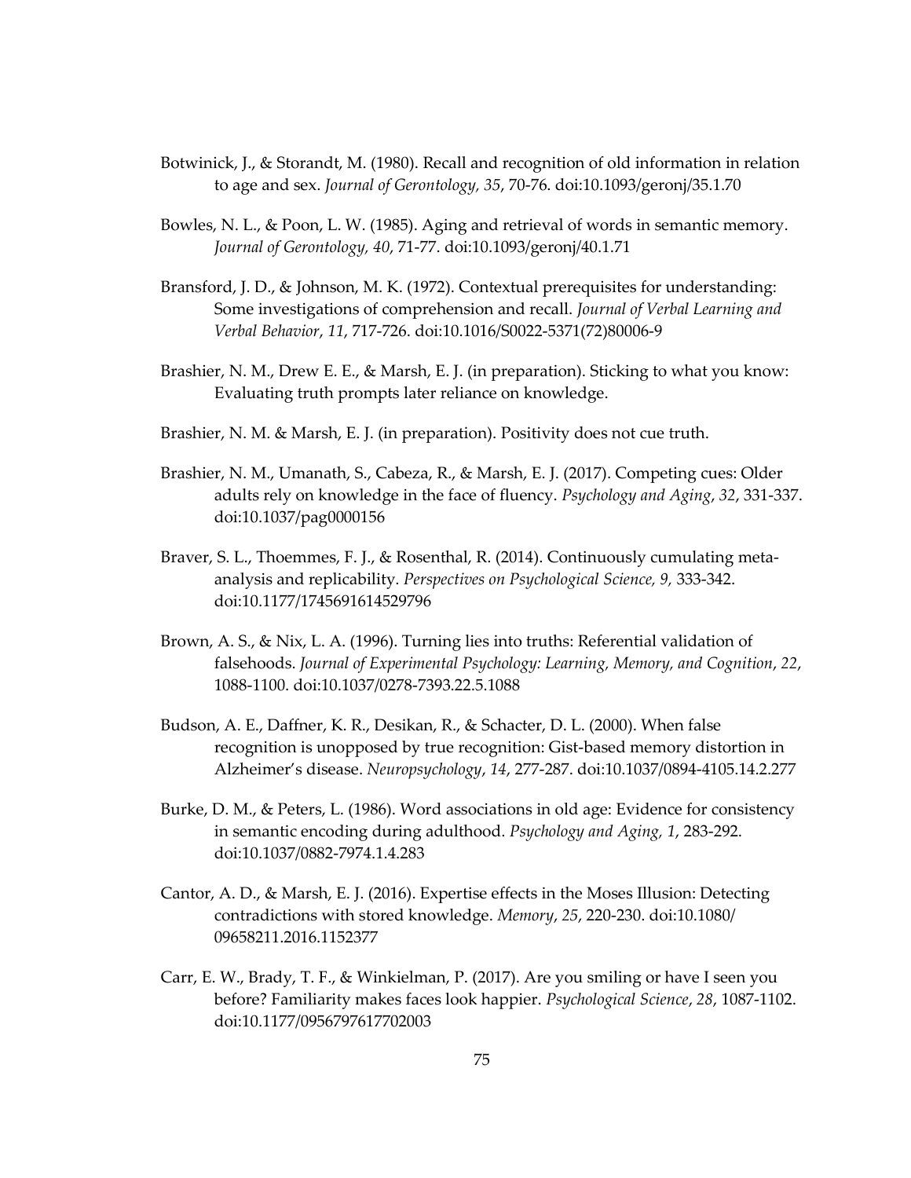Botwinick, J., & Storandt, M. (1980). Recall and recognition of old information in relation to age and sex. *Journal of Gerontology, 35*, 70-76. doi:10.1093/geronj/35.1.70

Bowles, N. L., & Poon, L. W. (1985). Aging and retrieval of words in semantic memory. *Journal of Gerontology, 40*, 71-77. doi:10.1093/geronj/40.1.71

Bransford, J. D., & Johnson, M. K. (1972). Contextual prerequisites for understanding: Some investigations of comprehension and recall. *Journal of Verbal Learning and Verbal Behavior*, *11*, 717-726. doi:10.1016/S0022-5371(72)80006-9

Brashier, N. M., Drew E. E., & Marsh, E. J. (in preparation). Sticking to what you know: Evaluating truth prompts later reliance on knowledge.

Brashier, N. M. & Marsh, E. J. (in preparation). Positivity does not cue truth.

Brashier, N. M., Umanath, S., Cabeza, R., & Marsh, E. J. (2017). Competing cues: Older adults rely on knowledge in the face of fluency. *Psychology and Aging*, *32*, 331-337. doi:10.1037/pag0000156

Braver, S. L., Thoemmes, F. J., & Rosenthal, R. (2014). Continuously cumulating meta-analysis and replicability. *Perspectives on Psychological Science, 9,* 333-342. doi:10.1177/1745691614529796

Brown, A. S., & Nix, L. A. (1996). Turning lies into truths: Referential validation of falsehoods. *Journal of Experimental Psychology: Learning, Memory, and Cognition*, *22*, 1088-1100. doi:10.1037/0278-7393.22.5.1088

Budson, A. E., Daffner, K. R., Desikan, R., & Schacter, D. L. (2000). When false recognition is unopposed by true recognition: Gist-based memory distortion in Alzheimer's disease. *Neuropsychology*, *14*, 277-287. doi:10.1037/0894-4105.14.2.277

Burke, D. M., & Peters, L. (1986). Word associations in old age: Evidence for consistency in semantic encoding during adulthood. *Psychology and Aging, 1*, 283-292. doi:10.1037/0882-7974.1.4.283

Cantor, A. D., & Marsh, E. J. (2016). Expertise effects in the Moses Illusion: Detecting contradictions with stored knowledge. *Memory*, *25*, 220-230. doi:10.1080/09658211.2016.1152377

Carr, E. W., Brady, T. F., & Winkielman, P. (2017). Are you smiling or have I seen you before? Familiarity makes faces look happier. *Psychological Science*, *28*, 1087-1102. doi:10.1177/0956797617702003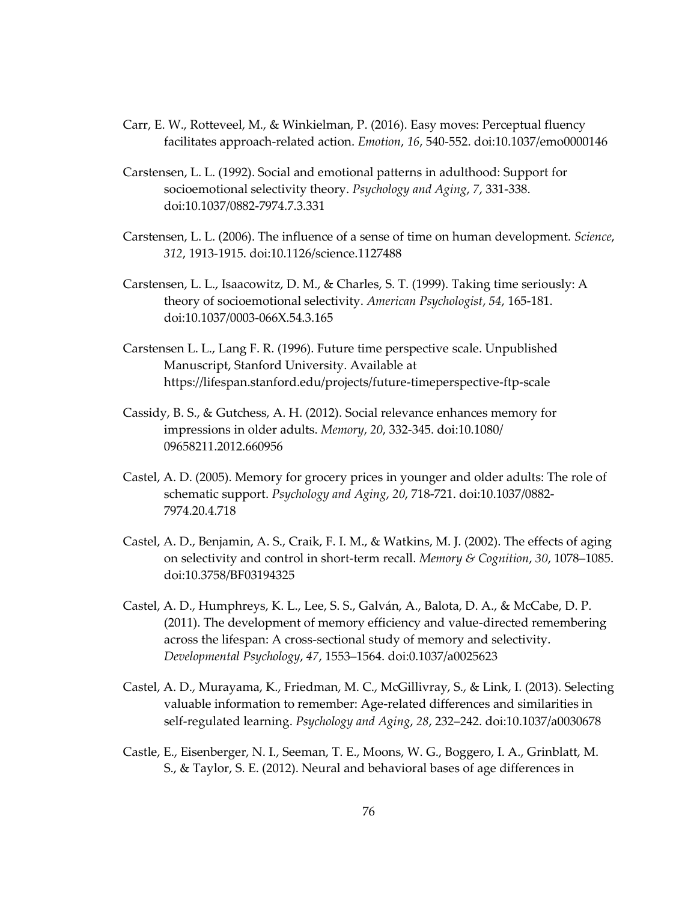Carr, E. W., Rotteveel, M., & Winkielman, P. (2016). Easy moves: Perceptual fluency facilitates approach-related action. *Emotion*, *16*, 540-552. doi:10.1037/emo0000146

Carstensen, L. L. (1992). Social and emotional patterns in adulthood: Support for socioemotional selectivity theory. *Psychology and Aging*, *7*, 331-338. doi:10.1037/0882-7974.7.3.331

Carstensen, L. L. (2006). The influence of a sense of time on human development. *Science*, *312*, 1913-1915. doi:10.1126/science.1127488

Carstensen, L. L., Isaacowitz, D. M., & Charles, S. T. (1999). Taking time seriously: A theory of socioemotional selectivity. *American Psychologist*, *54*, 165-181. doi:10.1037/0003-066X.54.3.165

Carstensen L. L., Lang F. R. (1996). Future time perspective scale. Unpublished Manuscript, Stanford University. Available at https://lifespan.stanford.edu/projects/future-timeperspective-ftp-scale

Cassidy, B. S., & Gutchess, A. H. (2012). Social relevance enhances memory for impressions in older adults. *Memory*, *20*, 332-345. doi:10.1080/ 09658211.2012.660956

Castel, A. D. (2005). Memory for grocery prices in younger and older adults: The role of schematic support. *Psychology and Aging*, *20*, 718-721. doi:10.1037/0882-7974.20.4.718

Castel, A. D., Benjamin, A. S., Craik, F. I. M., & Watkins, M. J. (2002). The effects of aging on selectivity and control in short-term recall. *Memory & Cognition*, *30*, 1078–1085. doi:10.3758/BF03194325

Castel, A. D., Humphreys, K. L., Lee, S. S., Galván, A., Balota, D. A., & McCabe, D. P. (2011). The development of memory efficiency and value-directed remembering across the lifespan: A cross-sectional study of memory and selectivity. *Developmental Psychology*, *47*, 1553–1564. doi:0.1037/a0025623

Castel, A. D., Murayama, K., Friedman, M. C., McGillivray, S., & Link, I. (2013). Selecting valuable information to remember: Age-related differences and similarities in self-regulated learning. *Psychology and Aging*, *28*, 232–242. doi:10.1037/a0030678

Castle, E., Eisenberger, N. I., Seeman, T. E., Moons, W. G., Boggero, I. A., Grinblatt, M. S., & Taylor, S. E. (2012). Neural and behavioral bases of age differences in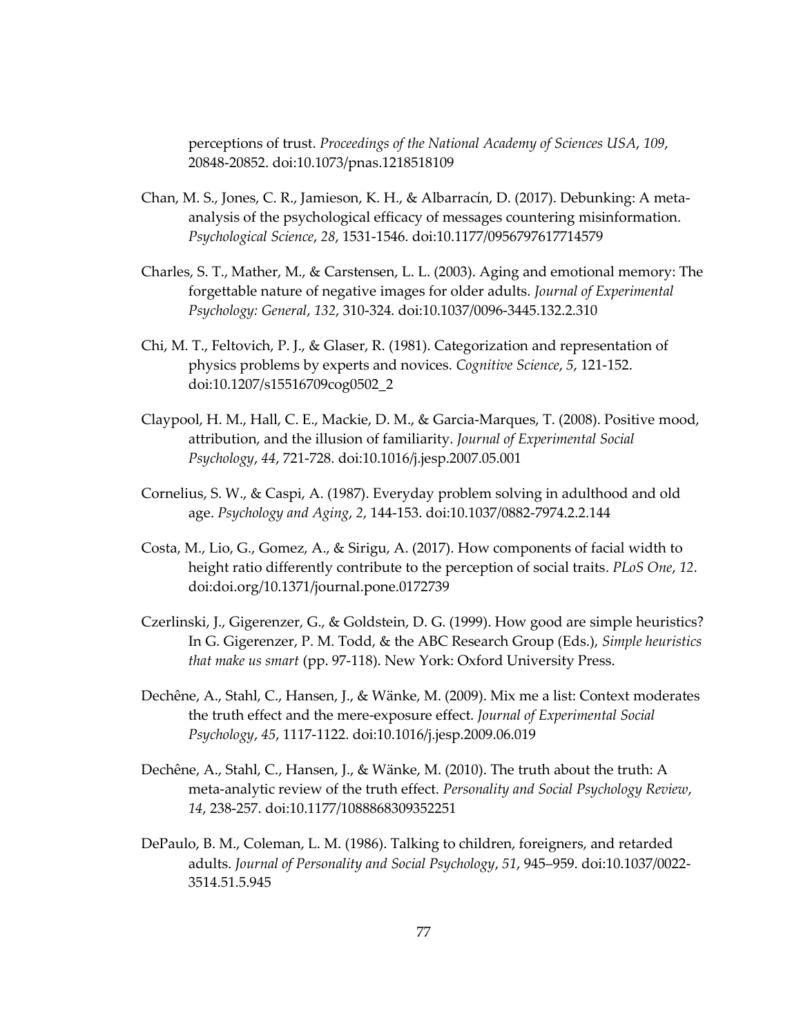perceptions of trust. *Proceedings of the National Academy of Sciences USA*, *109*, 20848-20852. doi:10.1073/pnas.1218518109

Chan, M. S., Jones, C. R., Jamieson, K. H., & Albarracín, D. (2017). Debunking: A meta-analysis of the psychological efficacy of messages countering misinformation. *Psychological Science*, *28*, 1531-1546. doi:10.1177/0956797617714579

Charles, S. T., Mather, M., & Carstensen, L. L. (2003). Aging and emotional memory: The forgettable nature of negative images for older adults. *Journal of Experimental Psychology: General*, *132*, 310-324. doi:10.1037/0096-3445.132.2.310

Chi, M. T., Feltovich, P. J., & Glaser, R. (1981). Categorization and representation of physics problems by experts and novices. *Cognitive Science*, *5*, 121-152. doi:10.1207/s15516709cog0502_2

Claypool, H. M., Hall, C. E., Mackie, D. M., & Garcia-Marques, T. (2008). Positive mood, attribution, and the illusion of familiarity. *Journal of Experimental Social Psychology*, *44*, 721-728. doi:10.1016/j.jesp.2007.05.001

Cornelius, S. W., & Caspi, A. (1987). Everyday problem solving in adulthood and old age. *Psychology and Aging*, *2*, 144-153. doi:10.1037/0882-7974.2.2.144

Costa, M., Lio, G., Gomez, A., & Sirigu, A. (2017). How components of facial width to height ratio differently contribute to the perception of social traits. *PLoS One*, *12*. doi:doi.org/10.1371/journal.pone.0172739

Czerlinski, J., Gigerenzer, G., & Goldstein, D. G. (1999). How good are simple heuristics? In G. Gigerenzer, P. M. Todd, & the ABC Research Group (Eds.), *Simple heuristics that make us smart* (pp. 97-118). New York: Oxford University Press.

Dechêne, A., Stahl, C., Hansen, J., & Wänke, M. (2009). Mix me a list: Context moderates the truth effect and the mere-exposure effect. *Journal of Experimental Social Psychology*, *45*, 1117-1122. doi:10.1016/j.jesp.2009.06.019

Dechêne, A., Stahl, C., Hansen, J., & Wänke, M. (2010). The truth about the truth: A meta-analytic review of the truth effect. *Personality and Social Psychology Review*, *14*, 238-257. doi:10.1177/1088868309352251

DePaulo, B. M., Coleman, L. M. (1986). Talking to children, foreigners, and retarded adults. *Journal of Personality and Social Psychology*, *51*, 945–959. doi:10.1037/0022-3514.51.5.945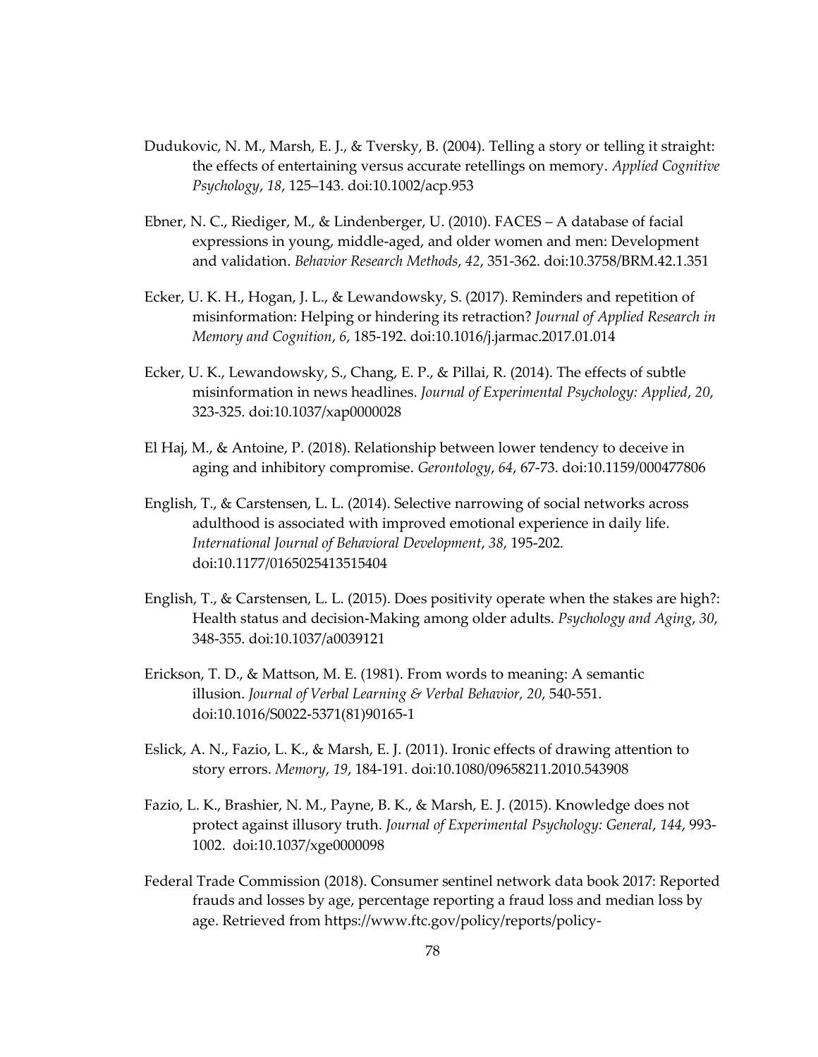Dudukovic, N. M., Marsh, E. J., & Tversky, B. (2004). Telling a story or telling it straight: the effects of entertaining versus accurate retellings on memory. *Applied Cognitive Psychology*, *18*, 125–143. doi:10.1002/acp.953

Ebner, N. C., Riediger, M., & Lindenberger, U. (2010). FACES – A database of facial expressions in young, middle-aged, and older women and men: Development and validation. *Behavior Research Methods*, *42*, 351-362. doi:10.3758/BRM.42.1.351

Ecker, U. K. H., Hogan, J. L., & Lewandowsky, S. (2017). Reminders and repetition of misinformation: Helping or hindering its retraction? *Journal of Applied Research in Memory and Cognition*, *6*, 185-192. doi:10.1016/j.jarmac.2017.01.014

Ecker, U. K., Lewandowsky, S., Chang, E. P., & Pillai, R. (2014). The effects of subtle misinformation in news headlines. *Journal of Experimental Psychology: Applied*, *20*, 323-325. doi:10.1037/xap0000028

El Haj, M., & Antoine, P. (2018). Relationship between lower tendency to deceive in aging and inhibitory compromise. *Gerontology*, *64*, 67-73. doi:10.1159/000477806

English, T., & Carstensen, L. L. (2014). Selective narrowing of social networks across adulthood is associated with improved emotional experience in daily life. *International Journal of Behavioral Development*, *38*, 195-202. doi:10.1177/0165025413515404

English, T., & Carstensen, L. L. (2015). Does positivity operate when the stakes are high?: Health status and decision-Making among older adults. *Psychology and Aging*, *30*, 348-355. doi:10.1037/a0039121

Erickson, T. D., & Mattson, M. E. (1981). From words to meaning: A semantic illusion. *Journal of Verbal Learning & Verbal Behavior, 20*, 540-551. doi:10.1016/S0022-5371(81)90165-1

Eslick, A. N., Fazio, L. K., & Marsh, E. J. (2011). Ironic effects of drawing attention to story errors. *Memory*, *19*, 184-191. doi:10.1080/09658211.2010.543908

Fazio, L. K., Brashier, N. M., Payne, B. K., & Marsh, E. J. (2015). Knowledge does not protect against illusory truth. *Journal of Experimental Psychology: General*, *144*, 993-1002. doi:10.1037/xge0000098

Federal Trade Commission (2018). Consumer sentinel network data book 2017: Reported frauds and losses by age, percentage reporting a fraud loss and median loss by age. Retrieved from https://www.ftc.gov/policy/reports/policy-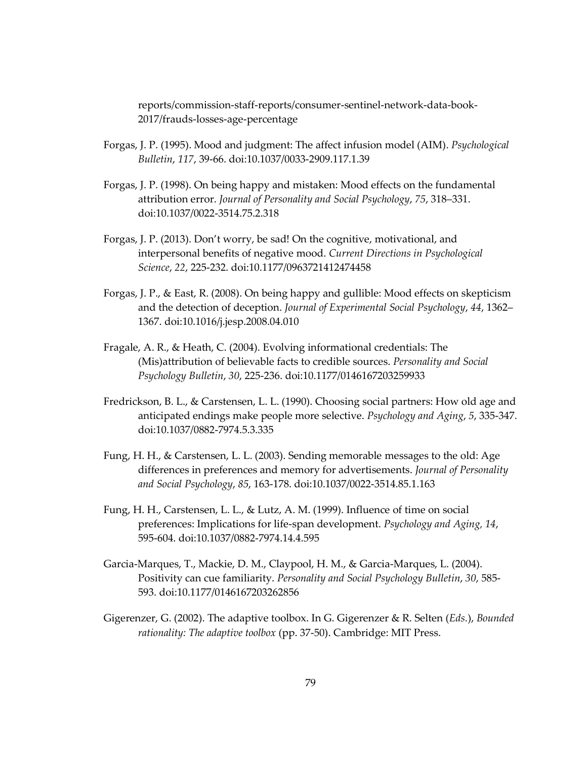reports/commission-staff-reports/consumer-sentinel-network-data-book-2017/frauds-losses-age-percentage

Forgas, J. P. (1995). Mood and judgment: The affect infusion model (AIM). *Psychological Bulletin*, *117*, 39-66. doi:10.1037/0033-2909.117.1.39

Forgas, J. P. (1998). On being happy and mistaken: Mood effects on the fundamental attribution error. *Journal of Personality and Social Psychology*, *75*, 318–331. doi:10.1037/0022-3514.75.2.318

Forgas, J. P. (2013). Don't worry, be sad! On the cognitive, motivational, and interpersonal benefits of negative mood. *Current Directions in Psychological Science*, *22*, 225-232. doi:10.1177/0963721412474458

Forgas, J. P., & East, R. (2008). On being happy and gullible: Mood effects on skepticism and the detection of deception. *Journal of Experimental Social Psychology*, *44*, 1362–1367. doi:10.1016/j.jesp.2008.04.010

Fragale, A. R., & Heath, C. (2004). Evolving informational credentials: The (Mis)attribution of believable facts to credible sources. *Personality and Social Psychology Bulletin*, *30*, 225-236. doi:10.1177/0146167203259933

Fredrickson, B. L., & Carstensen, L. L. (1990). Choosing social partners: How old age and anticipated endings make people more selective. *Psychology and Aging*, *5*, 335-347. doi:10.1037/0882-7974.5.3.335

Fung, H. H., & Carstensen, L. L. (2003). Sending memorable messages to the old: Age differences in preferences and memory for advertisements. *Journal of Personality and Social Psychology*, *85*, 163-178. doi:10.1037/0022-3514.85.1.163

Fung, H. H., Carstensen, L. L., & Lutz, A. M. (1999). Influence of time on social preferences: Implications for life-span development. *Psychology and Aging, 14*, 595-604. doi:10.1037/0882-7974.14.4.595

Garcia-Marques, T., Mackie, D. M., Claypool, H. M., & Garcia-Marques, L. (2004). Positivity can cue familiarity. *Personality and Social Psychology Bulletin*, *30*, 585-593. doi:10.1177/0146167203262856

Gigerenzer, G. (2002). The adaptive toolbox. In G. Gigerenzer & R. Selten (*Eds.*), *Bounded rationality: The adaptive toolbox* (pp. 37-50). Cambridge: MIT Press.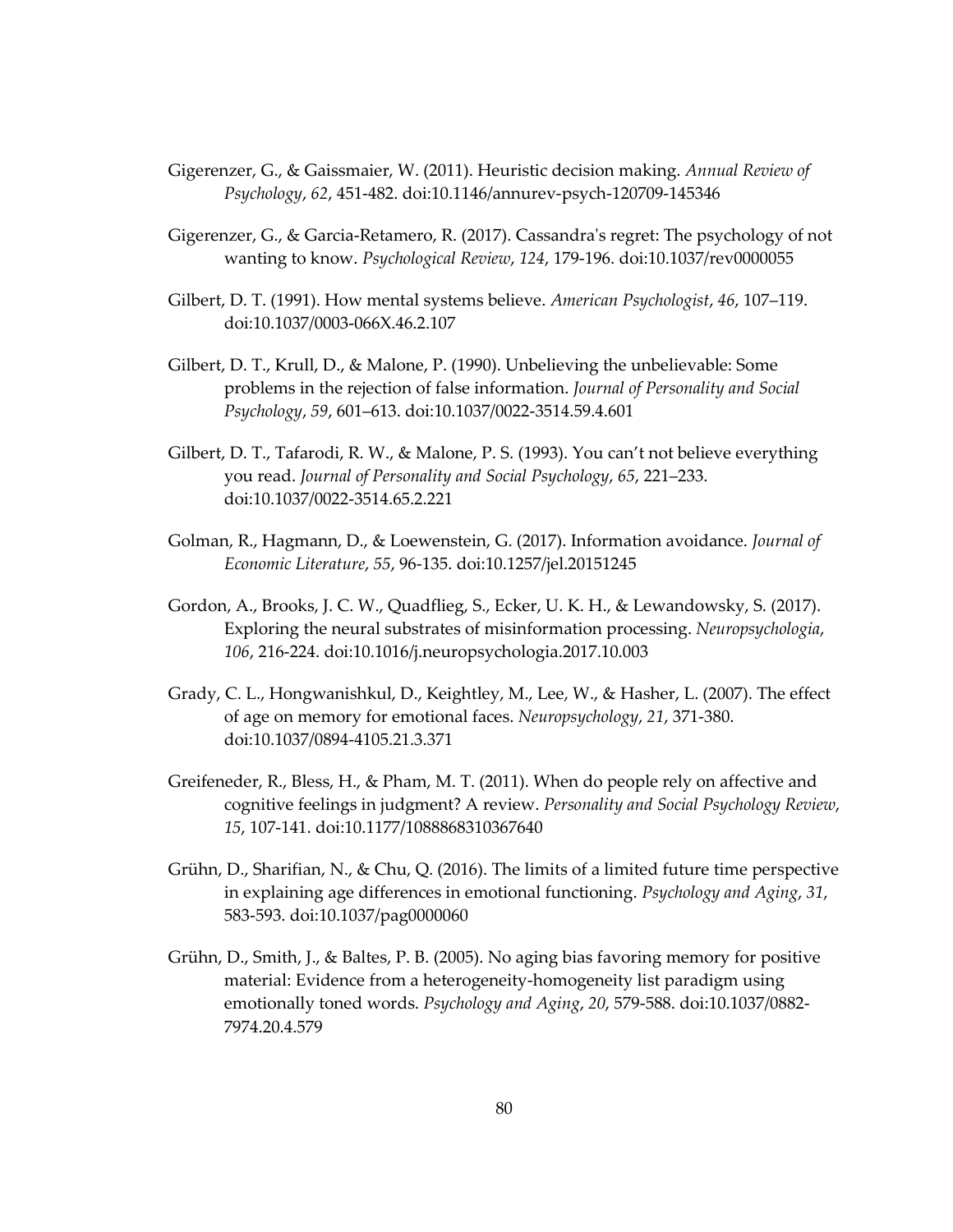Gigerenzer, G., & Gaissmaier, W. (2011). Heuristic decision making. *Annual Review of Psychology*, *62*, 451-482. doi:10.1146/annurev-psych-120709-145346

Gigerenzer, G., & Garcia-Retamero, R. (2017). Cassandra's regret: The psychology of not wanting to know. *Psychological Review*, *124*, 179-196. doi:10.1037/rev0000055

Gilbert, D. T. (1991). How mental systems believe. *American Psychologist*, *46*, 107–119. doi:10.1037/0003-066X.46.2.107

Gilbert, D. T., Krull, D., & Malone, P. (1990). Unbelieving the unbelievable: Some problems in the rejection of false information. *Journal of Personality and Social Psychology*, *59*, 601–613. doi:10.1037/0022-3514.59.4.601

Gilbert, D. T., Tafarodi, R. W., & Malone, P. S. (1993). You can't not believe everything you read. *Journal of Personality and Social Psychology*, *65*, 221–233. doi:10.1037/0022-3514.65.2.221

Golman, R., Hagmann, D., & Loewenstein, G. (2017). Information avoidance. *Journal of Economic Literature*, *55*, 96-135. doi:10.1257/jel.20151245

Gordon, A., Brooks, J. C. W., Quadflieg, S., Ecker, U. K. H., & Lewandowsky, S. (2017). Exploring the neural substrates of misinformation processing. *Neuropsychologia*, *106*, 216-224. doi:10.1016/j.neuropsychologia.2017.10.003

Grady, C. L., Hongwanishkul, D., Keightley, M., Lee, W., & Hasher, L. (2007). The effect of age on memory for emotional faces. *Neuropsychology*, *21*, 371-380. doi:10.1037/0894-4105.21.3.371

Greifeneder, R., Bless, H., & Pham, M. T. (2011). When do people rely on affective and cognitive feelings in judgment? A review. *Personality and Social Psychology Review*, *15*, 107-141. doi:10.1177/1088868310367640

Grühn, D., Sharifian, N., & Chu, Q. (2016). The limits of a limited future time perspective in explaining age differences in emotional functioning. *Psychology and Aging*, *31*, 583-593. doi:10.1037/pag0000060

Grühn, D., Smith, J., & Baltes, P. B. (2005). No aging bias favoring memory for positive material: Evidence from a heterogeneity-homogeneity list paradigm using emotionally toned words. *Psychology and Aging*, *20*, 579-588. doi:10.1037/0882-7974.20.4.579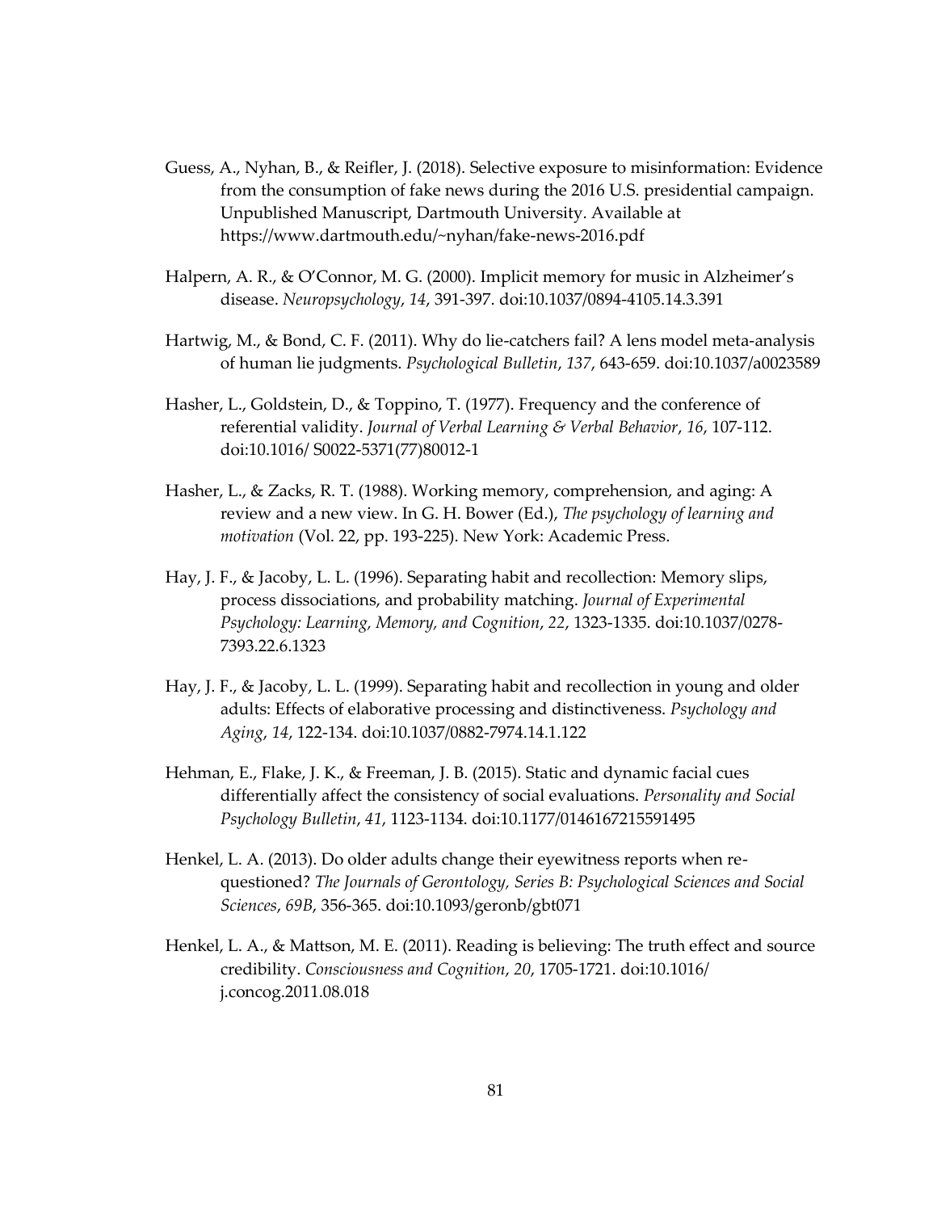Guess, A., Nyhan, B., & Reifler, J. (2018). Selective exposure to misinformation: Evidence from the consumption of fake news during the 2016 U.S. presidential campaign. Unpublished Manuscript, Dartmouth University. Available at https://www.dartmouth.edu/~nyhan/fake-news-2016.pdf

Halpern, A. R., & O'Connor, M. G. (2000). Implicit memory for music in Alzheimer's disease. *Neuropsychology*, *14*, 391-397. doi:10.1037/0894-4105.14.3.391

Hartwig, M., & Bond, C. F. (2011). Why do lie-catchers fail? A lens model meta-analysis of human lie judgments. *Psychological Bulletin*, *137*, 643-659. doi:10.1037/a0023589

Hasher, L., Goldstein, D., & Toppino, T. (1977). Frequency and the conference of referential validity. *Journal of Verbal Learning & Verbal Behavior*, *16*, 107-112. doi:10.1016/ S0022-5371(77)80012-1

Hasher, L., & Zacks, R. T. (1988). Working memory, comprehension, and aging: A review and a new view. In G. H. Bower (Ed.), *The psychology of learning and motivation* (Vol. 22, pp. 193-225). New York: Academic Press.

Hay, J. F., & Jacoby, L. L. (1996). Separating habit and recollection: Memory slips, process dissociations, and probability matching. *Journal of Experimental Psychology: Learning, Memory, and Cognition*, *22*, 1323-1335. doi:10.1037/0278-7393.22.6.1323

Hay, J. F., & Jacoby, L. L. (1999). Separating habit and recollection in young and older adults: Effects of elaborative processing and distinctiveness. *Psychology and Aging*, *14*, 122-134. doi:10.1037/0882-7974.14.1.122

Hehman, E., Flake, J. K., & Freeman, J. B. (2015). Static and dynamic facial cues differentially affect the consistency of social evaluations. *Personality and Social Psychology Bulletin*, *41*, 1123-1134. doi:10.1177/0146167215591495

Henkel, L. A. (2013). Do older adults change their eyewitness reports when re-questioned? *The Journals of Gerontology, Series B: Psychological Sciences and Social Sciences*, *69B*, 356-365. doi:10.1093/geronb/gbt071

Henkel, L. A., & Mattson, M. E. (2011). Reading is believing: The truth effect and source credibility. *Consciousness and Cognition*, *20*, 1705-1721. doi:10.1016/ j.concog.2011.08.018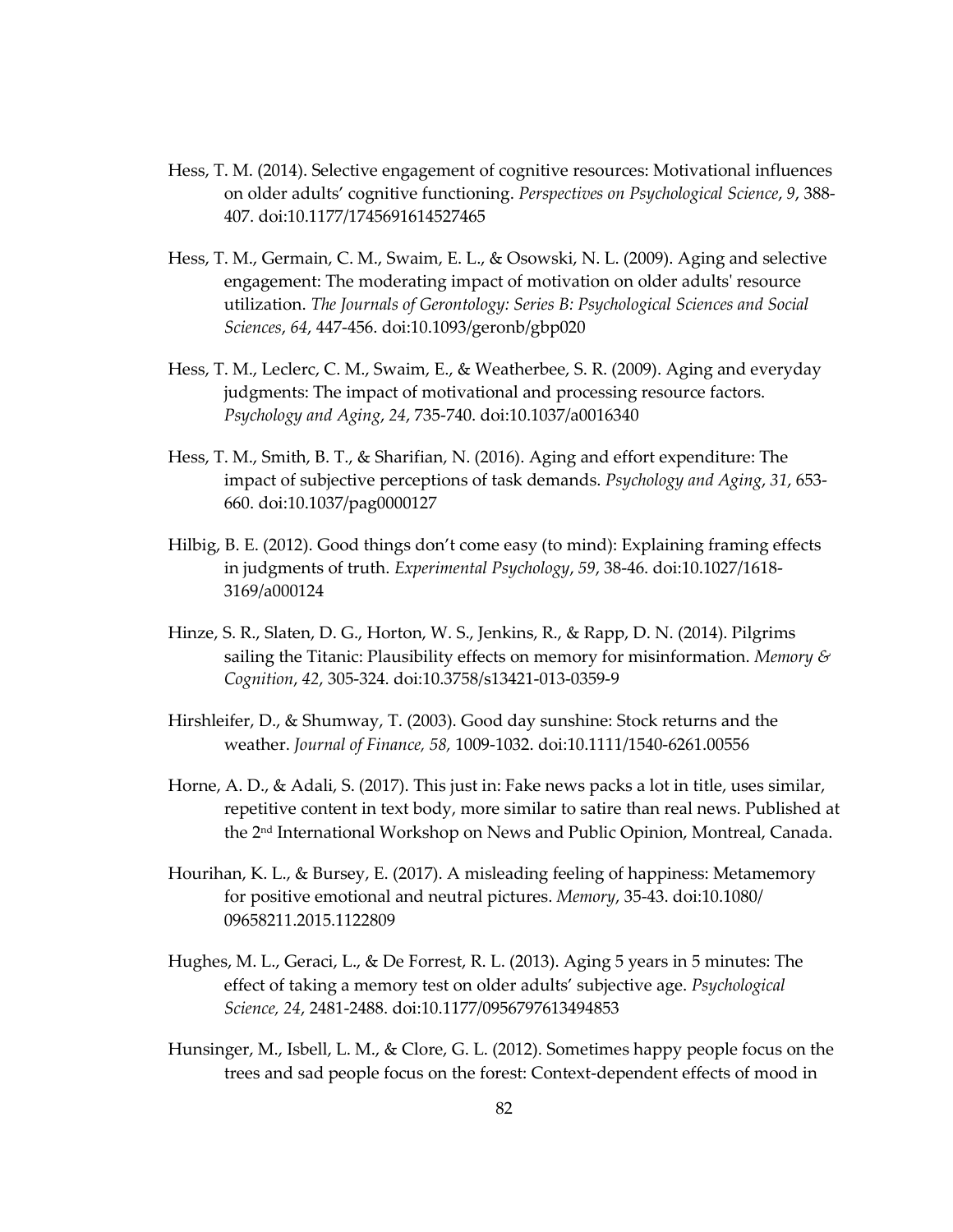Hess, T. M. (2014). Selective engagement of cognitive resources: Motivational influences on older adults' cognitive functioning. *Perspectives on Psychological Science*, *9*, 388-407. doi:10.1177/1745691614527465

Hess, T. M., Germain, C. M., Swaim, E. L., & Osowski, N. L. (2009). Aging and selective engagement: The moderating impact of motivation on older adults' resource utilization. *The Journals of Gerontology: Series B: Psychological Sciences and Social Sciences*, *64*, 447-456. doi:10.1093/geronb/gbp020

Hess, T. M., Leclerc, C. M., Swaim, E., & Weatherbee, S. R. (2009). Aging and everyday judgments: The impact of motivational and processing resource factors. *Psychology and Aging*, *24*, 735-740. doi:10.1037/a0016340

Hess, T. M., Smith, B. T., & Sharifian, N. (2016). Aging and effort expenditure: The impact of subjective perceptions of task demands. *Psychology and Aging*, *31*, 653-660. doi:10.1037/pag0000127

Hilbig, B. E. (2012). Good things don't come easy (to mind): Explaining framing effects in judgments of truth. *Experimental Psychology*, *59*, 38-46. doi:10.1027/1618-3169/a000124

Hinze, S. R., Slaten, D. G., Horton, W. S., Jenkins, R., & Rapp, D. N. (2014). Pilgrims sailing the Titanic: Plausibility effects on memory for misinformation. *Memory & Cognition*, *42*, 305-324. doi:10.3758/s13421-013-0359-9

Hirshleifer, D., & Shumway, T. (2003). Good day sunshine: Stock returns and the weather. *Journal of Finance, 58,* 1009-1032. doi:10.1111/1540-6261.00556

Horne, A. D., & Adali, S. (2017). This just in: Fake news packs a lot in title, uses similar, repetitive content in text body, more similar to satire than real news. Published at the 2nd International Workshop on News and Public Opinion, Montreal, Canada.

Hourihan, K. L., & Bursey, E. (2017). A misleading feeling of happiness: Metamemory for positive emotional and neutral pictures. *Memory*, 35-43. doi:10.1080/09658211.2015.1122809

Hughes, M. L., Geraci, L., & De Forrest, R. L. (2013). Aging 5 years in 5 minutes: The effect of taking a memory test on older adults' subjective age. *Psychological Science, 24*, 2481-2488. doi:10.1177/0956797613494853

Hunsinger, M., Isbell, L. M., & Clore, G. L. (2012). Sometimes happy people focus on the trees and sad people focus on the forest: Context-dependent effects of mood in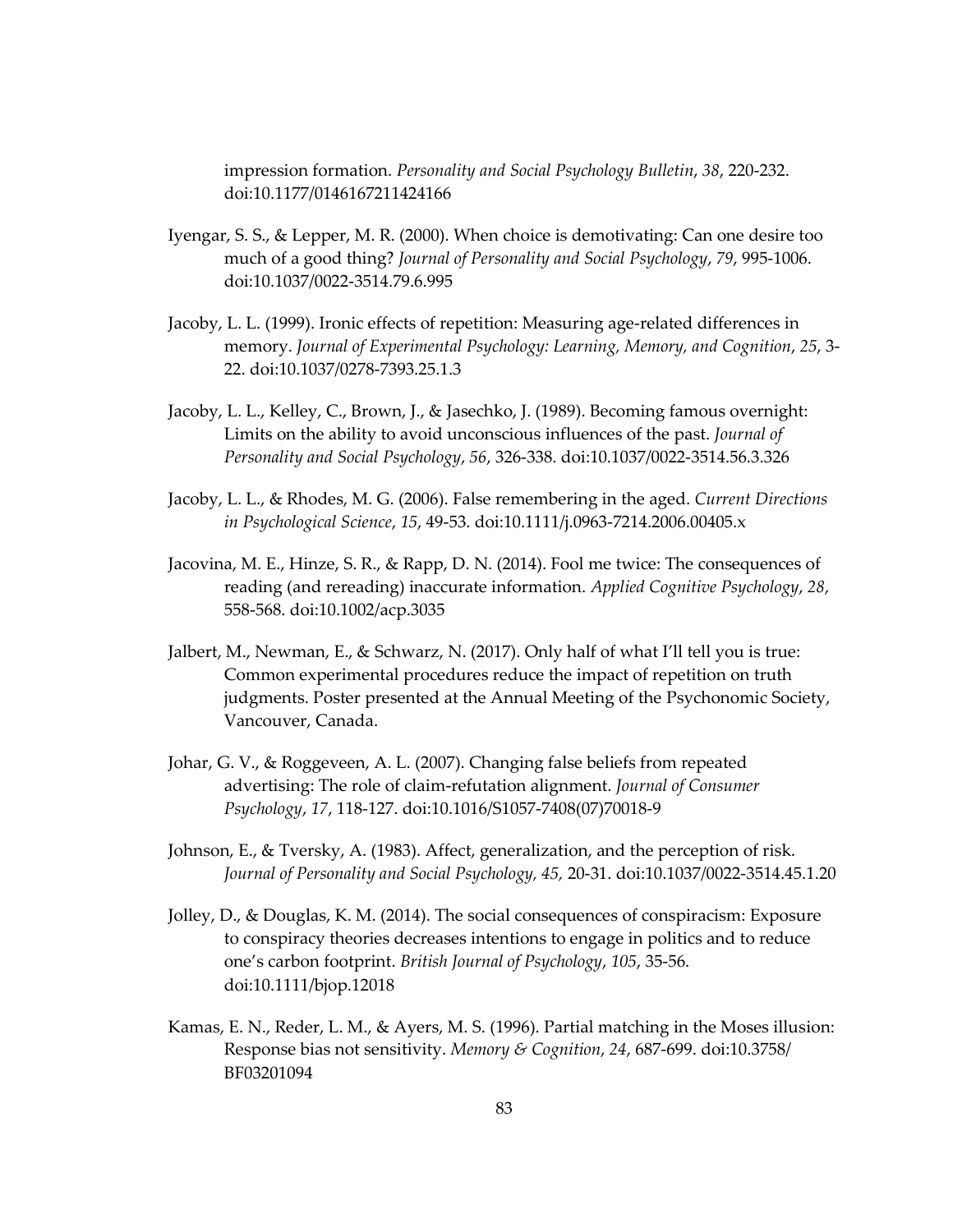impression formation. *Personality and Social Psychology Bulletin*, *38*, 220-232. doi:10.1177/0146167211424166

Iyengar, S. S., & Lepper, M. R. (2000). When choice is demotivating: Can one desire too much of a good thing? *Journal of Personality and Social Psychology*, *79*, 995-1006. doi:10.1037/0022-3514.79.6.995

Jacoby, L. L. (1999). Ironic effects of repetition: Measuring age-related differences in memory. *Journal of Experimental Psychology: Learning, Memory, and Cognition*, *25*, 3-22. doi:10.1037/0278-7393.25.1.3

Jacoby, L. L., Kelley, C., Brown, J., & Jasechko, J. (1989). Becoming famous overnight: Limits on the ability to avoid unconscious influences of the past. *Journal of Personality and Social Psychology*, *56*, 326-338. doi:10.1037/0022-3514.56.3.326

Jacoby, L. L., & Rhodes, M. G. (2006). False remembering in the aged. *Current Directions in Psychological Science*, *15*, 49-53. doi:10.1111/j.0963-7214.2006.00405.x

Jacovina, M. E., Hinze, S. R., & Rapp, D. N. (2014). Fool me twice: The consequences of reading (and rereading) inaccurate information. *Applied Cognitive Psychology*, *28*, 558-568. doi:10.1002/acp.3035

Jalbert, M., Newman, E., & Schwarz, N. (2017). Only half of what I'll tell you is true: Common experimental procedures reduce the impact of repetition on truth judgments. Poster presented at the Annual Meeting of the Psychonomic Society, Vancouver, Canada.

Johar, G. V., & Roggeveen, A. L. (2007). Changing false beliefs from repeated advertising: The role of claim-refutation alignment. *Journal of Consumer Psychology*, *17*, 118-127. doi:10.1016/S1057-7408(07)70018-9

Johnson, E., & Tversky, A. (1983). Affect, generalization, and the perception of risk. *Journal of Personality and Social Psychology, 45,* 20-31. doi:10.1037/0022-3514.45.1.20

Jolley, D., & Douglas, K. M. (2014). The social consequences of conspiracism: Exposure to conspiracy theories decreases intentions to engage in politics and to reduce one's carbon footprint. *British Journal of Psychology*, *105*, 35-56. doi:10.1111/bjop.12018

Kamas, E. N., Reder, L. M., & Ayers, M. S. (1996). Partial matching in the Moses illusion: Response bias not sensitivity. *Memory & Cognition*, *24*, 687-699. doi:10.3758/BF03201094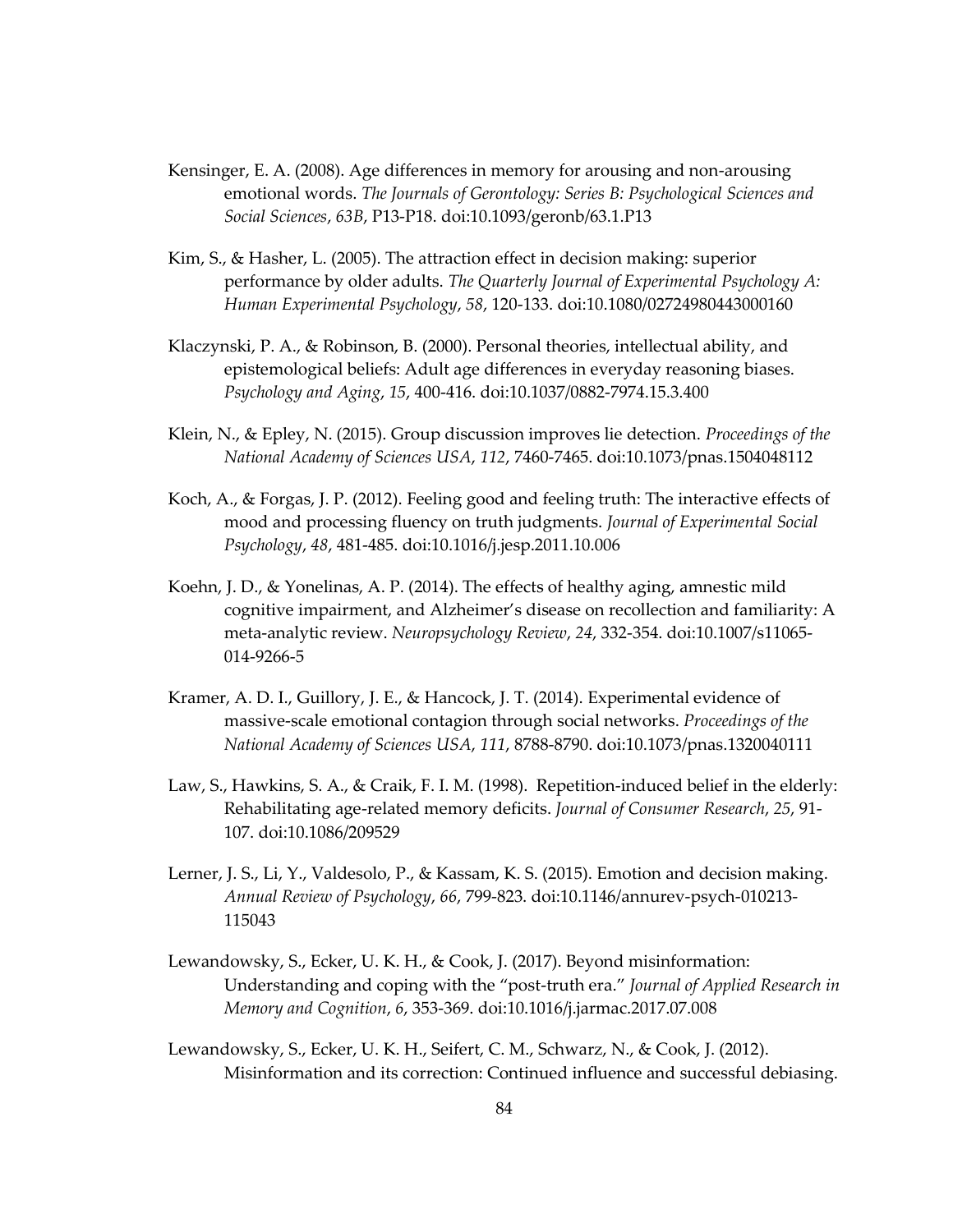Kensinger, E. A. (2008). Age differences in memory for arousing and non-arousing emotional words. *The Journals of Gerontology: Series B: Psychological Sciences and Social Sciences*, *63B*, P13-P18. doi:10.1093/geronb/63.1.P13

Kim, S., & Hasher, L. (2005). The attraction effect in decision making: superior performance by older adults. *The Quarterly Journal of Experimental Psychology A: Human Experimental Psychology*, *58*, 120-133. doi:10.1080/02724980443000160

Klaczynski, P. A., & Robinson, B. (2000). Personal theories, intellectual ability, and epistemological beliefs: Adult age differences in everyday reasoning biases. *Psychology and Aging*, *15*, 400-416. doi:10.1037/0882-7974.15.3.400

Klein, N., & Epley, N. (2015). Group discussion improves lie detection. *Proceedings of the National Academy of Sciences USA*, *112*, 7460-7465. doi:10.1073/pnas.1504048112

Koch, A., & Forgas, J. P. (2012). Feeling good and feeling truth: The interactive effects of mood and processing fluency on truth judgments. *Journal of Experimental Social Psychology*, *48*, 481-485. doi:10.1016/j.jesp.2011.10.006

Koehn, J. D., & Yonelinas, A. P. (2014). The effects of healthy aging, amnestic mild cognitive impairment, and Alzheimer's disease on recollection and familiarity: A meta-analytic review. *Neuropsychology Review*, *24*, 332-354. doi:10.1007/s11065-014-9266-5

Kramer, A. D. I., Guillory, J. E., & Hancock, J. T. (2014). Experimental evidence of massive-scale emotional contagion through social networks. *Proceedings of the National Academy of Sciences USA*, *111*, 8788-8790. doi:10.1073/pnas.1320040111

Law, S., Hawkins, S. A., & Craik, F. I. M. (1998). Repetition-induced belief in the elderly: Rehabilitating age-related memory deficits. *Journal of Consumer Research*, *25*, 91-107. doi:10.1086/209529

Lerner, J. S., Li, Y., Valdesolo, P., & Kassam, K. S. (2015). Emotion and decision making. *Annual Review of Psychology*, *66*, 799-823. doi:10.1146/annurev-psych-010213-115043

Lewandowsky, S., Ecker, U. K. H., & Cook, J. (2017). Beyond misinformation: Understanding and coping with the "post-truth era." *Journal of Applied Research in Memory and Cognition*, *6*, 353-369. doi:10.1016/j.jarmac.2017.07.008

Lewandowsky, S., Ecker, U. K. H., Seifert, C. M., Schwarz, N., & Cook, J. (2012). Misinformation and its correction: Continued influence and successful debiasing.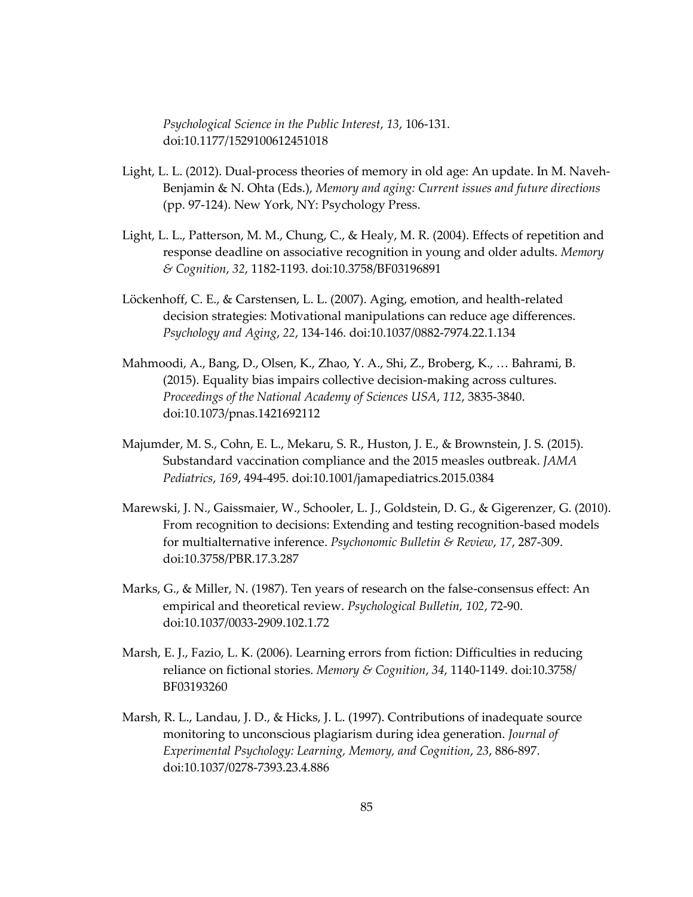*Psychological Science in the Public Interest*, *13*, 106-131. doi:10.1177/1529100612451018

Light, L. L. (2012). Dual-process theories of memory in old age: An update. In M. Naveh-Benjamin & N. Ohta (Eds.), *Memory and aging: Current issues and future directions* (pp. 97-124). New York, NY: Psychology Press.

Light, L. L., Patterson, M. M., Chung, C., & Healy, M. R. (2004). Effects of repetition and response deadline on associative recognition in young and older adults. *Memory & Cognition*, *32*, 1182-1193. doi:10.3758/BF03196891

Löckenhoff, C. E., & Carstensen, L. L. (2007). Aging, emotion, and health-related decision strategies: Motivational manipulations can reduce age differences. *Psychology and Aging*, *22*, 134-146. doi:10.1037/0882-7974.22.1.134

Mahmoodi, A., Bang, D., Olsen, K., Zhao, Y. A., Shi, Z., Broberg, K., … Bahrami, B. (2015). Equality bias impairs collective decision-making across cultures. *Proceedings of the National Academy of Sciences USA*, *112*, 3835-3840. doi:10.1073/pnas.1421692112

Majumder, M. S., Cohn, E. L., Mekaru, S. R., Huston, J. E., & Brownstein, J. S. (2015). Substandard vaccination compliance and the 2015 measles outbreak. *JAMA Pediatrics*, *169*, 494-495. doi:10.1001/jamapediatrics.2015.0384

Marewski, J. N., Gaissmaier, W., Schooler, L. J., Goldstein, D. G., & Gigerenzer, G. (2010). From recognition to decisions: Extending and testing recognition-based models for multialternative inference. *Psychonomic Bulletin & Review*, *17*, 287-309. doi:10.3758/PBR.17.3.287

Marks, G., & Miller, N. (1987). Ten years of research on the false-consensus effect: An empirical and theoretical review. *Psychological Bulletin, 102*, 72-90. doi:10.1037/0033-2909.102.1.72

Marsh, E. J., Fazio, L. K. (2006). Learning errors from fiction: Difficulties in reducing reliance on fictional stories. *Memory & Cognition*, *34*, 1140-1149. doi:10.3758/BF03193260

Marsh, R. L., Landau, J. D., & Hicks, J. L. (1997). Contributions of inadequate source monitoring to unconscious plagiarism during idea generation. *Journal of Experimental Psychology: Learning, Memory, and Cognition*, *23*, 886-897. doi:10.1037/0278-7393.23.4.886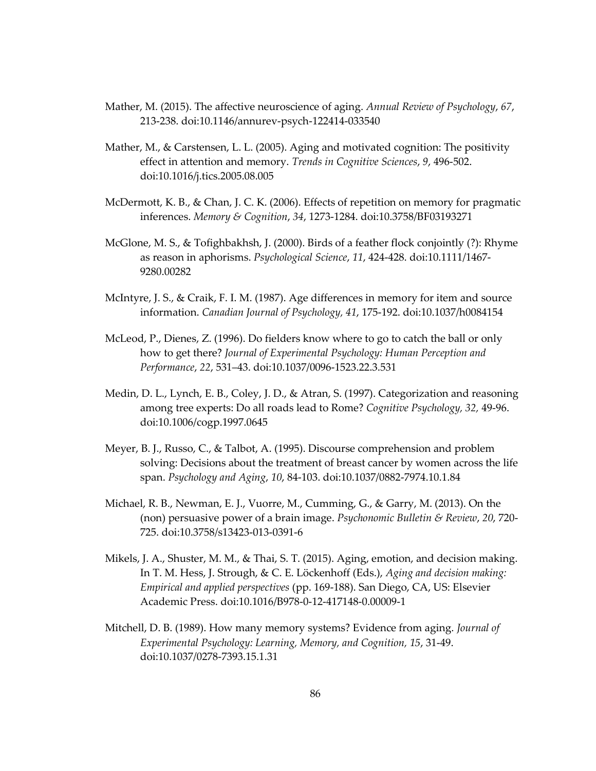Mather, M. (2015). The affective neuroscience of aging. *Annual Review of Psychology*, *67*, 213-238. doi:10.1146/annurev-psych-122414-033540

Mather, M., & Carstensen, L. L. (2005). Aging and motivated cognition: The positivity effect in attention and memory. *Trends in Cognitive Sciences*, *9*, 496-502. doi:10.1016/j.tics.2005.08.005

McDermott, K. B., & Chan, J. C. K. (2006). Effects of repetition on memory for pragmatic inferences. *Memory & Cognition*, *34*, 1273-1284. doi:10.3758/BF03193271

McGlone, M. S., & Tofighbakhsh, J. (2000). Birds of a feather flock conjointly (?): Rhyme as reason in aphorisms. *Psychological Science*, *11*, 424-428. doi:10.1111/1467-9280.00282

McIntyre, J. S., & Craik, F. I. M. (1987). Age differences in memory for item and source information. *Canadian Journal of Psychology, 41*, 175-192. doi:10.1037/h0084154

McLeod, P., Dienes, Z. (1996). Do fielders know where to go to catch the ball or only how to get there? *Journal of Experimental Psychology: Human Perception and Performance*, *22*, 531–43. doi:10.1037/0096-1523.22.3.531

Medin, D. L., Lynch, E. B., Coley, J. D., & Atran, S. (1997). Categorization and reasoning among tree experts: Do all roads lead to Rome? *Cognitive Psychology, 32,* 49-96. doi:10.1006/cogp.1997.0645

Meyer, B. J., Russo, C., & Talbot, A. (1995). Discourse comprehension and problem solving: Decisions about the treatment of breast cancer by women across the life span. *Psychology and Aging*, *10*, 84-103. doi:10.1037/0882-7974.10.1.84

Michael, R. B., Newman, E. J., Vuorre, M., Cumming, G., & Garry, M. (2013). On the (non) persuasive power of a brain image. *Psychonomic Bulletin & Review*, *20*, 720-725. doi:10.3758/s13423-013-0391-6

Mikels, J. A., Shuster, M. M., & Thai, S. T. (2015). Aging, emotion, and decision making. In T. M. Hess, J. Strough, & C. E. Löckenhoff (Eds.), *Aging and decision making: Empirical and applied perspectives* (pp. 169-188). San Diego, CA, US: Elsevier Academic Press. doi:10.1016/B978-0-12-417148-0.00009-1

Mitchell, D. B. (1989). How many memory systems? Evidence from aging. *Journal of Experimental Psychology: Learning, Memory, and Cognition, 15*, 31-49. doi:10.1037/0278-7393.15.1.31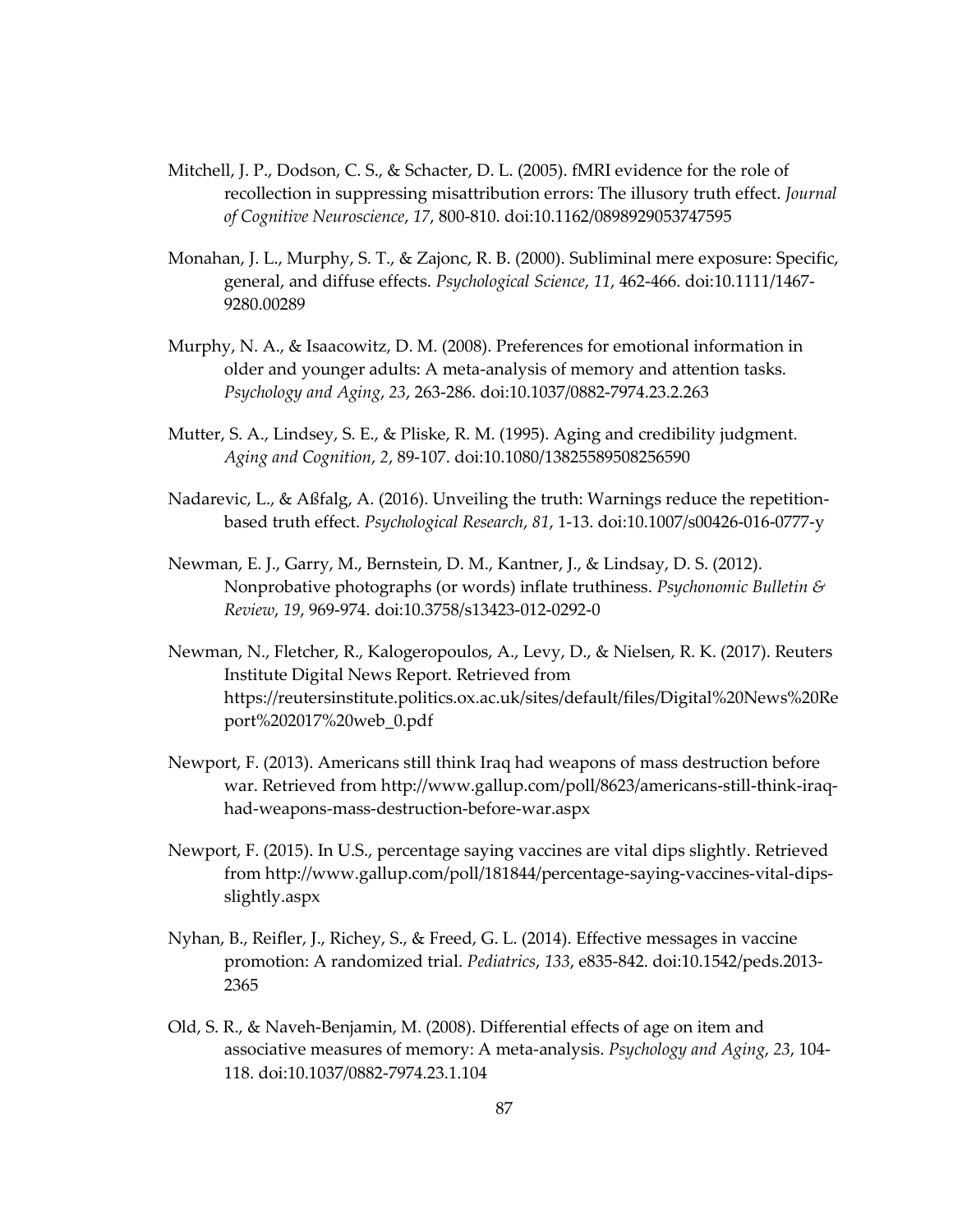Mitchell, J. P., Dodson, C. S., & Schacter, D. L. (2005). fMRI evidence for the role of recollection in suppressing misattribution errors: The illusory truth effect. *Journal of Cognitive Neuroscience*, *17*, 800-810. doi:10.1162/0898929053747595

Monahan, J. L., Murphy, S. T., & Zajonc, R. B. (2000). Subliminal mere exposure: Specific, general, and diffuse effects. *Psychological Science*, *11*, 462-466. doi:10.1111/1467-9280.00289

Murphy, N. A., & Isaacowitz, D. M. (2008). Preferences for emotional information in older and younger adults: A meta-analysis of memory and attention tasks. *Psychology and Aging*, *23*, 263-286. doi:10.1037/0882-7974.23.2.263

Mutter, S. A., Lindsey, S. E., & Pliske, R. M. (1995). Aging and credibility judgment. *Aging and Cognition*, *2*, 89-107. doi:10.1080/13825589508256590

Nadarevic, L., & Aßfalg, A. (2016). Unveiling the truth: Warnings reduce the repetition-based truth effect. *Psychological Research*, *81*, 1-13. doi:10.1007/s00426-016-0777-y

Newman, E. J., Garry, M., Bernstein, D. M., Kantner, J., & Lindsay, D. S. (2012). Nonprobative photographs (or words) inflate truthiness. *Psychonomic Bulletin & Review*, *19*, 969-974. doi:10.3758/s13423-012-0292-0

Newman, N., Fletcher, R., Kalogeropoulos, A., Levy, D., & Nielsen, R. K. (2017). Reuters Institute Digital News Report. Retrieved from https://reutersinstitute.politics.ox.ac.uk/sites/default/files/Digital%20News%20Report%202017%20web_0.pdf

Newport, F. (2013). Americans still think Iraq had weapons of mass destruction before war. Retrieved from http://www.gallup.com/poll/8623/americans-still-think-iraq-had-weapons-mass-destruction-before-war.aspx

Newport, F. (2015). In U.S., percentage saying vaccines are vital dips slightly. Retrieved from http://www.gallup.com/poll/181844/percentage-saying-vaccines-vital-dips-slightly.aspx

Nyhan, B., Reifler, J., Richey, S., & Freed, G. L. (2014). Effective messages in vaccine promotion: A randomized trial. *Pediatrics*, *133*, e835-842. doi:10.1542/peds.2013-2365

Old, S. R., & Naveh-Benjamin, M. (2008). Differential effects of age on item and associative measures of memory: A meta-analysis. *Psychology and Aging*, *23*, 104-118. doi:10.1037/0882-7974.23.1.104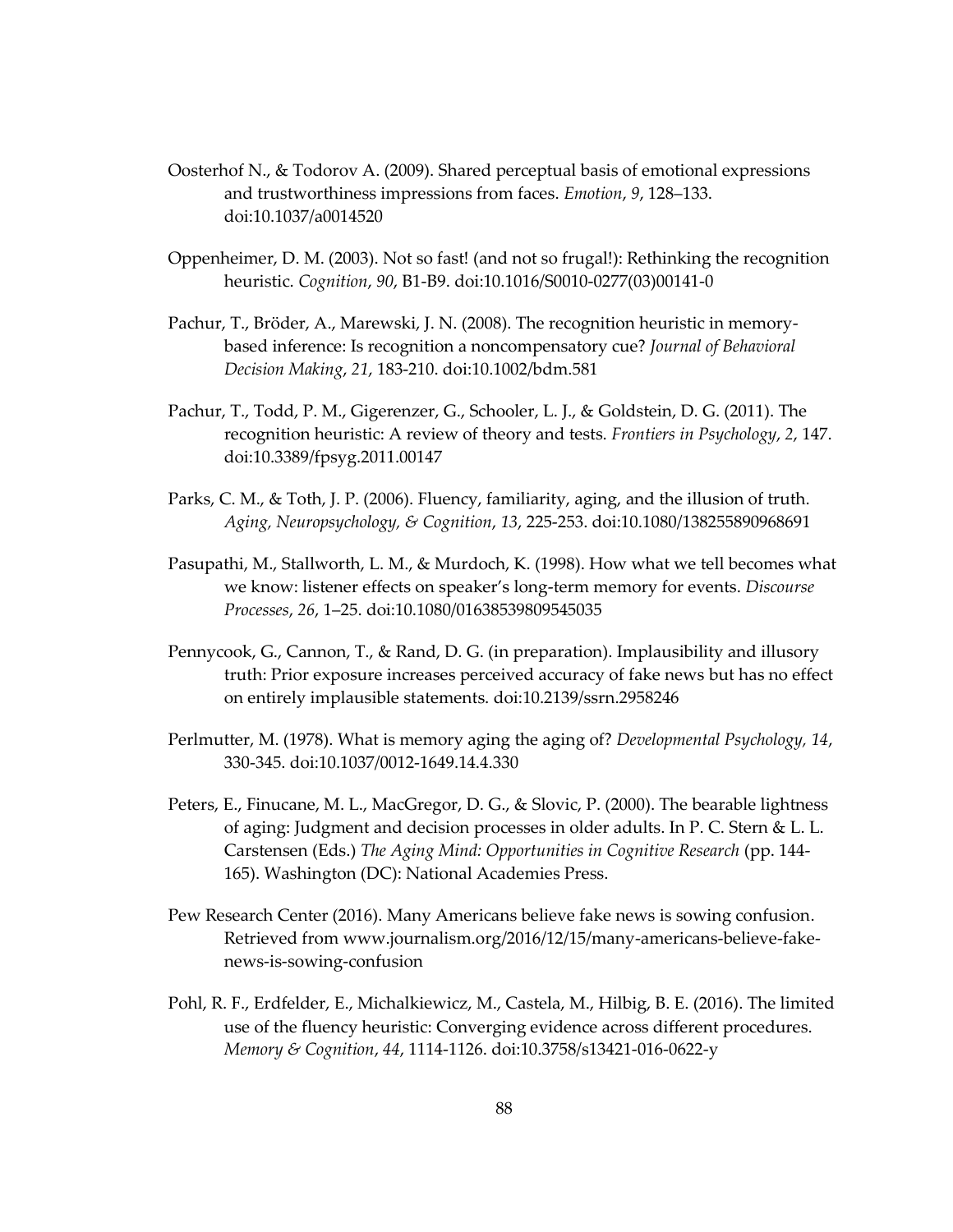Oosterhof N., & Todorov A. (2009). Shared perceptual basis of emotional expressions and trustworthiness impressions from faces. *Emotion*, *9*, 128–133. doi:10.1037/a0014520

Oppenheimer, D. M. (2003). Not so fast! (and not so frugal!): Rethinking the recognition heuristic. *Cognition*, *90*, B1-B9. doi:10.1016/S0010-0277(03)00141-0

Pachur, T., Bröder, A., Marewski, J. N. (2008). The recognition heuristic in memory-based inference: Is recognition a noncompensatory cue? *Journal of Behavioral Decision Making*, *21*, 183-210. doi:10.1002/bdm.581

Pachur, T., Todd, P. M., Gigerenzer, G., Schooler, L. J., & Goldstein, D. G. (2011). The recognition heuristic: A review of theory and tests. *Frontiers in Psychology*, *2*, 147. doi:10.3389/fpsyg.2011.00147

Parks, C. M., & Toth, J. P. (2006). Fluency, familiarity, aging, and the illusion of truth. *Aging, Neuropsychology, & Cognition*, *13*, 225-253. doi:10.1080/138255890968691

Pasupathi, M., Stallworth, L. M., & Murdoch, K. (1998). How what we tell becomes what we know: listener effects on speaker's long-term memory for events. *Discourse Processes*, *26*, 1–25. doi:10.1080/01638539809545035

Pennycook, G., Cannon, T., & Rand, D. G. (in preparation). Implausibility and illusory truth: Prior exposure increases perceived accuracy of fake news but has no effect on entirely implausible statements. doi:10.2139/ssrn.2958246

Perlmutter, M. (1978). What is memory aging the aging of? *Developmental Psychology*, *14*, 330-345. doi:10.1037/0012-1649.14.4.330

Peters, E., Finucane, M. L., MacGregor, D. G., & Slovic, P. (2000). The bearable lightness of aging: Judgment and decision processes in older adults. In P. C. Stern & L. L. Carstensen (Eds.) *The Aging Mind: Opportunities in Cognitive Research* (pp. 144-165). Washington (DC): National Academies Press.

Pew Research Center (2016). Many Americans believe fake news is sowing confusion. Retrieved from www.journalism.org/2016/12/15/many-americans-believe-fake-news-is-sowing-confusion

Pohl, R. F., Erdfelder, E., Michalkiewicz, M., Castela, M., Hilbig, B. E. (2016). The limited use of the fluency heuristic: Converging evidence across different procedures. *Memory & Cognition*, *44*, 1114-1126. doi:10.3758/s13421-016-0622-y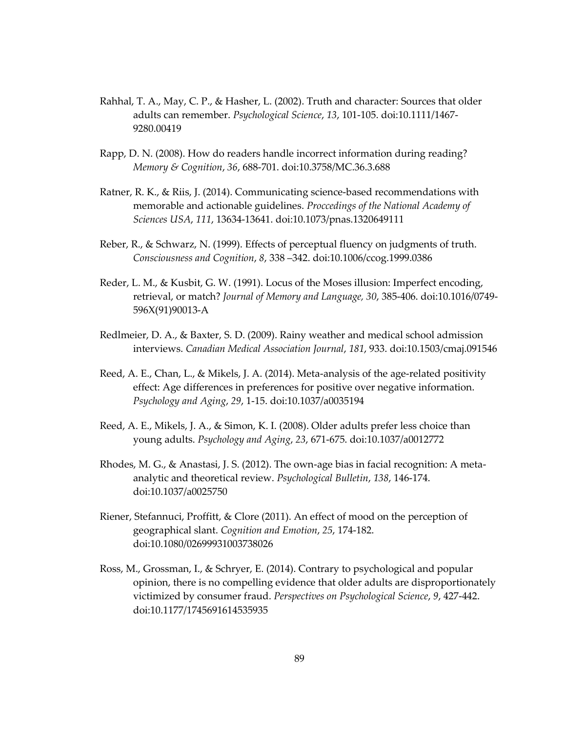Rahhal, T. A., May, C. P., & Hasher, L. (2002). Truth and character: Sources that older adults can remember. *Psychological Science*, *13*, 101-105. doi:10.1111/1467-9280.00419

Rapp, D. N. (2008). How do readers handle incorrect information during reading? *Memory & Cognition*, *36*, 688-701. doi:10.3758/MC.36.3.688

Ratner, R. K., & Riis, J. (2014). Communicating science-based recommendations with memorable and actionable guidelines. *Proccedings of the National Academy of Sciences USA*, *111*, 13634-13641. doi:10.1073/pnas.1320649111

Reber, R., & Schwarz, N. (1999). Effects of perceptual fluency on judgments of truth. *Consciousness and Cognition*, *8*, 338 –342. doi:10.1006/ccog.1999.0386

Reder, L. M., & Kusbit, G. W. (1991). Locus of the Moses illusion: Imperfect encoding, retrieval, or match? *Journal of Memory and Language, 30*, 385-406. doi:10.1016/0749-596X(91)90013-A

Redlmeier, D. A., & Baxter, S. D. (2009). Rainy weather and medical school admission interviews. *Canadian Medical Association Journal*, *181*, 933. doi:10.1503/cmaj.091546

Reed, A. E., Chan, L., & Mikels, J. A. (2014). Meta-analysis of the age-related positivity effect: Age differences in preferences for positive over negative information. *Psychology and Aging*, *29*, 1-15. doi:10.1037/a0035194

Reed, A. E., Mikels, J. A., & Simon, K. I. (2008). Older adults prefer less choice than young adults. *Psychology and Aging*, *23*, 671-675. doi:10.1037/a0012772

Rhodes, M. G., & Anastasi, J. S. (2012). The own-age bias in facial recognition: A meta-analytic and theoretical review. *Psychological Bulletin*, *138*, 146-174. doi:10.1037/a0025750

Riener, Stefannuci, Proffitt, & Clore (2011). An effect of mood on the perception of geographical slant. *Cognition and Emotion*, *25*, 174-182. doi:10.1080/02699931003738026

Ross, M., Grossman, I., & Schryer, E. (2014). Contrary to psychological and popular opinion, there is no compelling evidence that older adults are disproportionately victimized by consumer fraud. *Perspectives on Psychological Science*, *9*, 427-442. doi:10.1177/1745691614535935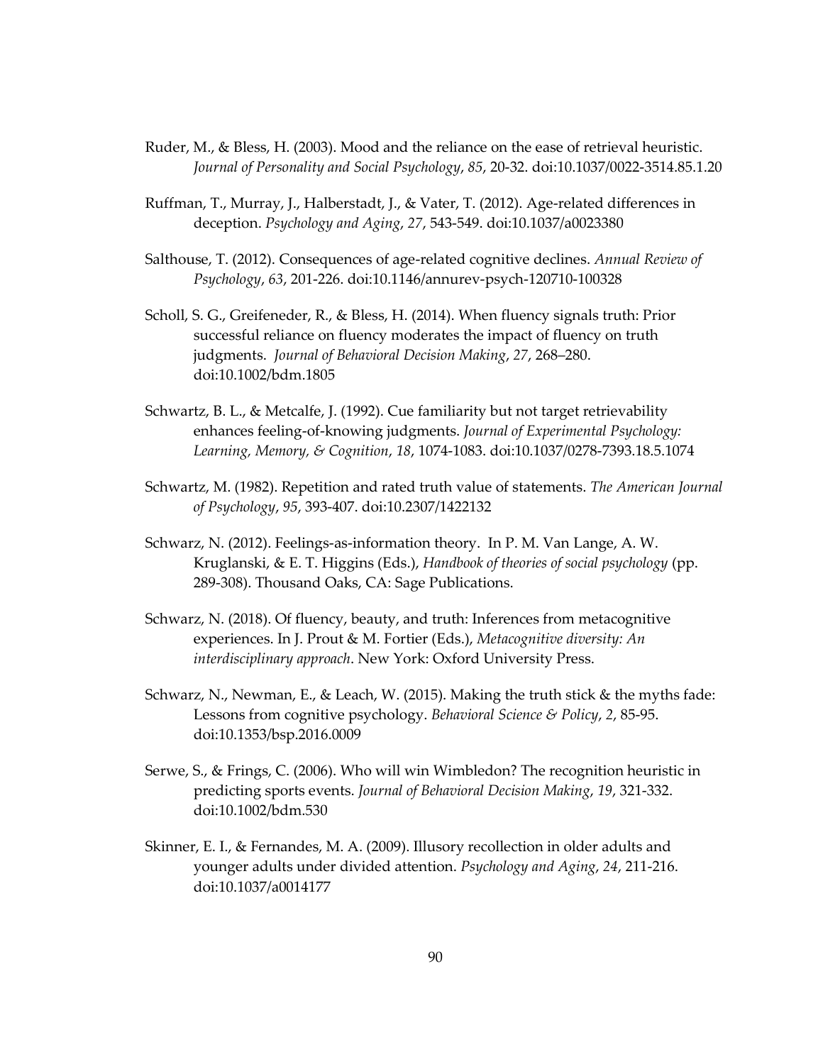Ruder, M., & Bless, H. (2003). Mood and the reliance on the ease of retrieval heuristic. *Journal of Personality and Social Psychology*, *85*, 20-32. doi:10.1037/0022-3514.85.1.20

Ruffman, T., Murray, J., Halberstadt, J., & Vater, T. (2012). Age-related differences in deception. *Psychology and Aging*, *27*, 543-549. doi:10.1037/a0023380

Salthouse, T. (2012). Consequences of age-related cognitive declines. *Annual Review of Psychology*, *63*, 201-226. doi:10.1146/annurev-psych-120710-100328

Scholl, S. G., Greifeneder, R., & Bless, H. (2014). When fluency signals truth: Prior successful reliance on fluency moderates the impact of fluency on truth judgments. *Journal of Behavioral Decision Making*, *27*, 268–280. doi:10.1002/bdm.1805

Schwartz, B. L., & Metcalfe, J. (1992). Cue familiarity but not target retrievability enhances feeling-of-knowing judgments. *Journal of Experimental Psychology: Learning, Memory, & Cognition*, *18*, 1074-1083. doi:10.1037/0278-7393.18.5.1074

Schwartz, M. (1982). Repetition and rated truth value of statements. *The American Journal of Psychology*, *95*, 393-407. doi:10.2307/1422132

Schwarz, N. (2012). Feelings-as-information theory. In P. M. Van Lange, A. W. Kruglanski, & E. T. Higgins (Eds.), *Handbook of theories of social psychology* (pp. 289-308). Thousand Oaks, CA: Sage Publications.

Schwarz, N. (2018). Of fluency, beauty, and truth: Inferences from metacognitive experiences. In J. Prout & M. Fortier (Eds.), *Metacognitive diversity: An interdisciplinary approach*. New York: Oxford University Press.

Schwarz, N., Newman, E., & Leach, W. (2015). Making the truth stick & the myths fade: Lessons from cognitive psychology. *Behavioral Science & Policy*, *2*, 85-95. doi:10.1353/bsp.2016.0009

Serwe, S., & Frings, C. (2006). Who will win Wimbledon? The recognition heuristic in predicting sports events. *Journal of Behavioral Decision Making*, *19*, 321-332. doi:10.1002/bdm.530

Skinner, E. I., & Fernandes, M. A. (2009). Illusory recollection in older adults and younger adults under divided attention. *Psychology and Aging*, *24*, 211-216. doi:10.1037/a0014177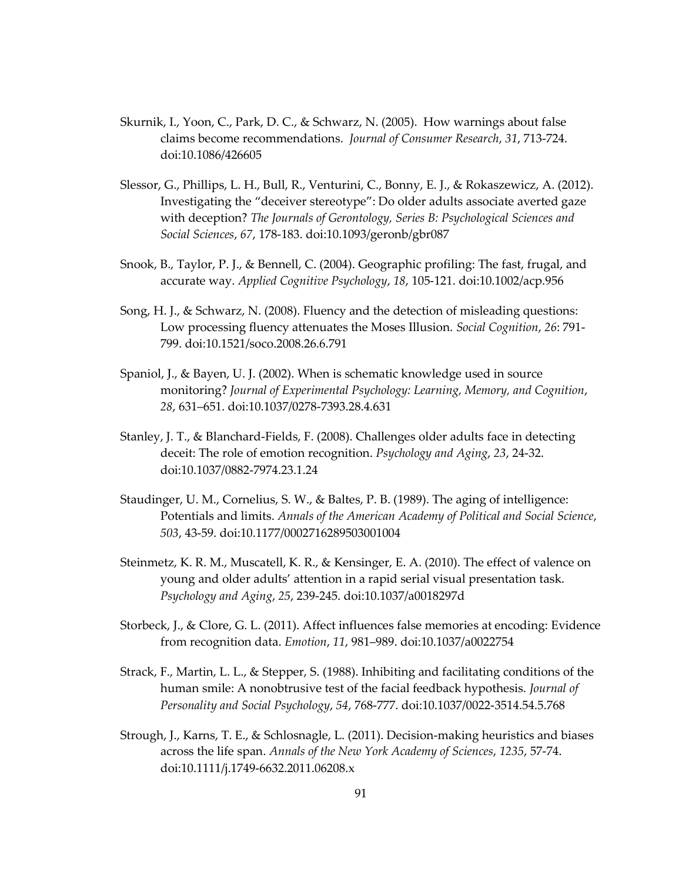Skurnik, I., Yoon, C., Park, D. C., & Schwarz, N. (2005). How warnings about false claims become recommendations. *Journal of Consumer Research*, *31*, 713-724. doi:10.1086/426605

Slessor, G., Phillips, L. H., Bull, R., Venturini, C., Bonny, E. J., & Rokaszewicz, A. (2012). Investigating the "deceiver stereotype": Do older adults associate averted gaze with deception? *The Journals of Gerontology, Series B: Psychological Sciences and Social Sciences*, *67*, 178-183. doi:10.1093/geronb/gbr087

Snook, B., Taylor, P. J., & Bennell, C. (2004). Geographic profiling: The fast, frugal, and accurate way. *Applied Cognitive Psychology*, *18*, 105-121. doi:10.1002/acp.956

Song, H. J., & Schwarz, N. (2008). Fluency and the detection of misleading questions: Low processing fluency attenuates the Moses Illusion. *Social Cognition*, *26*: 791-799. doi:10.1521/soco.2008.26.6.791

Spaniol, J., & Bayen, U. J. (2002). When is schematic knowledge used in source monitoring? *Journal of Experimental Psychology: Learning, Memory, and Cognition*, *28*, 631–651. doi:10.1037/0278-7393.28.4.631

Stanley, J. T., & Blanchard-Fields, F. (2008). Challenges older adults face in detecting deceit: The role of emotion recognition. *Psychology and Aging*, *23*, 24-32. doi:10.1037/0882-7974.23.1.24

Staudinger, U. M., Cornelius, S. W., & Baltes, P. B. (1989). The aging of intelligence: Potentials and limits. *Annals of the American Academy of Political and Social Science*, *503*, 43-59. doi:10.1177/0002716289503001004

Steinmetz, K. R. M., Muscatell, K. R., & Kensinger, E. A. (2010). The effect of valence on young and older adults' attention in a rapid serial visual presentation task. *Psychology and Aging*, *25*, 239-245. doi:10.1037/a0018297d

Storbeck, J., & Clore, G. L. (2011). Affect influences false memories at encoding: Evidence from recognition data. *Emotion*, *11*, 981–989. doi:10.1037/a0022754

Strack, F., Martin, L. L., & Stepper, S. (1988). Inhibiting and facilitating conditions of the human smile: A nonobtrusive test of the facial feedback hypothesis. *Journal of Personality and Social Psychology*, *54*, 768-777. doi:10.1037/0022-3514.54.5.768

Strough, J., Karns, T. E., & Schlosnagle, L. (2011). Decision-making heuristics and biases across the life span. *Annals of the New York Academy of Sciences*, *1235*, 57-74. doi:10.1111/j.1749-6632.2011.06208.x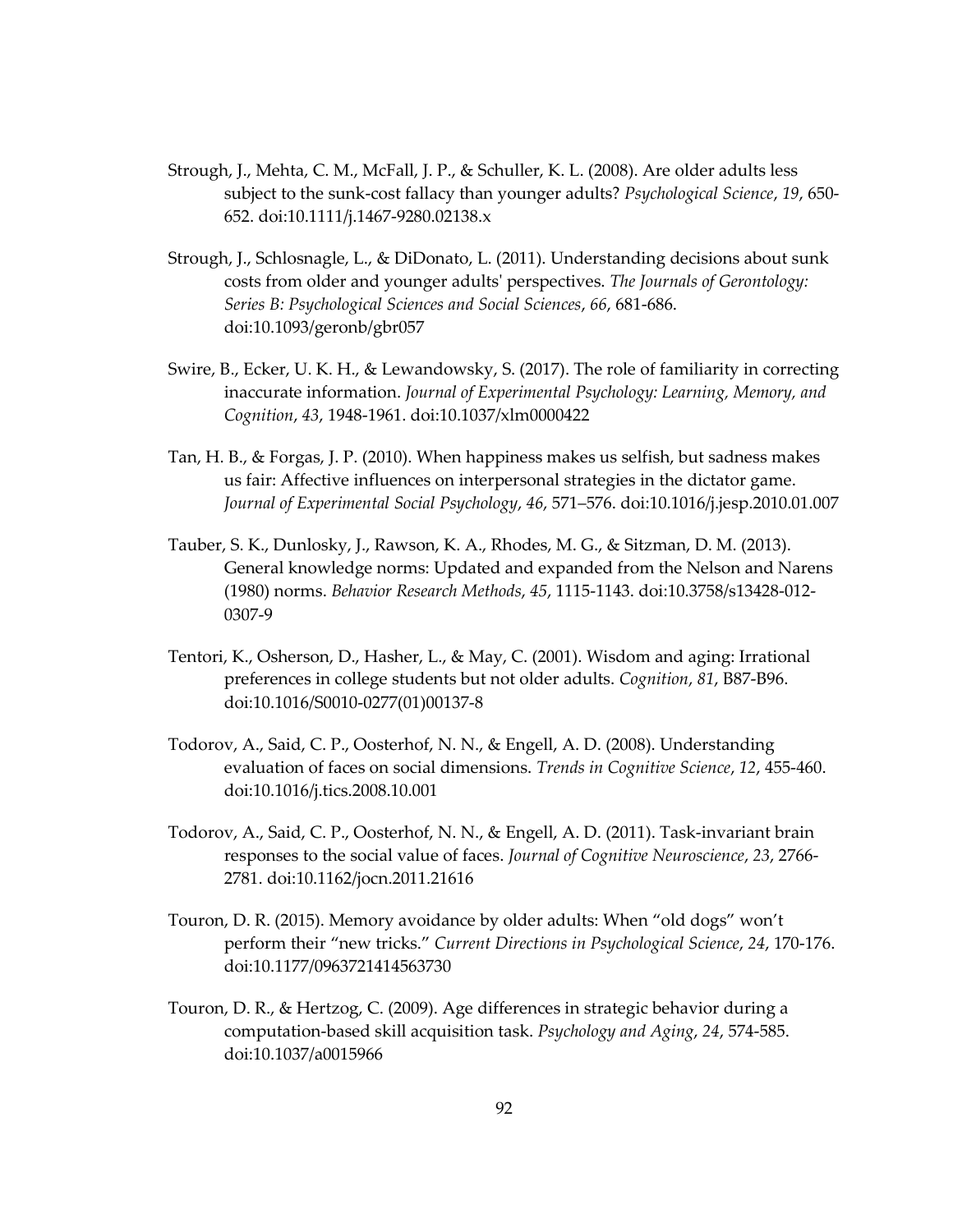Strough, J., Mehta, C. M., McFall, J. P., & Schuller, K. L. (2008). Are older adults less subject to the sunk-cost fallacy than younger adults? *Psychological Science*, *19*, 650-652. doi:10.1111/j.1467-9280.02138.x

Strough, J., Schlosnagle, L., & DiDonato, L. (2011). Understanding decisions about sunk costs from older and younger adults' perspectives. *The Journals of Gerontology: Series B: Psychological Sciences and Social Sciences*, *66*, 681-686. doi:10.1093/geronb/gbr057

Swire, B., Ecker, U. K. H., & Lewandowsky, S. (2017). The role of familiarity in correcting inaccurate information. *Journal of Experimental Psychology: Learning, Memory, and Cognition*, *43*, 1948-1961. doi:10.1037/xlm0000422

Tan, H. B., & Forgas, J. P. (2010). When happiness makes us selfish, but sadness makes us fair: Affective influences on interpersonal strategies in the dictator game. *Journal of Experimental Social Psychology*, *46*, 571–576. doi:10.1016/j.jesp.2010.01.007

Tauber, S. K., Dunlosky, J., Rawson, K. A., Rhodes, M. G., & Sitzman, D. M. (2013). General knowledge norms: Updated and expanded from the Nelson and Narens (1980) norms. *Behavior Research Methods*, *45*, 1115-1143. doi:10.3758/s13428-012-0307-9

Tentori, K., Osherson, D., Hasher, L., & May, C. (2001). Wisdom and aging: Irrational preferences in college students but not older adults. *Cognition*, *81*, B87-B96. doi:10.1016/S0010-0277(01)00137-8

Todorov, A., Said, C. P., Oosterhof, N. N., & Engell, A. D. (2008). Understanding evaluation of faces on social dimensions. *Trends in Cognitive Science*, *12*, 455-460. doi:10.1016/j.tics.2008.10.001

Todorov, A., Said, C. P., Oosterhof, N. N., & Engell, A. D. (2011). Task-invariant brain responses to the social value of faces. *Journal of Cognitive Neuroscience*, *23*, 2766-2781. doi:10.1162/jocn.2011.21616

Touron, D. R. (2015). Memory avoidance by older adults: When "old dogs" won't perform their "new tricks." *Current Directions in Psychological Science*, *24*, 170-176. doi:10.1177/0963721414563730

Touron, D. R., & Hertzog, C. (2009). Age differences in strategic behavior during a computation-based skill acquisition task. *Psychology and Aging*, *24*, 574-585. doi:10.1037/a0015966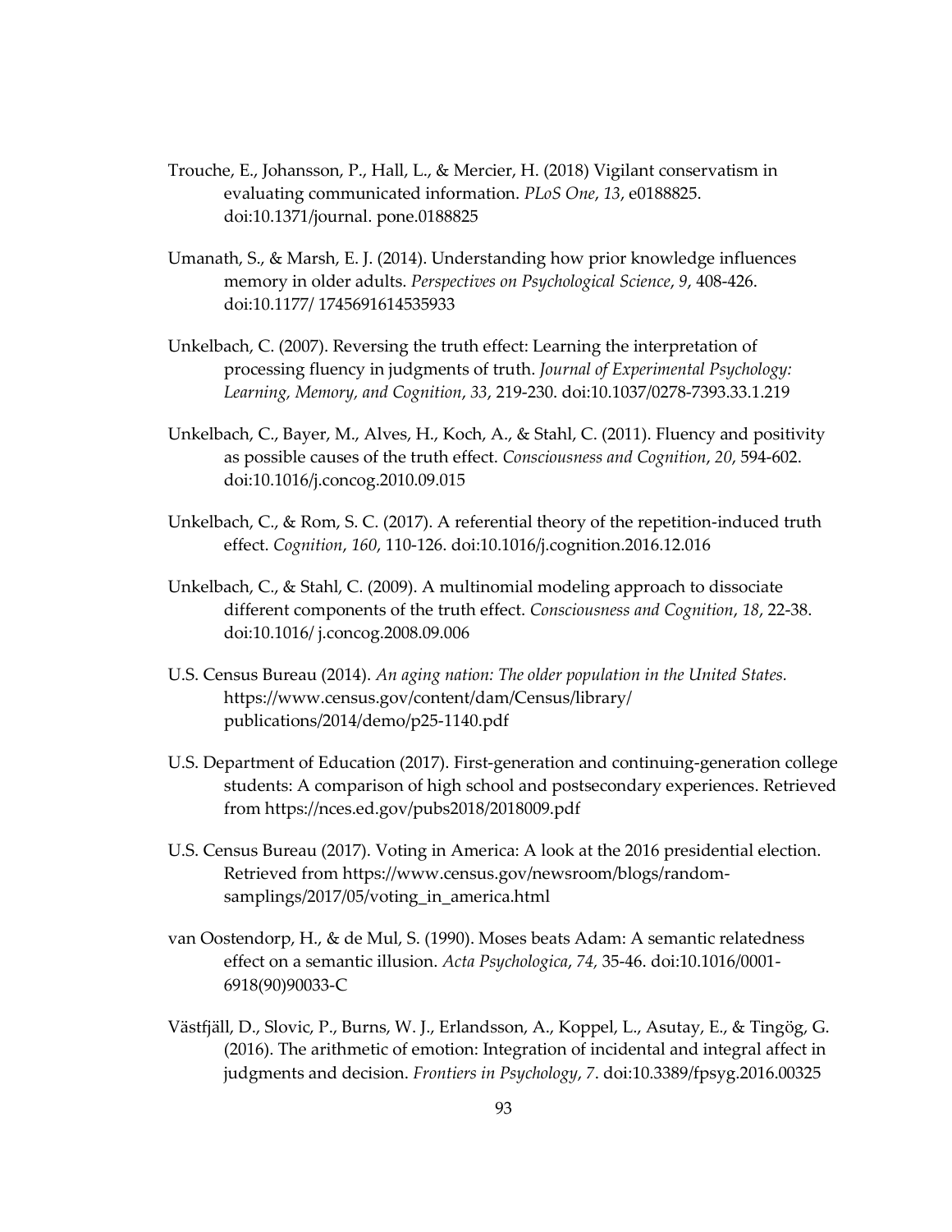Trouche, E., Johansson, P., Hall, L., & Mercier, H. (2018) Vigilant conservatism in evaluating communicated information. *PLoS One*, *13*, e0188825. doi:10.1371/journal. pone.0188825

Umanath, S., & Marsh, E. J. (2014). Understanding how prior knowledge influences memory in older adults. *Perspectives on Psychological Science*, *9*, 408-426. doi:10.1177/ 1745691614535933

Unkelbach, C. (2007). Reversing the truth effect: Learning the interpretation of processing fluency in judgments of truth. *Journal of Experimental Psychology: Learning, Memory, and Cognition*, *33*, 219-230. doi:10.1037/0278-7393.33.1.219

Unkelbach, C., Bayer, M., Alves, H., Koch, A., & Stahl, C. (2011). Fluency and positivity as possible causes of the truth effect. *Consciousness and Cognition*, *20*, 594-602. doi:10.1016/j.concog.2010.09.015

Unkelbach, C., & Rom, S. C. (2017). A referential theory of the repetition-induced truth effect. *Cognition*, *160*, 110-126. doi:10.1016/j.cognition.2016.12.016

Unkelbach, C., & Stahl, C. (2009). A multinomial modeling approach to dissociate different components of the truth effect. *Consciousness and Cognition*, *18*, 22-38. doi:10.1016/ j.concog.2008.09.006

U.S. Census Bureau (2014). *An aging nation: The older population in the United States.* https://www.census.gov/content/dam/Census/library/ publications/2014/demo/p25-1140.pdf

U.S. Department of Education (2017). First-generation and continuing-generation college students: A comparison of high school and postsecondary experiences. Retrieved from https://nces.ed.gov/pubs2018/2018009.pdf

U.S. Census Bureau (2017). Voting in America: A look at the 2016 presidential election. Retrieved from https://www.census.gov/newsroom/blogs/random-samplings/2017/05/voting_in_america.html

van Oostendorp, H., & de Mul, S. (1990). Moses beats Adam: A semantic relatedness effect on a semantic illusion. *Acta Psychologica*, *74*, 35-46. doi:10.1016/0001-6918(90)90033-C

Västfjäll, D., Slovic, P., Burns, W. J., Erlandsson, A., Koppel, L., Asutay, E., & Tingög, G. (2016). The arithmetic of emotion: Integration of incidental and integral affect in judgments and decision. *Frontiers in Psychology*, *7*. doi:10.3389/fpsyg.2016.00325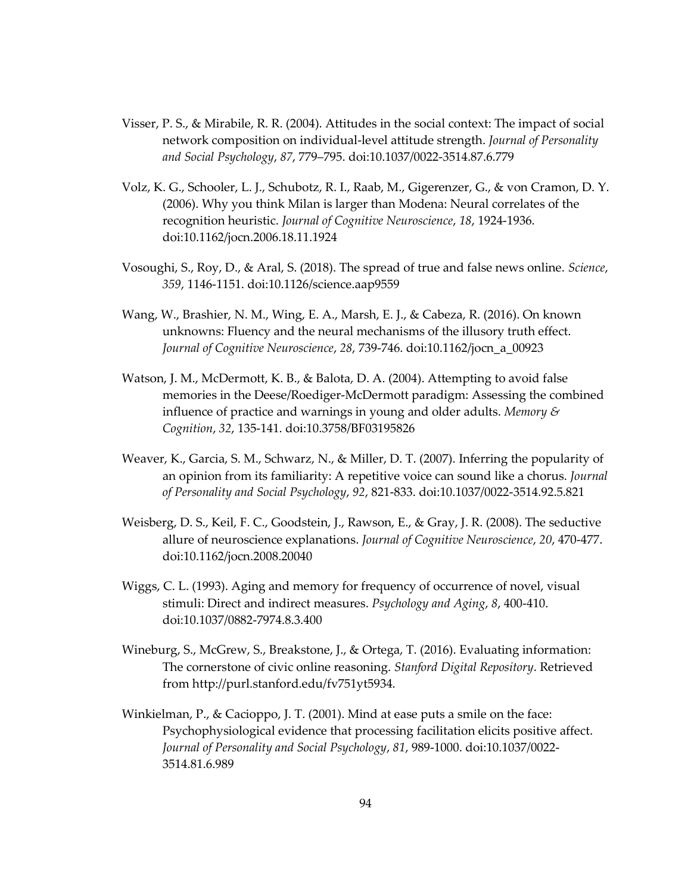Visser, P. S., & Mirabile, R. R. (2004). Attitudes in the social context: The impact of social network composition on individual-level attitude strength. *Journal of Personality and Social Psychology*, *87*, 779–795. doi:10.1037/0022-3514.87.6.779

Volz, K. G., Schooler, L. J., Schubotz, R. I., Raab, M., Gigerenzer, G., & von Cramon, D. Y. (2006). Why you think Milan is larger than Modena: Neural correlates of the recognition heuristic. *Journal of Cognitive Neuroscience*, *18*, 1924-1936. doi:10.1162/jocn.2006.18.11.1924

Vosoughi, S., Roy, D., & Aral, S. (2018). The spread of true and false news online. *Science*, *359*, 1146-1151. doi:10.1126/science.aap9559

Wang, W., Brashier, N. M., Wing, E. A., Marsh, E. J., & Cabeza, R. (2016). On known unknowns: Fluency and the neural mechanisms of the illusory truth effect. *Journal of Cognitive Neuroscience*, *28*, 739-746. doi:10.1162/jocn_a_00923

Watson, J. M., McDermott, K. B., & Balota, D. A. (2004). Attempting to avoid false memories in the Deese/Roediger-McDermott paradigm: Assessing the combined influence of practice and warnings in young and older adults. *Memory & Cognition*, *32*, 135-141. doi:10.3758/BF03195826

Weaver, K., Garcia, S. M., Schwarz, N., & Miller, D. T. (2007). Inferring the popularity of an opinion from its familiarity: A repetitive voice can sound like a chorus. *Journal of Personality and Social Psychology*, *92*, 821-833. doi:10.1037/0022-3514.92.5.821

Weisberg, D. S., Keil, F. C., Goodstein, J., Rawson, E., & Gray, J. R. (2008). The seductive allure of neuroscience explanations. *Journal of Cognitive Neuroscience*, *20*, 470-477. doi:10.1162/jocn.2008.20040

Wiggs, C. L. (1993). Aging and memory for frequency of occurrence of novel, visual stimuli: Direct and indirect measures. *Psychology and Aging*, *8*, 400-410. doi:10.1037/0882-7974.8.3.400

Wineburg, S., McGrew, S., Breakstone, J., & Ortega, T. (2016). Evaluating information: The cornerstone of civic online reasoning. *Stanford Digital Repository*. Retrieved from http://purl.stanford.edu/fv751yt5934.

Winkielman, P., & Cacioppo, J. T. (2001). Mind at ease puts a smile on the face: Psychophysiological evidence that processing facilitation elicits positive affect. *Journal of Personality and Social Psychology*, *81*, 989-1000. doi:10.1037/0022-3514.81.6.989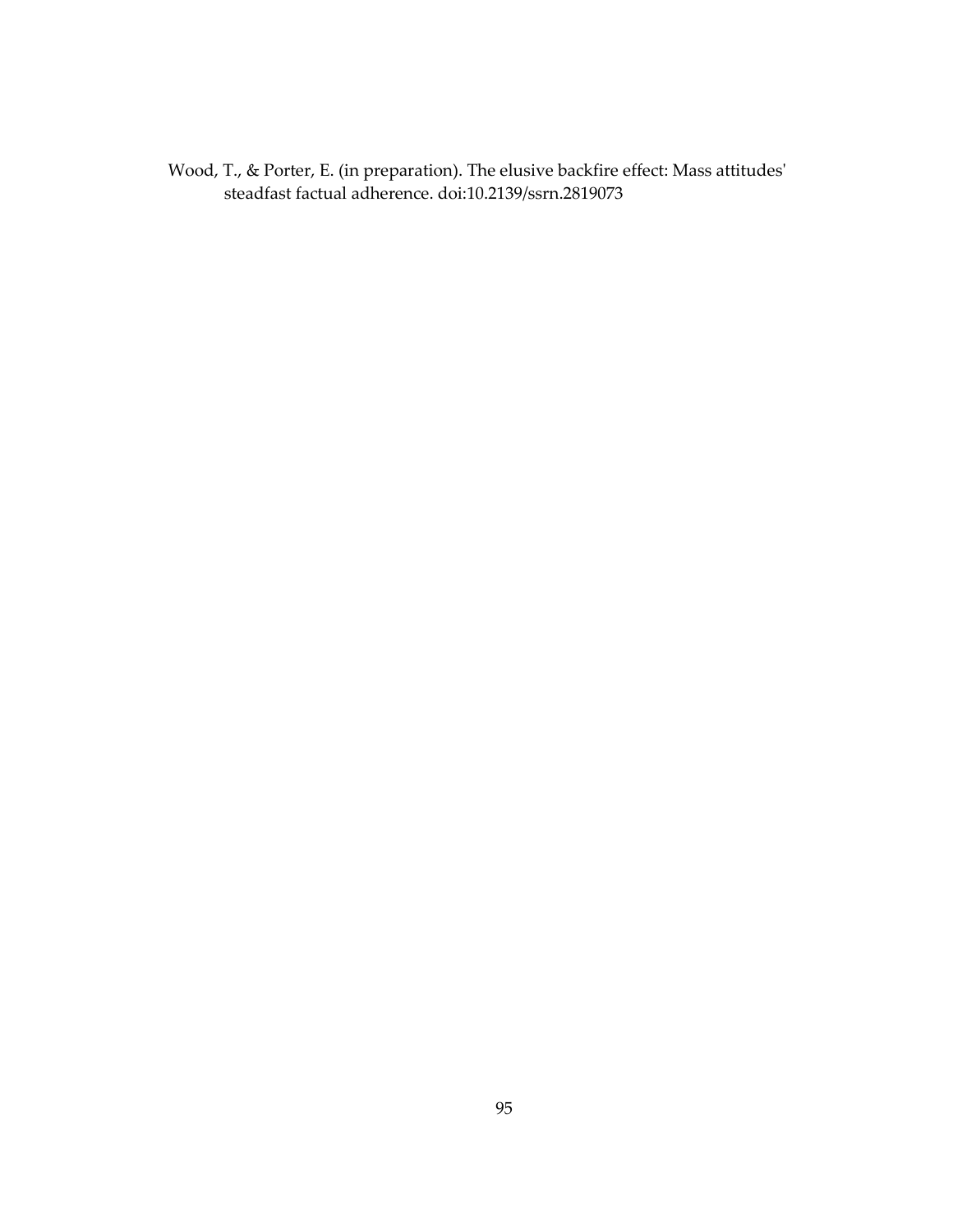Wood, T., & Porter, E. (in preparation). The elusive backfire effect: Mass attitudes' steadfast factual adherence. doi:10.2139/ssrn.2819073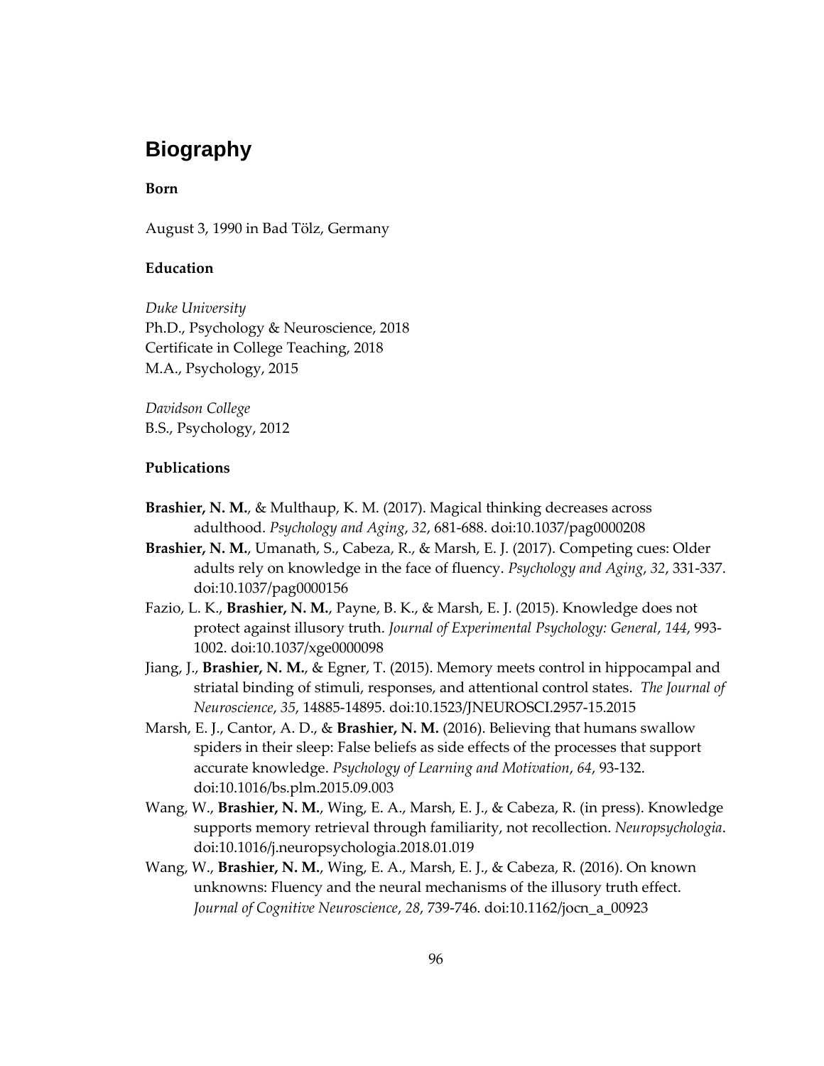# Biography

**Born**

August 3, 1990 in Bad Tölz, Germany

**Education**

*Duke University*
Ph.D., Psychology & Neuroscience, 2018
Certificate in College Teaching, 2018
M.A., Psychology, 2015

*Davidson College*
B.S., Psychology, 2012

**Publications**

**Brashier, N. M.**, & Multhaup, K. M. (2017). Magical thinking decreases across adulthood. *Psychology and Aging*, *32*, 681-688. doi:10.1037/pag0000208

**Brashier, N. M.**, Umanath, S., Cabeza, R., & Marsh, E. J. (2017). Competing cues: Older adults rely on knowledge in the face of fluency. *Psychology and Aging*, *32*, 331-337. doi:10.1037/pag0000156

Fazio, L. K., **Brashier, N. M.**, Payne, B. K., & Marsh, E. J. (2015). Knowledge does not protect against illusory truth. *Journal of Experimental Psychology: General*, *144*, 993-1002. doi:10.1037/xge0000098

Jiang, J., **Brashier, N. M.**, & Egner, T. (2015). Memory meets control in hippocampal and striatal binding of stimuli, responses, and attentional control states. *The Journal of Neuroscience*, *35*, 14885-14895. doi:10.1523/JNEUROSCI.2957-15.2015

Marsh, E. J., Cantor, A. D., & **Brashier, N. M.** (2016). Believing that humans swallow spiders in their sleep: False beliefs as side effects of the processes that support accurate knowledge. *Psychology of Learning and Motivation*, *64*, 93-132. doi:10.1016/bs.plm.2015.09.003

Wang, W., **Brashier, N. M.**, Wing, E. A., Marsh, E. J., & Cabeza, R. (in press). Knowledge supports memory retrieval through familiarity, not recollection. *Neuropsychologia*. doi:10.1016/j.neuropsychologia.2018.01.019

Wang, W., **Brashier, N. M.**, Wing, E. A., Marsh, E. J., & Cabeza, R. (2016). On known unknowns: Fluency and the neural mechanisms of the illusory truth effect. *Journal of Cognitive Neuroscience*, *28*, 739-746. doi:10.1162/jocn_a_00923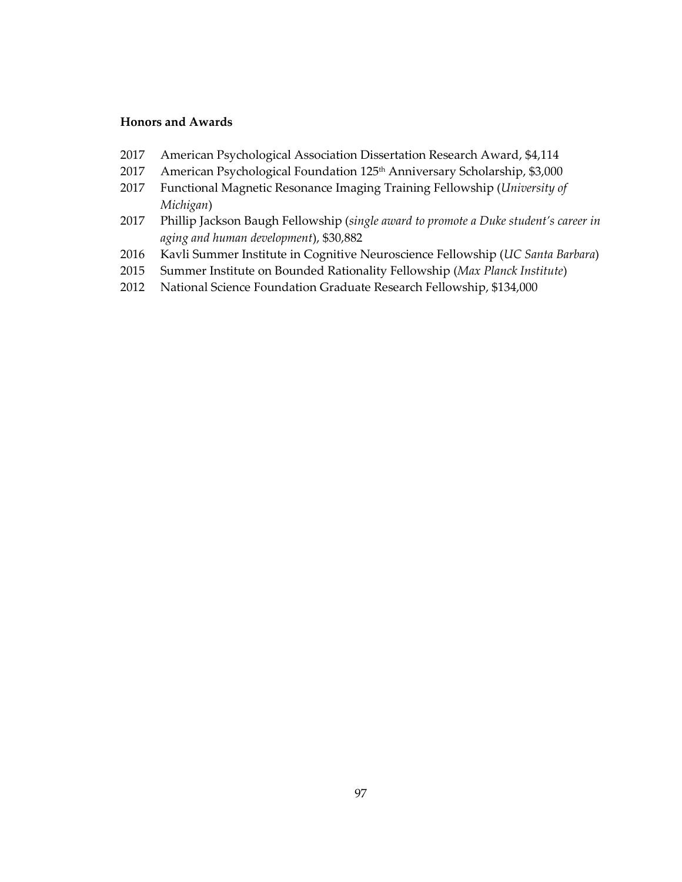**Honors and Awards**

2017 American Psychological Association Dissertation Research Award, $4,114

2017 American Psychological Foundation 125th Anniversary Scholarship, $3,000

2017 Functional Magnetic Resonance Imaging Training Fellowship (*University of Michigan*)

2017 Phillip Jackson Baugh Fellowship (*single award to promote a Duke student's career in aging and human development*), $30,882

2016 Kavli Summer Institute in Cognitive Neuroscience Fellowship (*UC Santa Barbara*)

2015 Summer Institute on Bounded Rationality Fellowship (*Max Planck Institute*)

2012 National Science Foundation Graduate Research Fellowship, $134,000